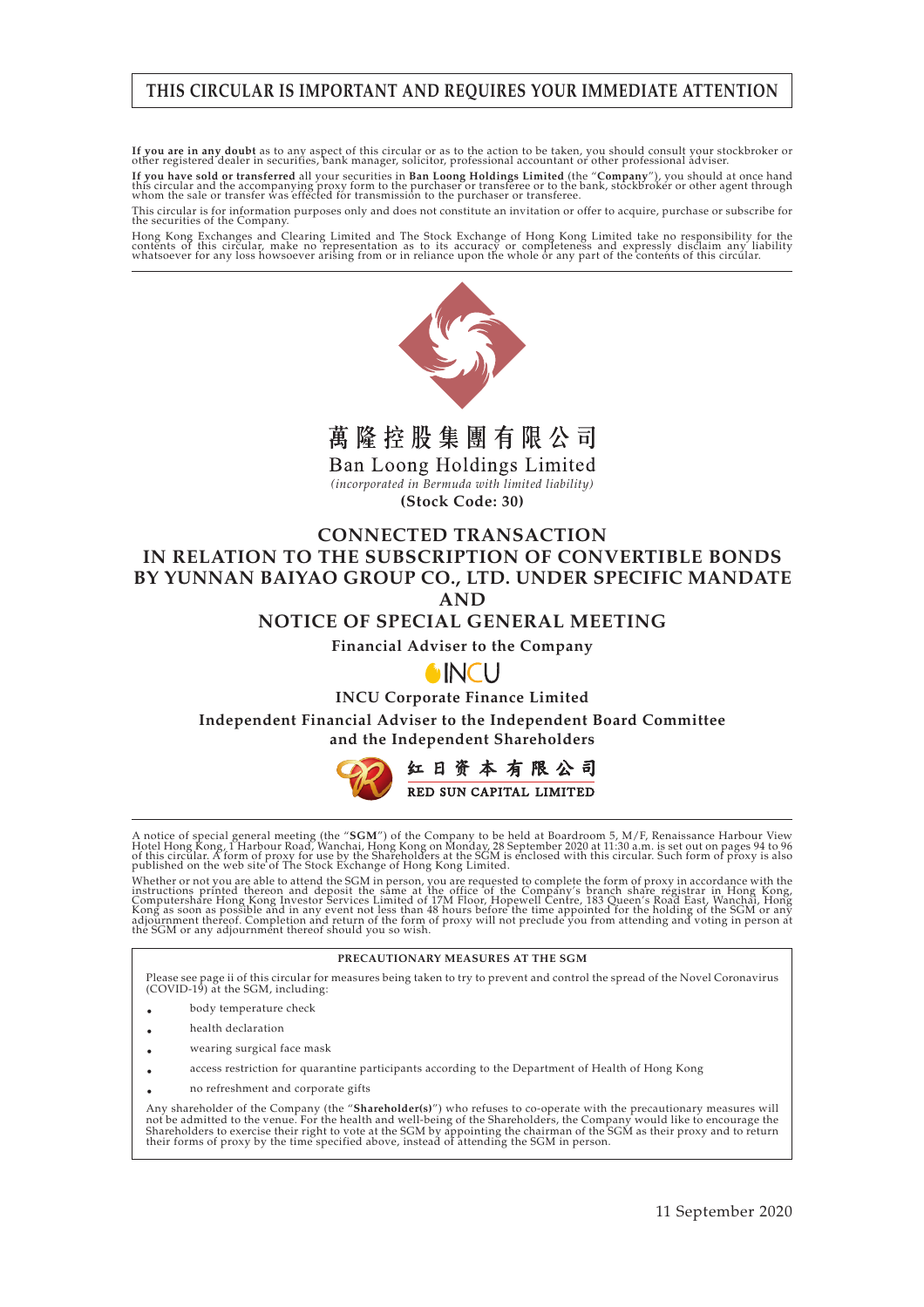**THIS CIRCULAR IS IMPORTANT AND REQUIRES YOUR IMMEDIATE ATTENTION**

**If you are in any doubt** as to any aspect of this circular or as to the action to be taken, you should consult your stockbroker or other registered dealer in securities, bank manager, solicitor, professional accountant or other professional adviser.

**If you have sold or transferred** all your securities in **Ban Loong Holdings Limited** (the "**Company**"), you should at once hand this circular and the accompanying proxy form to the purchaser or transferee or to the bank, stockbroker or other agent through whom the sale or transfer was effected for transmission to the purchaser or transferee.

This circular is for information purposes only and does not constitute an invitation or offer to acquire, purchase or subscribe for the securities of the Company.

Hong Kong Exchanges and Clearing Limited and The Stock Exchange of Hong Kong Limited take no responsibility for the contents of this circular, make no representation as to its accuracy or completeness and expressly disclaim any liability whatsoever for any loss howsoever arising from or in reliance upon the whole or any part of the contents of this circular.

**萬隆控股集團有限公司**

**Ban Loong Holdings Limited**

*(incorporated in Bermuda with limited liability)*

**(Stock Code: 30)**

# CONNECTED TRANSACTION IN RELATION TO THE SUBSCRIPTION OF CONVERTIBLE BONDS BY YUNNAN BAIYAO GROUP CO., LTD. UNDER SPECIFIC MANDATE AND NOTICE OF SPECIAL GENERAL MEETING

**Financial Adviser to the Company**

INCU

**INCU Corporate Finance Limited**

**Independent Financial Adviser to the Independent Board Committee and the Independent Shareholders**

紅日資本有限公司

RED SUN CAPITAL LIMITED

A notice of special general meeting (the "**SGM**") of the Company to be held at Boardroom 5, M/F, Renaissance Harbour View Hotel Hong Kong, 1 Harbour Road, Wanchai, Hong Kong on Monday, 28 September 2020 at 11:30 a.m. is set out on pages 94 to 96 of this circular. A form of proxy for use by the Shareholders at the SGM is enclosed with this circular. Such form of proxy is also published on the web site of The Stock Exchange of Hong Kong Limited.

Whether or not you are able to attend the SGM in person, you are requested to complete the form of proxy in accordance with the instructions printed thereon and deposit the same at the office of the Company's branch share registrar in Hong Kong, Computershare Hong Kong Investor Services Limited of 17M Floor, Hopewell Centre, 183 Queen's Road East, Wanchai, Hong Kong as soon as possible and in any event not less than 48 hours before the time appointed for the holding of the SGM or any adjournment thereof. Completion and return of the form of proxy will not preclude you from attending and voting in person at the SGM or any adjournment thereof should you so wish.

**PRECAUTIONARY MEASURES AT THE SGM**

Please see page ii of this circular for measures being taken to try to prevent and control the spread of the Novel Coronavirus (COVID-19) at the SGM, including:

- body temperature check
- health declaration
- wearing surgical face mask
- access restriction for quarantine participants according to the Department of Health of Hong Kong
- no refreshment and corporate gifts

Any shareholder of the Company (the "**Shareholder(s)**") who refuses to co-operate with the precautionary measures will not be admitted to the venue. For the health and well-being of the Shareholders, the Company would like to encourage the Shareholders to exercise their right to vote at the SGM by appointing the chairman of the SGM as their proxy and to return their forms of proxy by the time specified above, instead of attending the SGM in person.

11 September 2020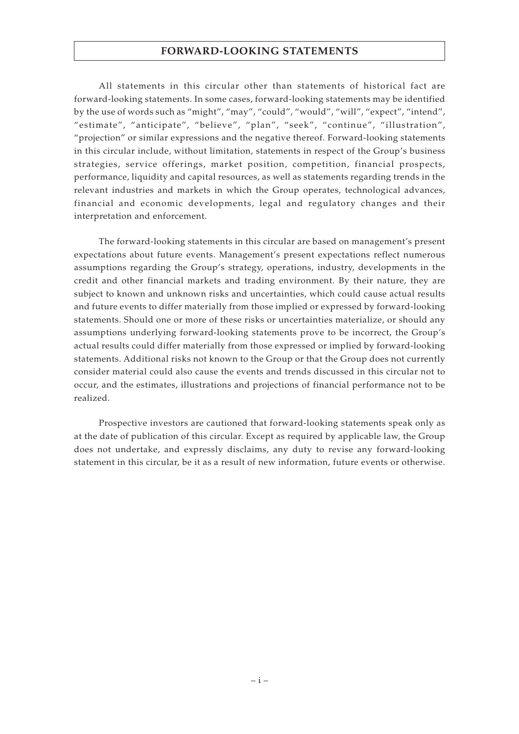# FORWARD-LOOKING STATEMENTS

All statements in this circular other than statements of historical fact are forward-looking statements. In some cases, forward-looking statements may be identified by the use of words such as "might", "may", "could", "would", "will", "expect", "intend", "estimate", "anticipate", "believe", "plan", "seek", "continue", "illustration", "projection" or similar expressions and the negative thereof. Forward-looking statements in this circular include, without limitation, statements in respect of the Group's business strategies, service offerings, market position, competition, financial prospects, performance, liquidity and capital resources, as well as statements regarding trends in the relevant industries and markets in which the Group operates, technological advances, financial and economic developments, legal and regulatory changes and their interpretation and enforcement.

The forward-looking statements in this circular are based on management's present expectations about future events. Management's present expectations reflect numerous assumptions regarding the Group's strategy, operations, industry, developments in the credit and other financial markets and trading environment. By their nature, they are subject to known and unknown risks and uncertainties, which could cause actual results and future events to differ materially from those implied or expressed by forward-looking statements. Should one or more of these risks or uncertainties materialize, or should any assumptions underlying forward-looking statements prove to be incorrect, the Group's actual results could differ materially from those expressed or implied by forward-looking statements. Additional risks not known to the Group or that the Group does not currently consider material could also cause the events and trends discussed in this circular not to occur, and the estimates, illustrations and projections of financial performance not to be realized.

Prospective investors are cautioned that forward-looking statements speak only as at the date of publication of this circular. Except as required by applicable law, the Group does not undertake, and expressly disclaims, any duty to revise any forward-looking statement in this circular, be it as a result of new information, future events or otherwise.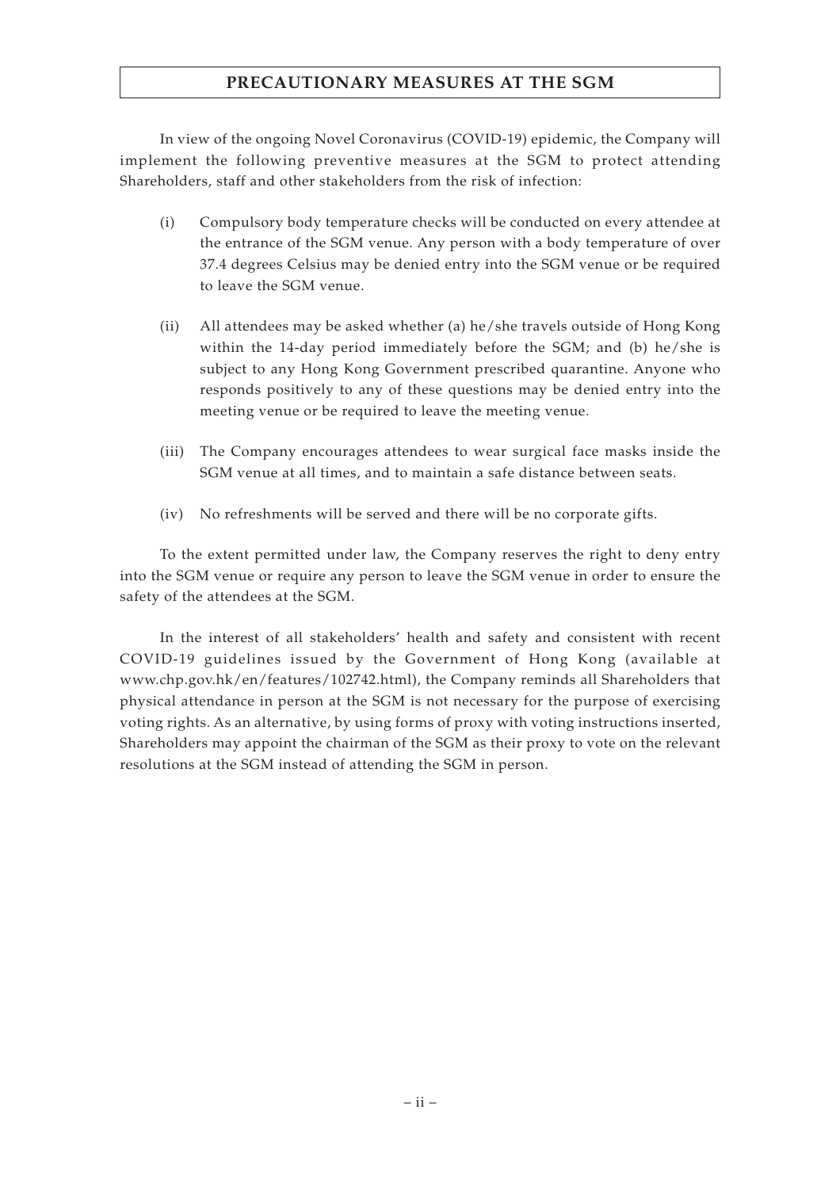# PRECAUTIONARY MEASURES AT THE SGM

In view of the ongoing Novel Coronavirus (COVID-19) epidemic, the Company will implement the following preventive measures at the SGM to protect attending Shareholders, staff and other stakeholders from the risk of infection:

(i) Compulsory body temperature checks will be conducted on every attendee at the entrance of the SGM venue. Any person with a body temperature of over 37.4 degrees Celsius may be denied entry into the SGM venue or be required to leave the SGM venue.

(ii) All attendees may be asked whether (a) he/she travels outside of Hong Kong within the 14-day period immediately before the SGM; and (b) he/she is subject to any Hong Kong Government prescribed quarantine. Anyone who responds positively to any of these questions may be denied entry into the meeting venue or be required to leave the meeting venue.

(iii) The Company encourages attendees to wear surgical face masks inside the SGM venue at all times, and to maintain a safe distance between seats.

(iv) No refreshments will be served and there will be no corporate gifts.

To the extent permitted under law, the Company reserves the right to deny entry into the SGM venue or require any person to leave the SGM venue in order to ensure the safety of the attendees at the SGM.

In the interest of all stakeholders' health and safety and consistent with recent COVID-19 guidelines issued by the Government of Hong Kong (available at www.chp.gov.hk/en/features/102742.html), the Company reminds all Shareholders that physical attendance in person at the SGM is not necessary for the purpose of exercising voting rights. As an alternative, by using forms of proxy with voting instructions inserted, Shareholders may appoint the chairman of the SGM as their proxy to vote on the relevant resolutions at the SGM instead of attending the SGM in person.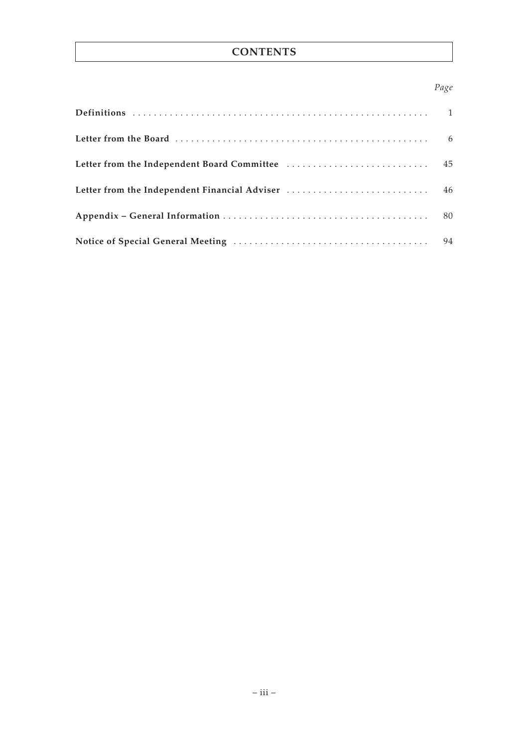# CONTENTS

| | *Page* |
|---|---|
| **Definitions** | 1 |
| **Letter from the Board** | 6 |
| **Letter from the Independent Board Committee** | 45 |
| **Letter from the Independent Financial Adviser** | 46 |
| **Appendix – General Information** | 80 |
| **Notice of Special General Meeting** | 94 |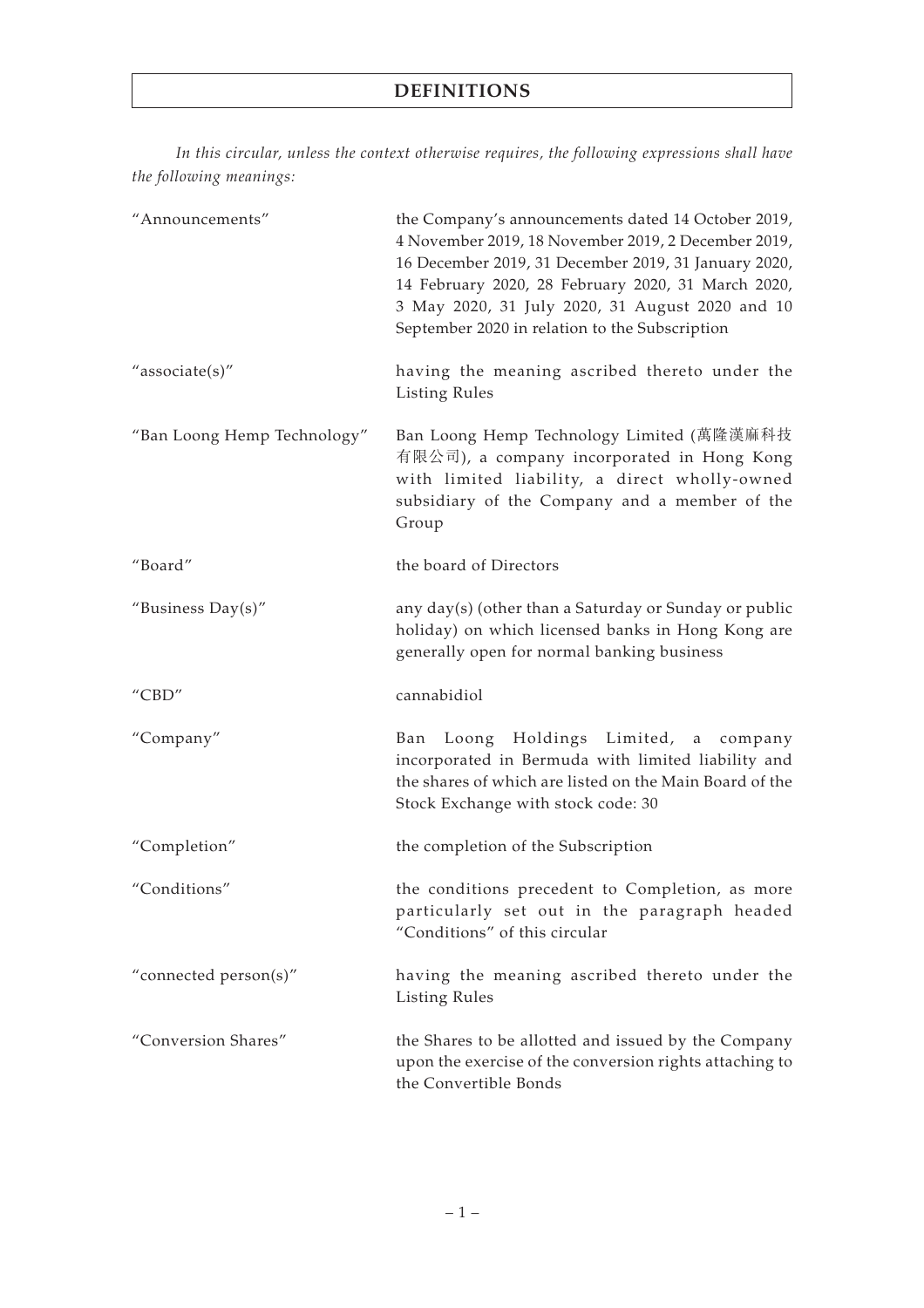# DEFINITIONS

*In this circular, unless the context otherwise requires, the following expressions shall have the following meanings:*

| | |
|---|---|
| "Announcements" | the Company's announcements dated 14 October 2019, 4 November 2019, 18 November 2019, 2 December 2019, 16 December 2019, 31 December 2019, 31 January 2020, 14 February 2020, 28 February 2020, 31 March 2020, 3 May 2020, 31 July 2020, 31 August 2020 and 10 September 2020 in relation to the Subscription |
| "associate(s)" | having the meaning ascribed thereto under the Listing Rules |
| "Ban Loong Hemp Technology" | Ban Loong Hemp Technology Limited (萬隆漢麻科技有限公司), a company incorporated in Hong Kong with limited liability, a direct wholly-owned subsidiary of the Company and a member of the Group |
| "Board" | the board of Directors |
| "Business Day(s)" | any day(s) (other than a Saturday or Sunday or public holiday) on which licensed banks in Hong Kong are generally open for normal banking business |
| "CBD" | cannabidiol |
| "Company" | Ban Loong Holdings Limited, a company incorporated in Bermuda with limited liability and the shares of which are listed on the Main Board of the Stock Exchange with stock code: 30 |
| "Completion" | the completion of the Subscription |
| "Conditions" | the conditions precedent to Completion, as more particularly set out in the paragraph headed "Conditions" of this circular |
| "connected person(s)" | having the meaning ascribed thereto under the Listing Rules |
| "Conversion Shares" | the Shares to be allotted and issued by the Company upon the exercise of the conversion rights attaching to the Convertible Bonds |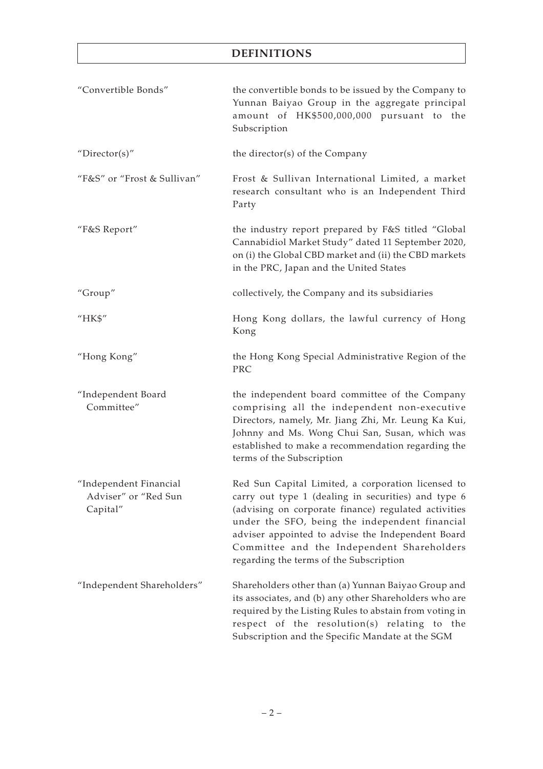## DEFINITIONS

| | |
|---|---|
| "Convertible Bonds" | the convertible bonds to be issued by the Company to Yunnan Baiyao Group in the aggregate principal amount of HK$500,000,000 pursuant to the Subscription |
| "Director(s)" | the director(s) of the Company |
| "F&S" or "Frost & Sullivan" | Frost & Sullivan International Limited, a market research consultant who is an Independent Third Party |
| "F&S Report" | the industry report prepared by F&S titled "Global Cannabidiol Market Study" dated 11 September 2020, on (i) the Global CBD market and (ii) the CBD markets in the PRC, Japan and the United States |
| "Group" | collectively, the Company and its subsidiaries |
| "HK$" | Hong Kong dollars, the lawful currency of Hong Kong |
| "Hong Kong" | the Hong Kong Special Administrative Region of the PRC |
| "Independent Board Committee" | the independent board committee of the Company comprising all the independent non-executive Directors, namely, Mr. Jiang Zhi, Mr. Leung Ka Kui, Johnny and Ms. Wong Chui San, Susan, which was established to make a recommendation regarding the terms of the Subscription |
| "Independent Financial Adviser" or "Red Sun Capital" | Red Sun Capital Limited, a corporation licensed to carry out type 1 (dealing in securities) and type 6 (advising on corporate finance) regulated activities under the SFO, being the independent financial adviser appointed to advise the Independent Board Committee and the Independent Shareholders regarding the terms of the Subscription |
| "Independent Shareholders" | Shareholders other than (a) Yunnan Baiyao Group and its associates, and (b) any other Shareholders who are required by the Listing Rules to abstain from voting in respect of the resolution(s) relating to the Subscription and the Specific Mandate at the SGM |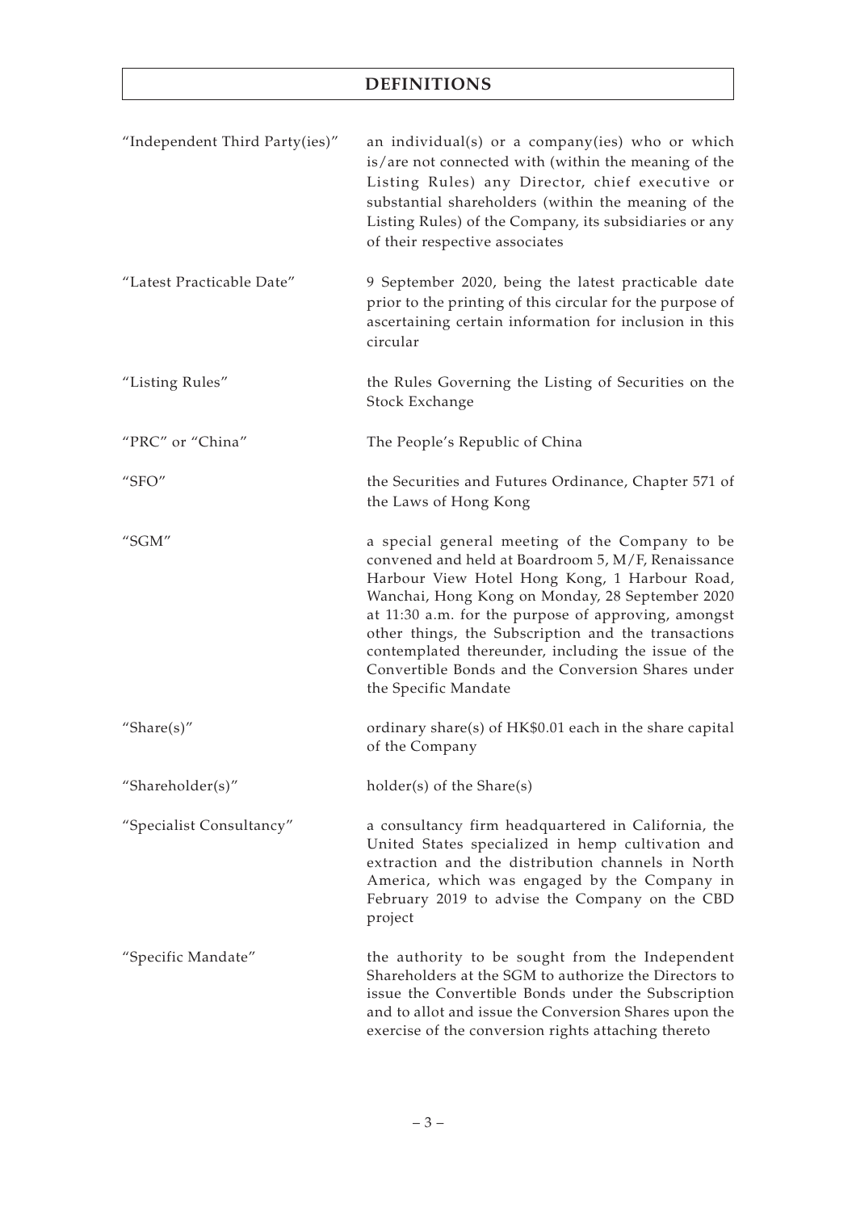# DEFINITIONS

| | |
|---|---|
| "Independent Third Party(ies)" | an individual(s) or a company(ies) who or which is/are not connected with (within the meaning of the Listing Rules) any Director, chief executive or substantial shareholders (within the meaning of the Listing Rules) of the Company, its subsidiaries or any of their respective associates |
| "Latest Practicable Date" | 9 September 2020, being the latest practicable date prior to the printing of this circular for the purpose of ascertaining certain information for inclusion in this circular |
| "Listing Rules" | the Rules Governing the Listing of Securities on the Stock Exchange |
| "PRC" or "China" | The People's Republic of China |
| "SFO" | the Securities and Futures Ordinance, Chapter 571 of the Laws of Hong Kong |
| "SGM" | a special general meeting of the Company to be convened and held at Boardroom 5, M/F, Renaissance Harbour View Hotel Hong Kong, 1 Harbour Road, Wanchai, Hong Kong on Monday, 28 September 2020 at 11:30 a.m. for the purpose of approving, amongst other things, the Subscription and the transactions contemplated thereunder, including the issue of the Convertible Bonds and the Conversion Shares under the Specific Mandate |
| "Share(s)" | ordinary share(s) of HK$0.01 each in the share capital of the Company |
| "Shareholder(s)" | holder(s) of the Share(s) |
| "Specialist Consultancy" | a consultancy firm headquartered in California, the United States specialized in hemp cultivation and extraction and the distribution channels in North America, which was engaged by the Company in February 2019 to advise the Company on the CBD project |
| "Specific Mandate" | the authority to be sought from the Independent Shareholders at the SGM to authorize the Directors to issue the Convertible Bonds under the Subscription and to allot and issue the Conversion Shares upon the exercise of the conversion rights attaching thereto |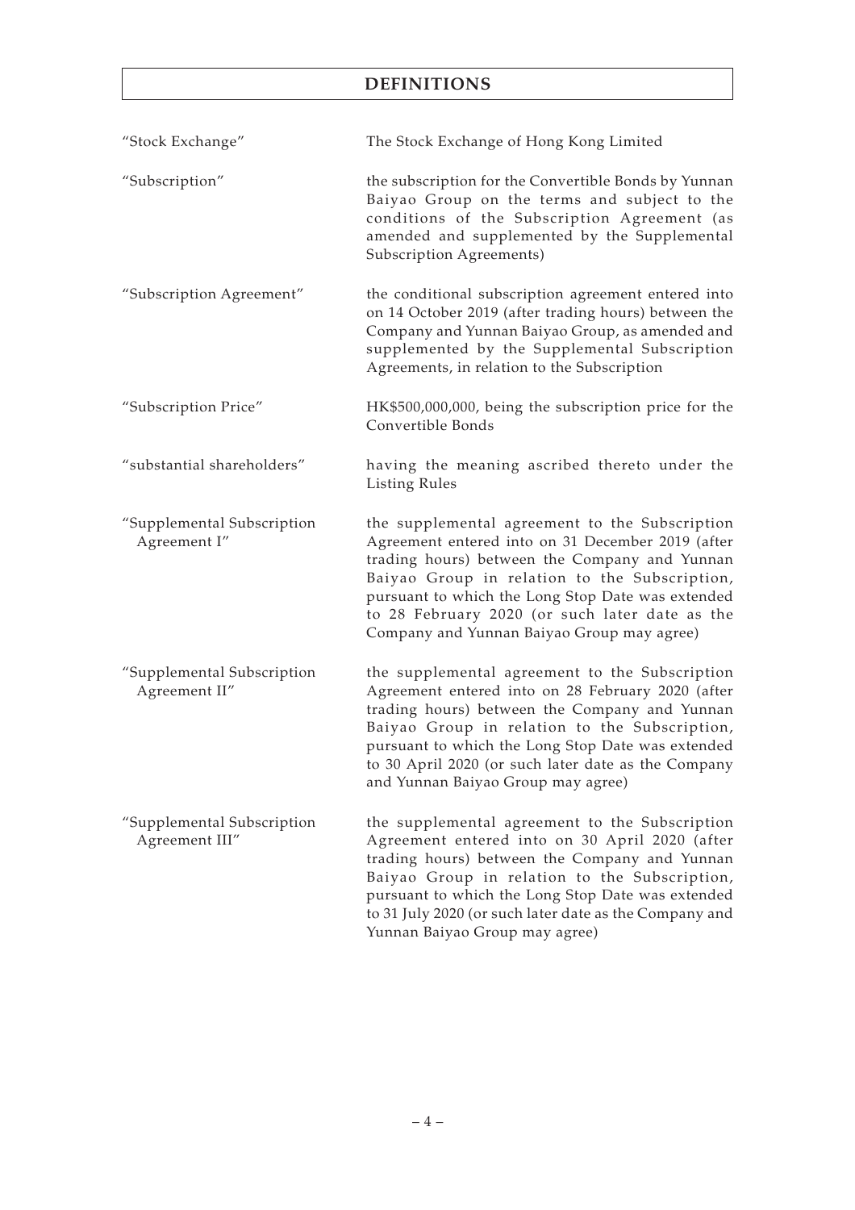# DEFINITIONS

| | |
|---|---|
| "Stock Exchange" | The Stock Exchange of Hong Kong Limited |
| "Subscription" | the subscription for the Convertible Bonds by Yunnan Baiyao Group on the terms and subject to the conditions of the Subscription Agreement (as amended and supplemented by the Supplemental Subscription Agreements) |
| "Subscription Agreement" | the conditional subscription agreement entered into on 14 October 2019 (after trading hours) between the Company and Yunnan Baiyao Group, as amended and supplemented by the Supplemental Subscription Agreements, in relation to the Subscription |
| "Subscription Price" | HK$500,000,000, being the subscription price for the Convertible Bonds |
| "substantial shareholders" | having the meaning ascribed thereto under the Listing Rules |
| "Supplemental Subscription Agreement I" | the supplemental agreement to the Subscription Agreement entered into on 31 December 2019 (after trading hours) between the Company and Yunnan Baiyao Group in relation to the Subscription, pursuant to which the Long Stop Date was extended to 28 February 2020 (or such later date as the Company and Yunnan Baiyao Group may agree) |
| "Supplemental Subscription Agreement II" | the supplemental agreement to the Subscription Agreement entered into on 28 February 2020 (after trading hours) between the Company and Yunnan Baiyao Group in relation to the Subscription, pursuant to which the Long Stop Date was extended to 30 April 2020 (or such later date as the Company and Yunnan Baiyao Group may agree) |
| "Supplemental Subscription Agreement III" | the supplemental agreement to the Subscription Agreement entered into on 30 April 2020 (after trading hours) between the Company and Yunnan Baiyao Group in relation to the Subscription, pursuant to which the Long Stop Date was extended to 31 July 2020 (or such later date as the Company and Yunnan Baiyao Group may agree) |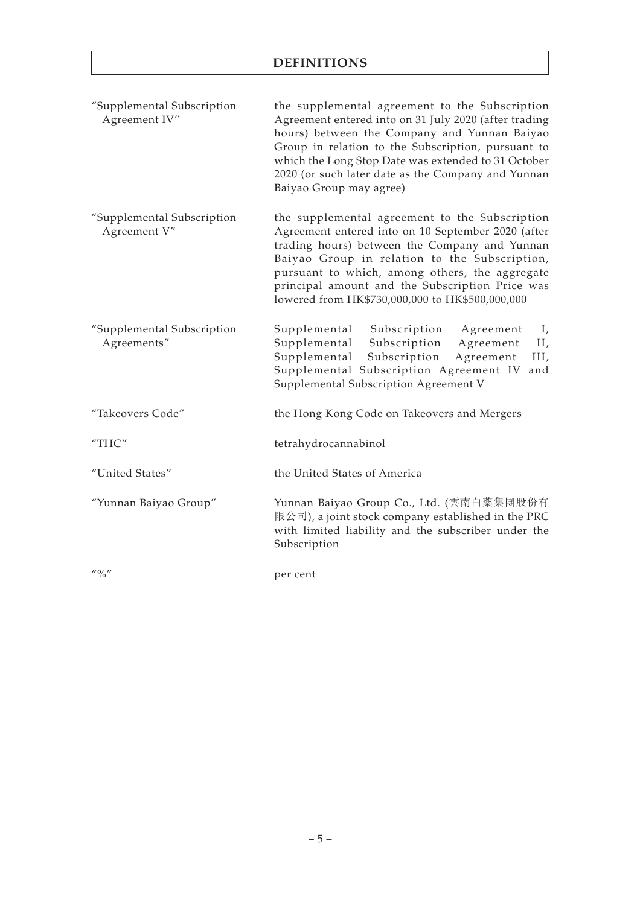# DEFINITIONS

| | |
|---|---|
| "Supplemental Subscription Agreement IV" | the supplemental agreement to the Subscription Agreement entered into on 31 July 2020 (after trading hours) between the Company and Yunnan Baiyao Group in relation to the Subscription, pursuant to which the Long Stop Date was extended to 31 October 2020 (or such later date as the Company and Yunnan Baiyao Group may agree) |
| "Supplemental Subscription Agreement V" | the supplemental agreement to the Subscription Agreement entered into on 10 September 2020 (after trading hours) between the Company and Yunnan Baiyao Group in relation to the Subscription, pursuant to which, among others, the aggregate principal amount and the Subscription Price was lowered from HK$730,000,000 to HK$500,000,000 |
| "Supplemental Subscription Agreements" | Supplemental Subscription Agreement I, Supplemental Subscription Agreement II, Supplemental Subscription Agreement III, Supplemental Subscription Agreement IV and Supplemental Subscription Agreement V |
| "Takeovers Code" | the Hong Kong Code on Takeovers and Mergers |
| "THC" | tetrahydrocannabinol |
| "United States" | the United States of America |
| "Yunnan Baiyao Group" | Yunnan Baiyao Group Co., Ltd. (雲南白藥集團股份有限公司), a joint stock company established in the PRC with limited liability and the subscriber under the Subscription |
| "%" | per cent |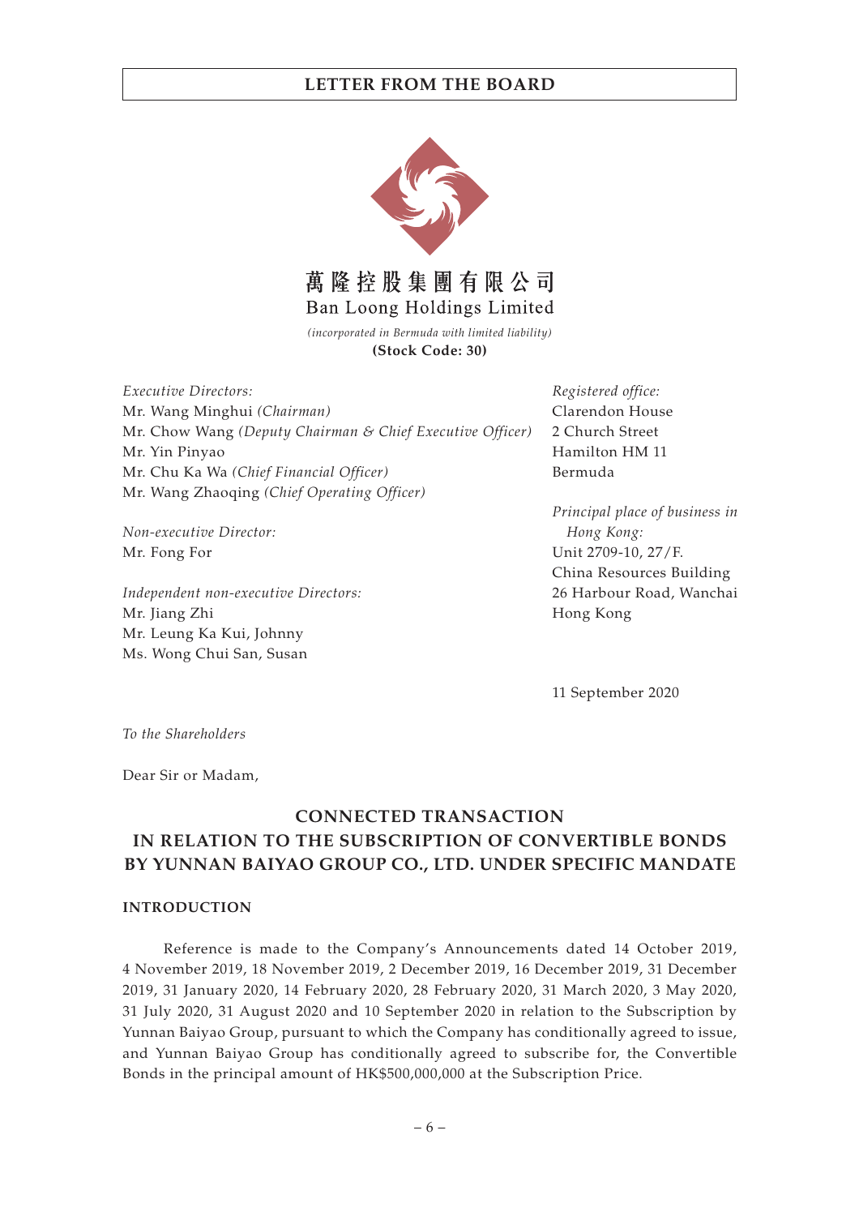# LETTER FROM THE BOARD

萬隆控股集團有限公司
Ban Loong Holdings Limited
*(incorporated in Bermuda with limited liability)*
**(Stock Code: 30)**

*Executive Directors:*
Mr. Wang Minghui *(Chairman)*
Mr. Chow Wang *(Deputy Chairman & Chief Executive Officer)*
Mr. Yin Pinyao
Mr. Chu Ka Wa *(Chief Financial Officer)*
Mr. Wang Zhaoqing *(Chief Operating Officer)*

*Non-executive Director:*
Mr. Fong For

*Independent non-executive Directors:*
Mr. Jiang Zhi
Mr. Leung Ka Kui, Johnny
Ms. Wong Chui San, Susan

*Registered office:*
Clarendon House
2 Church Street
Hamilton HM 11
Bermuda

*Principal place of business in Hong Kong:*
Unit 2709-10, 27/F.
China Resources Building
26 Harbour Road, Wanchai
Hong Kong

11 September 2020

*To the Shareholders*

Dear Sir or Madam,

## CONNECTED TRANSACTION IN RELATION TO THE SUBSCRIPTION OF CONVERTIBLE BONDS BY YUNNAN BAIYAO GROUP CO., LTD. UNDER SPECIFIC MANDATE

### INTRODUCTION

Reference is made to the Company's Announcements dated 14 October 2019, 4 November 2019, 18 November 2019, 2 December 2019, 16 December 2019, 31 December 2019, 31 January 2020, 14 February 2020, 28 February 2020, 31 March 2020, 3 May 2020, 31 July 2020, 31 August 2020 and 10 September 2020 in relation to the Subscription by Yunnan Baiyao Group, pursuant to which the Company has conditionally agreed to issue, and Yunnan Baiyao Group has conditionally agreed to subscribe for, the Convertible Bonds in the principal amount of HK$500,000,000 at the Subscription Price.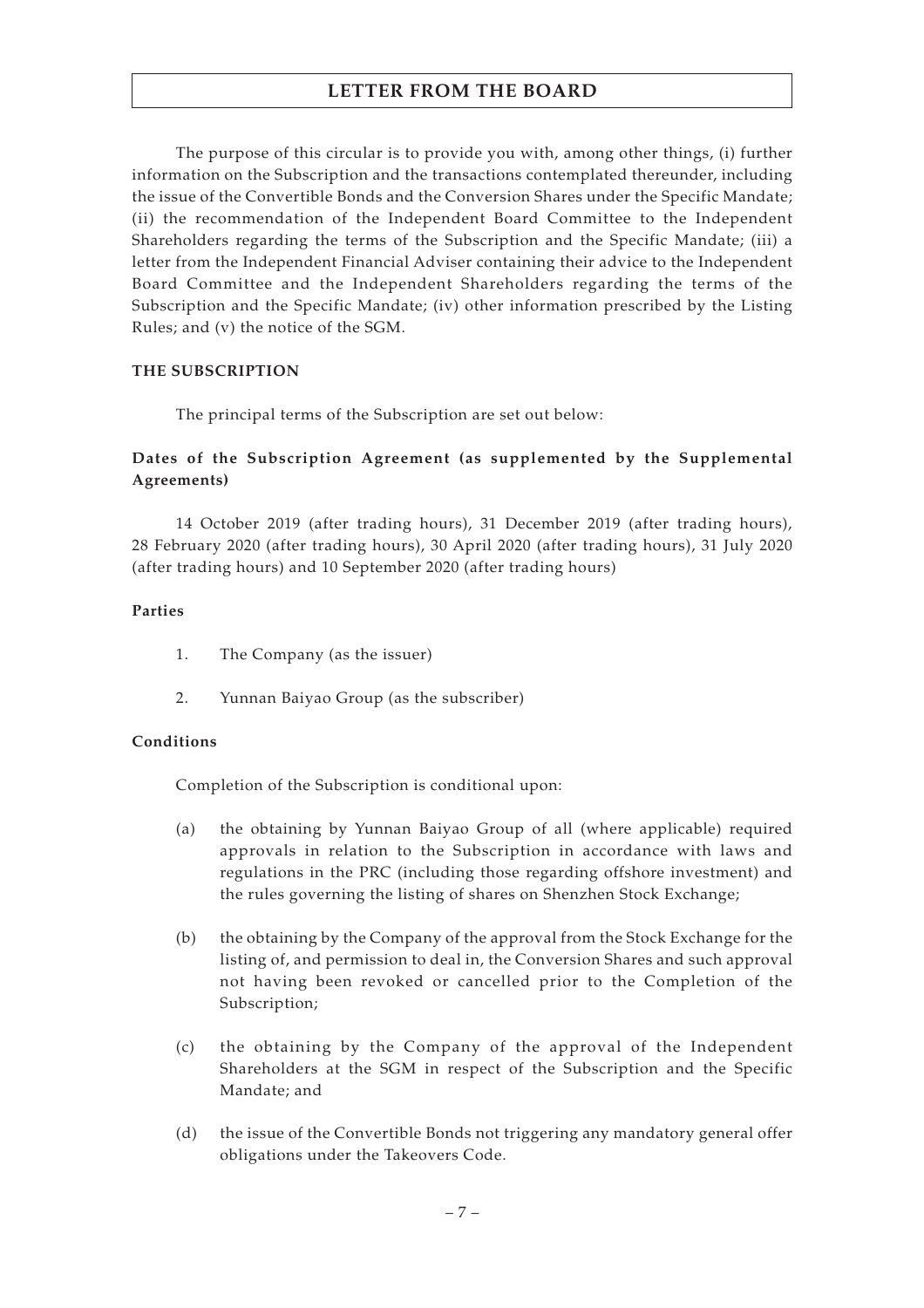The purpose of this circular is to provide you with, among other things, (i) further information on the Subscription and the transactions contemplated thereunder, including the issue of the Convertible Bonds and the Conversion Shares under the Specific Mandate; (ii) the recommendation of the Independent Board Committee to the Independent Shareholders regarding the terms of the Subscription and the Specific Mandate; (iii) a letter from the Independent Financial Adviser containing their advice to the Independent Board Committee and the Independent Shareholders regarding the terms of the Subscription and the Specific Mandate; (iv) other information prescribed by the Listing Rules; and (v) the notice of the SGM.

## THE SUBSCRIPTION

The principal terms of the Subscription are set out below:

### Dates of the Subscription Agreement (as supplemented by the Supplemental Agreements)

14 October 2019 (after trading hours), 31 December 2019 (after trading hours), 28 February 2020 (after trading hours), 30 April 2020 (after trading hours), 31 July 2020 (after trading hours) and 10 September 2020 (after trading hours)

### Parties

1. The Company (as the issuer)
2. Yunnan Baiyao Group (as the subscriber)

### Conditions

Completion of the Subscription is conditional upon:

(a) the obtaining by Yunnan Baiyao Group of all (where applicable) required approvals in relation to the Subscription in accordance with laws and regulations in the PRC (including those regarding offshore investment) and the rules governing the listing of shares on Shenzhen Stock Exchange;

(b) the obtaining by the Company of the approval from the Stock Exchange for the listing of, and permission to deal in, the Conversion Shares and such approval not having been revoked or cancelled prior to the Completion of the Subscription;

(c) the obtaining by the Company of the approval of the Independent Shareholders at the SGM in respect of the Subscription and the Specific Mandate; and

(d) the issue of the Convertible Bonds not triggering any mandatory general offer obligations under the Takeovers Code.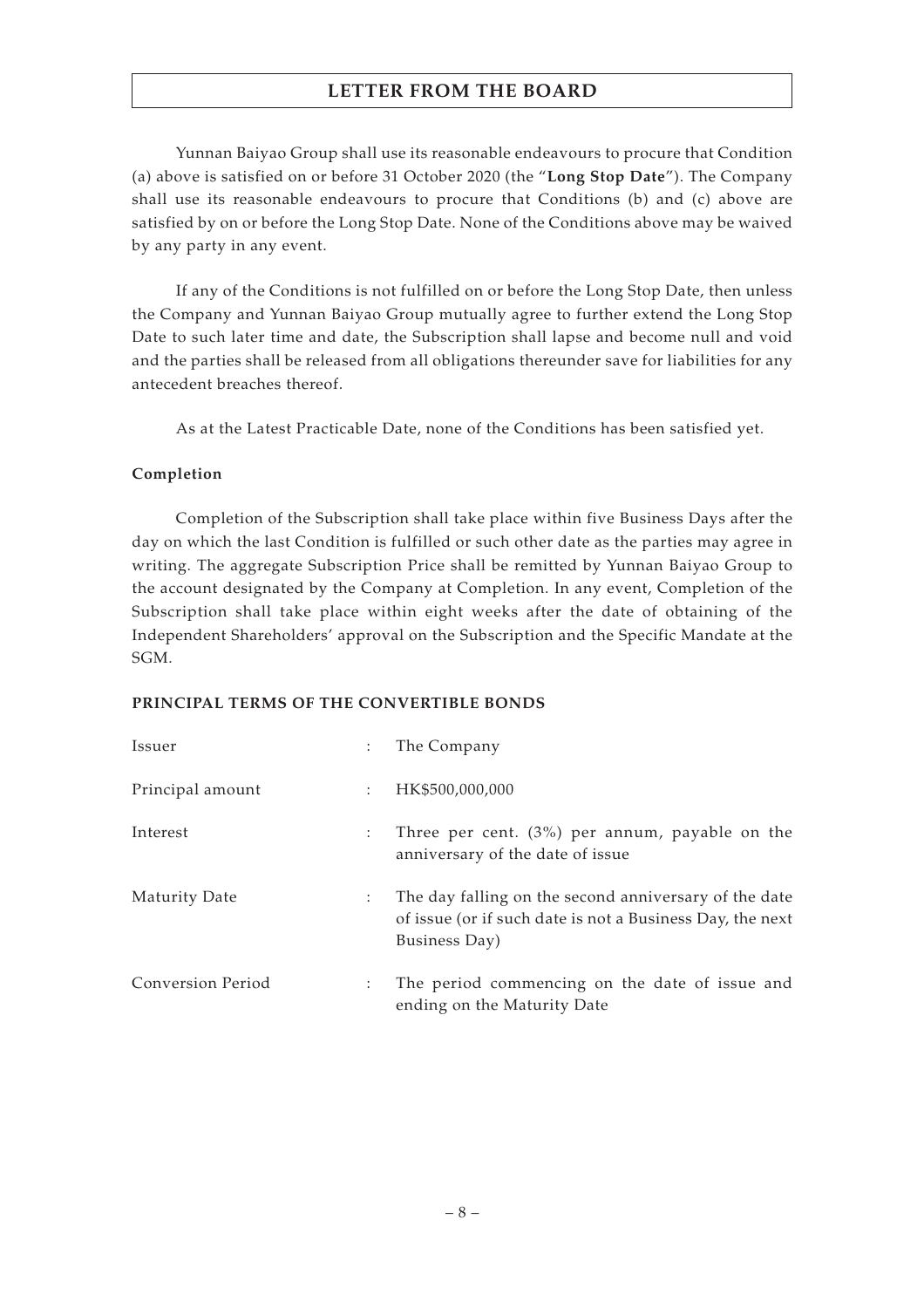Yunnan Baiyao Group shall use its reasonable endeavours to procure that Condition (a) above is satisfied on or before 31 October 2020 (the "**Long Stop Date**"). The Company shall use its reasonable endeavours to procure that Conditions (b) and (c) above are satisfied by on or before the Long Stop Date. None of the Conditions above may be waived by any party in any event.

If any of the Conditions is not fulfilled on or before the Long Stop Date, then unless the Company and Yunnan Baiyao Group mutually agree to further extend the Long Stop Date to such later time and date, the Subscription shall lapse and become null and void and the parties shall be released from all obligations thereunder save for liabilities for any antecedent breaches thereof.

As at the Latest Practicable Date, none of the Conditions has been satisfied yet.

**Completion**

Completion of the Subscription shall take place within five Business Days after the day on which the last Condition is fulfilled or such other date as the parties may agree in writing. The aggregate Subscription Price shall be remitted by Yunnan Baiyao Group to the account designated by the Company at Completion. In any event, Completion of the Subscription shall take place within eight weeks after the date of obtaining of the Independent Shareholders' approval on the Subscription and the Specific Mandate at the SGM.

**PRINCIPAL TERMS OF THE CONVERTIBLE BONDS**

| | | |
|---|---|---|
| Issuer | : | The Company |
| Principal amount | : | HK$500,000,000 |
| Interest | : | Three per cent. (3%) per annum, payable on the anniversary of the date of issue |
| Maturity Date | : | The day falling on the second anniversary of the date of issue (or if such date is not a Business Day, the next Business Day) |
| Conversion Period | : | The period commencing on the date of issue and ending on the Maturity Date |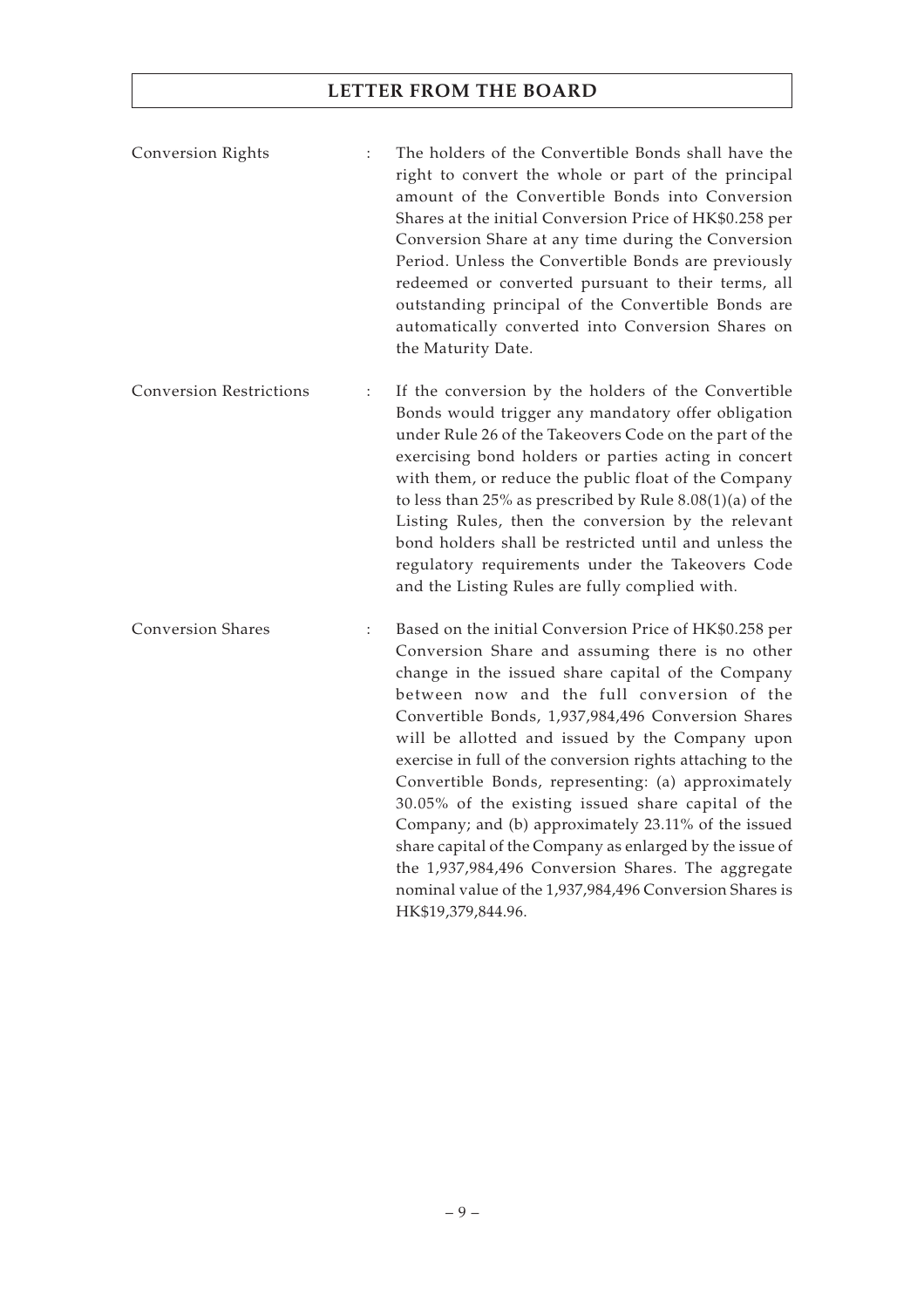| | | |
|---|---|---|
| Conversion Rights | : | The holders of the Convertible Bonds shall have the right to convert the whole or part of the principal amount of the Convertible Bonds into Conversion Shares at the initial Conversion Price of HK$0.258 per Conversion Share at any time during the Conversion Period. Unless the Convertible Bonds are previously redeemed or converted pursuant to their terms, all outstanding principal of the Convertible Bonds are automatically converted into Conversion Shares on the Maturity Date. |
| Conversion Restrictions | : | If the conversion by the holders of the Convertible Bonds would trigger any mandatory offer obligation under Rule 26 of the Takeovers Code on the part of the exercising bond holders or parties acting in concert with them, or reduce the public float of the Company to less than 25% as prescribed by Rule 8.08(1)(a) of the Listing Rules, then the conversion by the relevant bond holders shall be restricted until and unless the regulatory requirements under the Takeovers Code and the Listing Rules are fully complied with. |
| Conversion Shares | : | Based on the initial Conversion Price of HK$0.258 per Conversion Share and assuming there is no other change in the issued share capital of the Company between now and the full conversion of the Convertible Bonds, 1,937,984,496 Conversion Shares will be allotted and issued by the Company upon exercise in full of the conversion rights attaching to the Convertible Bonds, representing: (a) approximately 30.05% of the existing issued share capital of the Company; and (b) approximately 23.11% of the issued share capital of the Company as enlarged by the issue of the 1,937,984,496 Conversion Shares. The aggregate nominal value of the 1,937,984,496 Conversion Shares is HK$19,379,844.96. |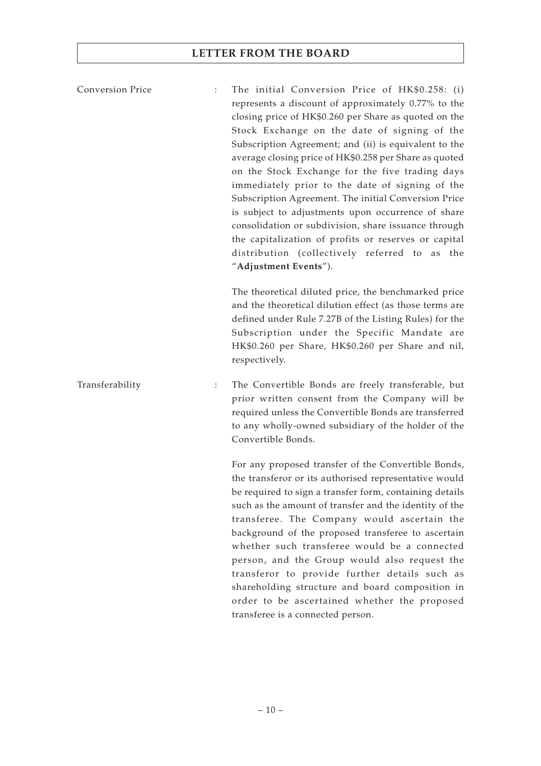| | | |
|---|---|---|
| Conversion Price | : | The initial Conversion Price of HK$0.258: (i) represents a discount of approximately 0.77% to the closing price of HK$0.260 per Share as quoted on the Stock Exchange on the date of signing of the Subscription Agreement; and (ii) is equivalent to the average closing price of HK$0.258 per Share as quoted on the Stock Exchange for the five trading days immediately prior to the date of signing of the Subscription Agreement. The initial Conversion Price is subject to adjustments upon occurrence of share consolidation or subdivision, share issuance through the capitalization of profits or reserves or capital distribution (collectively referred to as the "**Adjustment Events**").<br><br>The theoretical diluted price, the benchmarked price and the theoretical dilution effect (as those terms are defined under Rule 7.27B of the Listing Rules) for the Subscription under the Specific Mandate are HK$0.260 per Share, HK$0.260 per Share and nil, respectively. |
| Transferability | : | The Convertible Bonds are freely transferable, but prior written consent from the Company will be required unless the Convertible Bonds are transferred to any wholly-owned subsidiary of the holder of the Convertible Bonds.<br><br>For any proposed transfer of the Convertible Bonds, the transferor or its authorised representative would be required to sign a transfer form, containing details such as the amount of transfer and the identity of the transferee. The Company would ascertain the background of the proposed transferee to ascertain whether such transferee would be a connected person, and the Group would also request the transferor to provide further details such as shareholding structure and board composition in order to be ascertained whether the proposed transferee is a connected person. |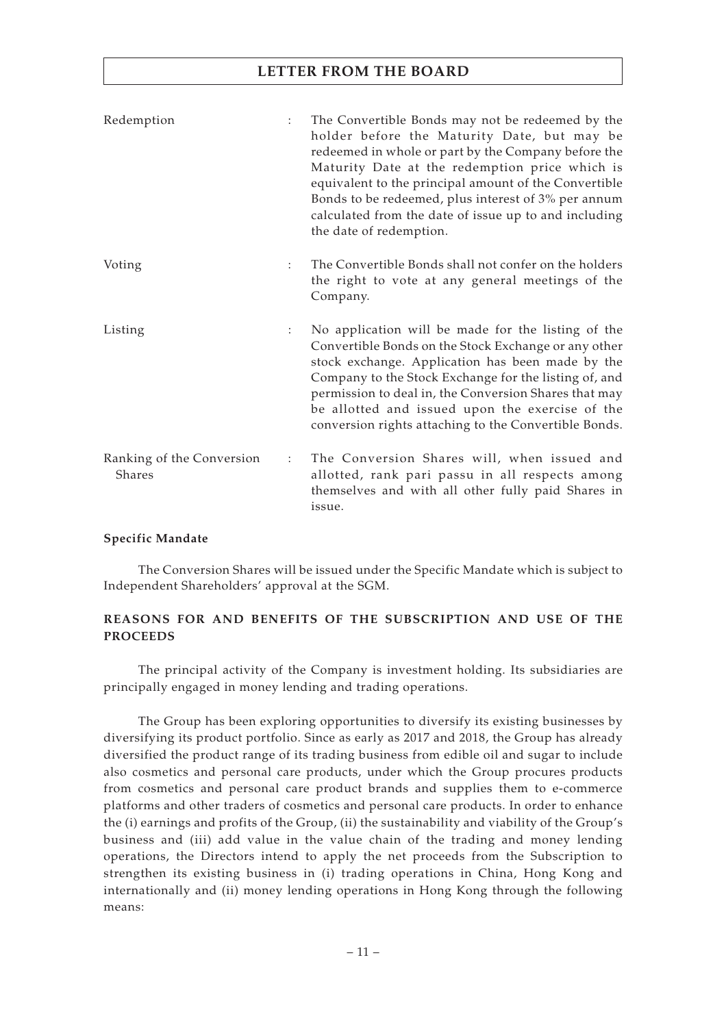| | | |
|---|---|---|
| Redemption | : | The Convertible Bonds may not be redeemed by the holder before the Maturity Date, but may be redeemed in whole or part by the Company before the Maturity Date at the redemption price which is equivalent to the principal amount of the Convertible Bonds to be redeemed, plus interest of 3% per annum calculated from the date of issue up to and including the date of redemption. |
| Voting | : | The Convertible Bonds shall not confer on the holders the right to vote at any general meetings of the Company. |
| Listing | : | No application will be made for the listing of the Convertible Bonds on the Stock Exchange or any other stock exchange. Application has been made by the Company to the Stock Exchange for the listing of, and permission to deal in, the Conversion Shares that may be allotted and issued upon the exercise of the conversion rights attaching to the Convertible Bonds. |
| Ranking of the Conversion Shares | : | The Conversion Shares will, when issued and allotted, rank pari passu in all respects among themselves and with all other fully paid Shares in issue. |

**Specific Mandate**

The Conversion Shares will be issued under the Specific Mandate which is subject to Independent Shareholders' approval at the SGM.

## REASONS FOR AND BENEFITS OF THE SUBSCRIPTION AND USE OF THE PROCEEDS

The principal activity of the Company is investment holding. Its subsidiaries are principally engaged in money lending and trading operations.

The Group has been exploring opportunities to diversify its existing businesses by diversifying its product portfolio. Since as early as 2017 and 2018, the Group has already diversified the product range of its trading business from edible oil and sugar to include also cosmetics and personal care products, under which the Group procures products from cosmetics and personal care product brands and supplies them to e-commerce platforms and other traders of cosmetics and personal care products. In order to enhance the (i) earnings and profits of the Group, (ii) the sustainability and viability of the Group's business and (iii) add value in the value chain of the trading and money lending operations, the Directors intend to apply the net proceeds from the Subscription to strengthen its existing business in (i) trading operations in China, Hong Kong and internationally and (ii) money lending operations in Hong Kong through the following means: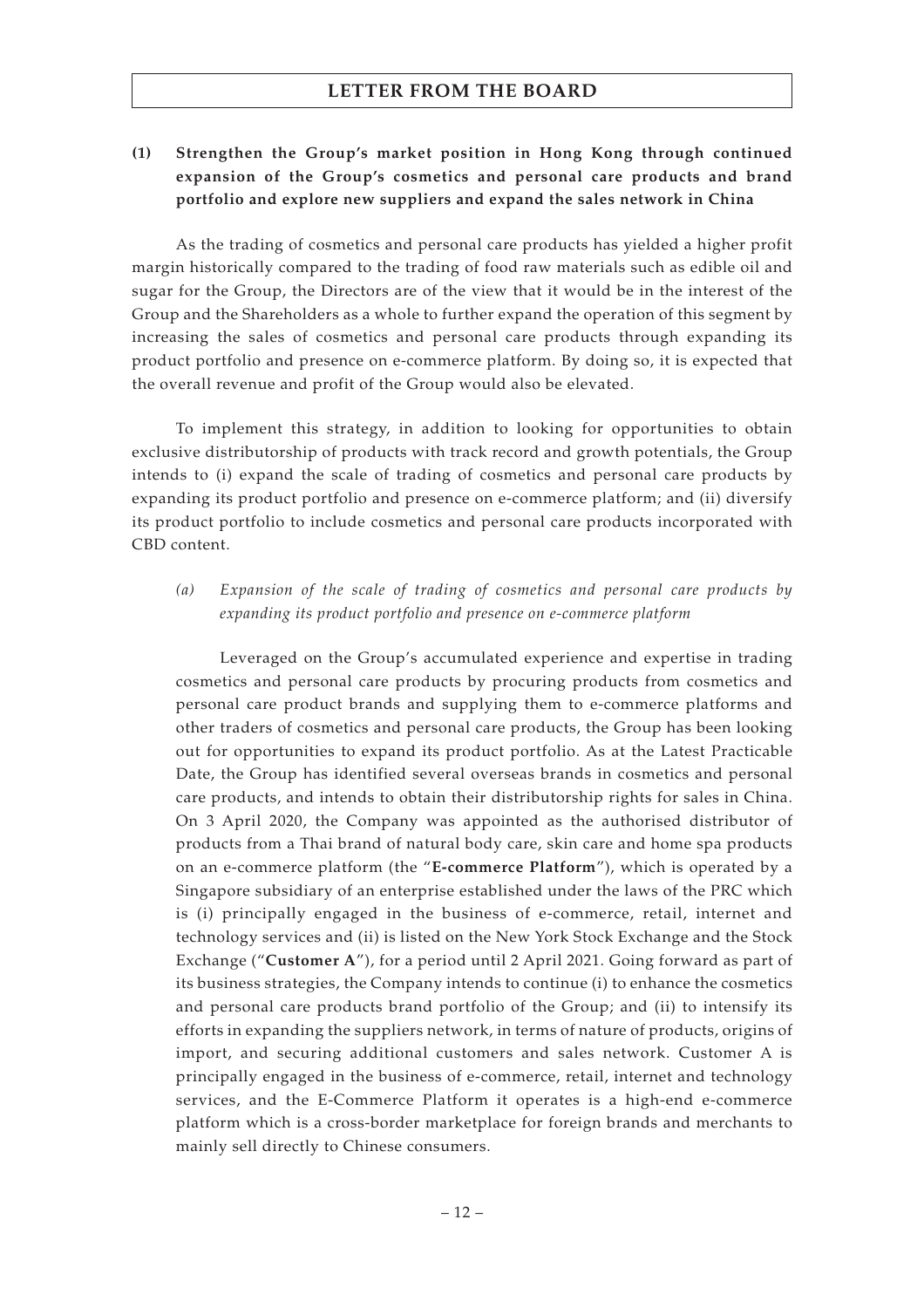### (1) Strengthen the Group's market position in Hong Kong through continued expansion of the Group's cosmetics and personal care products and brand portfolio and explore new suppliers and expand the sales network in China

As the trading of cosmetics and personal care products has yielded a higher profit margin historically compared to the trading of food raw materials such as edible oil and sugar for the Group, the Directors are of the view that it would be in the interest of the Group and the Shareholders as a whole to further expand the operation of this segment by increasing the sales of cosmetics and personal care products through expanding its product portfolio and presence on e-commerce platform. By doing so, it is expected that the overall revenue and profit of the Group would also be elevated.

To implement this strategy, in addition to looking for opportunities to obtain exclusive distributorship of products with track record and growth potentials, the Group intends to (i) expand the scale of trading of cosmetics and personal care products by expanding its product portfolio and presence on e-commerce platform; and (ii) diversify its product portfolio to include cosmetics and personal care products incorporated with CBD content.

*(a) Expansion of the scale of trading of cosmetics and personal care products by expanding its product portfolio and presence on e-commerce platform*

Leveraged on the Group's accumulated experience and expertise in trading cosmetics and personal care products by procuring products from cosmetics and personal care product brands and supplying them to e-commerce platforms and other traders of cosmetics and personal care products, the Group has been looking out for opportunities to expand its product portfolio. As at the Latest Practicable Date, the Group has identified several overseas brands in cosmetics and personal care products, and intends to obtain their distributorship rights for sales in China. On 3 April 2020, the Company was appointed as the authorised distributor of products from a Thai brand of natural body care, skin care and home spa products on an e-commerce platform (the "**E-commerce Platform**"), which is operated by a Singapore subsidiary of an enterprise established under the laws of the PRC which is (i) principally engaged in the business of e-commerce, retail, internet and technology services and (ii) is listed on the New York Stock Exchange and the Stock Exchange ("**Customer A**"), for a period until 2 April 2021. Going forward as part of its business strategies, the Company intends to continue (i) to enhance the cosmetics and personal care products brand portfolio of the Group; and (ii) to intensify its efforts in expanding the suppliers network, in terms of nature of products, origins of import, and securing additional customers and sales network. Customer A is principally engaged in the business of e-commerce, retail, internet and technology services, and the E-Commerce Platform it operates is a high-end e-commerce platform which is a cross-border marketplace for foreign brands and merchants to mainly sell directly to Chinese consumers.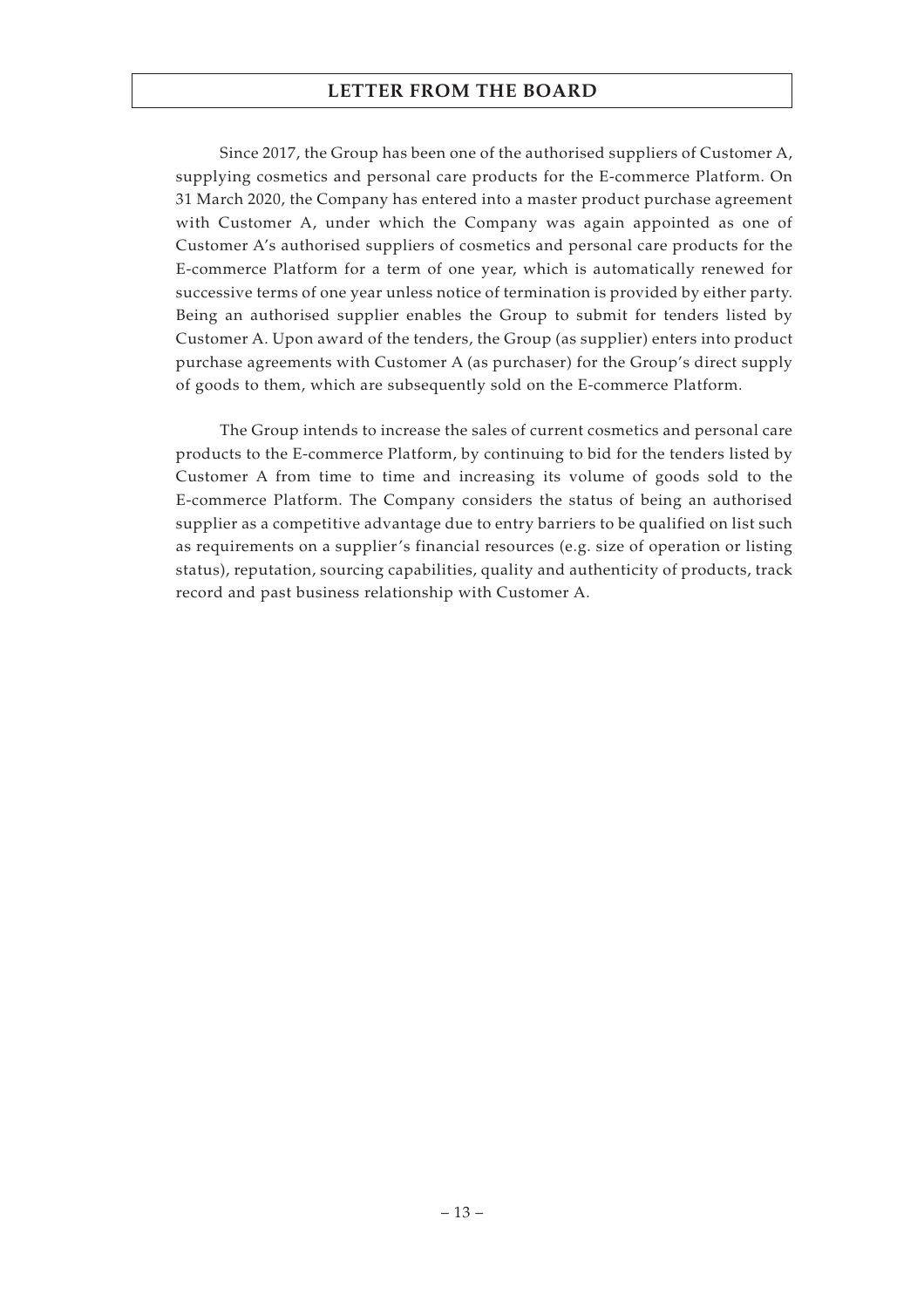Since 2017, the Group has been one of the authorised suppliers of Customer A, supplying cosmetics and personal care products for the E-commerce Platform. On 31 March 2020, the Company has entered into a master product purchase agreement with Customer A, under which the Company was again appointed as one of Customer A's authorised suppliers of cosmetics and personal care products for the E-commerce Platform for a term of one year, which is automatically renewed for successive terms of one year unless notice of termination is provided by either party. Being an authorised supplier enables the Group to submit for tenders listed by Customer A. Upon award of the tenders, the Group (as supplier) enters into product purchase agreements with Customer A (as purchaser) for the Group's direct supply of goods to them, which are subsequently sold on the E-commerce Platform.

The Group intends to increase the sales of current cosmetics and personal care products to the E-commerce Platform, by continuing to bid for the tenders listed by Customer A from time to time and increasing its volume of goods sold to the E-commerce Platform. The Company considers the status of being an authorised supplier as a competitive advantage due to entry barriers to be qualified on list such as requirements on a supplier's financial resources (e.g. size of operation or listing status), reputation, sourcing capabilities, quality and authenticity of products, track record and past business relationship with Customer A.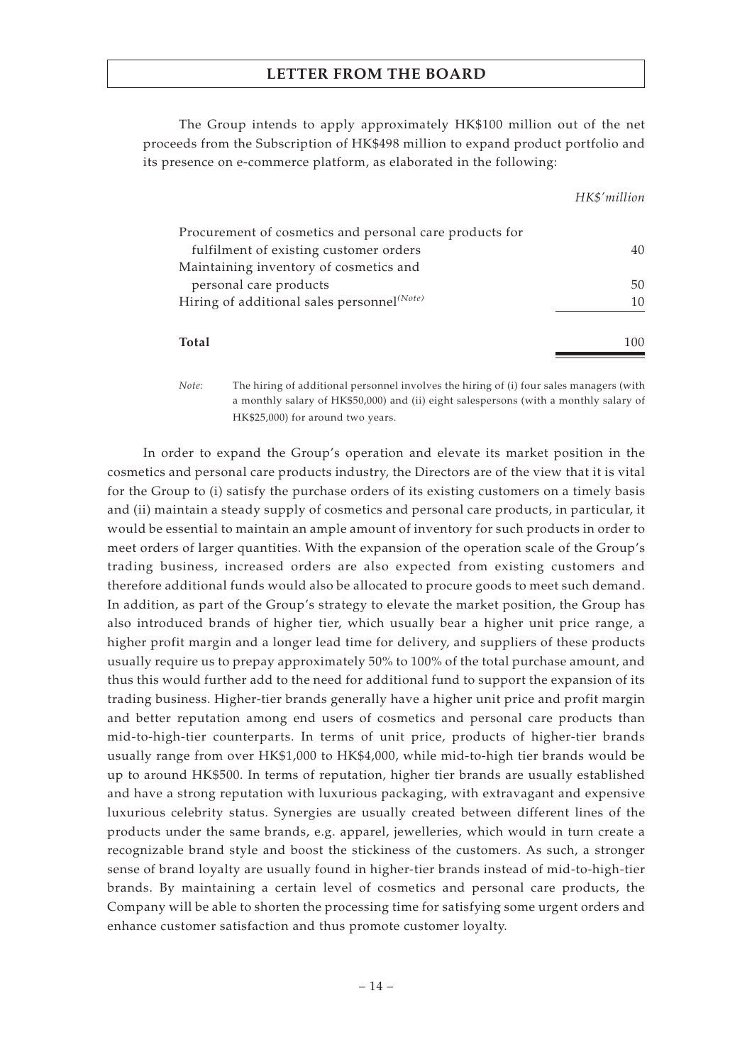The Group intends to apply approximately HK$100 million out of the net proceeds from the Subscription of HK$498 million to expand product portfolio and its presence on e-commerce platform, as elaborated in the following:

| | *HK$'million* |
|---|---|
| Procurement of cosmetics and personal care products for fulfilment of existing customer orders | 40 |
| Maintaining inventory of cosmetics and personal care products | 50 |
| Hiring of additional sales personnel*(Note)* | 10 |
| **Total** | 100 |

*Note:* The hiring of additional personnel involves the hiring of (i) four sales managers (with a monthly salary of HK$50,000) and (ii) eight salespersons (with a monthly salary of HK$25,000) for around two years.

In order to expand the Group's operation and elevate its market position in the cosmetics and personal care products industry, the Directors are of the view that it is vital for the Group to (i) satisfy the purchase orders of its existing customers on a timely basis and (ii) maintain a steady supply of cosmetics and personal care products, in particular, it would be essential to maintain an ample amount of inventory for such products in order to meet orders of larger quantities. With the expansion of the operation scale of the Group's trading business, increased orders are also expected from existing customers and therefore additional funds would also be allocated to procure goods to meet such demand. In addition, as part of the Group's strategy to elevate the market position, the Group has also introduced brands of higher tier, which usually bear a higher unit price range, a higher profit margin and a longer lead time for delivery, and suppliers of these products usually require us to prepay approximately 50% to 100% of the total purchase amount, and thus this would further add to the need for additional fund to support the expansion of its trading business. Higher-tier brands generally have a higher unit price and profit margin and better reputation among end users of cosmetics and personal care products than mid-to-high-tier counterparts. In terms of unit price, products of higher-tier brands usually range from over HK$1,000 to HK$4,000, while mid-to-high tier brands would be up to around HK$500. In terms of reputation, higher tier brands are usually established and have a strong reputation with luxurious packaging, with extravagant and expensive luxurious celebrity status. Synergies are usually created between different lines of the products under the same brands, e.g. apparel, jewelleries, which would in turn create a recognizable brand style and boost the stickiness of the customers. As such, a stronger sense of brand loyalty are usually found in higher-tier brands instead of mid-to-high-tier brands. By maintaining a certain level of cosmetics and personal care products, the Company will be able to shorten the processing time for satisfying some urgent orders and enhance customer satisfaction and thus promote customer loyalty.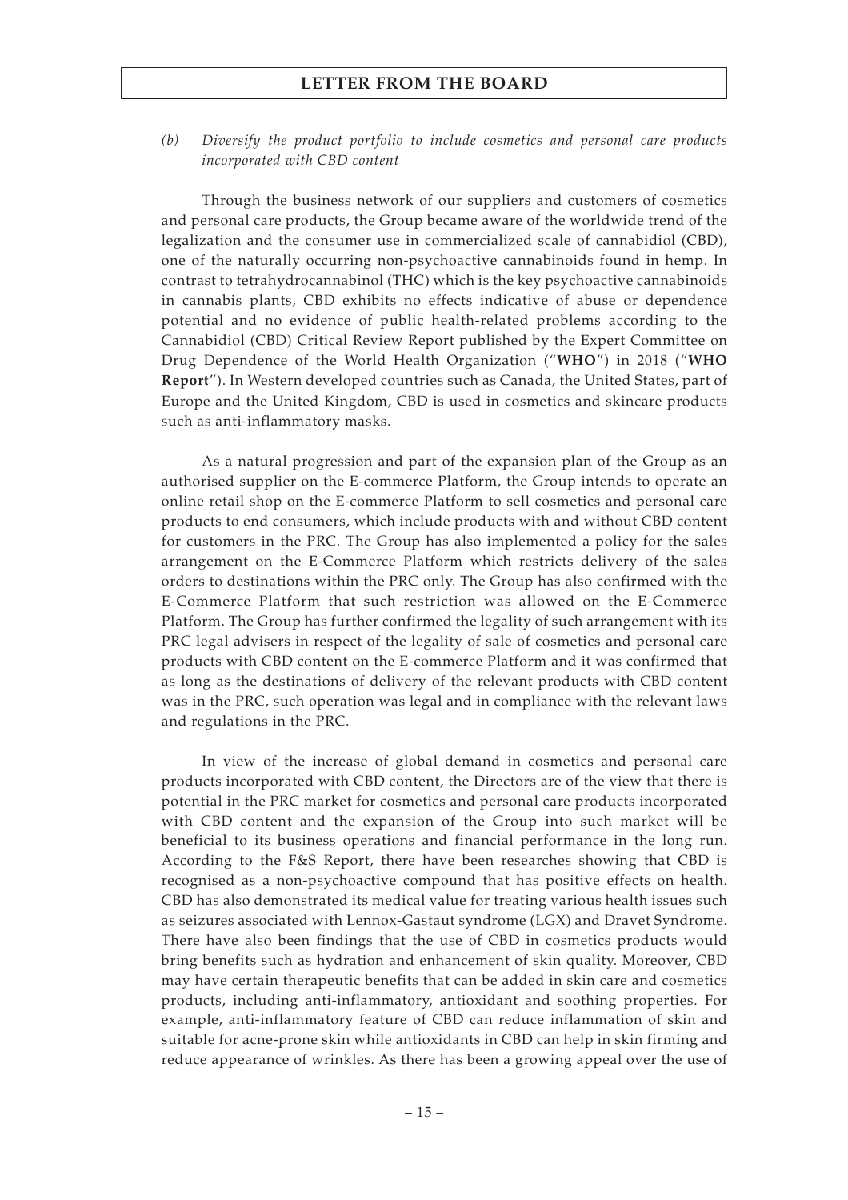*(b) Diversify the product portfolio to include cosmetics and personal care products incorporated with CBD content*

Through the business network of our suppliers and customers of cosmetics and personal care products, the Group became aware of the worldwide trend of the legalization and the consumer use in commercialized scale of cannabidiol (CBD), one of the naturally occurring non-psychoactive cannabinoids found in hemp. In contrast to tetrahydrocannabinol (THC) which is the key psychoactive cannabinoids in cannabis plants, CBD exhibits no effects indicative of abuse or dependence potential and no evidence of public health-related problems according to the Cannabidiol (CBD) Critical Review Report published by the Expert Committee on Drug Dependence of the World Health Organization ("**WHO**") in 2018 ("**WHO Report**"). In Western developed countries such as Canada, the United States, part of Europe and the United Kingdom, CBD is used in cosmetics and skincare products such as anti-inflammatory masks.

As a natural progression and part of the expansion plan of the Group as an authorised supplier on the E-commerce Platform, the Group intends to operate an online retail shop on the E-commerce Platform to sell cosmetics and personal care products to end consumers, which include products with and without CBD content for customers in the PRC. The Group has also implemented a policy for the sales arrangement on the E-Commerce Platform which restricts delivery of the sales orders to destinations within the PRC only. The Group has also confirmed with the E-Commerce Platform that such restriction was allowed on the E-Commerce Platform. The Group has further confirmed the legality of such arrangement with its PRC legal advisers in respect of the legality of sale of cosmetics and personal care products with CBD content on the E-commerce Platform and it was confirmed that as long as the destinations of delivery of the relevant products with CBD content was in the PRC, such operation was legal and in compliance with the relevant laws and regulations in the PRC.

In view of the increase of global demand in cosmetics and personal care products incorporated with CBD content, the Directors are of the view that there is potential in the PRC market for cosmetics and personal care products incorporated with CBD content and the expansion of the Group into such market will be beneficial to its business operations and financial performance in the long run. According to the F&S Report, there have been researches showing that CBD is recognised as a non-psychoactive compound that has positive effects on health. CBD has also demonstrated its medical value for treating various health issues such as seizures associated with Lennox-Gastaut syndrome (LGX) and Dravet Syndrome. There have also been findings that the use of CBD in cosmetics products would bring benefits such as hydration and enhancement of skin quality. Moreover, CBD may have certain therapeutic benefits that can be added in skin care and cosmetics products, including anti-inflammatory, antioxidant and soothing properties. For example, anti-inflammatory feature of CBD can reduce inflammation of skin and suitable for acne-prone skin while antioxidants in CBD can help in skin firming and reduce appearance of wrinkles. As there has been a growing appeal over the use of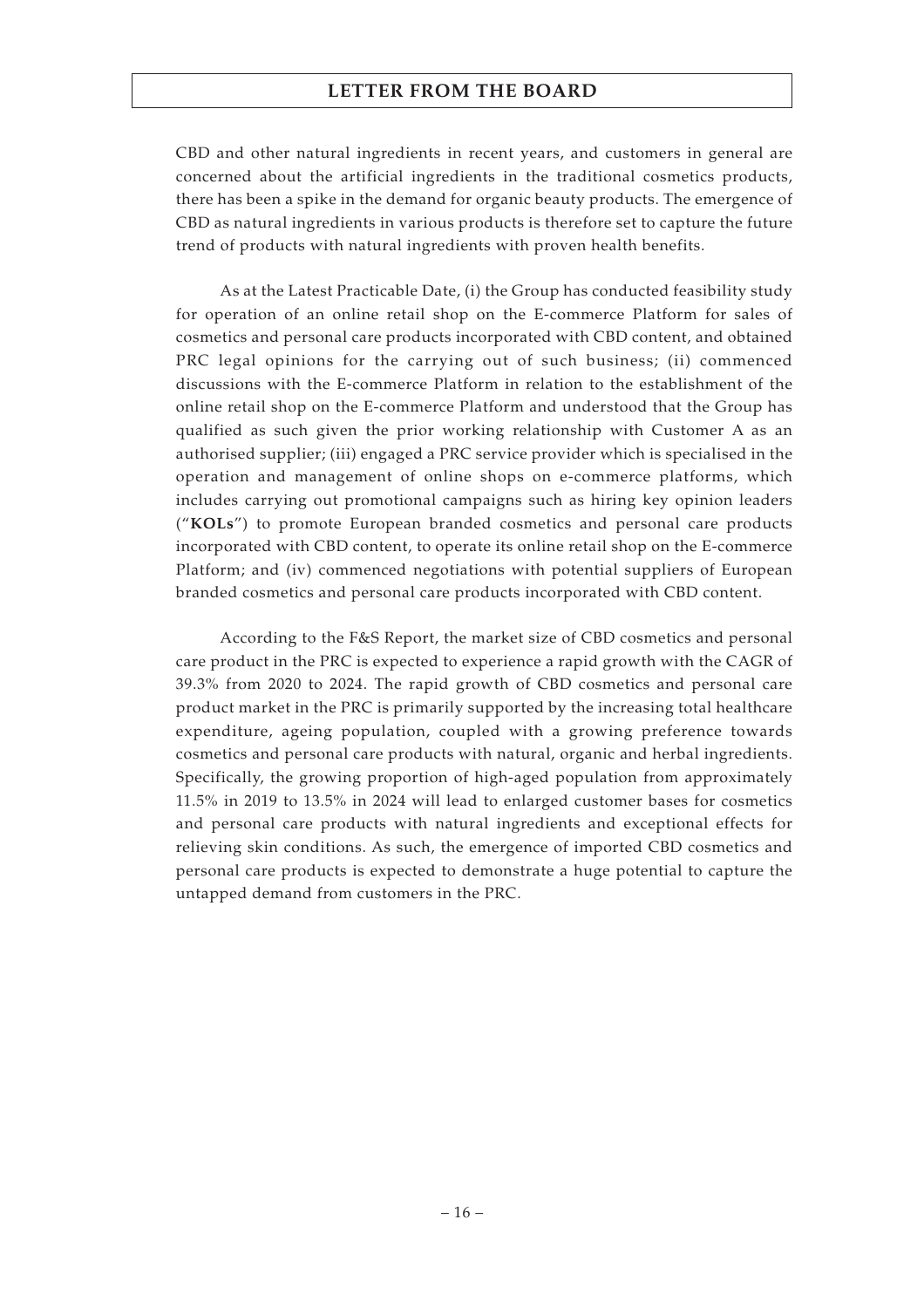CBD and other natural ingredients in recent years, and customers in general are concerned about the artificial ingredients in the traditional cosmetics products, there has been a spike in the demand for organic beauty products. The emergence of CBD as natural ingredients in various products is therefore set to capture the future trend of products with natural ingredients with proven health benefits.

As at the Latest Practicable Date, (i) the Group has conducted feasibility study for operation of an online retail shop on the E-commerce Platform for sales of cosmetics and personal care products incorporated with CBD content, and obtained PRC legal opinions for the carrying out of such business; (ii) commenced discussions with the E-commerce Platform in relation to the establishment of the online retail shop on the E-commerce Platform and understood that the Group has qualified as such given the prior working relationship with Customer A as an authorised supplier; (iii) engaged a PRC service provider which is specialised in the operation and management of online shops on e-commerce platforms, which includes carrying out promotional campaigns such as hiring key opinion leaders ("**KOLs**") to promote European branded cosmetics and personal care products incorporated with CBD content, to operate its online retail shop on the E-commerce Platform; and (iv) commenced negotiations with potential suppliers of European branded cosmetics and personal care products incorporated with CBD content.

According to the F&S Report, the market size of CBD cosmetics and personal care product in the PRC is expected to experience a rapid growth with the CAGR of 39.3% from 2020 to 2024. The rapid growth of CBD cosmetics and personal care product market in the PRC is primarily supported by the increasing total healthcare expenditure, ageing population, coupled with a growing preference towards cosmetics and personal care products with natural, organic and herbal ingredients. Specifically, the growing proportion of high-aged population from approximately 11.5% in 2019 to 13.5% in 2024 will lead to enlarged customer bases for cosmetics and personal care products with natural ingredients and exceptional effects for relieving skin conditions. As such, the emergence of imported CBD cosmetics and personal care products is expected to demonstrate a huge potential to capture the untapped demand from customers in the PRC.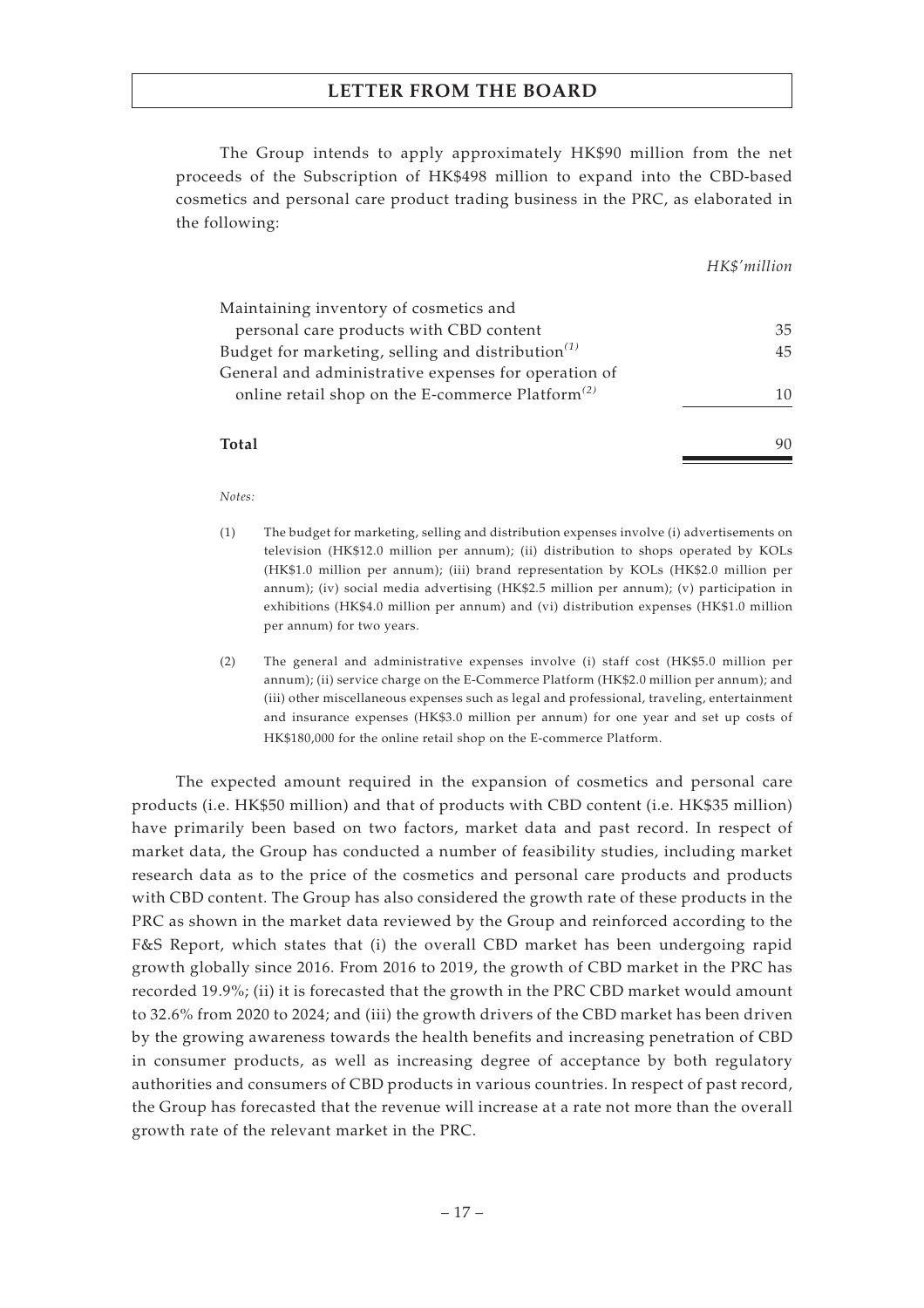The Group intends to apply approximately HK$90 million from the net proceeds of the Subscription of HK$498 million to expand into the CBD-based cosmetics and personal care product trading business in the PRC, as elaborated in the following:

| | *HK$'million* |
|---|---|
| Maintaining inventory of cosmetics and personal care products with CBD content | 35 |
| Budget for marketing, selling and distribution[(1)] | 45 |
| General and administrative expenses for operation of online retail shop on the E-commerce Platform[(2)] | 10 |
| **Total** | 90 |

*Notes:*

(1) The budget for marketing, selling and distribution expenses involve (i) advertisements on television (HK$12.0 million per annum); (ii) distribution to shops operated by KOLs (HK$1.0 million per annum); (iii) brand representation by KOLs (HK$2.0 million per annum); (iv) social media advertising (HK$2.5 million per annum); (v) participation in exhibitions (HK$4.0 million per annum) and (vi) distribution expenses (HK$1.0 million per annum) for two years.

(2) The general and administrative expenses involve (i) staff cost (HK$5.0 million per annum); (ii) service charge on the E-Commerce Platform (HK$2.0 million per annum); and (iii) other miscellaneous expenses such as legal and professional, traveling, entertainment and insurance expenses (HK$3.0 million per annum) for one year and set up costs of HK$180,000 for the online retail shop on the E-commerce Platform.

The expected amount required in the expansion of cosmetics and personal care products (i.e. HK$50 million) and that of products with CBD content (i.e. HK$35 million) have primarily been based on two factors, market data and past record. In respect of market data, the Group has conducted a number of feasibility studies, including market research data as to the price of the cosmetics and personal care products and products with CBD content. The Group has also considered the growth rate of these products in the PRC as shown in the market data reviewed by the Group and reinforced according to the F&S Report, which states that (i) the overall CBD market has been undergoing rapid growth globally since 2016. From 2016 to 2019, the growth of CBD market in the PRC has recorded 19.9%; (ii) it is forecasted that the growth in the PRC CBD market would amount to 32.6% from 2020 to 2024; and (iii) the growth drivers of the CBD market has been driven by the growing awareness towards the health benefits and increasing penetration of CBD in consumer products, as well as increasing degree of acceptance by both regulatory authorities and consumers of CBD products in various countries. In respect of past record, the Group has forecasted that the revenue will increase at a rate not more than the overall growth rate of the relevant market in the PRC.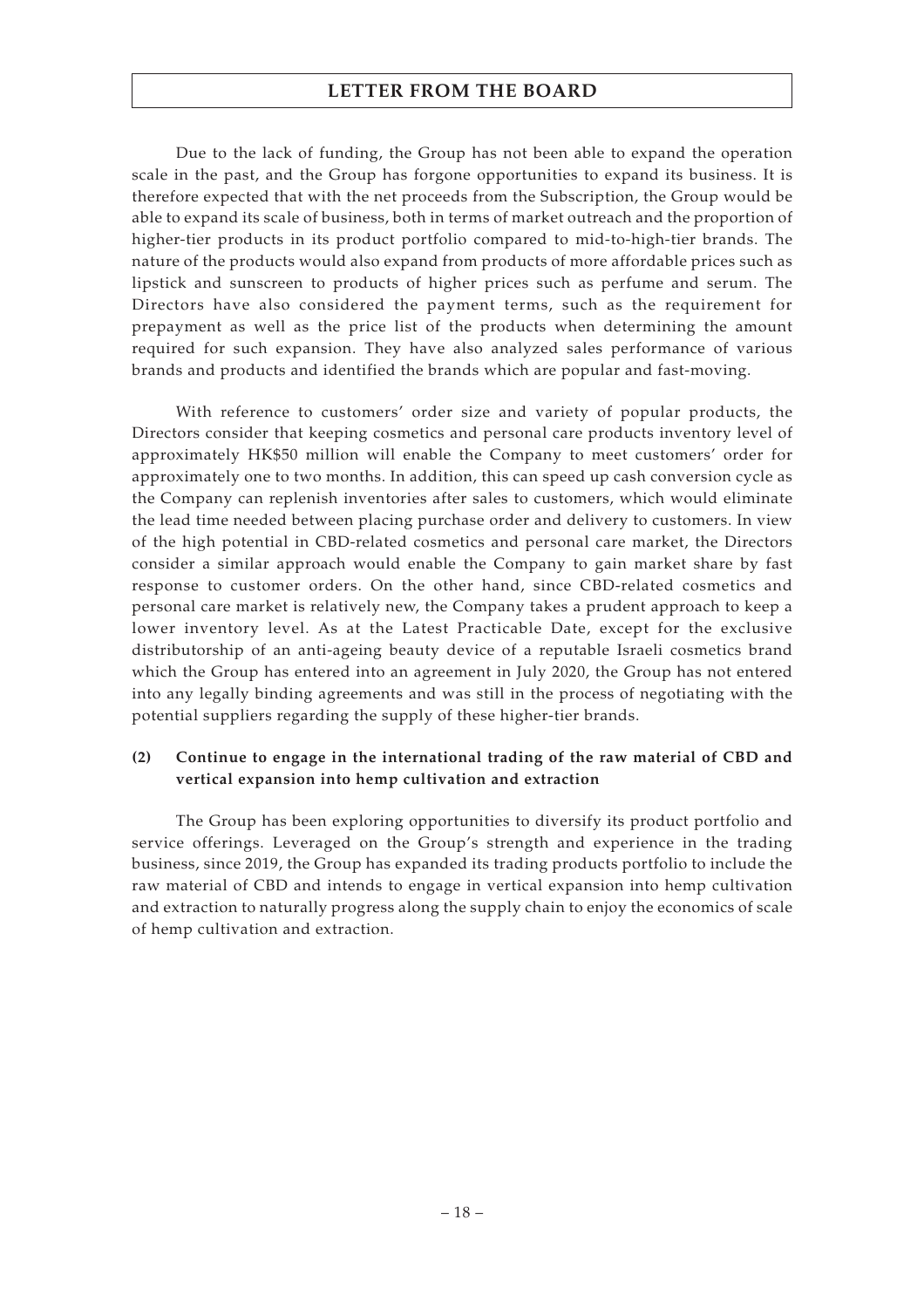Due to the lack of funding, the Group has not been able to expand the operation scale in the past, and the Group has forgone opportunities to expand its business. It is therefore expected that with the net proceeds from the Subscription, the Group would be able to expand its scale of business, both in terms of market outreach and the proportion of higher-tier products in its product portfolio compared to mid-to-high-tier brands. The nature of the products would also expand from products of more affordable prices such as lipstick and sunscreen to products of higher prices such as perfume and serum. The Directors have also considered the payment terms, such as the requirement for prepayment as well as the price list of the products when determining the amount required for such expansion. They have also analyzed sales performance of various brands and products and identified the brands which are popular and fast-moving.

With reference to customers' order size and variety of popular products, the Directors consider that keeping cosmetics and personal care products inventory level of approximately HK$50 million will enable the Company to meet customers' order for approximately one to two months. In addition, this can speed up cash conversion cycle as the Company can replenish inventories after sales to customers, which would eliminate the lead time needed between placing purchase order and delivery to customers. In view of the high potential in CBD-related cosmetics and personal care market, the Directors consider a similar approach would enable the Company to gain market share by fast response to customer orders. On the other hand, since CBD-related cosmetics and personal care market is relatively new, the Company takes a prudent approach to keep a lower inventory level. As at the Latest Practicable Date, except for the exclusive distributorship of an anti-ageing beauty device of a reputable Israeli cosmetics brand which the Group has entered into an agreement in July 2020, the Group has not entered into any legally binding agreements and was still in the process of negotiating with the potential suppliers regarding the supply of these higher-tier brands.

**(2) Continue to engage in the international trading of the raw material of CBD and vertical expansion into hemp cultivation and extraction**

The Group has been exploring opportunities to diversify its product portfolio and service offerings. Leveraged on the Group's strength and experience in the trading business, since 2019, the Group has expanded its trading products portfolio to include the raw material of CBD and intends to engage in vertical expansion into hemp cultivation and extraction to naturally progress along the supply chain to enjoy the economics of scale of hemp cultivation and extraction.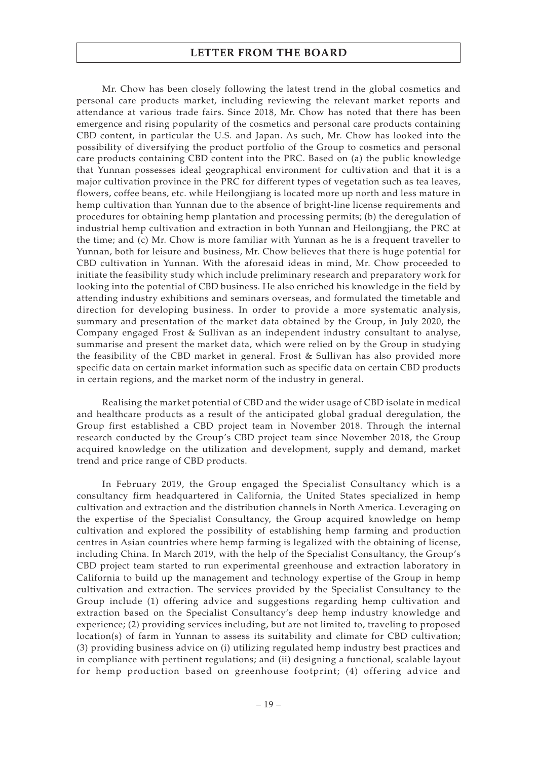Mr. Chow has been closely following the latest trend in the global cosmetics and personal care products market, including reviewing the relevant market reports and attendance at various trade fairs. Since 2018, Mr. Chow has noted that there has been emergence and rising popularity of the cosmetics and personal care products containing CBD content, in particular the U.S. and Japan. As such, Mr. Chow has looked into the possibility of diversifying the product portfolio of the Group to cosmetics and personal care products containing CBD content into the PRC. Based on (a) the public knowledge that Yunnan possesses ideal geographical environment for cultivation and that it is a major cultivation province in the PRC for different types of vegetation such as tea leaves, flowers, coffee beans, etc. while Heilongjiang is located more up north and less mature in hemp cultivation than Yunnan due to the absence of bright-line license requirements and procedures for obtaining hemp plantation and processing permits; (b) the deregulation of industrial hemp cultivation and extraction in both Yunnan and Heilongjiang, the PRC at the time; and (c) Mr. Chow is more familiar with Yunnan as he is a frequent traveller to Yunnan, both for leisure and business, Mr. Chow believes that there is huge potential for CBD cultivation in Yunnan. With the aforesaid ideas in mind, Mr. Chow proceeded to initiate the feasibility study which include preliminary research and preparatory work for looking into the potential of CBD business. He also enriched his knowledge in the field by attending industry exhibitions and seminars overseas, and formulated the timetable and direction for developing business. In order to provide a more systematic analysis, summary and presentation of the market data obtained by the Group, in July 2020, the Company engaged Frost & Sullivan as an independent industry consultant to analyse, summarise and present the market data, which were relied on by the Group in studying the feasibility of the CBD market in general. Frost & Sullivan has also provided more specific data on certain market information such as specific data on certain CBD products in certain regions, and the market norm of the industry in general.

Realising the market potential of CBD and the wider usage of CBD isolate in medical and healthcare products as a result of the anticipated global gradual deregulation, the Group first established a CBD project team in November 2018. Through the internal research conducted by the Group's CBD project team since November 2018, the Group acquired knowledge on the utilization and development, supply and demand, market trend and price range of CBD products.

In February 2019, the Group engaged the Specialist Consultancy which is a consultancy firm headquartered in California, the United States specialized in hemp cultivation and extraction and the distribution channels in North America. Leveraging on the expertise of the Specialist Consultancy, the Group acquired knowledge on hemp cultivation and explored the possibility of establishing hemp farming and production centres in Asian countries where hemp farming is legalized with the obtaining of license, including China. In March 2019, with the help of the Specialist Consultancy, the Group's CBD project team started to run experimental greenhouse and extraction laboratory in California to build up the management and technology expertise of the Group in hemp cultivation and extraction. The services provided by the Specialist Consultancy to the Group include (1) offering advice and suggestions regarding hemp cultivation and extraction based on the Specialist Consultancy's deep hemp industry knowledge and experience; (2) providing services including, but are not limited to, traveling to proposed location(s) of farm in Yunnan to assess its suitability and climate for CBD cultivation; (3) providing business advice on (i) utilizing regulated hemp industry best practices and in compliance with pertinent regulations; and (ii) designing a functional, scalable layout for hemp production based on greenhouse footprint; (4) offering advice and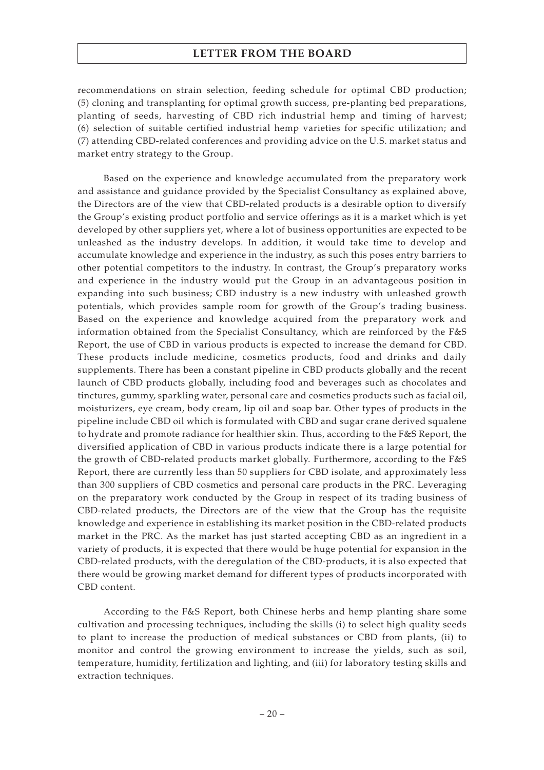recommendations on strain selection, feeding schedule for optimal CBD production; (5) cloning and transplanting for optimal growth success, pre-planting bed preparations, planting of seeds, harvesting of CBD rich industrial hemp and timing of harvest; (6) selection of suitable certified industrial hemp varieties for specific utilization; and (7) attending CBD-related conferences and providing advice on the U.S. market status and market entry strategy to the Group.

Based on the experience and knowledge accumulated from the preparatory work and assistance and guidance provided by the Specialist Consultancy as explained above, the Directors are of the view that CBD-related products is a desirable option to diversify the Group's existing product portfolio and service offerings as it is a market which is yet developed by other suppliers yet, where a lot of business opportunities are expected to be unleashed as the industry develops. In addition, it would take time to develop and accumulate knowledge and experience in the industry, as such this poses entry barriers to other potential competitors to the industry. In contrast, the Group's preparatory works and experience in the industry would put the Group in an advantageous position in expanding into such business; CBD industry is a new industry with unleashed growth potentials, which provides sample room for growth of the Group's trading business. Based on the experience and knowledge acquired from the preparatory work and information obtained from the Specialist Consultancy, which are reinforced by the F&S Report, the use of CBD in various products is expected to increase the demand for CBD. These products include medicine, cosmetics products, food and drinks and daily supplements. There has been a constant pipeline in CBD products globally and the recent launch of CBD products globally, including food and beverages such as chocolates and tinctures, gummy, sparkling water, personal care and cosmetics products such as facial oil, moisturizers, eye cream, body cream, lip oil and soap bar. Other types of products in the pipeline include CBD oil which is formulated with CBD and sugar crane derived squalene to hydrate and promote radiance for healthier skin. Thus, according to the F&S Report, the diversified application of CBD in various products indicate there is a large potential for the growth of CBD-related products market globally. Furthermore, according to the F&S Report, there are currently less than 50 suppliers for CBD isolate, and approximately less than 300 suppliers of CBD cosmetics and personal care products in the PRC. Leveraging on the preparatory work conducted by the Group in respect of its trading business of CBD-related products, the Directors are of the view that the Group has the requisite knowledge and experience in establishing its market position in the CBD-related products market in the PRC. As the market has just started accepting CBD as an ingredient in a variety of products, it is expected that there would be huge potential for expansion in the CBD-related products, with the deregulation of the CBD-products, it is also expected that there would be growing market demand for different types of products incorporated with CBD content.

According to the F&S Report, both Chinese herbs and hemp planting share some cultivation and processing techniques, including the skills (i) to select high quality seeds to plant to increase the production of medical substances or CBD from plants, (ii) to monitor and control the growing environment to increase the yields, such as soil, temperature, humidity, fertilization and lighting, and (iii) for laboratory testing skills and extraction techniques.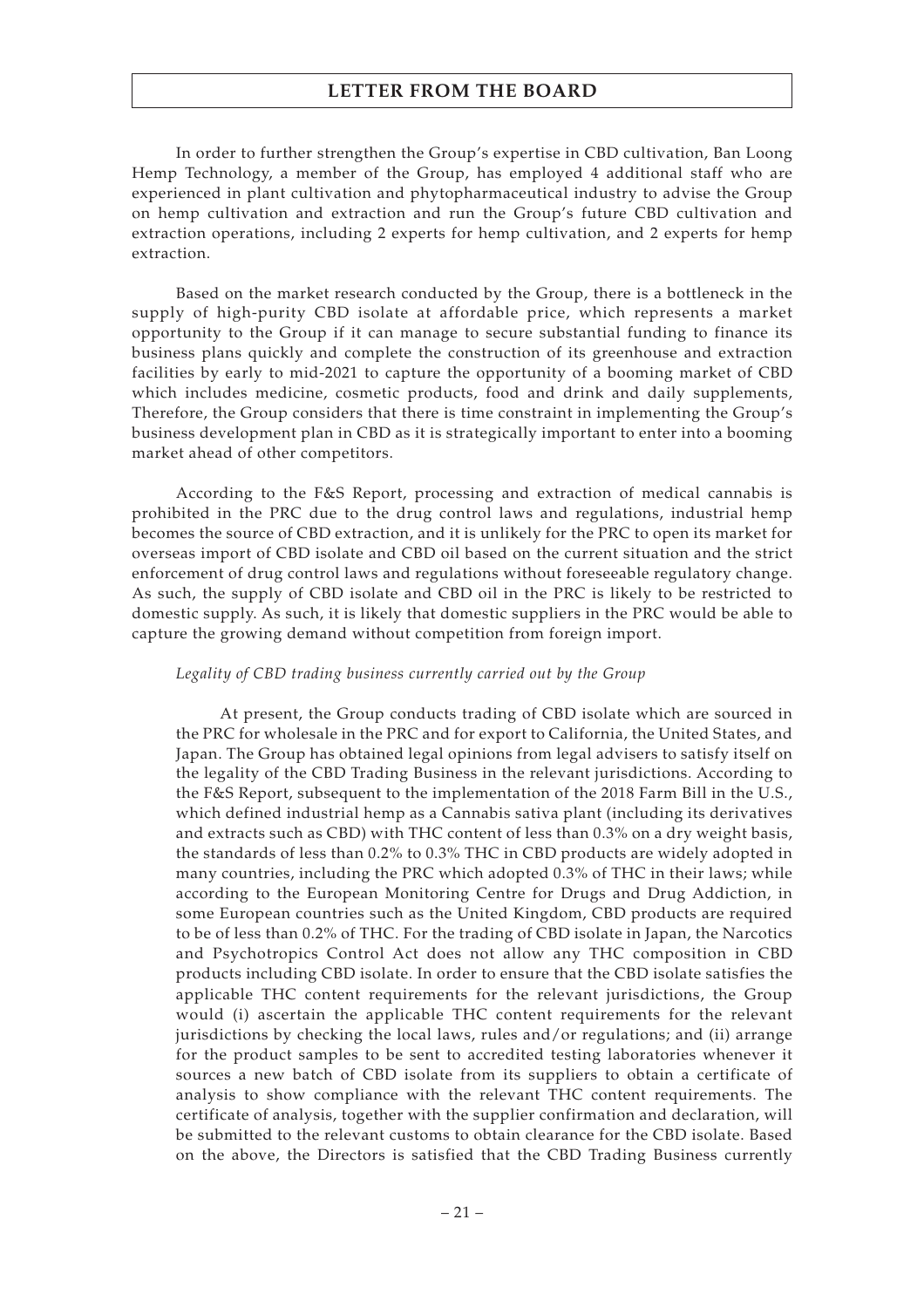In order to further strengthen the Group's expertise in CBD cultivation, Ban Loong Hemp Technology, a member of the Group, has employed 4 additional staff who are experienced in plant cultivation and phytopharmaceutical industry to advise the Group on hemp cultivation and extraction and run the Group's future CBD cultivation and extraction operations, including 2 experts for hemp cultivation, and 2 experts for hemp extraction.

Based on the market research conducted by the Group, there is a bottleneck in the supply of high-purity CBD isolate at affordable price, which represents a market opportunity to the Group if it can manage to secure substantial funding to finance its business plans quickly and complete the construction of its greenhouse and extraction facilities by early to mid-2021 to capture the opportunity of a booming market of CBD which includes medicine, cosmetic products, food and drink and daily supplements, Therefore, the Group considers that there is time constraint in implementing the Group's business development plan in CBD as it is strategically important to enter into a booming market ahead of other competitors.

According to the F&S Report, processing and extraction of medical cannabis is prohibited in the PRC due to the drug control laws and regulations, industrial hemp becomes the source of CBD extraction, and it is unlikely for the PRC to open its market for overseas import of CBD isolate and CBD oil based on the current situation and the strict enforcement of drug control laws and regulations without foreseeable regulatory change. As such, the supply of CBD isolate and CBD oil in the PRC is likely to be restricted to domestic supply. As such, it is likely that domestic suppliers in the PRC would be able to capture the growing demand without competition from foreign import.

*Legality of CBD trading business currently carried out by the Group*

At present, the Group conducts trading of CBD isolate which are sourced in the PRC for wholesale in the PRC and for export to California, the United States, and Japan. The Group has obtained legal opinions from legal advisers to satisfy itself on the legality of the CBD Trading Business in the relevant jurisdictions. According to the F&S Report, subsequent to the implementation of the 2018 Farm Bill in the U.S., which defined industrial hemp as a Cannabis sativa plant (including its derivatives and extracts such as CBD) with THC content of less than 0.3% on a dry weight basis, the standards of less than 0.2% to 0.3% THC in CBD products are widely adopted in many countries, including the PRC which adopted 0.3% of THC in their laws; while according to the European Monitoring Centre for Drugs and Drug Addiction, in some European countries such as the United Kingdom, CBD products are required to be of less than 0.2% of THC. For the trading of CBD isolate in Japan, the Narcotics and Psychotropics Control Act does not allow any THC composition in CBD products including CBD isolate. In order to ensure that the CBD isolate satisfies the applicable THC content requirements for the relevant jurisdictions, the Group would (i) ascertain the applicable THC content requirements for the relevant jurisdictions by checking the local laws, rules and/or regulations; and (ii) arrange for the product samples to be sent to accredited testing laboratories whenever it sources a new batch of CBD isolate from its suppliers to obtain a certificate of analysis to show compliance with the relevant THC content requirements. The certificate of analysis, together with the supplier confirmation and declaration, will be submitted to the relevant customs to obtain clearance for the CBD isolate. Based on the above, the Directors is satisfied that the CBD Trading Business currently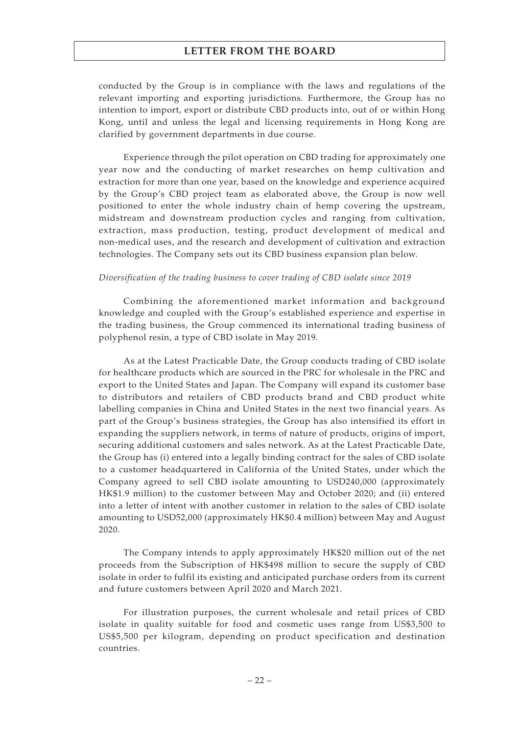conducted by the Group is in compliance with the laws and regulations of the relevant importing and exporting jurisdictions. Furthermore, the Group has no intention to import, export or distribute CBD products into, out of or within Hong Kong, until and unless the legal and licensing requirements in Hong Kong are clarified by government departments in due course.

Experience through the pilot operation on CBD trading for approximately one year now and the conducting of market researches on hemp cultivation and extraction for more than one year, based on the knowledge and experience acquired by the Group's CBD project team as elaborated above, the Group is now well positioned to enter the whole industry chain of hemp covering the upstream, midstream and downstream production cycles and ranging from cultivation, extraction, mass production, testing, product development of medical and non-medical uses, and the research and development of cultivation and extraction technologies. The Company sets out its CBD business expansion plan below.

*Diversification of the trading business to cover trading of CBD isolate since 2019*

Combining the aforementioned market information and background knowledge and coupled with the Group's established experience and expertise in the trading business, the Group commenced its international trading business of polyphenol resin, a type of CBD isolate in May 2019.

As at the Latest Practicable Date, the Group conducts trading of CBD isolate for healthcare products which are sourced in the PRC for wholesale in the PRC and export to the United States and Japan. The Company will expand its customer base to distributors and retailers of CBD products brand and CBD product white labelling companies in China and United States in the next two financial years. As part of the Group's business strategies, the Group has also intensified its effort in expanding the suppliers network, in terms of nature of products, origins of import, securing additional customers and sales network. As at the Latest Practicable Date, the Group has (i) entered into a legally binding contract for the sales of CBD isolate to a customer headquartered in California of the United States, under which the Company agreed to sell CBD isolate amounting to USD240,000 (approximately HK$1.9 million) to the customer between May and October 2020; and (ii) entered into a letter of intent with another customer in relation to the sales of CBD isolate amounting to USD52,000 (approximately HK$0.4 million) between May and August 2020.

The Company intends to apply approximately HK$20 million out of the net proceeds from the Subscription of HK$498 million to secure the supply of CBD isolate in order to fulfil its existing and anticipated purchase orders from its current and future customers between April 2020 and March 2021.

For illustration purposes, the current wholesale and retail prices of CBD isolate in quality suitable for food and cosmetic uses range from US$3,500 to US$5,500 per kilogram, depending on product specification and destination countries.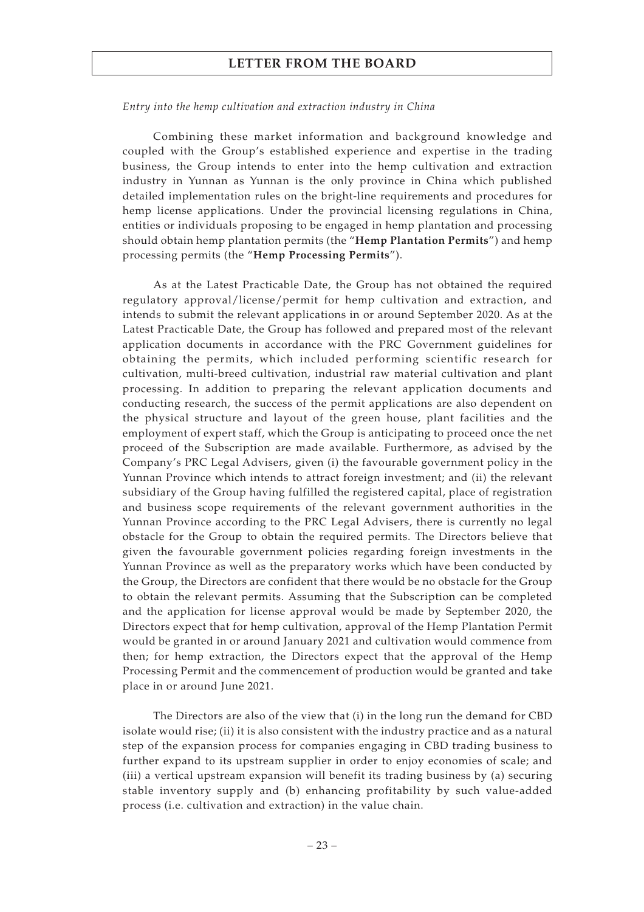*Entry into the hemp cultivation and extraction industry in China*

Combining these market information and background knowledge and coupled with the Group's established experience and expertise in the trading business, the Group intends to enter into the hemp cultivation and extraction industry in Yunnan as Yunnan is the only province in China which published detailed implementation rules on the bright-line requirements and procedures for hemp license applications. Under the provincial licensing regulations in China, entities or individuals proposing to be engaged in hemp plantation and processing should obtain hemp plantation permits (the "**Hemp Plantation Permits**") and hemp processing permits (the "**Hemp Processing Permits**").

As at the Latest Practicable Date, the Group has not obtained the required regulatory approval/license/permit for hemp cultivation and extraction, and intends to submit the relevant applications in or around September 2020. As at the Latest Practicable Date, the Group has followed and prepared most of the relevant application documents in accordance with the PRC Government guidelines for obtaining the permits, which included performing scientific research for cultivation, multi-breed cultivation, industrial raw material cultivation and plant processing. In addition to preparing the relevant application documents and conducting research, the success of the permit applications are also dependent on the physical structure and layout of the green house, plant facilities and the employment of expert staff, which the Group is anticipating to proceed once the net proceed of the Subscription are made available. Furthermore, as advised by the Company's PRC Legal Advisers, given (i) the favourable government policy in the Yunnan Province which intends to attract foreign investment; and (ii) the relevant subsidiary of the Group having fulfilled the registered capital, place of registration and business scope requirements of the relevant government authorities in the Yunnan Province according to the PRC Legal Advisers, there is currently no legal obstacle for the Group to obtain the required permits. The Directors believe that given the favourable government policies regarding foreign investments in the Yunnan Province as well as the preparatory works which have been conducted by the Group, the Directors are confident that there would be no obstacle for the Group to obtain the relevant permits. Assuming that the Subscription can be completed and the application for license approval would be made by September 2020, the Directors expect that for hemp cultivation, approval of the Hemp Plantation Permit would be granted in or around January 2021 and cultivation would commence from then; for hemp extraction, the Directors expect that the approval of the Hemp Processing Permit and the commencement of production would be granted and take place in or around June 2021.

The Directors are also of the view that (i) in the long run the demand for CBD isolate would rise; (ii) it is also consistent with the industry practice and as a natural step of the expansion process for companies engaging in CBD trading business to further expand to its upstream supplier in order to enjoy economies of scale; and (iii) a vertical upstream expansion will benefit its trading business by (a) securing stable inventory supply and (b) enhancing profitability by such value-added process (i.e. cultivation and extraction) in the value chain.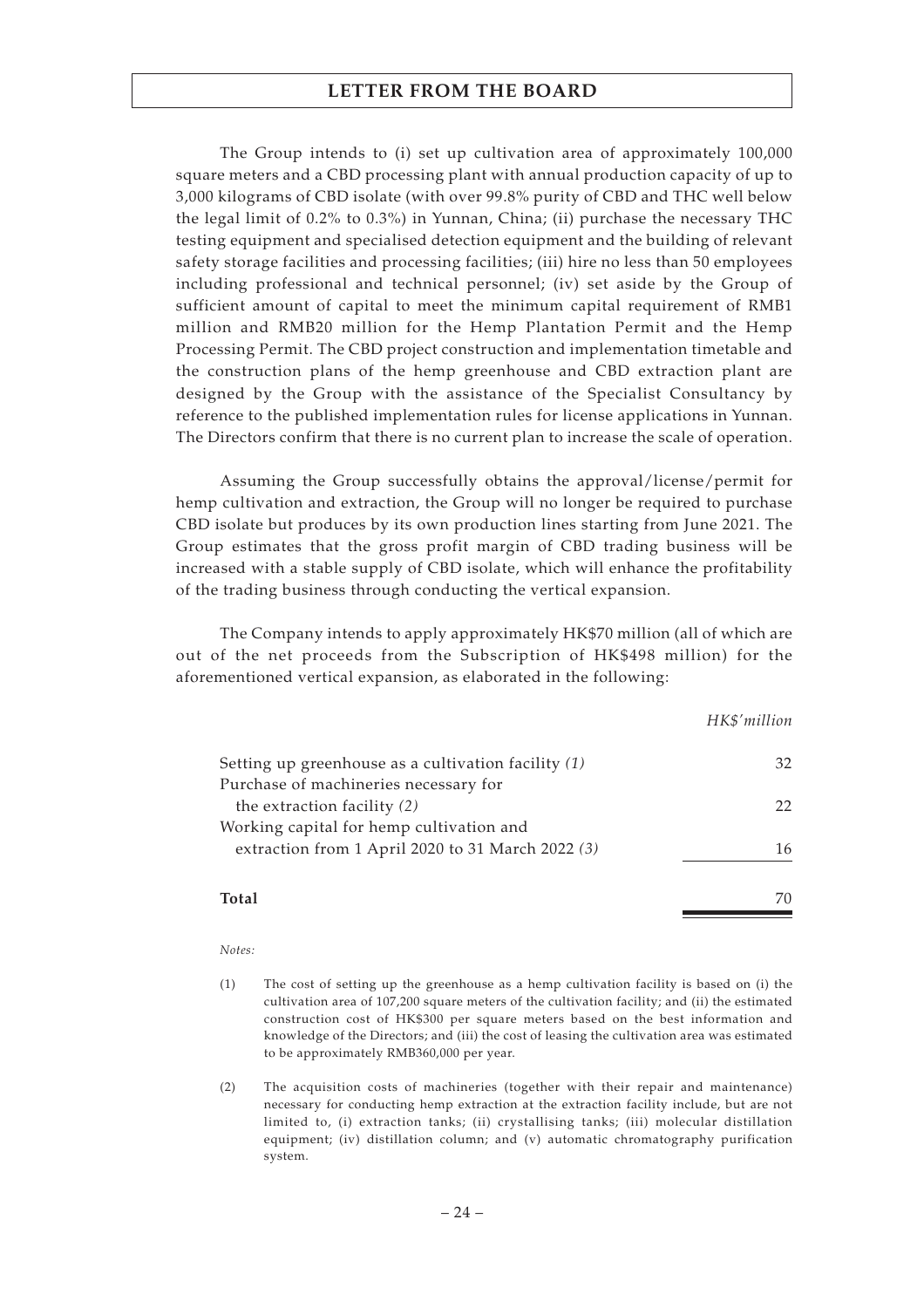The Group intends to (i) set up cultivation area of approximately 100,000 square meters and a CBD processing plant with annual production capacity of up to 3,000 kilograms of CBD isolate (with over 99.8% purity of CBD and THC well below the legal limit of 0.2% to 0.3%) in Yunnan, China; (ii) purchase the necessary THC testing equipment and specialised detection equipment and the building of relevant safety storage facilities and processing facilities; (iii) hire no less than 50 employees including professional and technical personnel; (iv) set aside by the Group of sufficient amount of capital to meet the minimum capital requirement of RMB1 million and RMB20 million for the Hemp Plantation Permit and the Hemp Processing Permit. The CBD project construction and implementation timetable and the construction plans of the hemp greenhouse and CBD extraction plant are designed by the Group with the assistance of the Specialist Consultancy by reference to the published implementation rules for license applications in Yunnan. The Directors confirm that there is no current plan to increase the scale of operation.

Assuming the Group successfully obtains the approval/license/permit for hemp cultivation and extraction, the Group will no longer be required to purchase CBD isolate but produces by its own production lines starting from June 2021. The Group estimates that the gross profit margin of CBD trading business will be increased with a stable supply of CBD isolate, which will enhance the profitability of the trading business through conducting the vertical expansion.

The Company intends to apply approximately HK$70 million (all of which are out of the net proceeds from the Subscription of HK$498 million) for the aforementioned vertical expansion, as elaborated in the following:

| | *HK$'million* |
|---|---|
| Setting up greenhouse as a cultivation facility *(1)* | 32 |
| Purchase of machineries necessary for the extraction facility *(2)* | 22 |
| Working capital for hemp cultivation and extraction from 1 April 2020 to 31 March 2022 *(3)* | 16 |
| **Total** | 70 |

*Notes:*

(1) The cost of setting up the greenhouse as a hemp cultivation facility is based on (i) the cultivation area of 107,200 square meters of the cultivation facility; and (ii) the estimated construction cost of HK$300 per square meters based on the best information and knowledge of the Directors; and (iii) the cost of leasing the cultivation area was estimated to be approximately RMB360,000 per year.

(2) The acquisition costs of machineries (together with their repair and maintenance) necessary for conducting hemp extraction at the extraction facility include, but are not limited to, (i) extraction tanks; (ii) crystallising tanks; (iii) molecular distillation equipment; (iv) distillation column; and (v) automatic chromatography purification system.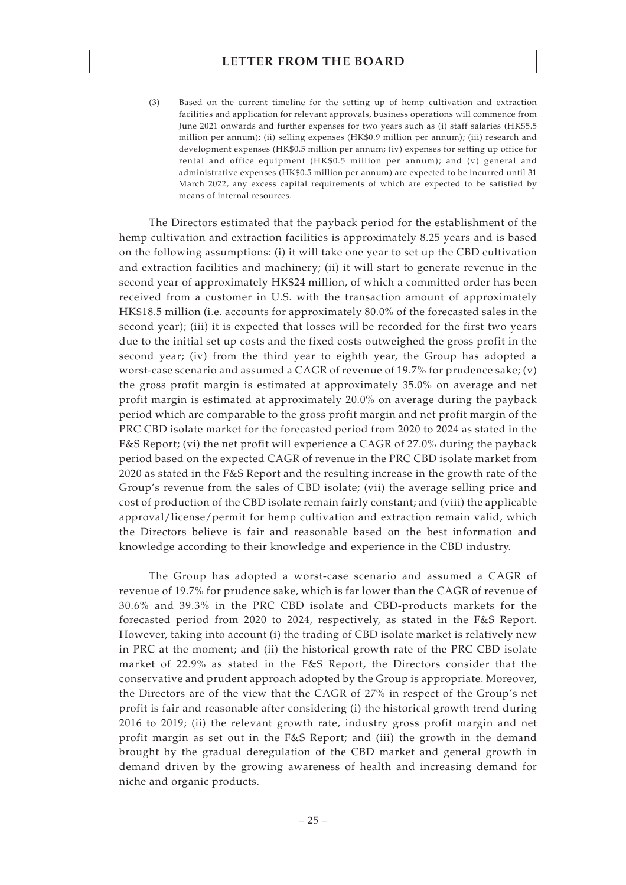(3) Based on the current timeline for the setting up of hemp cultivation and extraction facilities and application for relevant approvals, business operations will commence from June 2021 onwards and further expenses for two years such as (i) staff salaries (HK$5.5 million per annum); (ii) selling expenses (HK$0.9 million per annum); (iii) research and development expenses (HK$0.5 million per annum; (iv) expenses for setting up office for rental and office equipment (HK$0.5 million per annum); and (v) general and administrative expenses (HK$0.5 million per annum) are expected to be incurred until 31 March 2022, any excess capital requirements of which are expected to be satisfied by means of internal resources.

The Directors estimated that the payback period for the establishment of the hemp cultivation and extraction facilities is approximately 8.25 years and is based on the following assumptions: (i) it will take one year to set up the CBD cultivation and extraction facilities and machinery; (ii) it will start to generate revenue in the second year of approximately HK$24 million, of which a committed order has been received from a customer in U.S. with the transaction amount of approximately HK$18.5 million (i.e. accounts for approximately 80.0% of the forecasted sales in the second year); (iii) it is expected that losses will be recorded for the first two years due to the initial set up costs and the fixed costs outweighed the gross profit in the second year; (iv) from the third year to eighth year, the Group has adopted a worst-case scenario and assumed a CAGR of revenue of 19.7% for prudence sake; (v) the gross profit margin is estimated at approximately 35.0% on average and net profit margin is estimated at approximately 20.0% on average during the payback period which are comparable to the gross profit margin and net profit margin of the PRC CBD isolate market for the forecasted period from 2020 to 2024 as stated in the F&S Report; (vi) the net profit will experience a CAGR of 27.0% during the payback period based on the expected CAGR of revenue in the PRC CBD isolate market from 2020 as stated in the F&S Report and the resulting increase in the growth rate of the Group's revenue from the sales of CBD isolate; (vii) the average selling price and cost of production of the CBD isolate remain fairly constant; and (viii) the applicable approval/license/permit for hemp cultivation and extraction remain valid, which the Directors believe is fair and reasonable based on the best information and knowledge according to their knowledge and experience in the CBD industry.

The Group has adopted a worst-case scenario and assumed a CAGR of revenue of 19.7% for prudence sake, which is far lower than the CAGR of revenue of 30.6% and 39.3% in the PRC CBD isolate and CBD-products markets for the forecasted period from 2020 to 2024, respectively, as stated in the F&S Report. However, taking into account (i) the trading of CBD isolate market is relatively new in PRC at the moment; and (ii) the historical growth rate of the PRC CBD isolate market of 22.9% as stated in the F&S Report, the Directors consider that the conservative and prudent approach adopted by the Group is appropriate. Moreover, the Directors are of the view that the CAGR of 27% in respect of the Group's net profit is fair and reasonable after considering (i) the historical growth trend during 2016 to 2019; (ii) the relevant growth rate, industry gross profit margin and net profit margin as set out in the F&S Report; and (iii) the growth in the demand brought by the gradual deregulation of the CBD market and general growth in demand driven by the growing awareness of health and increasing demand for niche and organic products.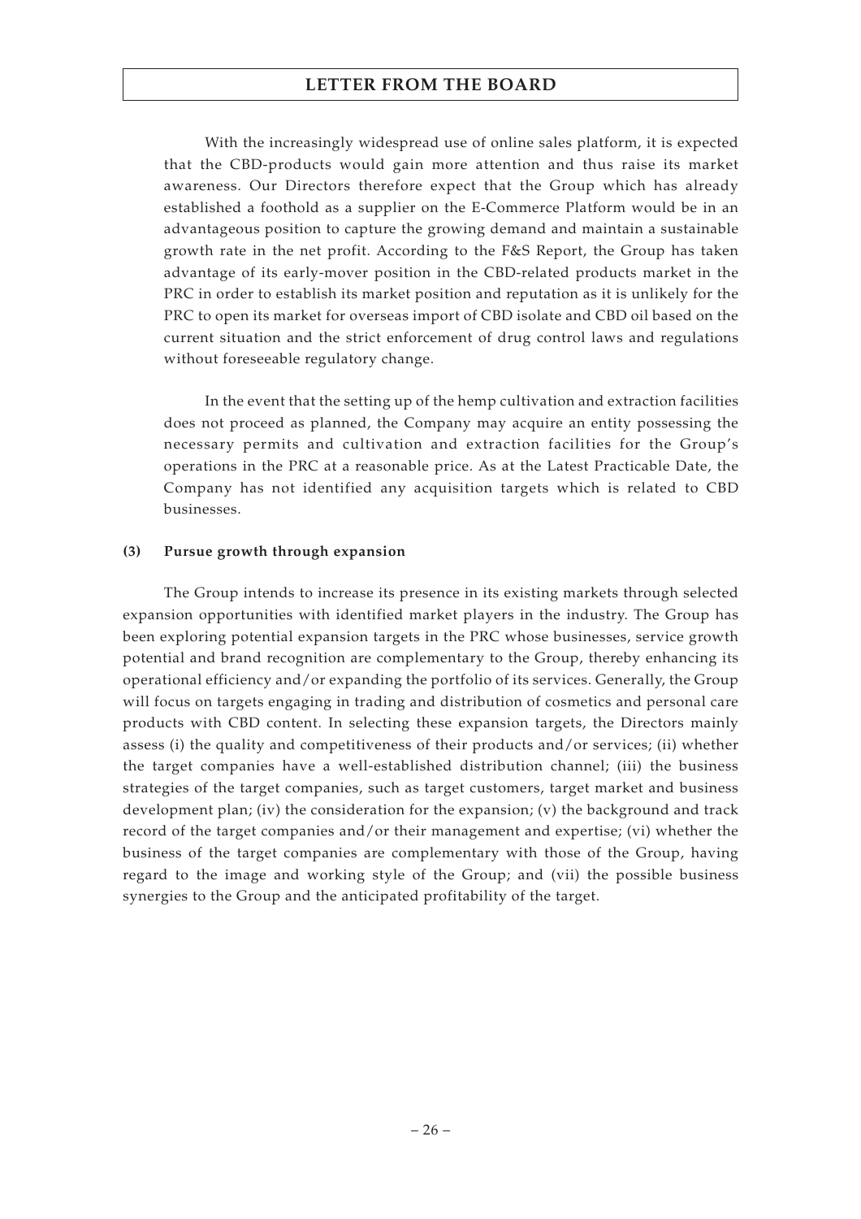With the increasingly widespread use of online sales platform, it is expected that the CBD-products would gain more attention and thus raise its market awareness. Our Directors therefore expect that the Group which has already established a foothold as a supplier on the E-Commerce Platform would be in an advantageous position to capture the growing demand and maintain a sustainable growth rate in the net profit. According to the F&S Report, the Group has taken advantage of its early-mover position in the CBD-related products market in the PRC in order to establish its market position and reputation as it is unlikely for the PRC to open its market for overseas import of CBD isolate and CBD oil based on the current situation and the strict enforcement of drug control laws and regulations without foreseeable regulatory change.

In the event that the setting up of the hemp cultivation and extraction facilities does not proceed as planned, the Company may acquire an entity possessing the necessary permits and cultivation and extraction facilities for the Group's operations in the PRC at a reasonable price. As at the Latest Practicable Date, the Company has not identified any acquisition targets which is related to CBD businesses.

**(3) Pursue growth through expansion**

The Group intends to increase its presence in its existing markets through selected expansion opportunities with identified market players in the industry. The Group has been exploring potential expansion targets in the PRC whose businesses, service growth potential and brand recognition are complementary to the Group, thereby enhancing its operational efficiency and/or expanding the portfolio of its services. Generally, the Group will focus on targets engaging in trading and distribution of cosmetics and personal care products with CBD content. In selecting these expansion targets, the Directors mainly assess (i) the quality and competitiveness of their products and/or services; (ii) whether the target companies have a well-established distribution channel; (iii) the business strategies of the target companies, such as target customers, target market and business development plan; (iv) the consideration for the expansion; (v) the background and track record of the target companies and/or their management and expertise; (vi) whether the business of the target companies are complementary with those of the Group, having regard to the image and working style of the Group; and (vii) the possible business synergies to the Group and the anticipated profitability of the target.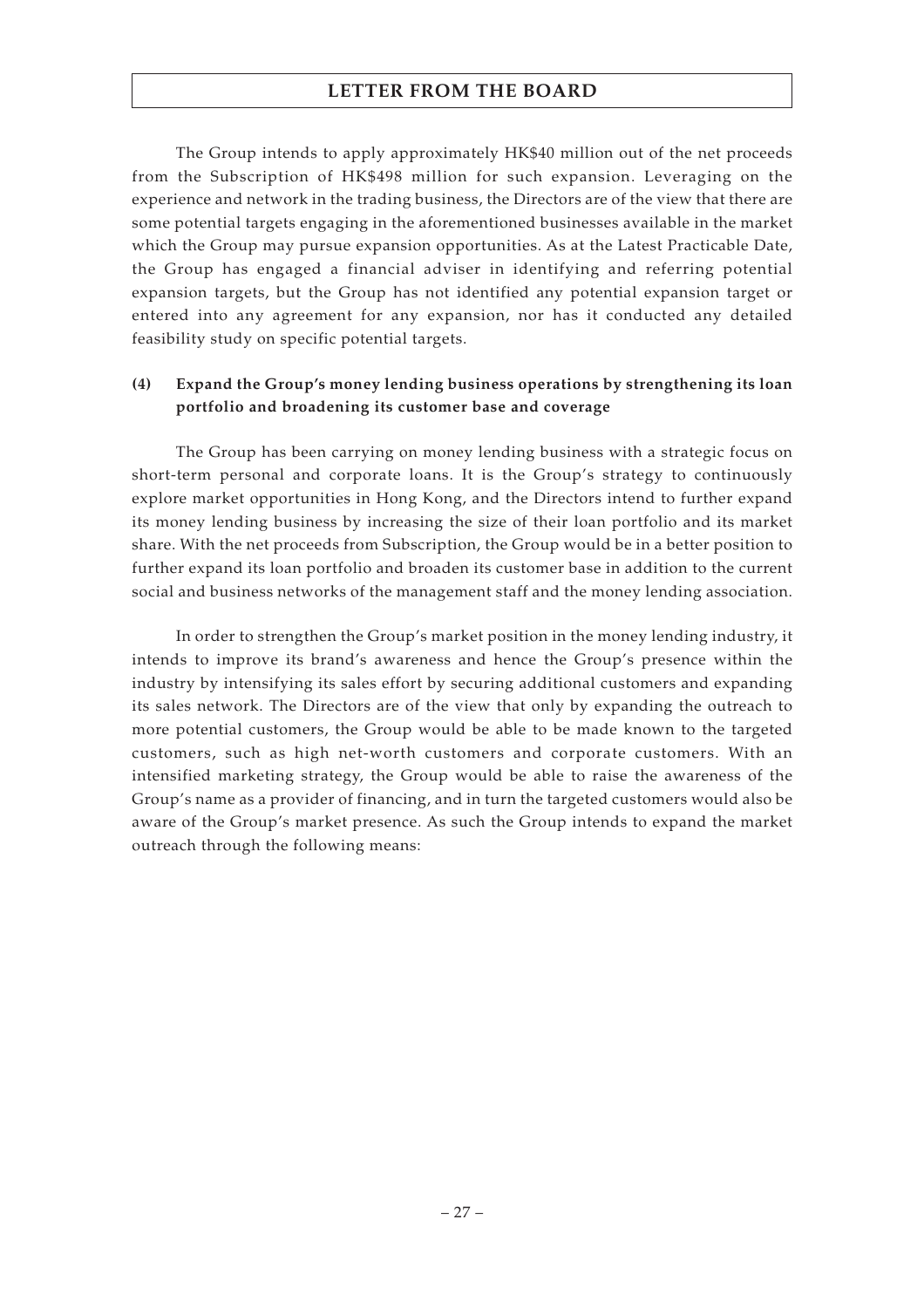The Group intends to apply approximately HK$40 million out of the net proceeds from the Subscription of HK$498 million for such expansion. Leveraging on the experience and network in the trading business, the Directors are of the view that there are some potential targets engaging in the aforementioned businesses available in the market which the Group may pursue expansion opportunities. As at the Latest Practicable Date, the Group has engaged a financial adviser in identifying and referring potential expansion targets, but the Group has not identified any potential expansion target or entered into any agreement for any expansion, nor has it conducted any detailed feasibility study on specific potential targets.

**(4) Expand the Group's money lending business operations by strengthening its loan portfolio and broadening its customer base and coverage**

The Group has been carrying on money lending business with a strategic focus on short-term personal and corporate loans. It is the Group's strategy to continuously explore market opportunities in Hong Kong, and the Directors intend to further expand its money lending business by increasing the size of their loan portfolio and its market share. With the net proceeds from Subscription, the Group would be in a better position to further expand its loan portfolio and broaden its customer base in addition to the current social and business networks of the management staff and the money lending association.

In order to strengthen the Group's market position in the money lending industry, it intends to improve its brand's awareness and hence the Group's presence within the industry by intensifying its sales effort by securing additional customers and expanding its sales network. The Directors are of the view that only by expanding the outreach to more potential customers, the Group would be able to be made known to the targeted customers, such as high net-worth customers and corporate customers. With an intensified marketing strategy, the Group would be able to raise the awareness of the Group's name as a provider of financing, and in turn the targeted customers would also be aware of the Group's market presence. As such the Group intends to expand the market outreach through the following means: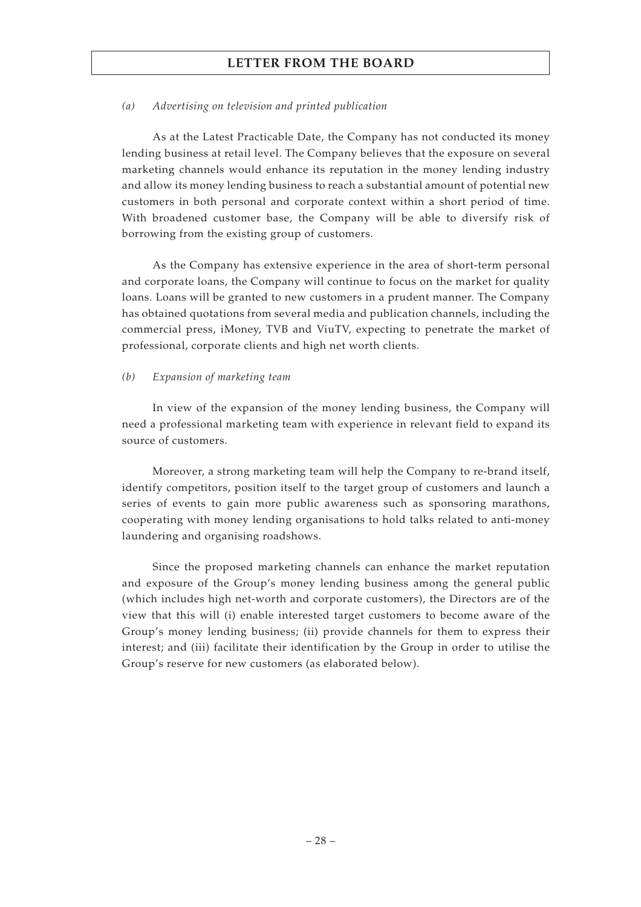*(a) Advertising on television and printed publication*

As at the Latest Practicable Date, the Company has not conducted its money lending business at retail level. The Company believes that the exposure on several marketing channels would enhance its reputation in the money lending industry and allow its money lending business to reach a substantial amount of potential new customers in both personal and corporate context within a short period of time. With broadened customer base, the Company will be able to diversify risk of borrowing from the existing group of customers.

As the Company has extensive experience in the area of short-term personal and corporate loans, the Company will continue to focus on the market for quality loans. Loans will be granted to new customers in a prudent manner. The Company has obtained quotations from several media and publication channels, including the commercial press, iMoney, TVB and ViuTV, expecting to penetrate the market of professional, corporate clients and high net worth clients.

*(b) Expansion of marketing team*

In view of the expansion of the money lending business, the Company will need a professional marketing team with experience in relevant field to expand its source of customers.

Moreover, a strong marketing team will help the Company to re-brand itself, identify competitors, position itself to the target group of customers and launch a series of events to gain more public awareness such as sponsoring marathons, cooperating with money lending organisations to hold talks related to anti-money laundering and organising roadshows.

Since the proposed marketing channels can enhance the market reputation and exposure of the Group's money lending business among the general public (which includes high net-worth and corporate customers), the Directors are of the view that this will (i) enable interested target customers to become aware of the Group's money lending business; (ii) provide channels for them to express their interest; and (iii) facilitate their identification by the Group in order to utilise the Group's reserve for new customers (as elaborated below).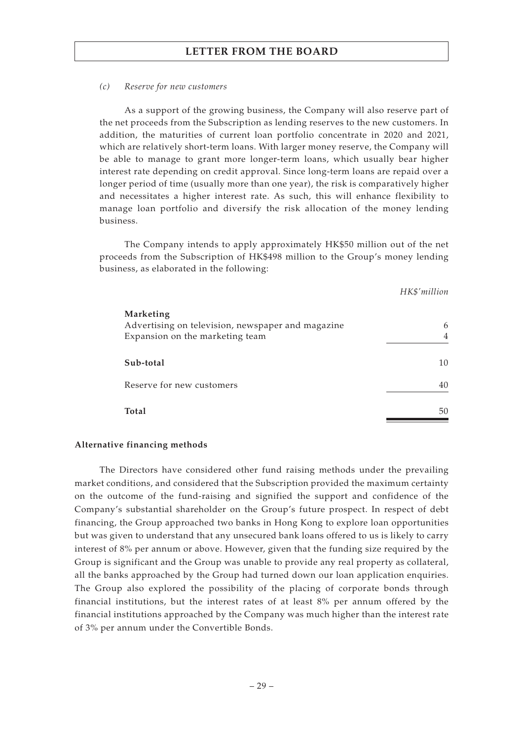*(c) Reserve for new customers*

As a support of the growing business, the Company will also reserve part of the net proceeds from the Subscription as lending reserves to the new customers. In addition, the maturities of current loan portfolio concentrate in 2020 and 2021, which are relatively short-term loans. With larger money reserve, the Company will be able to manage to grant more longer-term loans, which usually bear higher interest rate depending on credit approval. Since long-term loans are repaid over a longer period of time (usually more than one year), the risk is comparatively higher and necessitates a higher interest rate. As such, this will enhance flexibility to manage loan portfolio and diversify the risk allocation of the money lending business.

The Company intends to apply approximately HK$50 million out of the net proceeds from the Subscription of HK$498 million to the Group's money lending business, as elaborated in the following:

| | *HK$'million* |
|---|---|
| **Marketing** | |
| Advertising on television, newspaper and magazine | 6 |
| Expansion on the marketing team | 4 |
| **Sub-total** | 10 |
| Reserve for new customers | 40 |
| **Total** | 50 |

**Alternative financing methods**

The Directors have considered other fund raising methods under the prevailing market conditions, and considered that the Subscription provided the maximum certainty on the outcome of the fund-raising and signified the support and confidence of the Company's substantial shareholder on the Group's future prospect. In respect of debt financing, the Group approached two banks in Hong Kong to explore loan opportunities but was given to understand that any unsecured bank loans offered to us is likely to carry interest of 8% per annum or above. However, given that the funding size required by the Group is significant and the Group was unable to provide any real property as collateral, all the banks approached by the Group had turned down our loan application enquiries. The Group also explored the possibility of the placing of corporate bonds through financial institutions, but the interest rates of at least 8% per annum offered by the financial institutions approached by the Company was much higher than the interest rate of 3% per annum under the Convertible Bonds.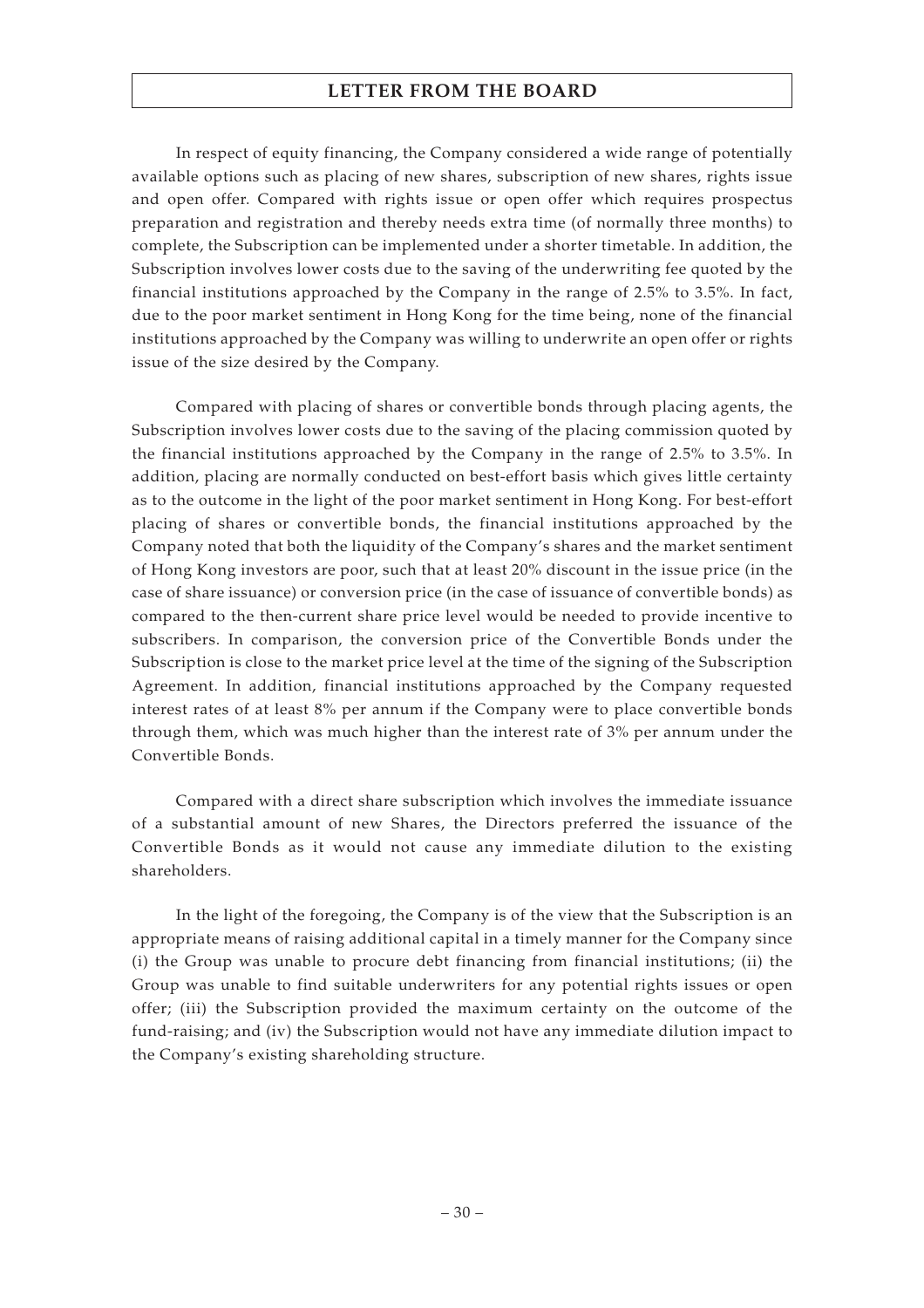In respect of equity financing, the Company considered a wide range of potentially available options such as placing of new shares, subscription of new shares, rights issue and open offer. Compared with rights issue or open offer which requires prospectus preparation and registration and thereby needs extra time (of normally three months) to complete, the Subscription can be implemented under a shorter timetable. In addition, the Subscription involves lower costs due to the saving of the underwriting fee quoted by the financial institutions approached by the Company in the range of 2.5% to 3.5%. In fact, due to the poor market sentiment in Hong Kong for the time being, none of the financial institutions approached by the Company was willing to underwrite an open offer or rights issue of the size desired by the Company.

Compared with placing of shares or convertible bonds through placing agents, the Subscription involves lower costs due to the saving of the placing commission quoted by the financial institutions approached by the Company in the range of 2.5% to 3.5%. In addition, placing are normally conducted on best-effort basis which gives little certainty as to the outcome in the light of the poor market sentiment in Hong Kong. For best-effort placing of shares or convertible bonds, the financial institutions approached by the Company noted that both the liquidity of the Company's shares and the market sentiment of Hong Kong investors are poor, such that at least 20% discount in the issue price (in the case of share issuance) or conversion price (in the case of issuance of convertible bonds) as compared to the then-current share price level would be needed to provide incentive to subscribers. In comparison, the conversion price of the Convertible Bonds under the Subscription is close to the market price level at the time of the signing of the Subscription Agreement. In addition, financial institutions approached by the Company requested interest rates of at least 8% per annum if the Company were to place convertible bonds through them, which was much higher than the interest rate of 3% per annum under the Convertible Bonds.

Compared with a direct share subscription which involves the immediate issuance of a substantial amount of new Shares, the Directors preferred the issuance of the Convertible Bonds as it would not cause any immediate dilution to the existing shareholders.

In the light of the foregoing, the Company is of the view that the Subscription is an appropriate means of raising additional capital in a timely manner for the Company since (i) the Group was unable to procure debt financing from financial institutions; (ii) the Group was unable to find suitable underwriters for any potential rights issues or open offer; (iii) the Subscription provided the maximum certainty on the outcome of the fund-raising; and (iv) the Subscription would not have any immediate dilution impact to the Company's existing shareholding structure.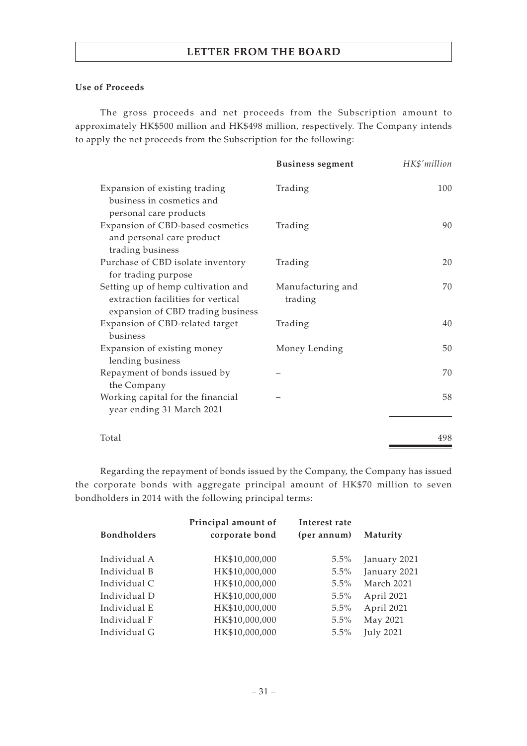**Use of Proceeds**

The gross proceeds and net proceeds from the Subscription amount to approximately HK$500 million and HK$498 million, respectively. The Company intends to apply the net proceeds from the Subscription for the following:

| | **Business segment** | *HK$'million* |
|---|---|---|
| Expansion of existing trading business in cosmetics and personal care products | Trading | 100 |
| Expansion of CBD-based cosmetics and personal care product trading business | Trading | 90 |
| Purchase of CBD isolate inventory for trading purpose | Trading | 20 |
| Setting up of hemp cultivation and extraction facilities for vertical expansion of CBD trading business | Manufacturing and trading | 70 |
| Expansion of CBD-related target business | Trading | 40 |
| Expansion of existing money lending business | Money Lending | 50 |
| Repayment of bonds issued by the Company | – | 70 |
| Working capital for the financial year ending 31 March 2021 | – | 58 |
| Total | | 498 |

Regarding the repayment of bonds issued by the Company, the Company has issued the corporate bonds with aggregate principal amount of HK$70 million to seven bondholders in 2014 with the following principal terms:

| **Bondholders** | **Principal amount of corporate bond** | **Interest rate (per annum)** | **Maturity** |
|---|---|---|---|
| Individual A | HK$10,000,000 | 5.5% | January 2021 |
| Individual B | HK$10,000,000 | 5.5% | January 2021 |
| Individual C | HK$10,000,000 | 5.5% | March 2021 |
| Individual D | HK$10,000,000 | 5.5% | April 2021 |
| Individual E | HK$10,000,000 | 5.5% | April 2021 |
| Individual F | HK$10,000,000 | 5.5% | May 2021 |
| Individual G | HK$10,000,000 | 5.5% | July 2021 |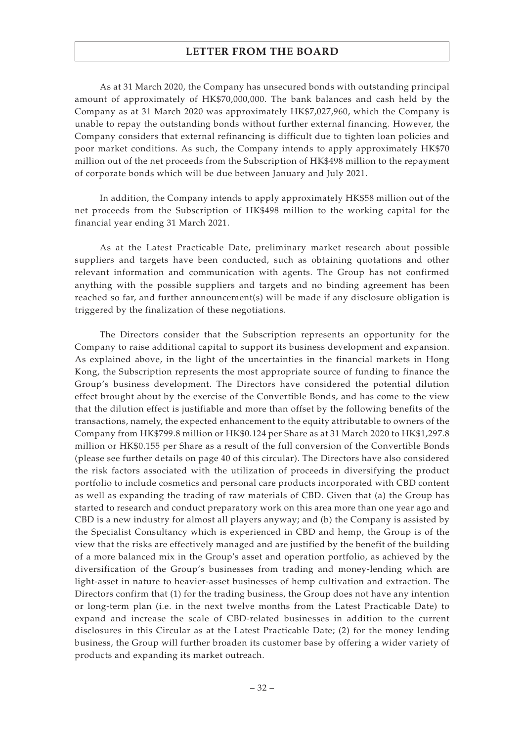As at 31 March 2020, the Company has unsecured bonds with outstanding principal amount of approximately of HK$70,000,000. The bank balances and cash held by the Company as at 31 March 2020 was approximately HK$7,027,960, which the Company is unable to repay the outstanding bonds without further external financing. However, the Company considers that external refinancing is difficult due to tighten loan policies and poor market conditions. As such, the Company intends to apply approximately HK$70 million out of the net proceeds from the Subscription of HK$498 million to the repayment of corporate bonds which will be due between January and July 2021.

In addition, the Company intends to apply approximately HK$58 million out of the net proceeds from the Subscription of HK$498 million to the working capital for the financial year ending 31 March 2021.

As at the Latest Practicable Date, preliminary market research about possible suppliers and targets have been conducted, such as obtaining quotations and other relevant information and communication with agents. The Group has not confirmed anything with the possible suppliers and targets and no binding agreement has been reached so far, and further announcement(s) will be made if any disclosure obligation is triggered by the finalization of these negotiations.

The Directors consider that the Subscription represents an opportunity for the Company to raise additional capital to support its business development and expansion. As explained above, in the light of the uncertainties in the financial markets in Hong Kong, the Subscription represents the most appropriate source of funding to finance the Group's business development. The Directors have considered the potential dilution effect brought about by the exercise of the Convertible Bonds, and has come to the view that the dilution effect is justifiable and more than offset by the following benefits of the transactions, namely, the expected enhancement to the equity attributable to owners of the Company from HK$799.8 million or HK$0.124 per Share as at 31 March 2020 to HK$1,297.8 million or HK$0.155 per Share as a result of the full conversion of the Convertible Bonds (please see further details on page 40 of this circular). The Directors have also considered the risk factors associated with the utilization of proceeds in diversifying the product portfolio to include cosmetics and personal care products incorporated with CBD content as well as expanding the trading of raw materials of CBD. Given that (a) the Group has started to research and conduct preparatory work on this area more than one year ago and CBD is a new industry for almost all players anyway; and (b) the Company is assisted by the Specialist Consultancy which is experienced in CBD and hemp, the Group is of the view that the risks are effectively managed and are justified by the benefit of the building of a more balanced mix in the Group's asset and operation portfolio, as achieved by the diversification of the Group's businesses from trading and money-lending which are light-asset in nature to heavier-asset businesses of hemp cultivation and extraction. The Directors confirm that (1) for the trading business, the Group does not have any intention or long-term plan (i.e. in the next twelve months from the Latest Practicable Date) to expand and increase the scale of CBD-related businesses in addition to the current disclosures in this Circular as at the Latest Practicable Date; (2) for the money lending business, the Group will further broaden its customer base by offering a wider variety of products and expanding its market outreach.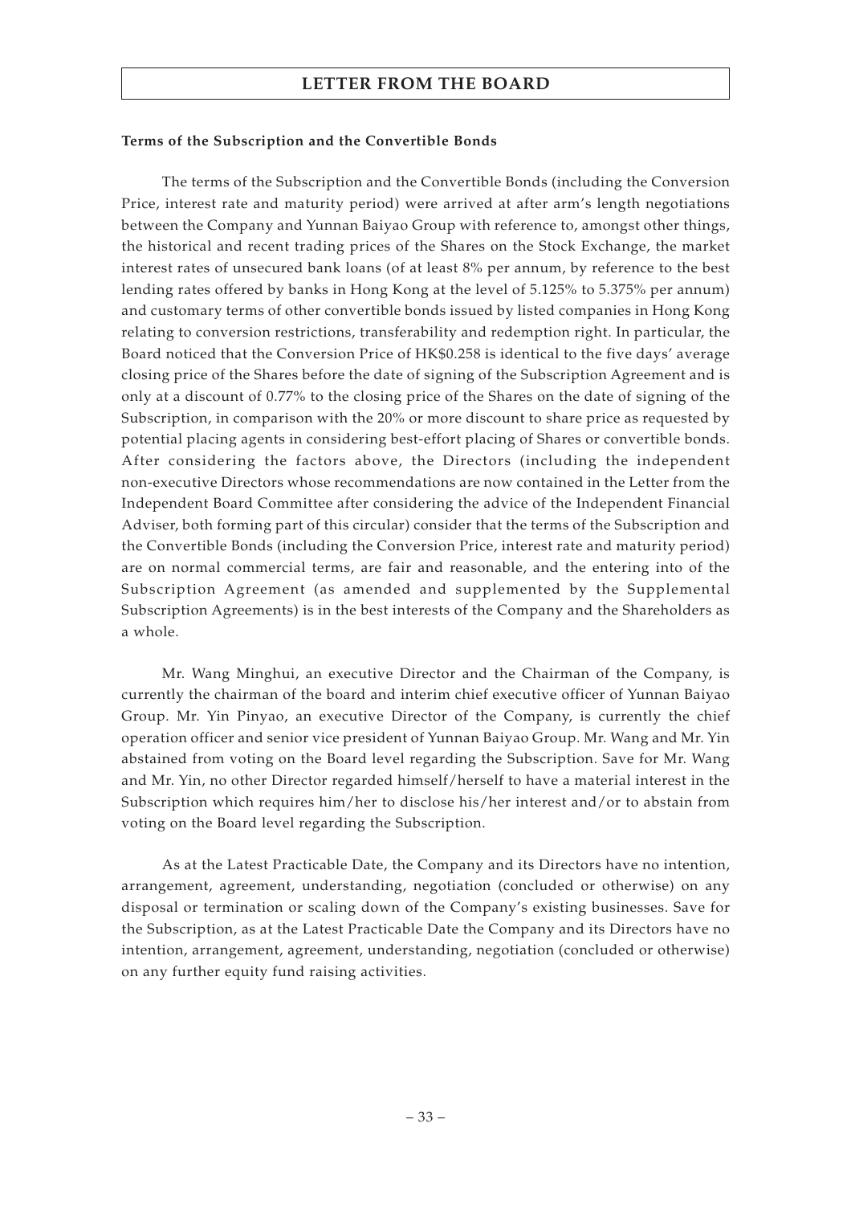**Terms of the Subscription and the Convertible Bonds**

The terms of the Subscription and the Convertible Bonds (including the Conversion Price, interest rate and maturity period) were arrived at after arm's length negotiations between the Company and Yunnan Baiyao Group with reference to, amongst other things, the historical and recent trading prices of the Shares on the Stock Exchange, the market interest rates of unsecured bank loans (of at least 8% per annum, by reference to the best lending rates offered by banks in Hong Kong at the level of 5.125% to 5.375% per annum) and customary terms of other convertible bonds issued by listed companies in Hong Kong relating to conversion restrictions, transferability and redemption right. In particular, the Board noticed that the Conversion Price of HK$0.258 is identical to the five days' average closing price of the Shares before the date of signing of the Subscription Agreement and is only at a discount of 0.77% to the closing price of the Shares on the date of signing of the Subscription, in comparison with the 20% or more discount to share price as requested by potential placing agents in considering best-effort placing of Shares or convertible bonds. After considering the factors above, the Directors (including the independent non-executive Directors whose recommendations are now contained in the Letter from the Independent Board Committee after considering the advice of the Independent Financial Adviser, both forming part of this circular) consider that the terms of the Subscription and the Convertible Bonds (including the Conversion Price, interest rate and maturity period) are on normal commercial terms, are fair and reasonable, and the entering into of the Subscription Agreement (as amended and supplemented by the Supplemental Subscription Agreements) is in the best interests of the Company and the Shareholders as a whole.

Mr. Wang Minghui, an executive Director and the Chairman of the Company, is currently the chairman of the board and interim chief executive officer of Yunnan Baiyao Group. Mr. Yin Pinyao, an executive Director of the Company, is currently the chief operation officer and senior vice president of Yunnan Baiyao Group. Mr. Wang and Mr. Yin abstained from voting on the Board level regarding the Subscription. Save for Mr. Wang and Mr. Yin, no other Director regarded himself/herself to have a material interest in the Subscription which requires him/her to disclose his/her interest and/or to abstain from voting on the Board level regarding the Subscription.

As at the Latest Practicable Date, the Company and its Directors have no intention, arrangement, agreement, understanding, negotiation (concluded or otherwise) on any disposal or termination or scaling down of the Company's existing businesses. Save for the Subscription, as at the Latest Practicable Date the Company and its Directors have no intention, arrangement, agreement, understanding, negotiation (concluded or otherwise) on any further equity fund raising activities.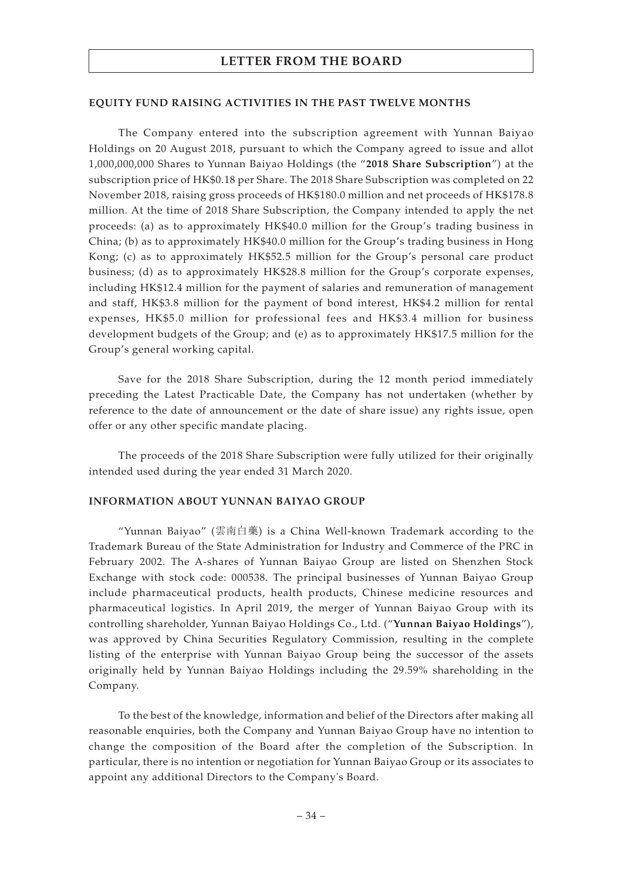## EQUITY FUND RAISING ACTIVITIES IN THE PAST TWELVE MONTHS

The Company entered into the subscription agreement with Yunnan Baiyao Holdings on 20 August 2018, pursuant to which the Company agreed to issue and allot 1,000,000,000 Shares to Yunnan Baiyao Holdings (the "**2018 Share Subscription**") at the subscription price of HK$0.18 per Share. The 2018 Share Subscription was completed on 22 November 2018, raising gross proceeds of HK$180.0 million and net proceeds of HK$178.8 million. At the time of 2018 Share Subscription, the Company intended to apply the net proceeds: (a) as to approximately HK$40.0 million for the Group's trading business in China; (b) as to approximately HK$40.0 million for the Group's trading business in Hong Kong; (c) as to approximately HK$52.5 million for the Group's personal care product business; (d) as to approximately HK$28.8 million for the Group's corporate expenses, including HK$12.4 million for the payment of salaries and remuneration of management and staff, HK$3.8 million for the payment of bond interest, HK$4.2 million for rental expenses, HK$5.0 million for professional fees and HK$3.4 million for business development budgets of the Group; and (e) as to approximately HK$17.5 million for the Group's general working capital.

Save for the 2018 Share Subscription, during the 12 month period immediately preceding the Latest Practicable Date, the Company has not undertaken (whether by reference to the date of announcement or the date of share issue) any rights issue, open offer or any other specific mandate placing.

The proceeds of the 2018 Share Subscription were fully utilized for their originally intended used during the year ended 31 March 2020.

## INFORMATION ABOUT YUNNAN BAIYAO GROUP

"Yunnan Baiyao" (雲南白藥) is a China Well-known Trademark according to the Trademark Bureau of the State Administration for Industry and Commerce of the PRC in February 2002. The A-shares of Yunnan Baiyao Group are listed on Shenzhen Stock Exchange with stock code: 000538. The principal businesses of Yunnan Baiyao Group include pharmaceutical products, health products, Chinese medicine resources and pharmaceutical logistics. In April 2019, the merger of Yunnan Baiyao Group with its controlling shareholder, Yunnan Baiyao Holdings Co., Ltd. ("**Yunnan Baiyao Holdings**"), was approved by China Securities Regulatory Commission, resulting in the complete listing of the enterprise with Yunnan Baiyao Group being the successor of the assets originally held by Yunnan Baiyao Holdings including the 29.59% shareholding in the Company.

To the best of the knowledge, information and belief of the Directors after making all reasonable enquiries, both the Company and Yunnan Baiyao Group have no intention to change the composition of the Board after the completion of the Subscription. In particular, there is no intention or negotiation for Yunnan Baiyao Group or its associates to appoint any additional Directors to the Company's Board.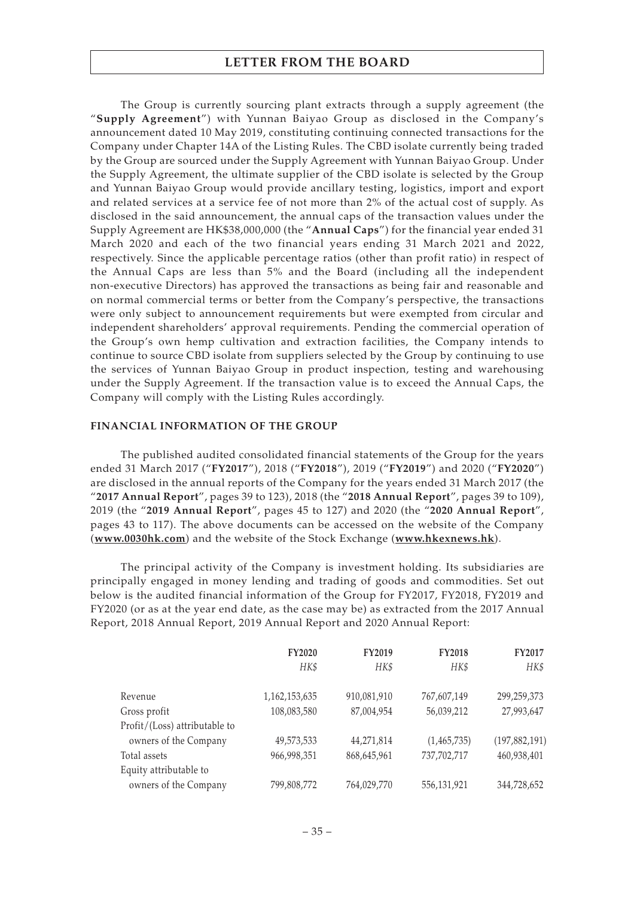The Group is currently sourcing plant extracts through a supply agreement (the "**Supply Agreement**") with Yunnan Baiyao Group as disclosed in the Company's announcement dated 10 May 2019, constituting continuing connected transactions for the Company under Chapter 14A of the Listing Rules. The CBD isolate currently being traded by the Group are sourced under the Supply Agreement with Yunnan Baiyao Group. Under the Supply Agreement, the ultimate supplier of the CBD isolate is selected by the Group and Yunnan Baiyao Group would provide ancillary testing, logistics, import and export and related services at a service fee of not more than 2% of the actual cost of supply. As disclosed in the said announcement, the annual caps of the transaction values under the Supply Agreement are HK$38,000,000 (the "**Annual Caps**") for the financial year ended 31 March 2020 and each of the two financial years ending 31 March 2021 and 2022, respectively. Since the applicable percentage ratios (other than profit ratio) in respect of the Annual Caps are less than 5% and the Board (including all the independent non-executive Directors) has approved the transactions as being fair and reasonable and on normal commercial terms or better from the Company's perspective, the transactions were only subject to announcement requirements but were exempted from circular and independent shareholders' approval requirements. Pending the commercial operation of the Group's own hemp cultivation and extraction facilities, the Company intends to continue to source CBD isolate from suppliers selected by the Group by continuing to use the services of Yunnan Baiyao Group in product inspection, testing and warehousing under the Supply Agreement. If the transaction value is to exceed the Annual Caps, the Company will comply with the Listing Rules accordingly.

## FINANCIAL INFORMATION OF THE GROUP

The published audited consolidated financial statements of the Group for the years ended 31 March 2017 ("**FY2017**"), 2018 ("**FY2018**"), 2019 ("**FY2019**") and 2020 ("**FY2020**") are disclosed in the annual reports of the Company for the years ended 31 March 2017 (the "**2017 Annual Report**", pages 39 to 123), 2018 (the "**2018 Annual Report**", pages 39 to 109), 2019 (the "**2019 Annual Report**", pages 45 to 127) and 2020 (the "**2020 Annual Report**", pages 43 to 117). The above documents can be accessed on the website of the Company (**www.0030hk.com**) and the website of the Stock Exchange (**www.hkexnews.hk**).

The principal activity of the Company is investment holding. Its subsidiaries are principally engaged in money lending and trading of goods and commodities. Set out below is the audited financial information of the Group for FY2017, FY2018, FY2019 and FY2020 (or as at the year end date, as the case may be) as extracted from the 2017 Annual Report, 2018 Annual Report, 2019 Annual Report and 2020 Annual Report:

| | **FY2020** | **FY2019** | **FY2018** | **FY2017** |
|---|---|---|---|---|
| | *HK$* | *HK$* | *HK$* | *HK$* |
| Revenue | 1,162,153,635 | 910,081,910 | 767,607,149 | 299,259,373 |
| Gross profit | 108,083,580 | 87,004,954 | 56,039,212 | 27,993,647 |
| Profit/(Loss) attributable to owners of the Company | 49,573,533 | 44,271,814 | (1,465,735) | (197,882,191) |
| Total assets | 966,998,351 | 868,645,961 | 737,702,717 | 460,938,401 |
| Equity attributable to owners of the Company | 799,808,772 | 764,029,770 | 556,131,921 | 344,728,652 |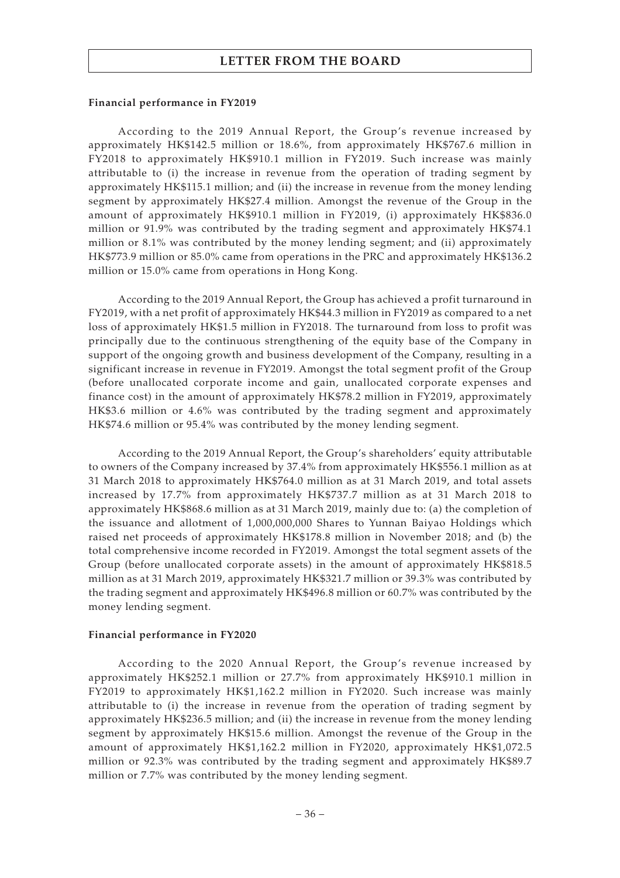**Financial performance in FY2019**

According to the 2019 Annual Report, the Group's revenue increased by approximately HK$142.5 million or 18.6%, from approximately HK$767.6 million in FY2018 to approximately HK$910.1 million in FY2019. Such increase was mainly attributable to (i) the increase in revenue from the operation of trading segment by approximately HK$115.1 million; and (ii) the increase in revenue from the money lending segment by approximately HK$27.4 million. Amongst the revenue of the Group in the amount of approximately HK$910.1 million in FY2019, (i) approximately HK$836.0 million or 91.9% was contributed by the trading segment and approximately HK$74.1 million or 8.1% was contributed by the money lending segment; and (ii) approximately HK$773.9 million or 85.0% came from operations in the PRC and approximately HK$136.2 million or 15.0% came from operations in Hong Kong.

According to the 2019 Annual Report, the Group has achieved a profit turnaround in FY2019, with a net profit of approximately HK$44.3 million in FY2019 as compared to a net loss of approximately HK$1.5 million in FY2018. The turnaround from loss to profit was principally due to the continuous strengthening of the equity base of the Company in support of the ongoing growth and business development of the Company, resulting in a significant increase in revenue in FY2019. Amongst the total segment profit of the Group (before unallocated corporate income and gain, unallocated corporate expenses and finance cost) in the amount of approximately HK$78.2 million in FY2019, approximately HK$3.6 million or 4.6% was contributed by the trading segment and approximately HK$74.6 million or 95.4% was contributed by the money lending segment.

According to the 2019 Annual Report, the Group's shareholders' equity attributable to owners of the Company increased by 37.4% from approximately HK$556.1 million as at 31 March 2018 to approximately HK$764.0 million as at 31 March 2019, and total assets increased by 17.7% from approximately HK$737.7 million as at 31 March 2018 to approximately HK$868.6 million as at 31 March 2019, mainly due to: (a) the completion of the issuance and allotment of 1,000,000,000 Shares to Yunnan Baiyao Holdings which raised net proceeds of approximately HK$178.8 million in November 2018; and (b) the total comprehensive income recorded in FY2019. Amongst the total segment assets of the Group (before unallocated corporate assets) in the amount of approximately HK$818.5 million as at 31 March 2019, approximately HK$321.7 million or 39.3% was contributed by the trading segment and approximately HK$496.8 million or 60.7% was contributed by the money lending segment.

**Financial performance in FY2020**

According to the 2020 Annual Report, the Group's revenue increased by approximately HK$252.1 million or 27.7% from approximately HK$910.1 million in FY2019 to approximately HK$1,162.2 million in FY2020. Such increase was mainly attributable to (i) the increase in revenue from the operation of trading segment by approximately HK$236.5 million; and (ii) the increase in revenue from the money lending segment by approximately HK$15.6 million. Amongst the revenue of the Group in the amount of approximately HK$1,162.2 million in FY2020, approximately HK$1,072.5 million or 92.3% was contributed by the trading segment and approximately HK$89.7 million or 7.7% was contributed by the money lending segment.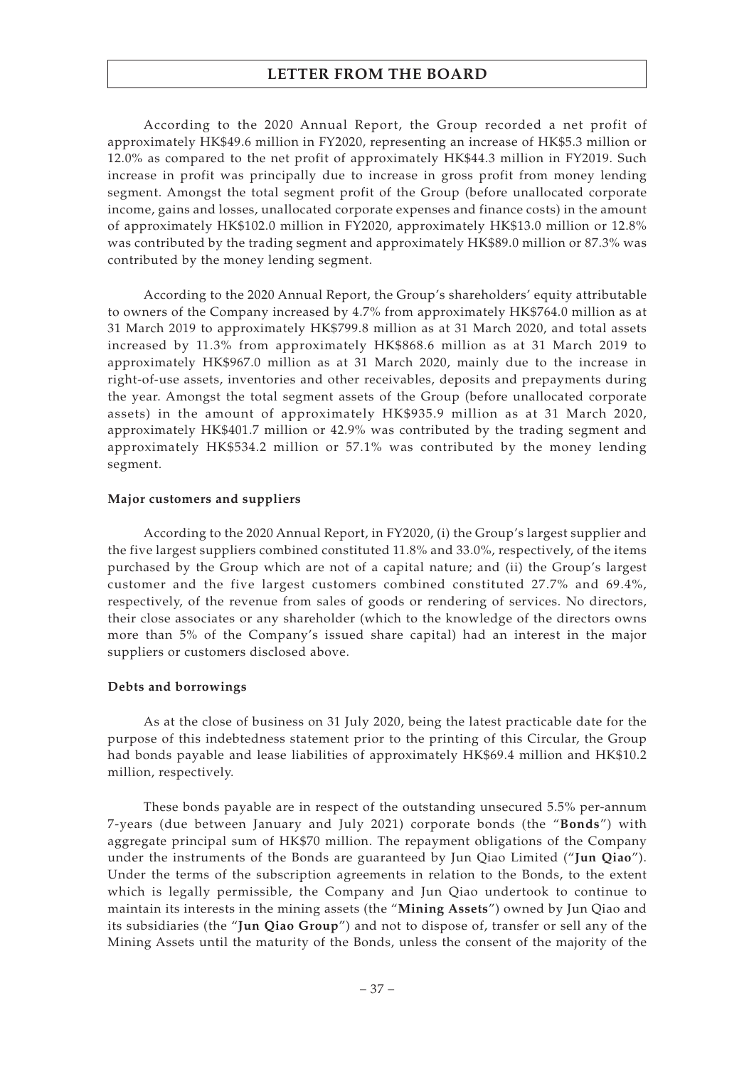According to the 2020 Annual Report, the Group recorded a net profit of approximately HK$49.6 million in FY2020, representing an increase of HK$5.3 million or 12.0% as compared to the net profit of approximately HK$44.3 million in FY2019. Such increase in profit was principally due to increase in gross profit from money lending segment. Amongst the total segment profit of the Group (before unallocated corporate income, gains and losses, unallocated corporate expenses and finance costs) in the amount of approximately HK$102.0 million in FY2020, approximately HK$13.0 million or 12.8% was contributed by the trading segment and approximately HK$89.0 million or 87.3% was contributed by the money lending segment.

According to the 2020 Annual Report, the Group's shareholders' equity attributable to owners of the Company increased by 4.7% from approximately HK$764.0 million as at 31 March 2019 to approximately HK$799.8 million as at 31 March 2020, and total assets increased by 11.3% from approximately HK$868.6 million as at 31 March 2019 to approximately HK$967.0 million as at 31 March 2020, mainly due to the increase in right-of-use assets, inventories and other receivables, deposits and prepayments during the year. Amongst the total segment assets of the Group (before unallocated corporate assets) in the amount of approximately HK$935.9 million as at 31 March 2020, approximately HK$401.7 million or 42.9% was contributed by the trading segment and approximately HK$534.2 million or 57.1% was contributed by the money lending segment.

**Major customers and suppliers**

According to the 2020 Annual Report, in FY2020, (i) the Group's largest supplier and the five largest suppliers combined constituted 11.8% and 33.0%, respectively, of the items purchased by the Group which are not of a capital nature; and (ii) the Group's largest customer and the five largest customers combined constituted 27.7% and 69.4%, respectively, of the revenue from sales of goods or rendering of services. No directors, their close associates or any shareholder (which to the knowledge of the directors owns more than 5% of the Company's issued share capital) had an interest in the major suppliers or customers disclosed above.

**Debts and borrowings**

As at the close of business on 31 July 2020, being the latest practicable date for the purpose of this indebtedness statement prior to the printing of this Circular, the Group had bonds payable and lease liabilities of approximately HK$69.4 million and HK$10.2 million, respectively.

These bonds payable are in respect of the outstanding unsecured 5.5% per-annum 7-years (due between January and July 2021) corporate bonds (the "**Bonds**") with aggregate principal sum of HK$70 million. The repayment obligations of the Company under the instruments of the Bonds are guaranteed by Jun Qiao Limited ("**Jun Qiao**"). Under the terms of the subscription agreements in relation to the Bonds, to the extent which is legally permissible, the Company and Jun Qiao undertook to continue to maintain its interests in the mining assets (the "**Mining Assets**") owned by Jun Qiao and its subsidiaries (the "**Jun Qiao Group**") and not to dispose of, transfer or sell any of the Mining Assets until the maturity of the Bonds, unless the consent of the majority of the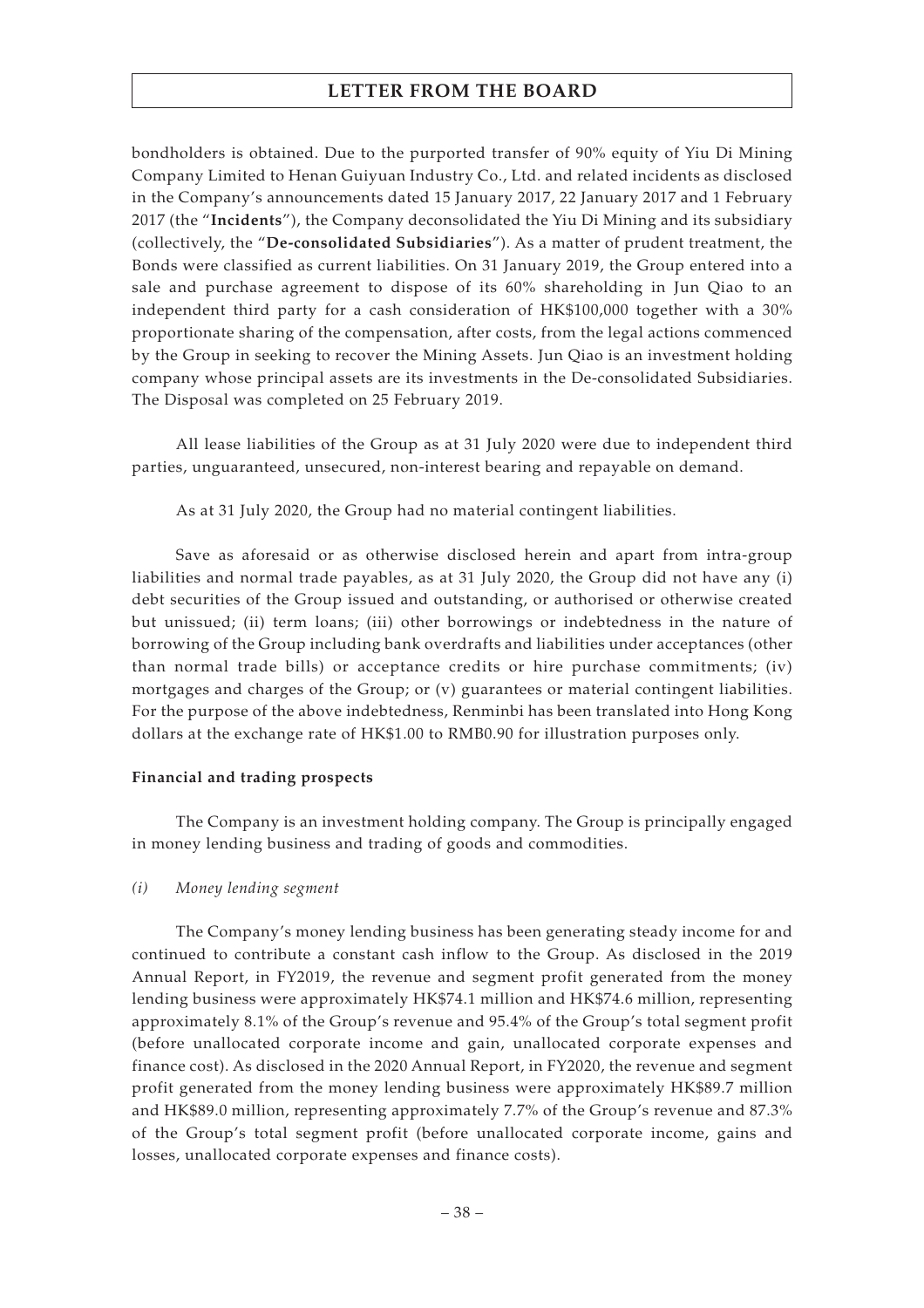bondholders is obtained. Due to the purported transfer of 90% equity of Yiu Di Mining Company Limited to Henan Guiyuan Industry Co., Ltd. and related incidents as disclosed in the Company's announcements dated 15 January 2017, 22 January 2017 and 1 February 2017 (the "**Incidents**"), the Company deconsolidated the Yiu Di Mining and its subsidiary (collectively, the "**De-consolidated Subsidiaries**"). As a matter of prudent treatment, the Bonds were classified as current liabilities. On 31 January 2019, the Group entered into a sale and purchase agreement to dispose of its 60% shareholding in Jun Qiao to an independent third party for a cash consideration of HK$100,000 together with a 30% proportionate sharing of the compensation, after costs, from the legal actions commenced by the Group in seeking to recover the Mining Assets. Jun Qiao is an investment holding company whose principal assets are its investments in the De-consolidated Subsidiaries. The Disposal was completed on 25 February 2019.

All lease liabilities of the Group as at 31 July 2020 were due to independent third parties, unguaranteed, unsecured, non-interest bearing and repayable on demand.

As at 31 July 2020, the Group had no material contingent liabilities.

Save as aforesaid or as otherwise disclosed herein and apart from intra-group liabilities and normal trade payables, as at 31 July 2020, the Group did not have any (i) debt securities of the Group issued and outstanding, or authorised or otherwise created but unissued; (ii) term loans; (iii) other borrowings or indebtedness in the nature of borrowing of the Group including bank overdrafts and liabilities under acceptances (other than normal trade bills) or acceptance credits or hire purchase commitments; (iv) mortgages and charges of the Group; or (v) guarantees or material contingent liabilities. For the purpose of the above indebtedness, Renminbi has been translated into Hong Kong dollars at the exchange rate of HK$1.00 to RMB0.90 for illustration purposes only.

**Financial and trading prospects**

The Company is an investment holding company. The Group is principally engaged in money lending business and trading of goods and commodities.

*(i) Money lending segment*

The Company's money lending business has been generating steady income for and continued to contribute a constant cash inflow to the Group. As disclosed in the 2019 Annual Report, in FY2019, the revenue and segment profit generated from the money lending business were approximately HK$74.1 million and HK$74.6 million, representing approximately 8.1% of the Group's revenue and 95.4% of the Group's total segment profit (before unallocated corporate income and gain, unallocated corporate expenses and finance cost). As disclosed in the 2020 Annual Report, in FY2020, the revenue and segment profit generated from the money lending business were approximately HK$89.7 million and HK$89.0 million, representing approximately 7.7% of the Group's revenue and 87.3% of the Group's total segment profit (before unallocated corporate income, gains and losses, unallocated corporate expenses and finance costs).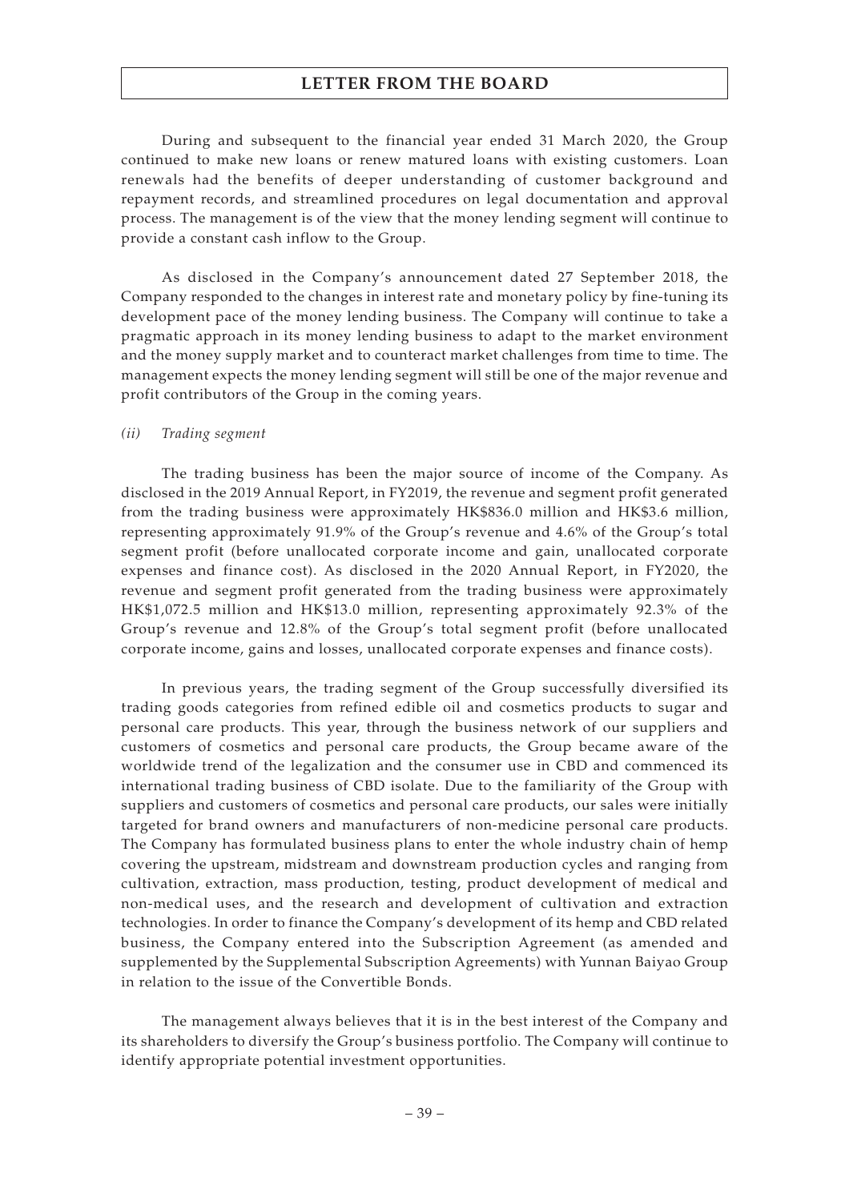During and subsequent to the financial year ended 31 March 2020, the Group continued to make new loans or renew matured loans with existing customers. Loan renewals had the benefits of deeper understanding of customer background and repayment records, and streamlined procedures on legal documentation and approval process. The management is of the view that the money lending segment will continue to provide a constant cash inflow to the Group.

As disclosed in the Company's announcement dated 27 September 2018, the Company responded to the changes in interest rate and monetary policy by fine-tuning its development pace of the money lending business. The Company will continue to take a pragmatic approach in its money lending business to adapt to the market environment and the money supply market and to counteract market challenges from time to time. The management expects the money lending segment will still be one of the major revenue and profit contributors of the Group in the coming years.

*(ii) Trading segment*

The trading business has been the major source of income of the Company. As disclosed in the 2019 Annual Report, in FY2019, the revenue and segment profit generated from the trading business were approximately HK$836.0 million and HK$3.6 million, representing approximately 91.9% of the Group's revenue and 4.6% of the Group's total segment profit (before unallocated corporate income and gain, unallocated corporate expenses and finance cost). As disclosed in the 2020 Annual Report, in FY2020, the revenue and segment profit generated from the trading business were approximately HK$1,072.5 million and HK$13.0 million, representing approximately 92.3% of the Group's revenue and 12.8% of the Group's total segment profit (before unallocated corporate income, gains and losses, unallocated corporate expenses and finance costs).

In previous years, the trading segment of the Group successfully diversified its trading goods categories from refined edible oil and cosmetics products to sugar and personal care products. This year, through the business network of our suppliers and customers of cosmetics and personal care products, the Group became aware of the worldwide trend of the legalization and the consumer use in CBD and commenced its international trading business of CBD isolate. Due to the familiarity of the Group with suppliers and customers of cosmetics and personal care products, our sales were initially targeted for brand owners and manufacturers of non-medicine personal care products. The Company has formulated business plans to enter the whole industry chain of hemp covering the upstream, midstream and downstream production cycles and ranging from cultivation, extraction, mass production, testing, product development of medical and non-medical uses, and the research and development of cultivation and extraction technologies. In order to finance the Company's development of its hemp and CBD related business, the Company entered into the Subscription Agreement (as amended and supplemented by the Supplemental Subscription Agreements) with Yunnan Baiyao Group in relation to the issue of the Convertible Bonds.

The management always believes that it is in the best interest of the Company and its shareholders to diversify the Group's business portfolio. The Company will continue to identify appropriate potential investment opportunities.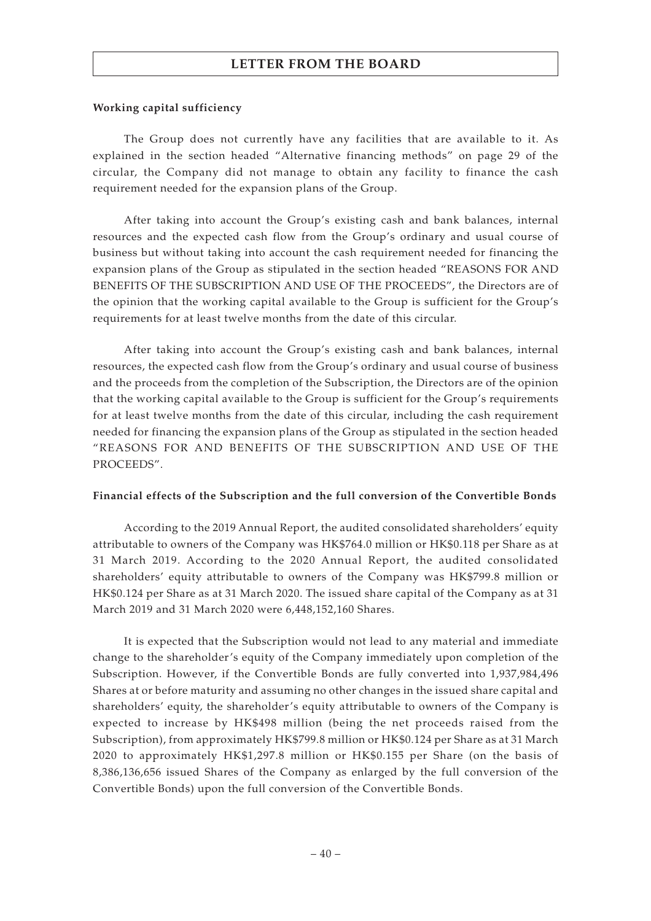**Working capital sufficiency**

The Group does not currently have any facilities that are available to it. As explained in the section headed "Alternative financing methods" on page 29 of the circular, the Company did not manage to obtain any facility to finance the cash requirement needed for the expansion plans of the Group.

After taking into account the Group's existing cash and bank balances, internal resources and the expected cash flow from the Group's ordinary and usual course of business but without taking into account the cash requirement needed for financing the expansion plans of the Group as stipulated in the section headed "REASONS FOR AND BENEFITS OF THE SUBSCRIPTION AND USE OF THE PROCEEDS", the Directors are of the opinion that the working capital available to the Group is sufficient for the Group's requirements for at least twelve months from the date of this circular.

After taking into account the Group's existing cash and bank balances, internal resources, the expected cash flow from the Group's ordinary and usual course of business and the proceeds from the completion of the Subscription, the Directors are of the opinion that the working capital available to the Group is sufficient for the Group's requirements for at least twelve months from the date of this circular, including the cash requirement needed for financing the expansion plans of the Group as stipulated in the section headed "REASONS FOR AND BENEFITS OF THE SUBSCRIPTION AND USE OF THE PROCEEDS".

**Financial effects of the Subscription and the full conversion of the Convertible Bonds**

According to the 2019 Annual Report, the audited consolidated shareholders' equity attributable to owners of the Company was HK$764.0 million or HK$0.118 per Share as at 31 March 2019. According to the 2020 Annual Report, the audited consolidated shareholders' equity attributable to owners of the Company was HK$799.8 million or HK$0.124 per Share as at 31 March 2020. The issued share capital of the Company as at 31 March 2019 and 31 March 2020 were 6,448,152,160 Shares.

It is expected that the Subscription would not lead to any material and immediate change to the shareholder's equity of the Company immediately upon completion of the Subscription. However, if the Convertible Bonds are fully converted into 1,937,984,496 Shares at or before maturity and assuming no other changes in the issued share capital and shareholders' equity, the shareholder's equity attributable to owners of the Company is expected to increase by HK$498 million (being the net proceeds raised from the Subscription), from approximately HK$799.8 million or HK$0.124 per Share as at 31 March 2020 to approximately HK$1,297.8 million or HK$0.155 per Share (on the basis of 8,386,136,656 issued Shares of the Company as enlarged by the full conversion of the Convertible Bonds) upon the full conversion of the Convertible Bonds.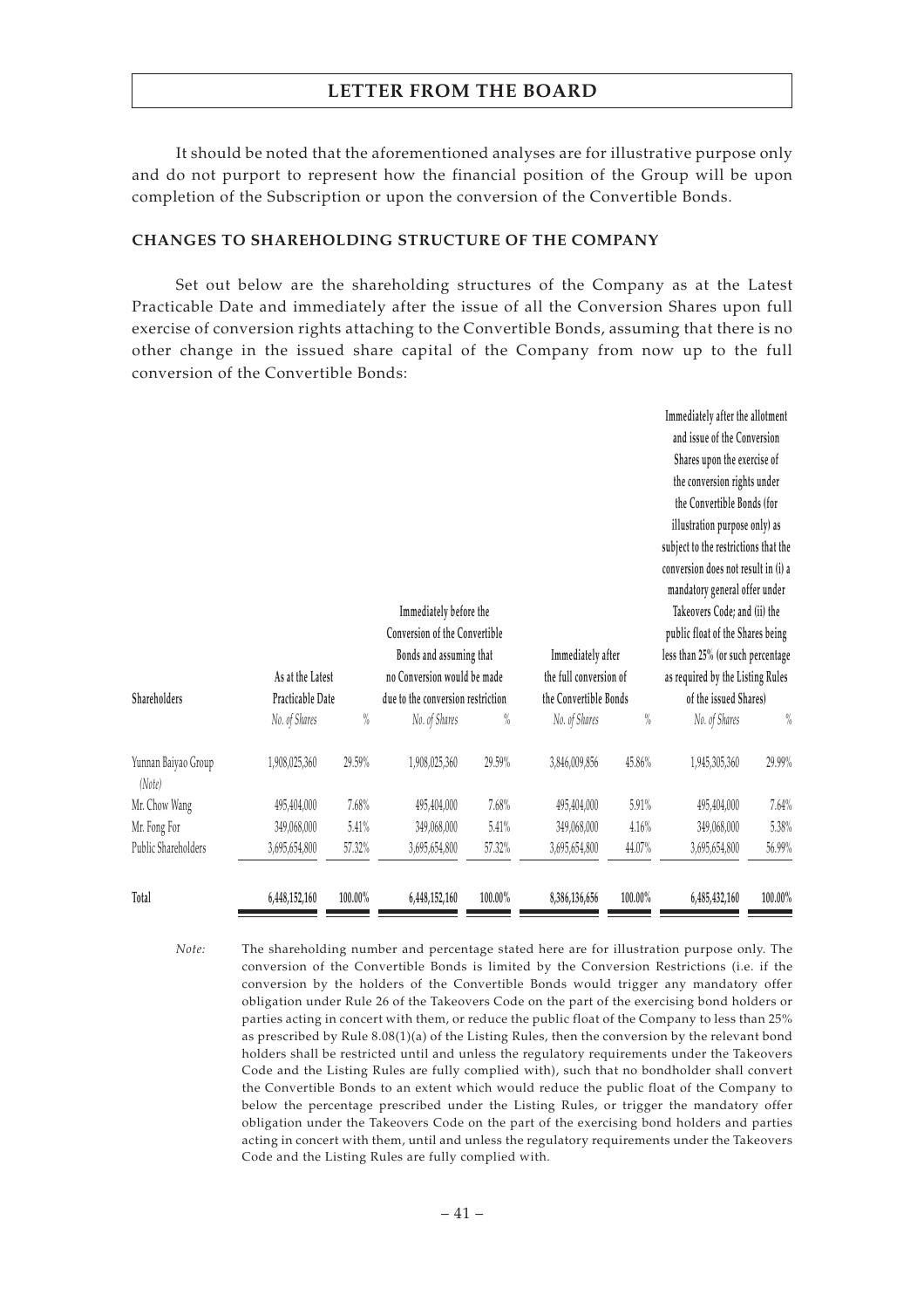It should be noted that the aforementioned analyses are for illustrative purpose only and do not purport to represent how the financial position of the Group will be upon completion of the Subscription or upon the conversion of the Convertible Bonds.

## CHANGES TO SHAREHOLDING STRUCTURE OF THE COMPANY

Set out below are the shareholding structures of the Company as at the Latest Practicable Date and immediately after the issue of all the Conversion Shares upon full exercise of conversion rights attaching to the Convertible Bonds, assuming that there is no other change in the issued share capital of the Company from now up to the full conversion of the Convertible Bonds:

| Shareholders | As at the Latest Practicable Date | | Immediately before the Conversion of the Convertible Bonds and assuming that no Conversion would be made due to the conversion restriction | | Immediately after the full conversion of the Convertible Bonds | | Immediately after the allotment and issue of the Conversion Shares upon the exercise of the conversion rights under the Convertible Bonds (for illustration purpose only) as subject to the restrictions that the conversion does not result in (i) a mandatory general offer under Takeovers Code; and (ii) the public float of the Shares being less than 25% (or such percentage as required by the Listing Rules of the issued Shares) | |
|---|---|---|---|---|---|---|---|---|
| | *No. of Shares* | *%* | *No. of Shares* | *%* | *No. of Shares* | *%* | *No. of Shares* | *%* |
| Yunnan Baiyao Group *(Note)* | 1,908,025,360 | 29.59% | 1,908,025,360 | 29.59% | 3,846,009,856 | 45.86% | 1,945,305,360 | 29.99% |
| Mr. Chow Wang | 495,404,000 | 7.68% | 495,404,000 | 7.68% | 495,404,000 | 5.91% | 495,404,000 | 7.64% |
| Mr. Fong For | 349,068,000 | 5.41% | 349,068,000 | 5.41% | 349,068,000 | 4.16% | 349,068,000 | 5.38% |
| Public Shareholders | 3,695,654,800 | 57.32% | 3,695,654,800 | 57.32% | 3,695,654,800 | 44.07% | 3,695,654,800 | 56.99% |
| **Total** | **6,448,152,160** | **100.00%** | **6,448,152,160** | **100.00%** | **8,386,136,656** | **100.00%** | **6,485,432,160** | **100.00%** |

*Note:* The shareholding number and percentage stated here are for illustration purpose only. The conversion of the Convertible Bonds is limited by the Conversion Restrictions (i.e. if the conversion by the holders of the Convertible Bonds would trigger any mandatory offer obligation under Rule 26 of the Takeovers Code on the part of the exercising bond holders or parties acting in concert with them, or reduce the public float of the Company to less than 25% as prescribed by Rule 8.08(1)(a) of the Listing Rules, then the conversion by the relevant bond holders shall be restricted until and unless the regulatory requirements under the Takeovers Code and the Listing Rules are fully complied with), such that no bondholder shall convert the Convertible Bonds to an extent which would reduce the public float of the Company to below the percentage prescribed under the Listing Rules, or trigger the mandatory offer obligation under the Takeovers Code on the part of the exercising bond holders and parties acting in concert with them, until and unless the regulatory requirements under the Takeovers Code and the Listing Rules are fully complied with.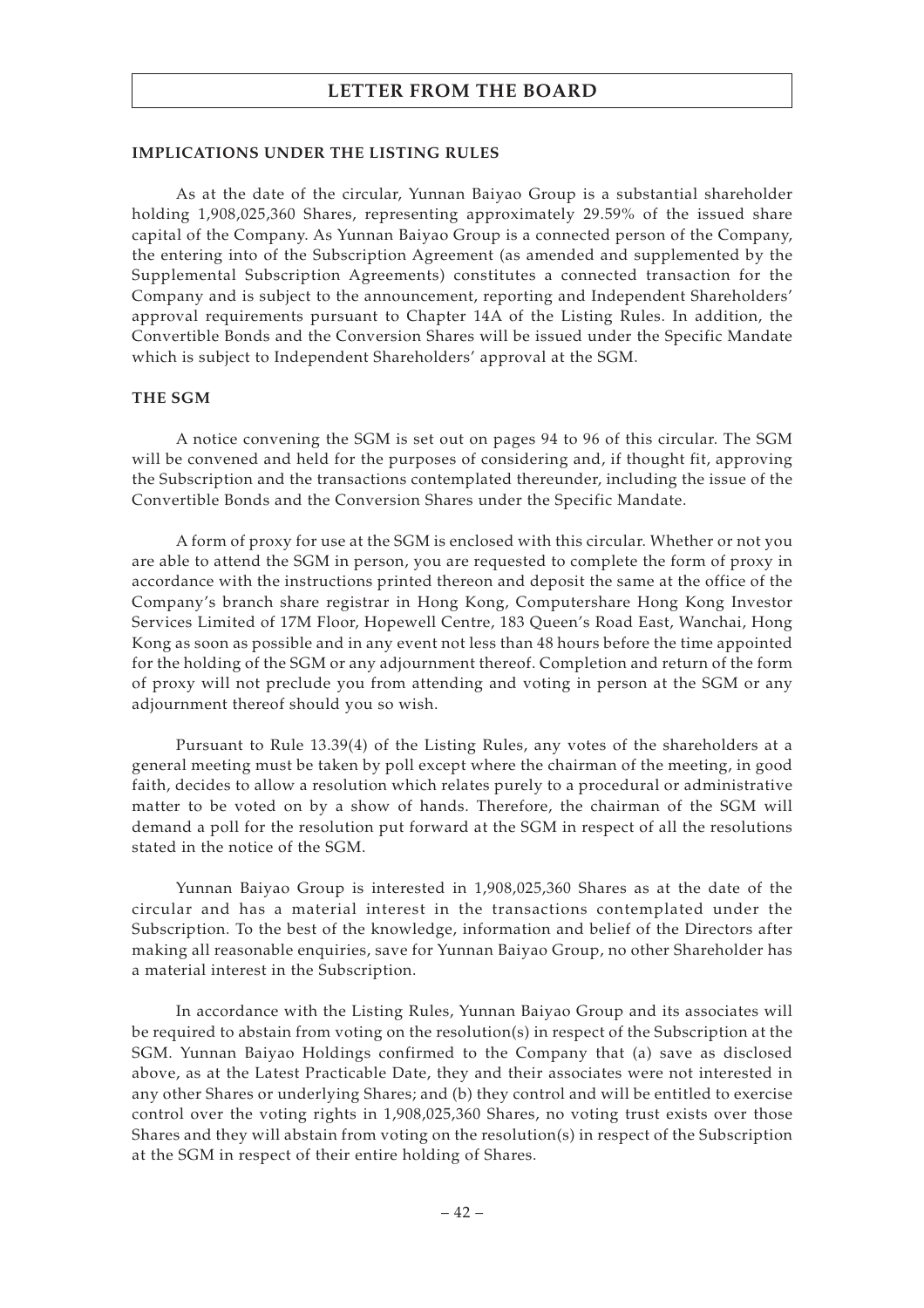## IMPLICATIONS UNDER THE LISTING RULES

As at the date of the circular, Yunnan Baiyao Group is a substantial shareholder holding 1,908,025,360 Shares, representing approximately 29.59% of the issued share capital of the Company. As Yunnan Baiyao Group is a connected person of the Company, the entering into of the Subscription Agreement (as amended and supplemented by the Supplemental Subscription Agreements) constitutes a connected transaction for the Company and is subject to the announcement, reporting and Independent Shareholders' approval requirements pursuant to Chapter 14A of the Listing Rules. In addition, the Convertible Bonds and the Conversion Shares will be issued under the Specific Mandate which is subject to Independent Shareholders' approval at the SGM.

## THE SGM

A notice convening the SGM is set out on pages 94 to 96 of this circular. The SGM will be convened and held for the purposes of considering and, if thought fit, approving the Subscription and the transactions contemplated thereunder, including the issue of the Convertible Bonds and the Conversion Shares under the Specific Mandate.

A form of proxy for use at the SGM is enclosed with this circular. Whether or not you are able to attend the SGM in person, you are requested to complete the form of proxy in accordance with the instructions printed thereon and deposit the same at the office of the Company's branch share registrar in Hong Kong, Computershare Hong Kong Investor Services Limited of 17M Floor, Hopewell Centre, 183 Queen's Road East, Wanchai, Hong Kong as soon as possible and in any event not less than 48 hours before the time appointed for the holding of the SGM or any adjournment thereof. Completion and return of the form of proxy will not preclude you from attending and voting in person at the SGM or any adjournment thereof should you so wish.

Pursuant to Rule 13.39(4) of the Listing Rules, any votes of the shareholders at a general meeting must be taken by poll except where the chairman of the meeting, in good faith, decides to allow a resolution which relates purely to a procedural or administrative matter to be voted on by a show of hands. Therefore, the chairman of the SGM will demand a poll for the resolution put forward at the SGM in respect of all the resolutions stated in the notice of the SGM.

Yunnan Baiyao Group is interested in 1,908,025,360 Shares as at the date of the circular and has a material interest in the transactions contemplated under the Subscription. To the best of the knowledge, information and belief of the Directors after making all reasonable enquiries, save for Yunnan Baiyao Group, no other Shareholder has a material interest in the Subscription.

In accordance with the Listing Rules, Yunnan Baiyao Group and its associates will be required to abstain from voting on the resolution(s) in respect of the Subscription at the SGM. Yunnan Baiyao Holdings confirmed to the Company that (a) save as disclosed above, as at the Latest Practicable Date, they and their associates were not interested in any other Shares or underlying Shares; and (b) they control and will be entitled to exercise control over the voting rights in 1,908,025,360 Shares, no voting trust exists over those Shares and they will abstain from voting on the resolution(s) in respect of the Subscription at the SGM in respect of their entire holding of Shares.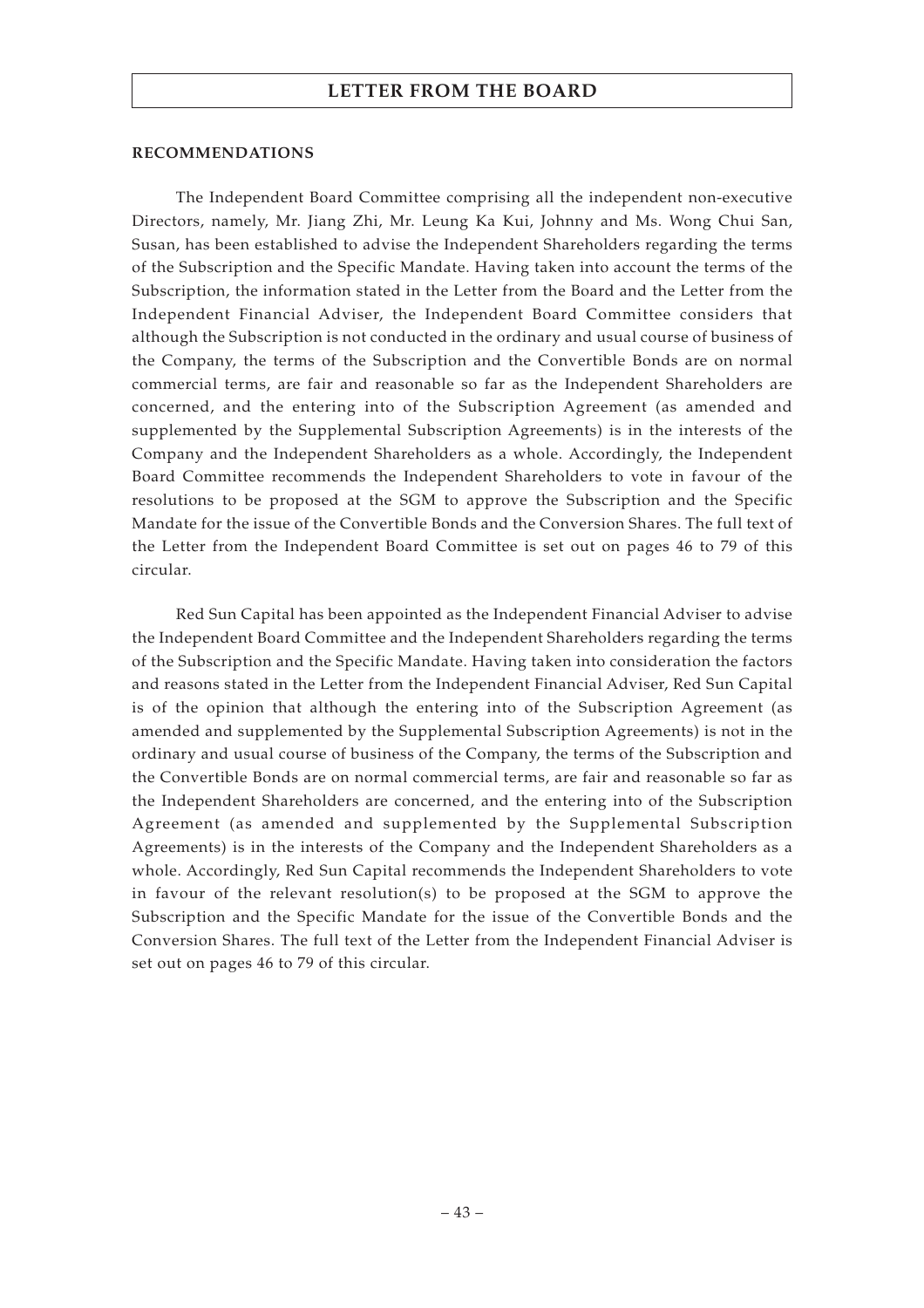**RECOMMENDATIONS**

The Independent Board Committee comprising all the independent non-executive Directors, namely, Mr. Jiang Zhi, Mr. Leung Ka Kui, Johnny and Ms. Wong Chui San, Susan, has been established to advise the Independent Shareholders regarding the terms of the Subscription and the Specific Mandate. Having taken into account the terms of the Subscription, the information stated in the Letter from the Board and the Letter from the Independent Financial Adviser, the Independent Board Committee considers that although the Subscription is not conducted in the ordinary and usual course of business of the Company, the terms of the Subscription and the Convertible Bonds are on normal commercial terms, are fair and reasonable so far as the Independent Shareholders are concerned, and the entering into of the Subscription Agreement (as amended and supplemented by the Supplemental Subscription Agreements) is in the interests of the Company and the Independent Shareholders as a whole. Accordingly, the Independent Board Committee recommends the Independent Shareholders to vote in favour of the resolutions to be proposed at the SGM to approve the Subscription and the Specific Mandate for the issue of the Convertible Bonds and the Conversion Shares. The full text of the Letter from the Independent Board Committee is set out on pages 46 to 79 of this circular.

Red Sun Capital has been appointed as the Independent Financial Adviser to advise the Independent Board Committee and the Independent Shareholders regarding the terms of the Subscription and the Specific Mandate. Having taken into consideration the factors and reasons stated in the Letter from the Independent Financial Adviser, Red Sun Capital is of the opinion that although the entering into of the Subscription Agreement (as amended and supplemented by the Supplemental Subscription Agreements) is not in the ordinary and usual course of business of the Company, the terms of the Subscription and the Convertible Bonds are on normal commercial terms, are fair and reasonable so far as the Independent Shareholders are concerned, and the entering into of the Subscription Agreement (as amended and supplemented by the Supplemental Subscription Agreements) is in the interests of the Company and the Independent Shareholders as a whole. Accordingly, Red Sun Capital recommends the Independent Shareholders to vote in favour of the relevant resolution(s) to be proposed at the SGM to approve the Subscription and the Specific Mandate for the issue of the Convertible Bonds and the Conversion Shares. The full text of the Letter from the Independent Financial Adviser is set out on pages 46 to 79 of this circular.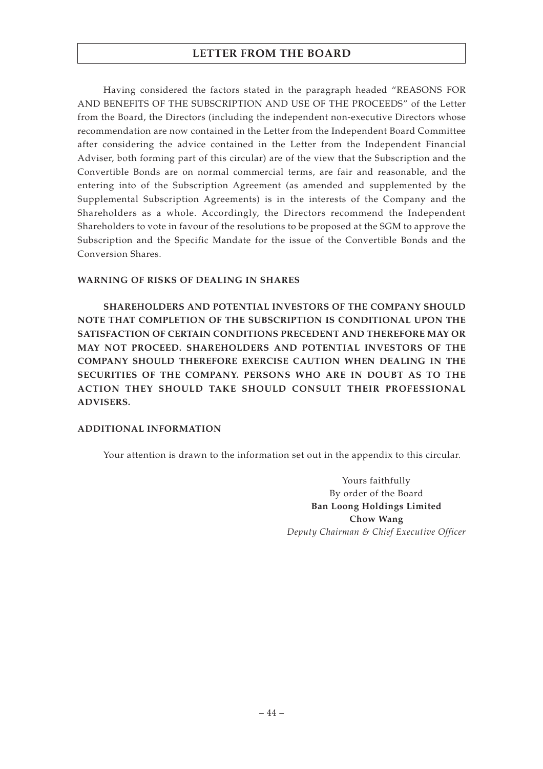Having considered the factors stated in the paragraph headed "REASONS FOR AND BENEFITS OF THE SUBSCRIPTION AND USE OF THE PROCEEDS" of the Letter from the Board, the Directors (including the independent non-executive Directors whose recommendation are now contained in the Letter from the Independent Board Committee after considering the advice contained in the Letter from the Independent Financial Adviser, both forming part of this circular) are of the view that the Subscription and the Convertible Bonds are on normal commercial terms, are fair and reasonable, and the entering into of the Subscription Agreement (as amended and supplemented by the Supplemental Subscription Agreements) is in the interests of the Company and the Shareholders as a whole. Accordingly, the Directors recommend the Independent Shareholders to vote in favour of the resolutions to be proposed at the SGM to approve the Subscription and the Specific Mandate for the issue of the Convertible Bonds and the Conversion Shares.

**WARNING OF RISKS OF DEALING IN SHARES**

**SHAREHOLDERS AND POTENTIAL INVESTORS OF THE COMPANY SHOULD NOTE THAT COMPLETION OF THE SUBSCRIPTION IS CONDITIONAL UPON THE SATISFACTION OF CERTAIN CONDITIONS PRECEDENT AND THEREFORE MAY OR MAY NOT PROCEED. SHAREHOLDERS AND POTENTIAL INVESTORS OF THE COMPANY SHOULD THEREFORE EXERCISE CAUTION WHEN DEALING IN THE SECURITIES OF THE COMPANY. PERSONS WHO ARE IN DOUBT AS TO THE ACTION THEY SHOULD TAKE SHOULD CONSULT THEIR PROFESSIONAL ADVISERS.**

**ADDITIONAL INFORMATION**

Your attention is drawn to the information set out in the appendix to this circular.

Yours faithfully
By order of the Board
**Ban Loong Holdings Limited**
**Chow Wang**
*Deputy Chairman & Chief Executive Officer*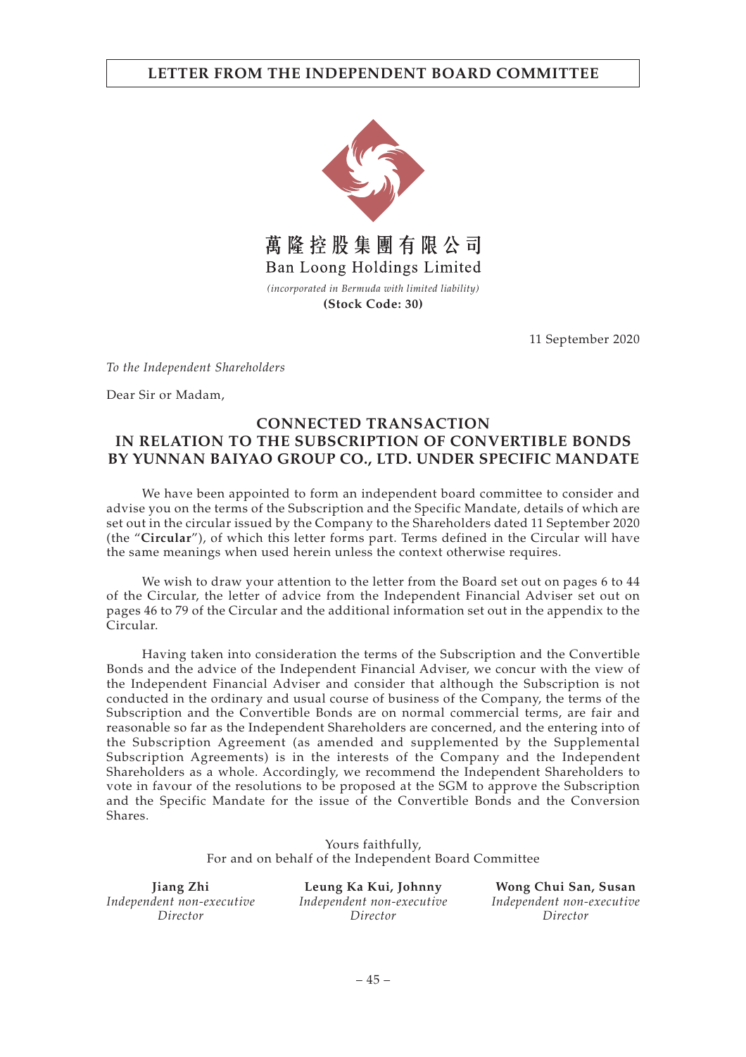# LETTER FROM THE INDEPENDENT BOARD COMMITTEE

**萬隆控股集團有限公司**
**Ban Loong Holdings Limited**
*(incorporated in Bermuda with limited liability)*
**(Stock Code: 30)**

11 September 2020

*To the Independent Shareholders*

Dear Sir or Madam,

## CONNECTED TRANSACTION IN RELATION TO THE SUBSCRIPTION OF CONVERTIBLE BONDS BY YUNNAN BAIYAO GROUP CO., LTD. UNDER SPECIFIC MANDATE

We have been appointed to form an independent board committee to consider and advise you on the terms of the Subscription and the Specific Mandate, details of which are set out in the circular issued by the Company to the Shareholders dated 11 September 2020 (the "**Circular**"), of which this letter forms part. Terms defined in the Circular will have the same meanings when used herein unless the context otherwise requires.

We wish to draw your attention to the letter from the Board set out on pages 6 to 44 of the Circular, the letter of advice from the Independent Financial Adviser set out on pages 46 to 79 of the Circular and the additional information set out in the appendix to the Circular.

Having taken into consideration the terms of the Subscription and the Convertible Bonds and the advice of the Independent Financial Adviser, we concur with the view of the Independent Financial Adviser and consider that although the Subscription is not conducted in the ordinary and usual course of business of the Company, the terms of the Subscription and the Convertible Bonds are on normal commercial terms, are fair and reasonable so far as the Independent Shareholders are concerned, and the entering into of the Subscription Agreement (as amended and supplemented by the Supplemental Subscription Agreements) is in the interests of the Company and the Independent Shareholders as a whole. Accordingly, we recommend the Independent Shareholders to vote in favour of the resolutions to be proposed at the SGM to approve the Subscription and the Specific Mandate for the issue of the Convertible Bonds and the Conversion Shares.

Yours faithfully,
For and on behalf of the Independent Board Committee

| **Jiang Zhi** | **Leung Ka Kui, Johnny** | **Wong Chui San, Susan** |
|---|---|---|
| *Independent non-executive Director* | *Independent non-executive Director* | *Independent non-executive Director* |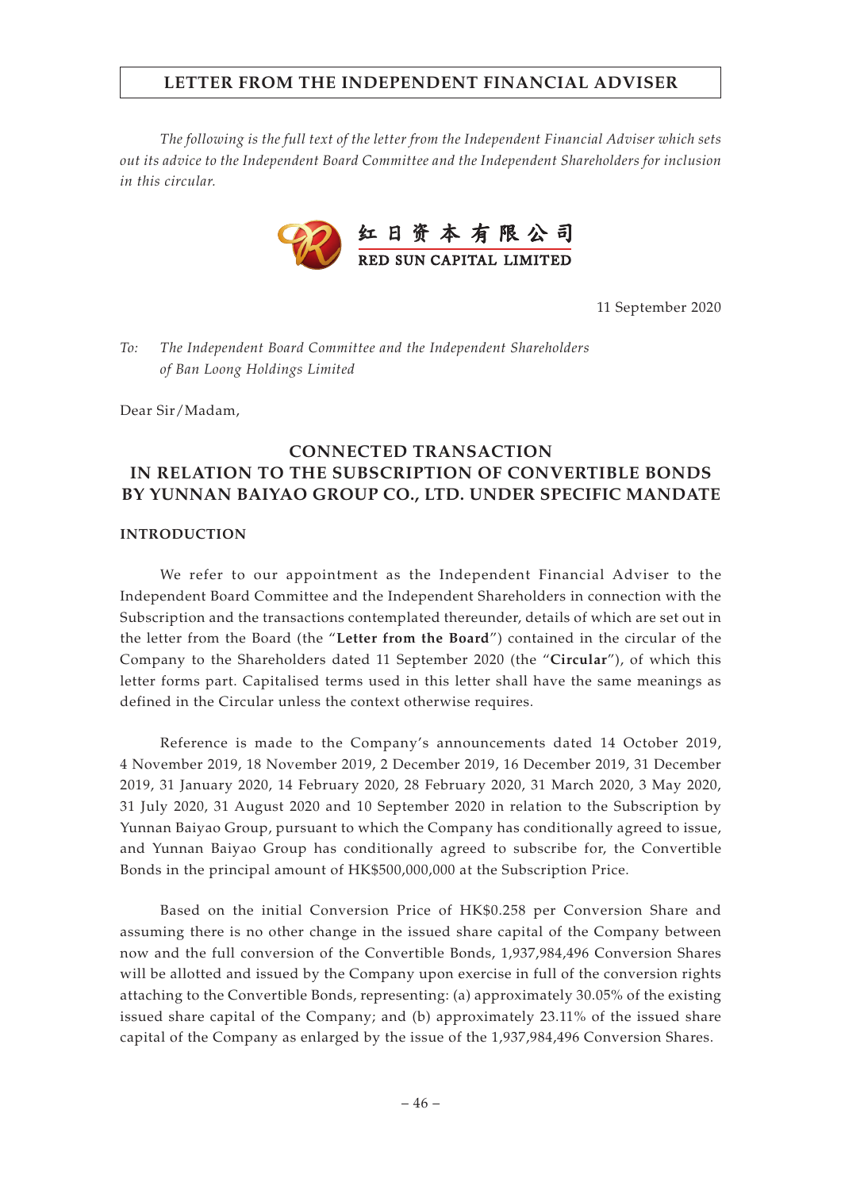# LETTER FROM THE INDEPENDENT FINANCIAL ADVISER

*The following is the full text of the letter from the Independent Financial Adviser which sets out its advice to the Independent Board Committee and the Independent Shareholders for inclusion in this circular.*

红日资本有限公司
RED SUN CAPITAL LIMITED

11 September 2020

*To: The Independent Board Committee and the Independent Shareholders of Ban Loong Holdings Limited*

Dear Sir/Madam,

## CONNECTED TRANSACTION IN RELATION TO THE SUBSCRIPTION OF CONVERTIBLE BONDS BY YUNNAN BAIYAO GROUP CO., LTD. UNDER SPECIFIC MANDATE

### INTRODUCTION

We refer to our appointment as the Independent Financial Adviser to the Independent Board Committee and the Independent Shareholders in connection with the Subscription and the transactions contemplated thereunder, details of which are set out in the letter from the Board (the "**Letter from the Board**") contained in the circular of the Company to the Shareholders dated 11 September 2020 (the "**Circular**"), of which this letter forms part. Capitalised terms used in this letter shall have the same meanings as defined in the Circular unless the context otherwise requires.

Reference is made to the Company's announcements dated 14 October 2019, 4 November 2019, 18 November 2019, 2 December 2019, 16 December 2019, 31 December 2019, 31 January 2020, 14 February 2020, 28 February 2020, 31 March 2020, 3 May 2020, 31 July 2020, 31 August 2020 and 10 September 2020 in relation to the Subscription by Yunnan Baiyao Group, pursuant to which the Company has conditionally agreed to issue, and Yunnan Baiyao Group has conditionally agreed to subscribe for, the Convertible Bonds in the principal amount of HK$500,000,000 at the Subscription Price.

Based on the initial Conversion Price of HK$0.258 per Conversion Share and assuming there is no other change in the issued share capital of the Company between now and the full conversion of the Convertible Bonds, 1,937,984,496 Conversion Shares will be allotted and issued by the Company upon exercise in full of the conversion rights attaching to the Convertible Bonds, representing: (a) approximately 30.05% of the existing issued share capital of the Company; and (b) approximately 23.11% of the issued share capital of the Company as enlarged by the issue of the 1,937,984,496 Conversion Shares.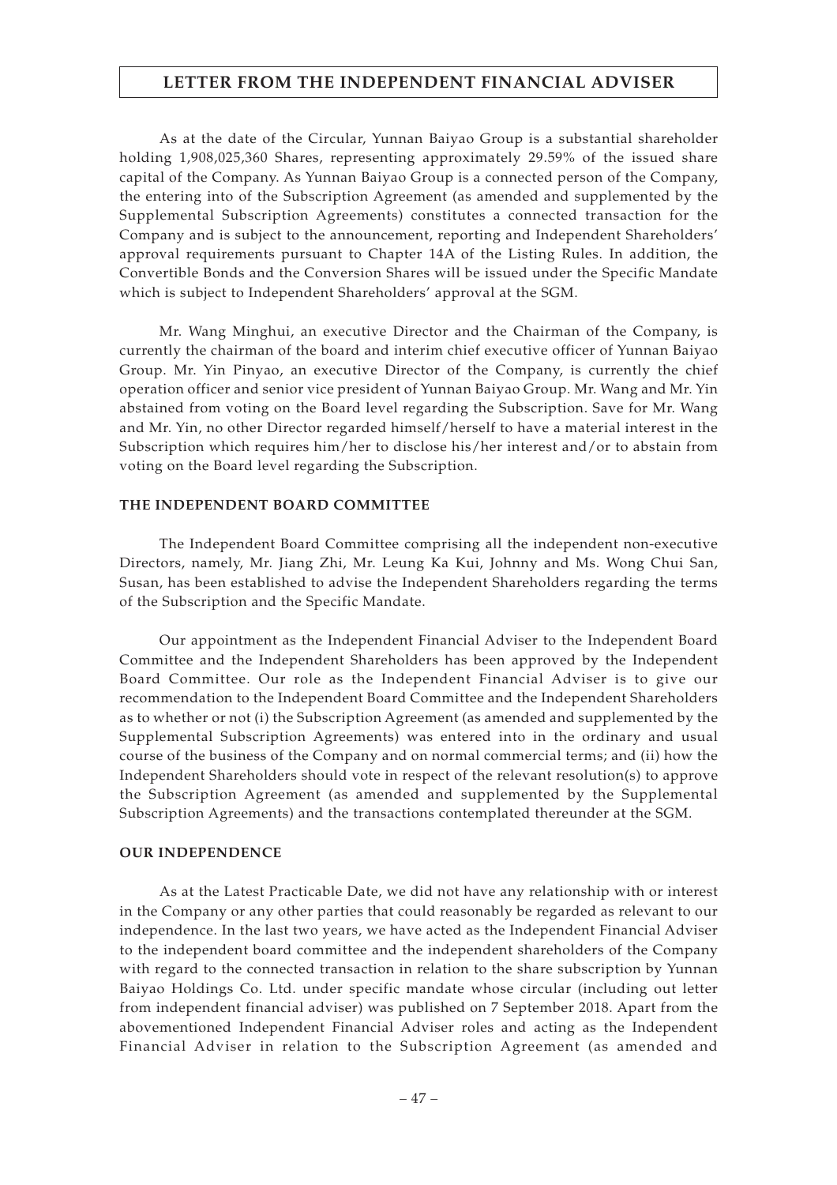As at the date of the Circular, Yunnan Baiyao Group is a substantial shareholder holding 1,908,025,360 Shares, representing approximately 29.59% of the issued share capital of the Company. As Yunnan Baiyao Group is a connected person of the Company, the entering into of the Subscription Agreement (as amended and supplemented by the Supplemental Subscription Agreements) constitutes a connected transaction for the Company and is subject to the announcement, reporting and Independent Shareholders' approval requirements pursuant to Chapter 14A of the Listing Rules. In addition, the Convertible Bonds and the Conversion Shares will be issued under the Specific Mandate which is subject to Independent Shareholders' approval at the SGM.

Mr. Wang Minghui, an executive Director and the Chairman of the Company, is currently the chairman of the board and interim chief executive officer of Yunnan Baiyao Group. Mr. Yin Pinyao, an executive Director of the Company, is currently the chief operation officer and senior vice president of Yunnan Baiyao Group. Mr. Wang and Mr. Yin abstained from voting on the Board level regarding the Subscription. Save for Mr. Wang and Mr. Yin, no other Director regarded himself/herself to have a material interest in the Subscription which requires him/her to disclose his/her interest and/or to abstain from voting on the Board level regarding the Subscription.

## THE INDEPENDENT BOARD COMMITTEE

The Independent Board Committee comprising all the independent non-executive Directors, namely, Mr. Jiang Zhi, Mr. Leung Ka Kui, Johnny and Ms. Wong Chui San, Susan, has been established to advise the Independent Shareholders regarding the terms of the Subscription and the Specific Mandate.

Our appointment as the Independent Financial Adviser to the Independent Board Committee and the Independent Shareholders has been approved by the Independent Board Committee. Our role as the Independent Financial Adviser is to give our recommendation to the Independent Board Committee and the Independent Shareholders as to whether or not (i) the Subscription Agreement (as amended and supplemented by the Supplemental Subscription Agreements) was entered into in the ordinary and usual course of the business of the Company and on normal commercial terms; and (ii) how the Independent Shareholders should vote in respect of the relevant resolution(s) to approve the Subscription Agreement (as amended and supplemented by the Supplemental Subscription Agreements) and the transactions contemplated thereunder at the SGM.

## OUR INDEPENDENCE

As at the Latest Practicable Date, we did not have any relationship with or interest in the Company or any other parties that could reasonably be regarded as relevant to our independence. In the last two years, we have acted as the Independent Financial Adviser to the independent board committee and the independent shareholders of the Company with regard to the connected transaction in relation to the share subscription by Yunnan Baiyao Holdings Co. Ltd. under specific mandate whose circular (including out letter from independent financial adviser) was published on 7 September 2018. Apart from the abovementioned Independent Financial Adviser roles and acting as the Independent Financial Adviser in relation to the Subscription Agreement (as amended and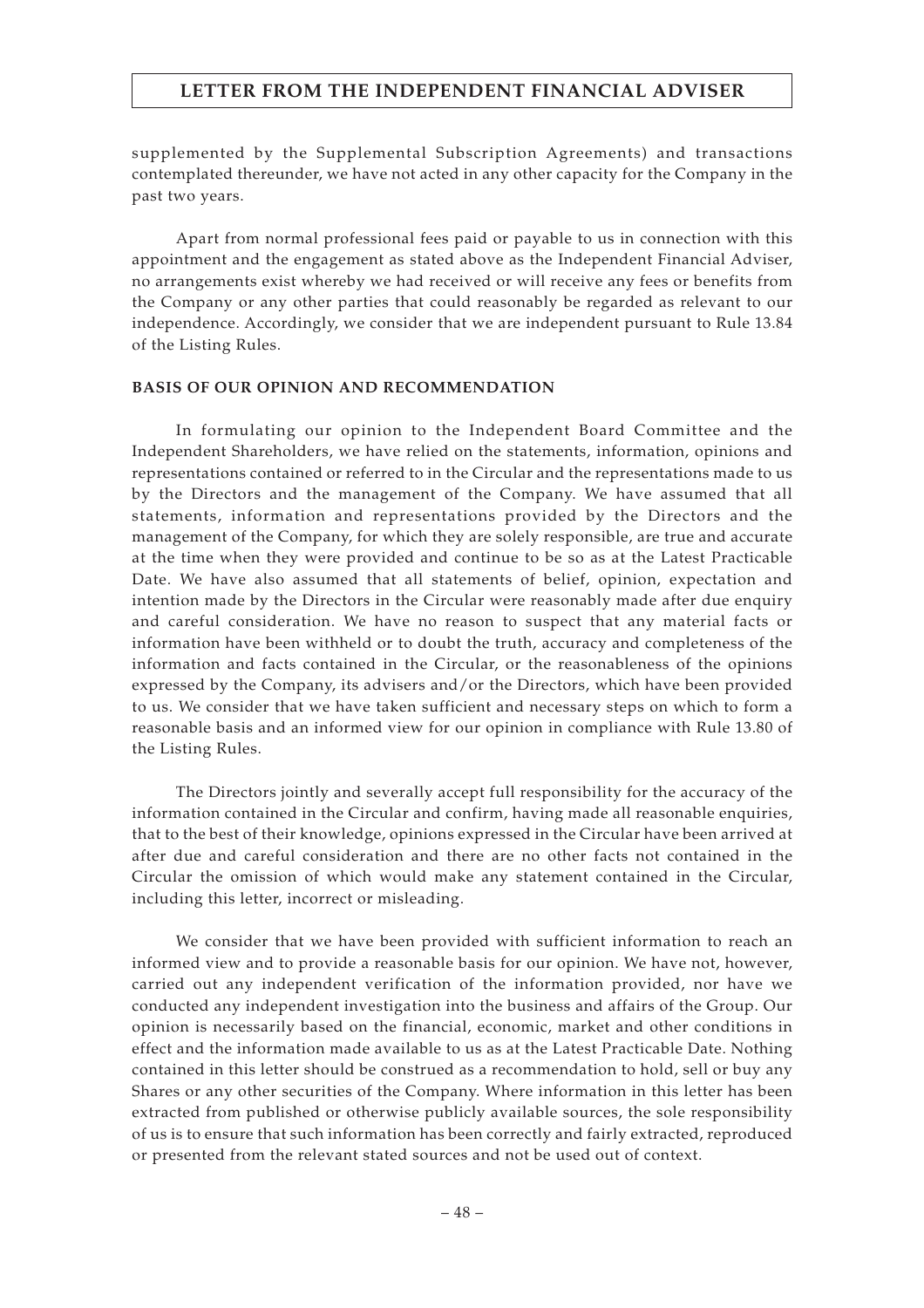supplemented by the Supplemental Subscription Agreements) and transactions contemplated thereunder, we have not acted in any other capacity for the Company in the past two years.

Apart from normal professional fees paid or payable to us in connection with this appointment and the engagement as stated above as the Independent Financial Adviser, no arrangements exist whereby we had received or will receive any fees or benefits from the Company or any other parties that could reasonably be regarded as relevant to our independence. Accordingly, we consider that we are independent pursuant to Rule 13.84 of the Listing Rules.

**BASIS OF OUR OPINION AND RECOMMENDATION**

In formulating our opinion to the Independent Board Committee and the Independent Shareholders, we have relied on the statements, information, opinions and representations contained or referred to in the Circular and the representations made to us by the Directors and the management of the Company. We have assumed that all statements, information and representations provided by the Directors and the management of the Company, for which they are solely responsible, are true and accurate at the time when they were provided and continue to be so as at the Latest Practicable Date. We have also assumed that all statements of belief, opinion, expectation and intention made by the Directors in the Circular were reasonably made after due enquiry and careful consideration. We have no reason to suspect that any material facts or information have been withheld or to doubt the truth, accuracy and completeness of the information and facts contained in the Circular, or the reasonableness of the opinions expressed by the Company, its advisers and/or the Directors, which have been provided to us. We consider that we have taken sufficient and necessary steps on which to form a reasonable basis and an informed view for our opinion in compliance with Rule 13.80 of the Listing Rules.

The Directors jointly and severally accept full responsibility for the accuracy of the information contained in the Circular and confirm, having made all reasonable enquiries, that to the best of their knowledge, opinions expressed in the Circular have been arrived at after due and careful consideration and there are no other facts not contained in the Circular the omission of which would make any statement contained in the Circular, including this letter, incorrect or misleading.

We consider that we have been provided with sufficient information to reach an informed view and to provide a reasonable basis for our opinion. We have not, however, carried out any independent verification of the information provided, nor have we conducted any independent investigation into the business and affairs of the Group. Our opinion is necessarily based on the financial, economic, market and other conditions in effect and the information made available to us as at the Latest Practicable Date. Nothing contained in this letter should be construed as a recommendation to hold, sell or buy any Shares or any other securities of the Company. Where information in this letter has been extracted from published or otherwise publicly available sources, the sole responsibility of us is to ensure that such information has been correctly and fairly extracted, reproduced or presented from the relevant stated sources and not be used out of context.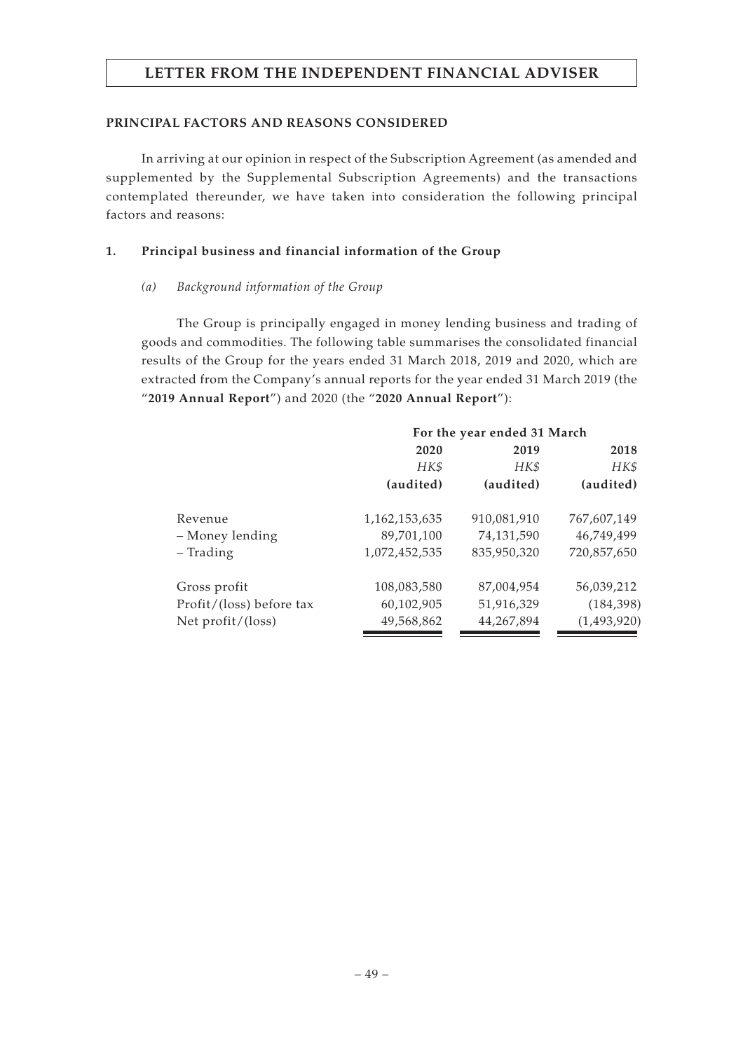# LETTER FROM THE INDEPENDENT FINANCIAL ADVISER

## PRINCIPAL FACTORS AND REASONS CONSIDERED

In arriving at our opinion in respect of the Subscription Agreement (as amended and supplemented by the Supplemental Subscription Agreements) and the transactions contemplated thereunder, we have taken into consideration the following principal factors and reasons:

### 1. Principal business and financial information of the Group

#### *(a) Background information of the Group*

The Group is principally engaged in money lending business and trading of goods and commodities. The following table summarises the consolidated financial results of the Group for the years ended 31 March 2018, 2019 and 2020, which are extracted from the Company's annual reports for the year ended 31 March 2019 (the "**2019 Annual Report**") and 2020 (the "**2020 Annual Report**"):

| | For the year ended 31 March | | |
|---|---|---|---|
| | **2020** | **2019** | **2018** |
| | *HK$* | *HK$* | *HK$* |
| | **(audited)** | **(audited)** | **(audited)** |
| Revenue | 1,162,153,635 | 910,081,910 | 767,607,149 |
| – Money lending | 89,701,100 | 74,131,590 | 46,749,499 |
| – Trading | 1,072,452,535 | 835,950,320 | 720,857,650 |
| Gross profit | 108,083,580 | 87,004,954 | 56,039,212 |
| Profit/(loss) before tax | 60,102,905 | 51,916,329 | (184,398) |
| Net profit/(loss) | 49,568,862 | 44,267,894 | (1,493,920) |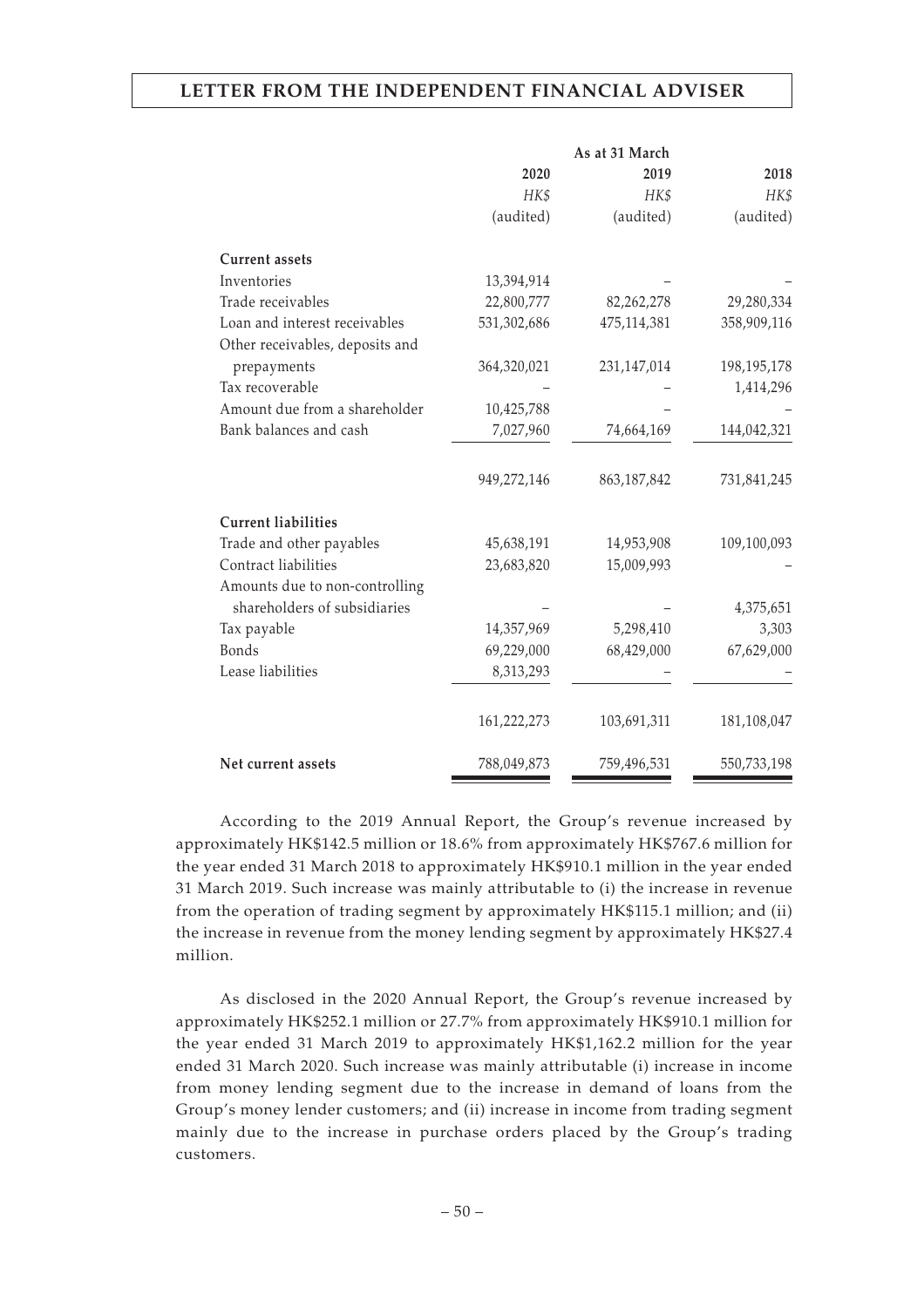| | As at 31 March | | |
|---|---|---|---|
| | 2020 | 2019 | 2018 |
| | *HK$* | *HK$* | *HK$* |
| | (audited) | (audited) | (audited) |
| **Current assets** | | | |
| Inventories | 13,394,914 | – | – |
| Trade receivables | 22,800,777 | 82,262,278 | 29,280,334 |
| Loan and interest receivables | 531,302,686 | 475,114,381 | 358,909,116 |
| Other receivables, deposits and prepayments | 364,320,021 | 231,147,014 | 198,195,178 |
| Tax recoverable | – | – | 1,414,296 |
| Amount due from a shareholder | 10,425,788 | – | – |
| Bank balances and cash | 7,027,960 | 74,664,169 | 144,042,321 |
| | 949,272,146 | 863,187,842 | 731,841,245 |
| **Current liabilities** | | | |
| Trade and other payables | 45,638,191 | 14,953,908 | 109,100,093 |
| Contract liabilities | 23,683,820 | 15,009,993 | – |
| Amounts due to non-controlling shareholders of subsidiaries | – | – | 4,375,651 |
| Tax payable | 14,357,969 | 5,298,410 | 3,303 |
| Bonds | 69,229,000 | 68,429,000 | 67,629,000 |
| Lease liabilities | 8,313,293 | – | – |
| | 161,222,273 | 103,691,311 | 181,108,047 |
| **Net current assets** | 788,049,873 | 759,496,531 | 550,733,198 |

According to the 2019 Annual Report, the Group's revenue increased by approximately HK$142.5 million or 18.6% from approximately HK$767.6 million for the year ended 31 March 2018 to approximately HK$910.1 million in the year ended 31 March 2019. Such increase was mainly attributable to (i) the increase in revenue from the operation of trading segment by approximately HK$115.1 million; and (ii) the increase in revenue from the money lending segment by approximately HK$27.4 million.

As disclosed in the 2020 Annual Report, the Group's revenue increased by approximately HK$252.1 million or 27.7% from approximately HK$910.1 million for the year ended 31 March 2019 to approximately HK$1,162.2 million for the year ended 31 March 2020. Such increase was mainly attributable (i) increase in income from money lending segment due to the increase in demand of loans from the Group's money lender customers; and (ii) increase in income from trading segment mainly due to the increase in purchase orders placed by the Group's trading customers.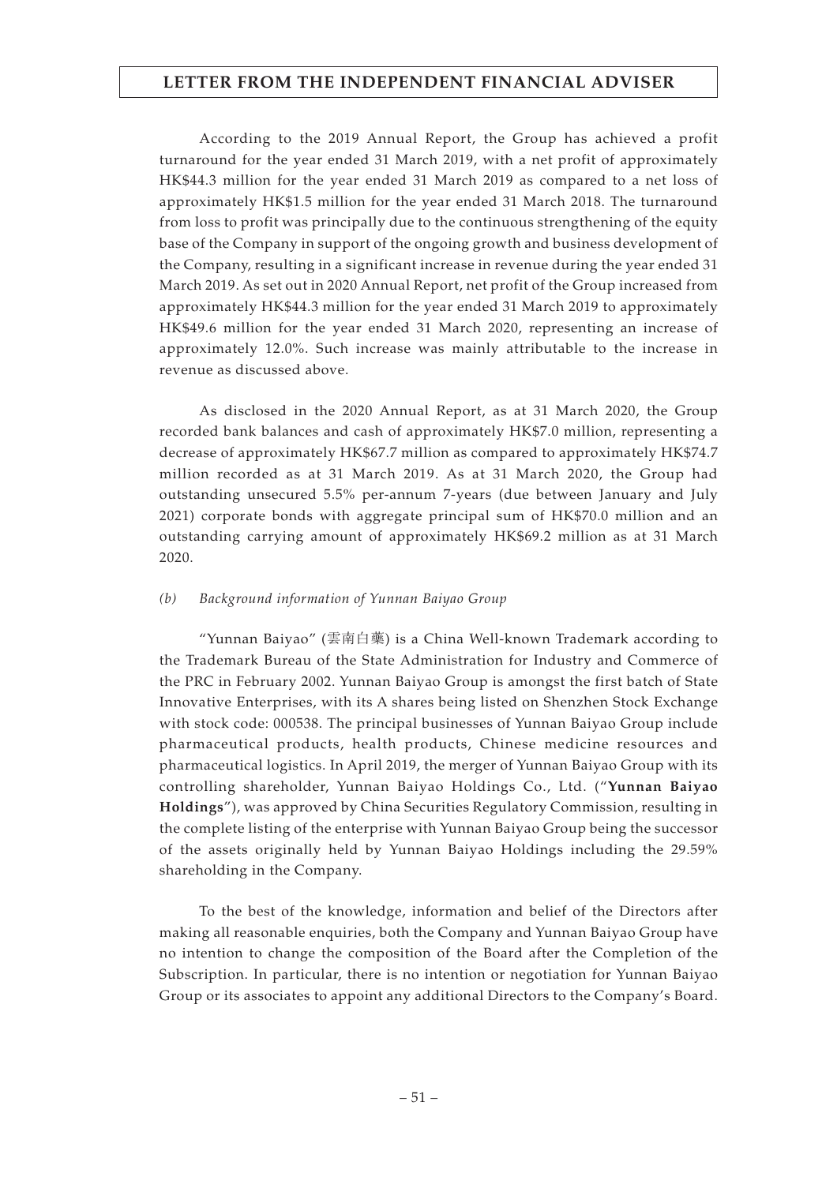According to the 2019 Annual Report, the Group has achieved a profit turnaround for the year ended 31 March 2019, with a net profit of approximately HK$44.3 million for the year ended 31 March 2019 as compared to a net loss of approximately HK$1.5 million for the year ended 31 March 2018. The turnaround from loss to profit was principally due to the continuous strengthening of the equity base of the Company in support of the ongoing growth and business development of the Company, resulting in a significant increase in revenue during the year ended 31 March 2019. As set out in 2020 Annual Report, net profit of the Group increased from approximately HK$44.3 million for the year ended 31 March 2019 to approximately HK$49.6 million for the year ended 31 March 2020, representing an increase of approximately 12.0%. Such increase was mainly attributable to the increase in revenue as discussed above.

As disclosed in the 2020 Annual Report, as at 31 March 2020, the Group recorded bank balances and cash of approximately HK$7.0 million, representing a decrease of approximately HK$67.7 million as compared to approximately HK$74.7 million recorded as at 31 March 2019. As at 31 March 2020, the Group had outstanding unsecured 5.5% per-annum 7-years (due between January and July 2021) corporate bonds with aggregate principal sum of HK$70.0 million and an outstanding carrying amount of approximately HK$69.2 million as at 31 March 2020.

*(b) Background information of Yunnan Baiyao Group*

"Yunnan Baiyao" (雲南白藥) is a China Well-known Trademark according to the Trademark Bureau of the State Administration for Industry and Commerce of the PRC in February 2002. Yunnan Baiyao Group is amongst the first batch of State Innovative Enterprises, with its A shares being listed on Shenzhen Stock Exchange with stock code: 000538. The principal businesses of Yunnan Baiyao Group include pharmaceutical products, health products, Chinese medicine resources and pharmaceutical logistics. In April 2019, the merger of Yunnan Baiyao Group with its controlling shareholder, Yunnan Baiyao Holdings Co., Ltd. ("**Yunnan Baiyao Holdings**"), was approved by China Securities Regulatory Commission, resulting in the complete listing of the enterprise with Yunnan Baiyao Group being the successor of the assets originally held by Yunnan Baiyao Holdings including the 29.59% shareholding in the Company.

To the best of the knowledge, information and belief of the Directors after making all reasonable enquiries, both the Company and Yunnan Baiyao Group have no intention to change the composition of the Board after the Completion of the Subscription. In particular, there is no intention or negotiation for Yunnan Baiyao Group or its associates to appoint any additional Directors to the Company's Board.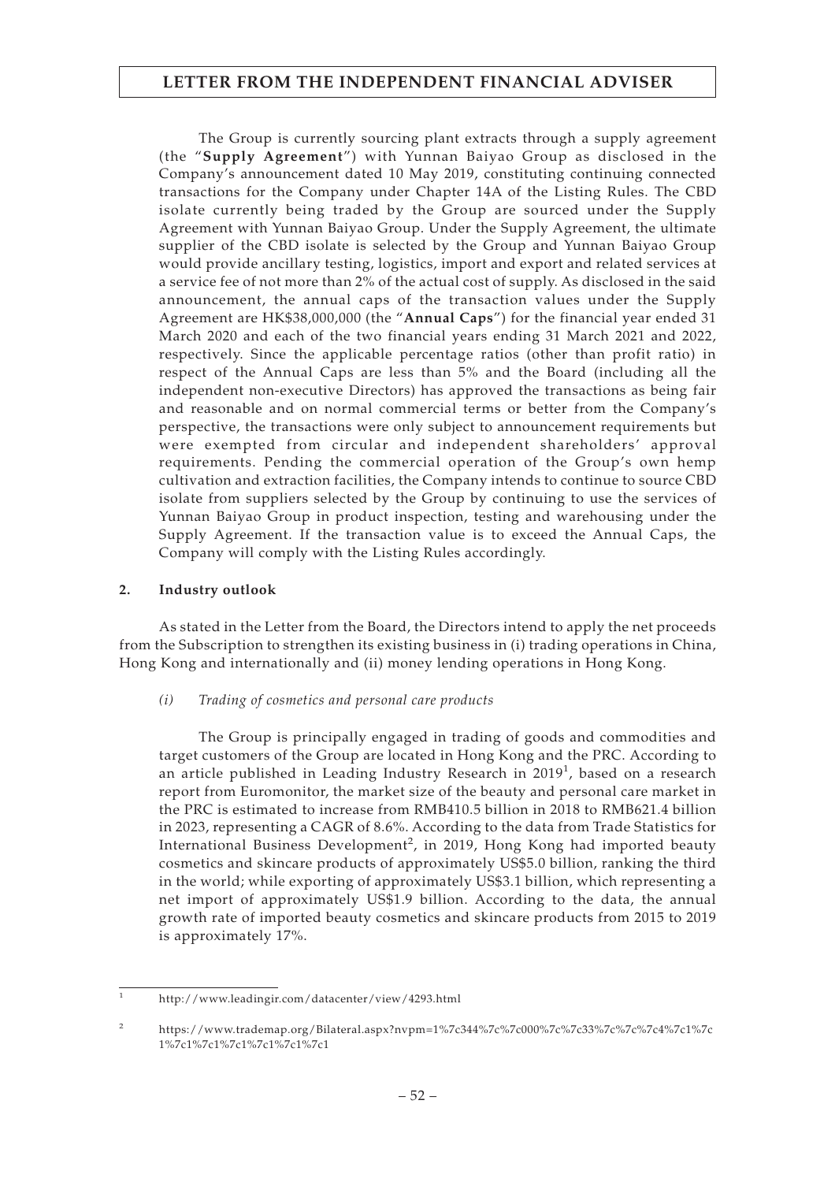The Group is currently sourcing plant extracts through a supply agreement (the "**Supply Agreement**") with Yunnan Baiyao Group as disclosed in the Company's announcement dated 10 May 2019, constituting continuing connected transactions for the Company under Chapter 14A of the Listing Rules. The CBD isolate currently being traded by the Group are sourced under the Supply Agreement with Yunnan Baiyao Group. Under the Supply Agreement, the ultimate supplier of the CBD isolate is selected by the Group and Yunnan Baiyao Group would provide ancillary testing, logistics, import and export and related services at a service fee of not more than 2% of the actual cost of supply. As disclosed in the said announcement, the annual caps of the transaction values under the Supply Agreement are HK$38,000,000 (the "**Annual Caps**") for the financial year ended 31 March 2020 and each of the two financial years ending 31 March 2021 and 2022, respectively. Since the applicable percentage ratios (other than profit ratio) in respect of the Annual Caps are less than 5% and the Board (including all the independent non-executive Directors) has approved the transactions as being fair and reasonable and on normal commercial terms or better from the Company's perspective, the transactions were only subject to announcement requirements but were exempted from circular and independent shareholders' approval requirements. Pending the commercial operation of the Group's own hemp cultivation and extraction facilities, the Company intends to continue to source CBD isolate from suppliers selected by the Group by continuing to use the services of Yunnan Baiyao Group in product inspection, testing and warehousing under the Supply Agreement. If the transaction value is to exceed the Annual Caps, the Company will comply with the Listing Rules accordingly.

## 2. Industry outlook

As stated in the Letter from the Board, the Directors intend to apply the net proceeds from the Subscription to strengthen its existing business in (i) trading operations in China, Hong Kong and internationally and (ii) money lending operations in Hong Kong.

### *(i) Trading of cosmetics and personal care products*

The Group is principally engaged in trading of goods and commodities and target customers of the Group are located in Hong Kong and the PRC. According to an article published in Leading Industry Research in 2019[1], based on a research report from Euromonitor, the market size of the beauty and personal care market in the PRC is estimated to increase from RMB410.5 billion in 2018 to RMB621.4 billion in 2023, representing a CAGR of 8.6%. According to the data from Trade Statistics for International Business Development[2], in 2019, Hong Kong had imported beauty cosmetics and skincare products of approximately US$5.0 billion, ranking the third in the world; while exporting of approximately US$3.1 billion, which representing a net import of approximately US$1.9 billion. According to the data, the annual growth rate of imported beauty cosmetics and skincare products from 2015 to 2019 is approximately 17%.

---

[1] http://www.leadingir.com/datacenter/view/4293.html

[2] https://www.trademap.org/Bilateral.aspx?nvpm=1%7c344%7c%7c000%7c%7c33%7c%7c%7c4%7c1%7c1%7c1%7c1%7c1%7c1%7c1%7c1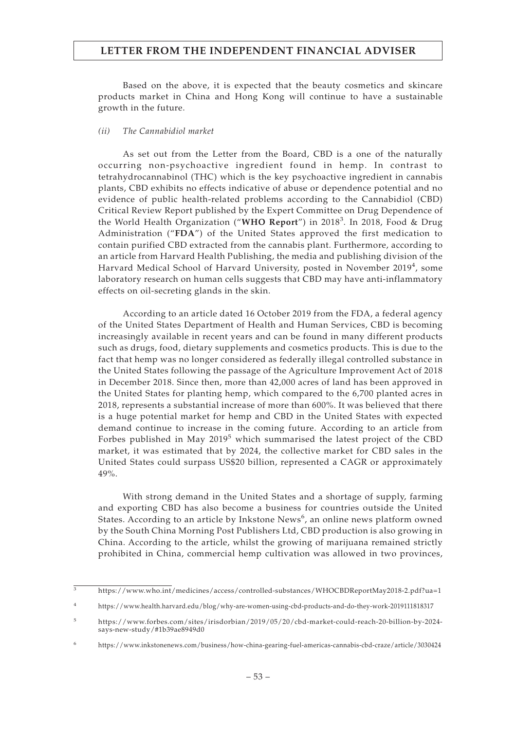Based on the above, it is expected that the beauty cosmetics and skincare products market in China and Hong Kong will continue to have a sustainable growth in the future.

*(ii) The Cannabidiol market*

As set out from the Letter from the Board, CBD is a one of the naturally occurring non-psychoactive ingredient found in hemp. In contrast to tetrahydrocannabinol (THC) which is the key psychoactive ingredient in cannabis plants, CBD exhibits no effects indicative of abuse or dependence potential and no evidence of public health-related problems according to the Cannabidiol (CBD) Critical Review Report published by the Expert Committee on Drug Dependence of the World Health Organization ("**WHO Report**") in 2018[3]. In 2018, Food & Drug Administration ("**FDA**") of the United States approved the first medication to contain purified CBD extracted from the cannabis plant. Furthermore, according to an article from Harvard Health Publishing, the media and publishing division of the Harvard Medical School of Harvard University, posted in November 2019[4], some laboratory research on human cells suggests that CBD may have anti-inflammatory effects on oil-secreting glands in the skin.

According to an article dated 16 October 2019 from the FDA, a federal agency of the United States Department of Health and Human Services, CBD is becoming increasingly available in recent years and can be found in many different products such as drugs, food, dietary supplements and cosmetics products. This is due to the fact that hemp was no longer considered as federally illegal controlled substance in the United States following the passage of the Agriculture Improvement Act of 2018 in December 2018. Since then, more than 42,000 acres of land has been approved in the United States for planting hemp, which compared to the 6,700 planted acres in 2018, represents a substantial increase of more than 600%. It was believed that there is a huge potential market for hemp and CBD in the United States with expected demand continue to increase in the coming future. According to an article from Forbes published in May 2019[5] which summarised the latest project of the CBD market, it was estimated that by 2024, the collective market for CBD sales in the United States could surpass US$20 billion, represented a CAGR or approximately 49%.

With strong demand in the United States and a shortage of supply, farming and exporting CBD has also become a business for countries outside the United States. According to an article by Inkstone News[6], an online news platform owned by the South China Morning Post Publishers Ltd, CBD production is also growing in China. According to the article, whilst the growing of marijuana remained strictly prohibited in China, commercial hemp cultivation was allowed in two provinces,

---

[3] https://www.who.int/medicines/access/controlled-substances/WHOCBDReportMay2018-2.pdf?ua=1

[4] https://www.health.harvard.edu/blog/why-are-women-using-cbd-products-and-do-they-work-2019111818317

[5] https://www.forbes.com/sites/irisdorbian/2019/05/20/cbd-market-could-reach-20-billion-by-2024-says-new-study/#1b39ae8949d0

[6] https://www.inkstonenews.com/business/how-china-gearing-fuel-americas-cannabis-cbd-craze/article/3030424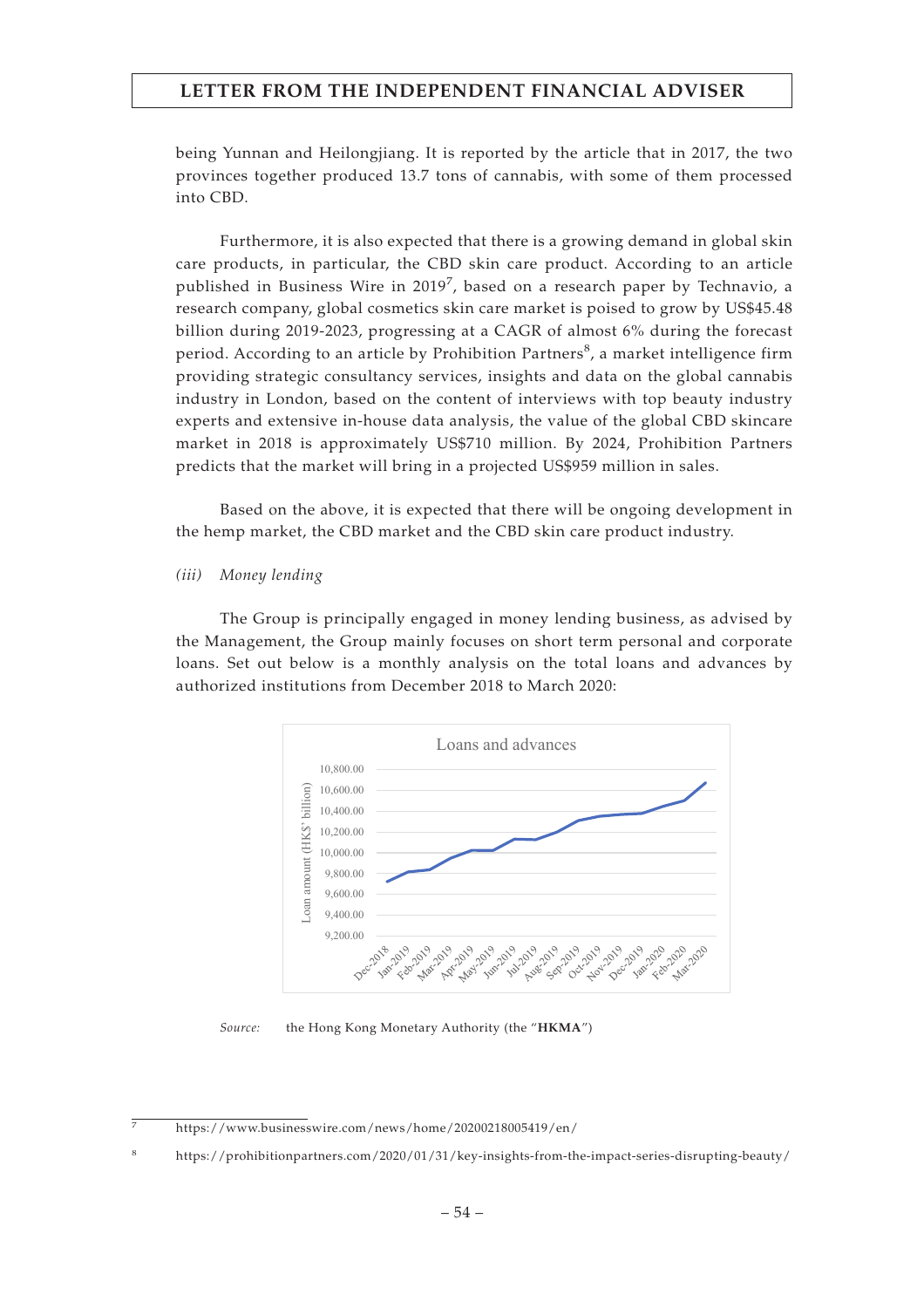being Yunnan and Heilongjiang. It is reported by the article that in 2017, the two provinces together produced 13.7 tons of cannabis, with some of them processed into CBD.

Furthermore, it is also expected that there is a growing demand in global skin care products, in particular, the CBD skin care product. According to an article published in Business Wire in 2019[7], based on a research paper by Technavio, a research company, global cosmetics skin care market is poised to grow by US$45.48 billion during 2019-2023, progressing at a CAGR of almost 6% during the forecast period. According to an article by Prohibition Partners[8], a market intelligence firm providing strategic consultancy services, insights and data on the global cannabis industry in London, based on the content of interviews with top beauty industry experts and extensive in-house data analysis, the value of the global CBD skincare market in 2018 is approximately US$710 million. By 2024, Prohibition Partners predicts that the market will bring in a projected US$959 million in sales.

Based on the above, it is expected that there will be ongoing development in the hemp market, the CBD market and the CBD skin care product industry.

*(iii) Money lending*

The Group is principally engaged in money lending business, as advised by the Management, the Group mainly focuses on short term personal and corporate loans. Set out below is a monthly analysis on the total loans and advances by authorized institutions from December 2018 to March 2020:

Loans and advances

Loan amount (HK$' billion)

10,800.00
10,600.00
10,400.00
10,200.00
10,000.00
9,800.00
9,600.00
9,400.00
9,200.00

Dec-2018, Jan-2019, Feb-2019, Mar-2019, Apr-2019, May-2019, Jun-2019, Jul-2019, Aug-2019, Sep-2019, Oct-2019, Nov-2019, Dec-2019, Jan-2020, Feb-2020, Mar-2020

*Source:* the Hong Kong Monetary Authority (the "**HKMA**")

---

7 https://www.businesswire.com/news/home/20200218005419/en/

8 https://prohibitionpartners.com/2020/01/31/key-insights-from-the-impact-series-disrupting-beauty/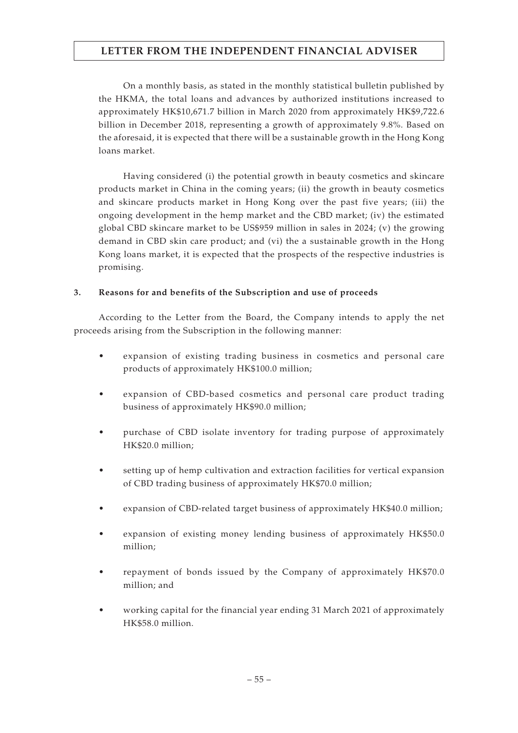On a monthly basis, as stated in the monthly statistical bulletin published by the HKMA, the total loans and advances by authorized institutions increased to approximately HK$10,671.7 billion in March 2020 from approximately HK$9,722.6 billion in December 2018, representing a growth of approximately 9.8%. Based on the aforesaid, it is expected that there will be a sustainable growth in the Hong Kong loans market.

Having considered (i) the potential growth in beauty cosmetics and skincare products market in China in the coming years; (ii) the growth in beauty cosmetics and skincare products market in Hong Kong over the past five years; (iii) the ongoing development in the hemp market and the CBD market; (iv) the estimated global CBD skincare market to be US$959 million in sales in 2024; (v) the growing demand in CBD skin care product; and (vi) the a sustainable growth in the Hong Kong loans market, it is expected that the prospects of the respective industries is promising.

### 3. Reasons for and benefits of the Subscription and use of proceeds

According to the Letter from the Board, the Company intends to apply the net proceeds arising from the Subscription in the following manner:

- expansion of existing trading business in cosmetics and personal care products of approximately HK$100.0 million;
- expansion of CBD-based cosmetics and personal care product trading business of approximately HK$90.0 million;
- purchase of CBD isolate inventory for trading purpose of approximately HK$20.0 million;
- setting up of hemp cultivation and extraction facilities for vertical expansion of CBD trading business of approximately HK$70.0 million;
- expansion of CBD-related target business of approximately HK$40.0 million;
- expansion of existing money lending business of approximately HK$50.0 million;
- repayment of bonds issued by the Company of approximately HK$70.0 million; and
- working capital for the financial year ending 31 March 2021 of approximately HK$58.0 million.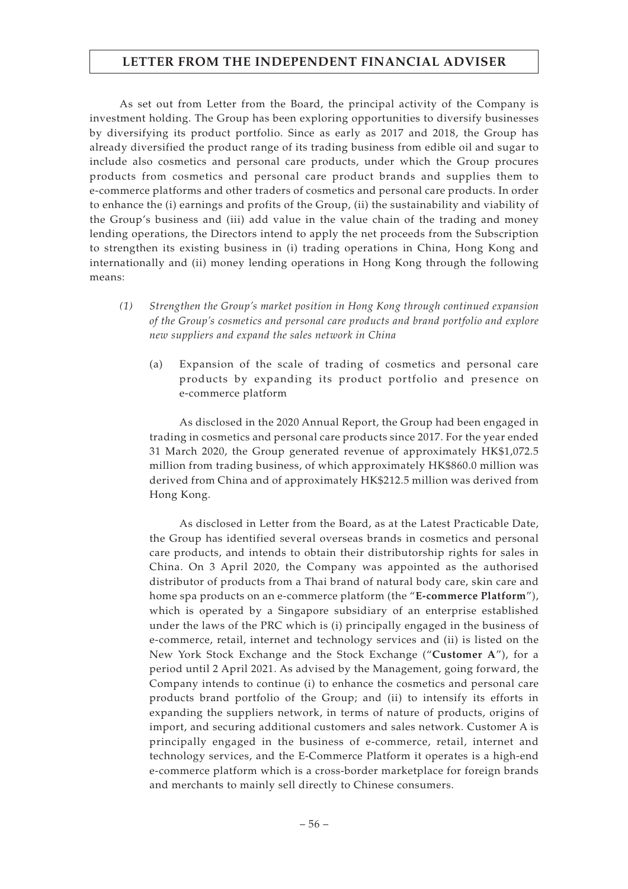As set out from Letter from the Board, the principal activity of the Company is investment holding. The Group has been exploring opportunities to diversify businesses by diversifying its product portfolio. Since as early as 2017 and 2018, the Group has already diversified the product range of its trading business from edible oil and sugar to include also cosmetics and personal care products, under which the Group procures products from cosmetics and personal care product brands and supplies them to e-commerce platforms and other traders of cosmetics and personal care products. In order to enhance the (i) earnings and profits of the Group, (ii) the sustainability and viability of the Group's business and (iii) add value in the value chain of the trading and money lending operations, the Directors intend to apply the net proceeds from the Subscription to strengthen its existing business in (i) trading operations in China, Hong Kong and internationally and (ii) money lending operations in Hong Kong through the following means:

*(1) Strengthen the Group's market position in Hong Kong through continued expansion of the Group's cosmetics and personal care products and brand portfolio and explore new suppliers and expand the sales network in China*

(a) Expansion of the scale of trading of cosmetics and personal care products by expanding its product portfolio and presence on e-commerce platform

As disclosed in the 2020 Annual Report, the Group had been engaged in trading in cosmetics and personal care products since 2017. For the year ended 31 March 2020, the Group generated revenue of approximately HK$1,072.5 million from trading business, of which approximately HK$860.0 million was derived from China and of approximately HK$212.5 million was derived from Hong Kong.

As disclosed in Letter from the Board, as at the Latest Practicable Date, the Group has identified several overseas brands in cosmetics and personal care products, and intends to obtain their distributorship rights for sales in China. On 3 April 2020, the Company was appointed as the authorised distributor of products from a Thai brand of natural body care, skin care and home spa products on an e-commerce platform (the "**E-commerce Platform**"), which is operated by a Singapore subsidiary of an enterprise established under the laws of the PRC which is (i) principally engaged in the business of e-commerce, retail, internet and technology services and (ii) is listed on the New York Stock Exchange and the Stock Exchange ("**Customer A**"), for a period until 2 April 2021. As advised by the Management, going forward, the Company intends to continue (i) to enhance the cosmetics and personal care products brand portfolio of the Group; and (ii) to intensify its efforts in expanding the suppliers network, in terms of nature of products, origins of import, and securing additional customers and sales network. Customer A is principally engaged in the business of e-commerce, retail, internet and technology services, and the E-Commerce Platform it operates is a high-end e-commerce platform which is a cross-border marketplace for foreign brands and merchants to mainly sell directly to Chinese consumers.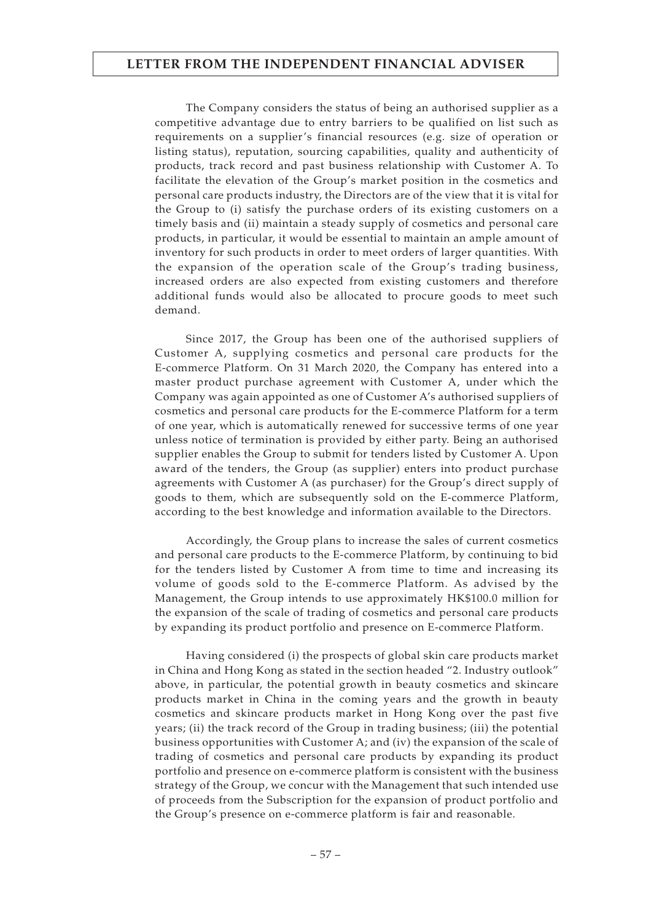The Company considers the status of being an authorised supplier as a competitive advantage due to entry barriers to be qualified on list such as requirements on a supplier's financial resources (e.g. size of operation or listing status), reputation, sourcing capabilities, quality and authenticity of products, track record and past business relationship with Customer A. To facilitate the elevation of the Group's market position in the cosmetics and personal care products industry, the Directors are of the view that it is vital for the Group to (i) satisfy the purchase orders of its existing customers on a timely basis and (ii) maintain a steady supply of cosmetics and personal care products, in particular, it would be essential to maintain an ample amount of inventory for such products in order to meet orders of larger quantities. With the expansion of the operation scale of the Group's trading business, increased orders are also expected from existing customers and therefore additional funds would also be allocated to procure goods to meet such demand.

Since 2017, the Group has been one of the authorised suppliers of Customer A, supplying cosmetics and personal care products for the E-commerce Platform. On 31 March 2020, the Company has entered into a master product purchase agreement with Customer A, under which the Company was again appointed as one of Customer A's authorised suppliers of cosmetics and personal care products for the E-commerce Platform for a term of one year, which is automatically renewed for successive terms of one year unless notice of termination is provided by either party. Being an authorised supplier enables the Group to submit for tenders listed by Customer A. Upon award of the tenders, the Group (as supplier) enters into product purchase agreements with Customer A (as purchaser) for the Group's direct supply of goods to them, which are subsequently sold on the E-commerce Platform, according to the best knowledge and information available to the Directors.

Accordingly, the Group plans to increase the sales of current cosmetics and personal care products to the E-commerce Platform, by continuing to bid for the tenders listed by Customer A from time to time and increasing its volume of goods sold to the E-commerce Platform. As advised by the Management, the Group intends to use approximately HK$100.0 million for the expansion of the scale of trading of cosmetics and personal care products by expanding its product portfolio and presence on E-commerce Platform.

Having considered (i) the prospects of global skin care products market in China and Hong Kong as stated in the section headed "2. Industry outlook" above, in particular, the potential growth in beauty cosmetics and skincare products market in China in the coming years and the growth in beauty cosmetics and skincare products market in Hong Kong over the past five years; (ii) the track record of the Group in trading business; (iii) the potential business opportunities with Customer A; and (iv) the expansion of the scale of trading of cosmetics and personal care products by expanding its product portfolio and presence on e-commerce platform is consistent with the business strategy of the Group, we concur with the Management that such intended use of proceeds from the Subscription for the expansion of product portfolio and the Group's presence on e-commerce platform is fair and reasonable.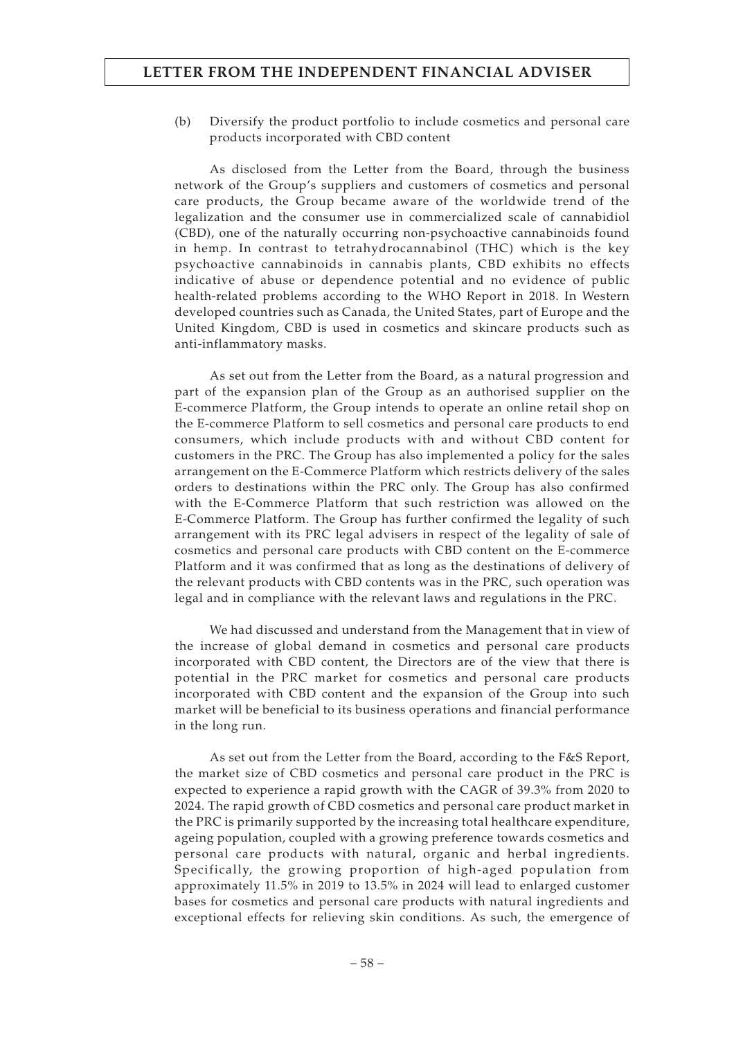(b) Diversify the product portfolio to include cosmetics and personal care products incorporated with CBD content

As disclosed from the Letter from the Board, through the business network of the Group's suppliers and customers of cosmetics and personal care products, the Group became aware of the worldwide trend of the legalization and the consumer use in commercialized scale of cannabidiol (CBD), one of the naturally occurring non-psychoactive cannabinoids found in hemp. In contrast to tetrahydrocannabinol (THC) which is the key psychoactive cannabinoids in cannabis plants, CBD exhibits no effects indicative of abuse or dependence potential and no evidence of public health-related problems according to the WHO Report in 2018. In Western developed countries such as Canada, the United States, part of Europe and the United Kingdom, CBD is used in cosmetics and skincare products such as anti-inflammatory masks.

As set out from the Letter from the Board, as a natural progression and part of the expansion plan of the Group as an authorised supplier on the E-commerce Platform, the Group intends to operate an online retail shop on the E-commerce Platform to sell cosmetics and personal care products to end consumers, which include products with and without CBD content for customers in the PRC. The Group has also implemented a policy for the sales arrangement on the E-Commerce Platform which restricts delivery of the sales orders to destinations within the PRC only. The Group has also confirmed with the E-Commerce Platform that such restriction was allowed on the E-Commerce Platform. The Group has further confirmed the legality of such arrangement with its PRC legal advisers in respect of the legality of sale of cosmetics and personal care products with CBD content on the E-commerce Platform and it was confirmed that as long as the destinations of delivery of the relevant products with CBD contents was in the PRC, such operation was legal and in compliance with the relevant laws and regulations in the PRC.

We had discussed and understand from the Management that in view of the increase of global demand in cosmetics and personal care products incorporated with CBD content, the Directors are of the view that there is potential in the PRC market for cosmetics and personal care products incorporated with CBD content and the expansion of the Group into such market will be beneficial to its business operations and financial performance in the long run.

As set out from the Letter from the Board, according to the F&S Report, the market size of CBD cosmetics and personal care product in the PRC is expected to experience a rapid growth with the CAGR of 39.3% from 2020 to 2024. The rapid growth of CBD cosmetics and personal care product market in the PRC is primarily supported by the increasing total healthcare expenditure, ageing population, coupled with a growing preference towards cosmetics and personal care products with natural, organic and herbal ingredients. Specifically, the growing proportion of high-aged population from approximately 11.5% in 2019 to 13.5% in 2024 will lead to enlarged customer bases for cosmetics and personal care products with natural ingredients and exceptional effects for relieving skin conditions. As such, the emergence of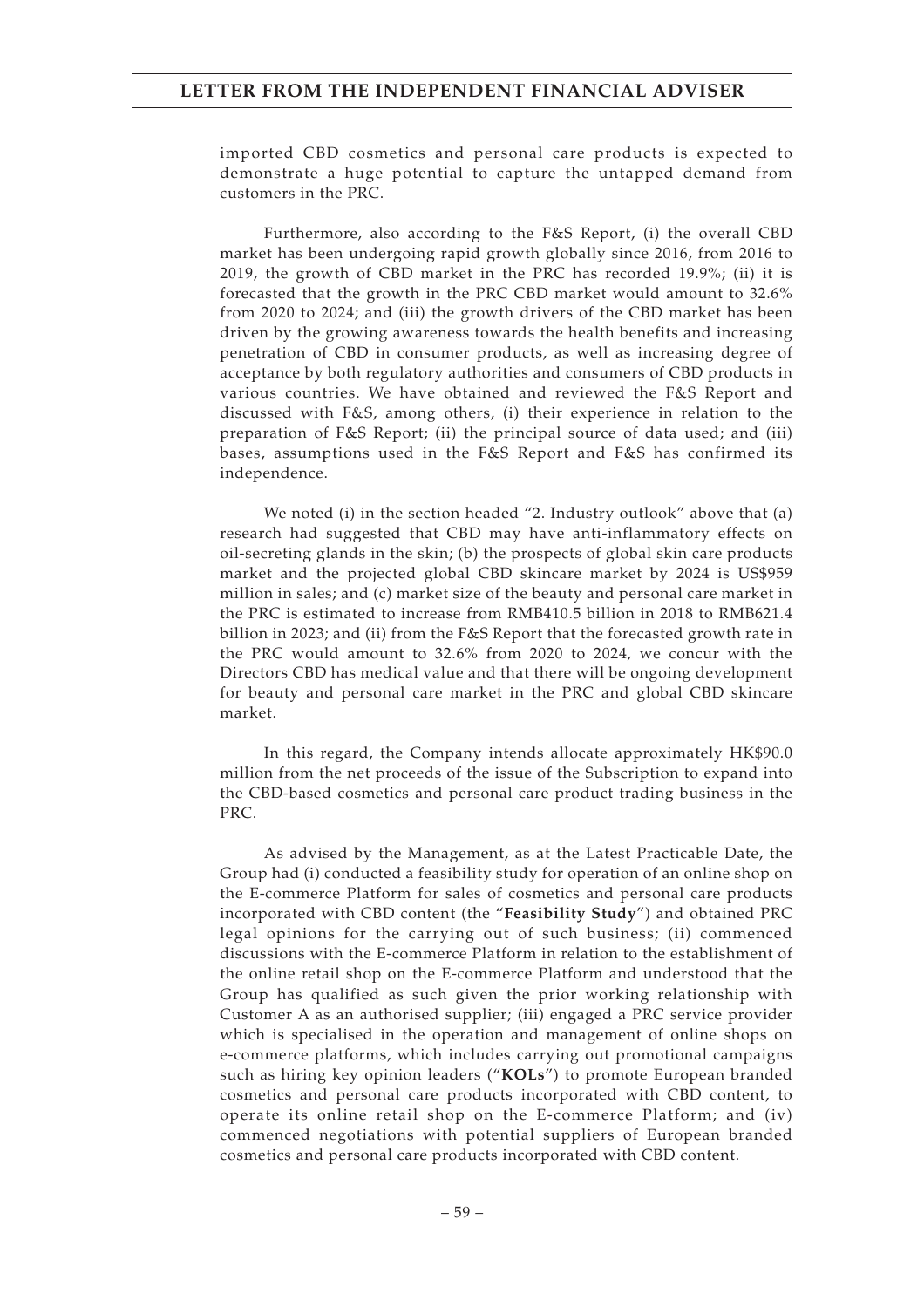imported CBD cosmetics and personal care products is expected to demonstrate a huge potential to capture the untapped demand from customers in the PRC.

Furthermore, also according to the F&S Report, (i) the overall CBD market has been undergoing rapid growth globally since 2016, from 2016 to 2019, the growth of CBD market in the PRC has recorded 19.9%; (ii) it is forecasted that the growth in the PRC CBD market would amount to 32.6% from 2020 to 2024; and (iii) the growth drivers of the CBD market has been driven by the growing awareness towards the health benefits and increasing penetration of CBD in consumer products, as well as increasing degree of acceptance by both regulatory authorities and consumers of CBD products in various countries. We have obtained and reviewed the F&S Report and discussed with F&S, among others, (i) their experience in relation to the preparation of F&S Report; (ii) the principal source of data used; and (iii) bases, assumptions used in the F&S Report and F&S has confirmed its independence.

We noted (i) in the section headed "2. Industry outlook" above that (a) research had suggested that CBD may have anti-inflammatory effects on oil-secreting glands in the skin; (b) the prospects of global skin care products market and the projected global CBD skincare market by 2024 is US$959 million in sales; and (c) market size of the beauty and personal care market in the PRC is estimated to increase from RMB410.5 billion in 2018 to RMB621.4 billion in 2023; and (ii) from the F&S Report that the forecasted growth rate in the PRC would amount to 32.6% from 2020 to 2024, we concur with the Directors CBD has medical value and that there will be ongoing development for beauty and personal care market in the PRC and global CBD skincare market.

In this regard, the Company intends allocate approximately HK$90.0 million from the net proceeds of the issue of the Subscription to expand into the CBD-based cosmetics and personal care product trading business in the PRC.

As advised by the Management, as at the Latest Practicable Date, the Group had (i) conducted a feasibility study for operation of an online shop on the E-commerce Platform for sales of cosmetics and personal care products incorporated with CBD content (the "**Feasibility Study**") and obtained PRC legal opinions for the carrying out of such business; (ii) commenced discussions with the E-commerce Platform in relation to the establishment of the online retail shop on the E-commerce Platform and understood that the Group has qualified as such given the prior working relationship with Customer A as an authorised supplier; (iii) engaged a PRC service provider which is specialised in the operation and management of online shops on e-commerce platforms, which includes carrying out promotional campaigns such as hiring key opinion leaders ("**KOLs**") to promote European branded cosmetics and personal care products incorporated with CBD content, to operate its online retail shop on the E-commerce Platform; and (iv) commenced negotiations with potential suppliers of European branded cosmetics and personal care products incorporated with CBD content.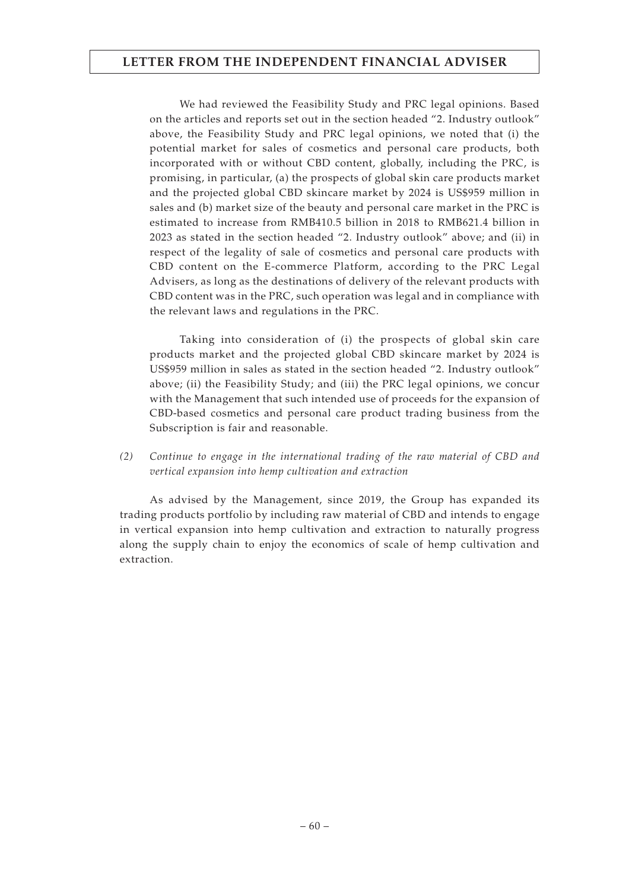We had reviewed the Feasibility Study and PRC legal opinions. Based on the articles and reports set out in the section headed "2. Industry outlook" above, the Feasibility Study and PRC legal opinions, we noted that (i) the potential market for sales of cosmetics and personal care products, both incorporated with or without CBD content, globally, including the PRC, is promising, in particular, (a) the prospects of global skin care products market and the projected global CBD skincare market by 2024 is US$959 million in sales and (b) market size of the beauty and personal care market in the PRC is estimated to increase from RMB410.5 billion in 2018 to RMB621.4 billion in 2023 as stated in the section headed "2. Industry outlook" above; and (ii) in respect of the legality of sale of cosmetics and personal care products with CBD content on the E-commerce Platform, according to the PRC Legal Advisers, as long as the destinations of delivery of the relevant products with CBD content was in the PRC, such operation was legal and in compliance with the relevant laws and regulations in the PRC.

Taking into consideration of (i) the prospects of global skin care products market and the projected global CBD skincare market by 2024 is US$959 million in sales as stated in the section headed "2. Industry outlook" above; (ii) the Feasibility Study; and (iii) the PRC legal opinions, we concur with the Management that such intended use of proceeds for the expansion of CBD-based cosmetics and personal care product trading business from the Subscription is fair and reasonable.

*(2) Continue to engage in the international trading of the raw material of CBD and vertical expansion into hemp cultivation and extraction*

As advised by the Management, since 2019, the Group has expanded its trading products portfolio by including raw material of CBD and intends to engage in vertical expansion into hemp cultivation and extraction to naturally progress along the supply chain to enjoy the economics of scale of hemp cultivation and extraction.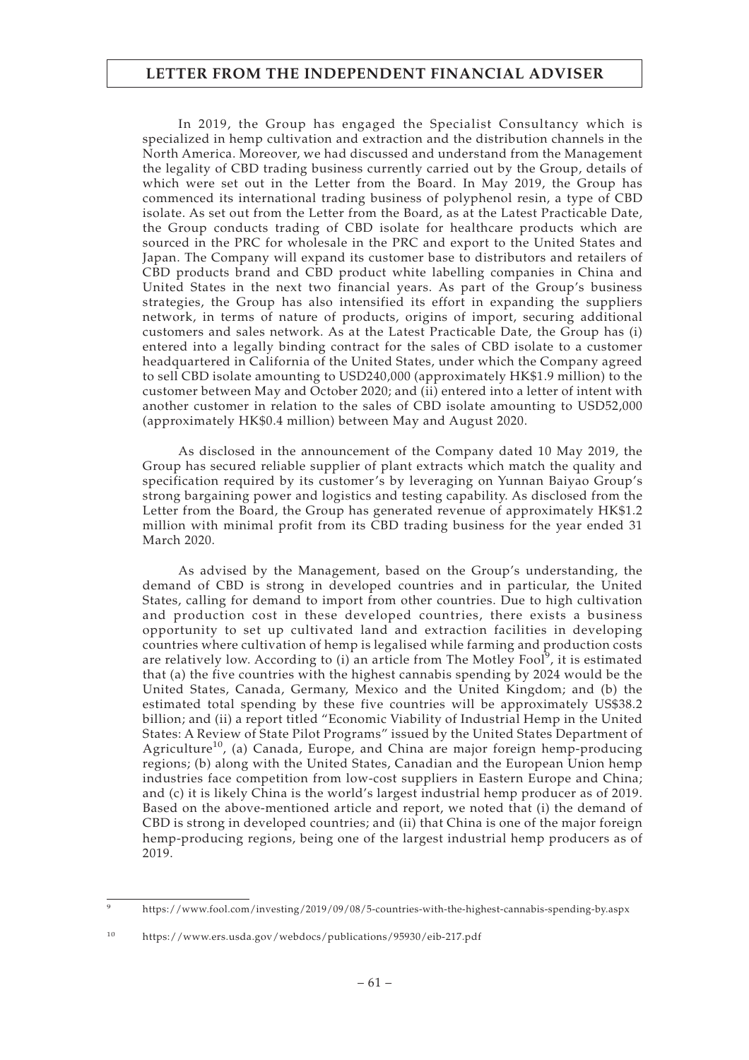In 2019, the Group has engaged the Specialist Consultancy which is specialized in hemp cultivation and extraction and the distribution channels in the North America. Moreover, we had discussed and understand from the Management the legality of CBD trading business currently carried out by the Group, details of which were set out in the Letter from the Board. In May 2019, the Group has commenced its international trading business of polyphenol resin, a type of CBD isolate. As set out from the Letter from the Board, as at the Latest Practicable Date, the Group conducts trading of CBD isolate for healthcare products which are sourced in the PRC for wholesale in the PRC and export to the United States and Japan. The Company will expand its customer base to distributors and retailers of CBD products brand and CBD product white labelling companies in China and United States in the next two financial years. As part of the Group's business strategies, the Group has also intensified its effort in expanding the suppliers network, in terms of nature of products, origins of import, securing additional customers and sales network. As at the Latest Practicable Date, the Group has (i) entered into a legally binding contract for the sales of CBD isolate to a customer headquartered in California of the United States, under which the Company agreed to sell CBD isolate amounting to USD240,000 (approximately HK$1.9 million) to the customer between May and October 2020; and (ii) entered into a letter of intent with another customer in relation to the sales of CBD isolate amounting to USD52,000 (approximately HK$0.4 million) between May and August 2020.

As disclosed in the announcement of the Company dated 10 May 2019, the Group has secured reliable supplier of plant extracts which match the quality and specification required by its customer's by leveraging on Yunnan Baiyao Group's strong bargaining power and logistics and testing capability. As disclosed from the Letter from the Board, the Group has generated revenue of approximately HK$1.2 million with minimal profit from its CBD trading business for the year ended 31 March 2020.

As advised by the Management, based on the Group's understanding, the demand of CBD is strong in developed countries and in particular, the United States, calling for demand to import from other countries. Due to high cultivation and production cost in these developed countries, there exists a business opportunity to set up cultivated land and extraction facilities in developing countries where cultivation of hemp is legalised while farming and production costs are relatively low. According to (i) an article from The Motley Fool[9], it is estimated that (a) the five countries with the highest cannabis spending by 2024 would be the United States, Canada, Germany, Mexico and the United Kingdom; and (b) the estimated total spending by these five countries will be approximately US$38.2 billion; and (ii) a report titled "Economic Viability of Industrial Hemp in the United States: A Review of State Pilot Programs" issued by the United States Department of Agriculture[10], (a) Canada, Europe, and China are major foreign hemp-producing regions; (b) along with the United States, Canadian and the European Union hemp industries face competition from low-cost suppliers in Eastern Europe and China; and (c) it is likely China is the world's largest industrial hemp producer as of 2019. Based on the above-mentioned article and report, we noted that (i) the demand of CBD is strong in developed countries; and (ii) that China is one of the major foreign hemp-producing regions, being one of the largest industrial hemp producers as of 2019.

---

[9] https://www.fool.com/investing/2019/09/08/5-countries-with-the-highest-cannabis-spending-by.aspx

[10] https://www.ers.usda.gov/webdocs/publications/95930/eib-217.pdf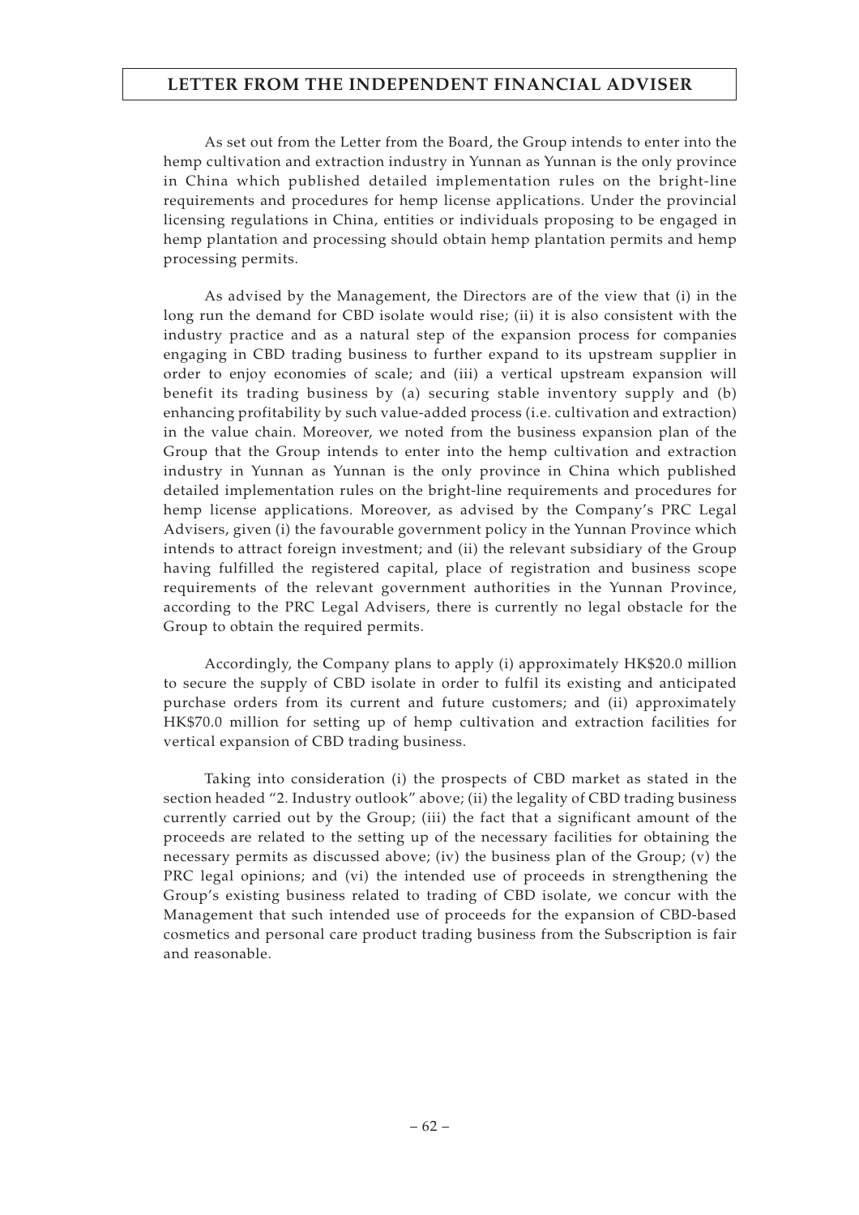As set out from the Letter from the Board, the Group intends to enter into the hemp cultivation and extraction industry in Yunnan as Yunnan is the only province in China which published detailed implementation rules on the bright-line requirements and procedures for hemp license applications. Under the provincial licensing regulations in China, entities or individuals proposing to be engaged in hemp plantation and processing should obtain hemp plantation permits and hemp processing permits.

As advised by the Management, the Directors are of the view that (i) in the long run the demand for CBD isolate would rise; (ii) it is also consistent with the industry practice and as a natural step of the expansion process for companies engaging in CBD trading business to further expand to its upstream supplier in order to enjoy economies of scale; and (iii) a vertical upstream expansion will benefit its trading business by (a) securing stable inventory supply and (b) enhancing profitability by such value-added process (i.e. cultivation and extraction) in the value chain. Moreover, we noted from the business expansion plan of the Group that the Group intends to enter into the hemp cultivation and extraction industry in Yunnan as Yunnan is the only province in China which published detailed implementation rules on the bright-line requirements and procedures for hemp license applications. Moreover, as advised by the Company's PRC Legal Advisers, given (i) the favourable government policy in the Yunnan Province which intends to attract foreign investment; and (ii) the relevant subsidiary of the Group having fulfilled the registered capital, place of registration and business scope requirements of the relevant government authorities in the Yunnan Province, according to the PRC Legal Advisers, there is currently no legal obstacle for the Group to obtain the required permits.

Accordingly, the Company plans to apply (i) approximately HK$20.0 million to secure the supply of CBD isolate in order to fulfil its existing and anticipated purchase orders from its current and future customers; and (ii) approximately HK$70.0 million for setting up of hemp cultivation and extraction facilities for vertical expansion of CBD trading business.

Taking into consideration (i) the prospects of CBD market as stated in the section headed "2. Industry outlook" above; (ii) the legality of CBD trading business currently carried out by the Group; (iii) the fact that a significant amount of the proceeds are related to the setting up of the necessary facilities for obtaining the necessary permits as discussed above; (iv) the business plan of the Group; (v) the PRC legal opinions; and (vi) the intended use of proceeds in strengthening the Group's existing business related to trading of CBD isolate, we concur with the Management that such intended use of proceeds for the expansion of CBD-based cosmetics and personal care product trading business from the Subscription is fair and reasonable.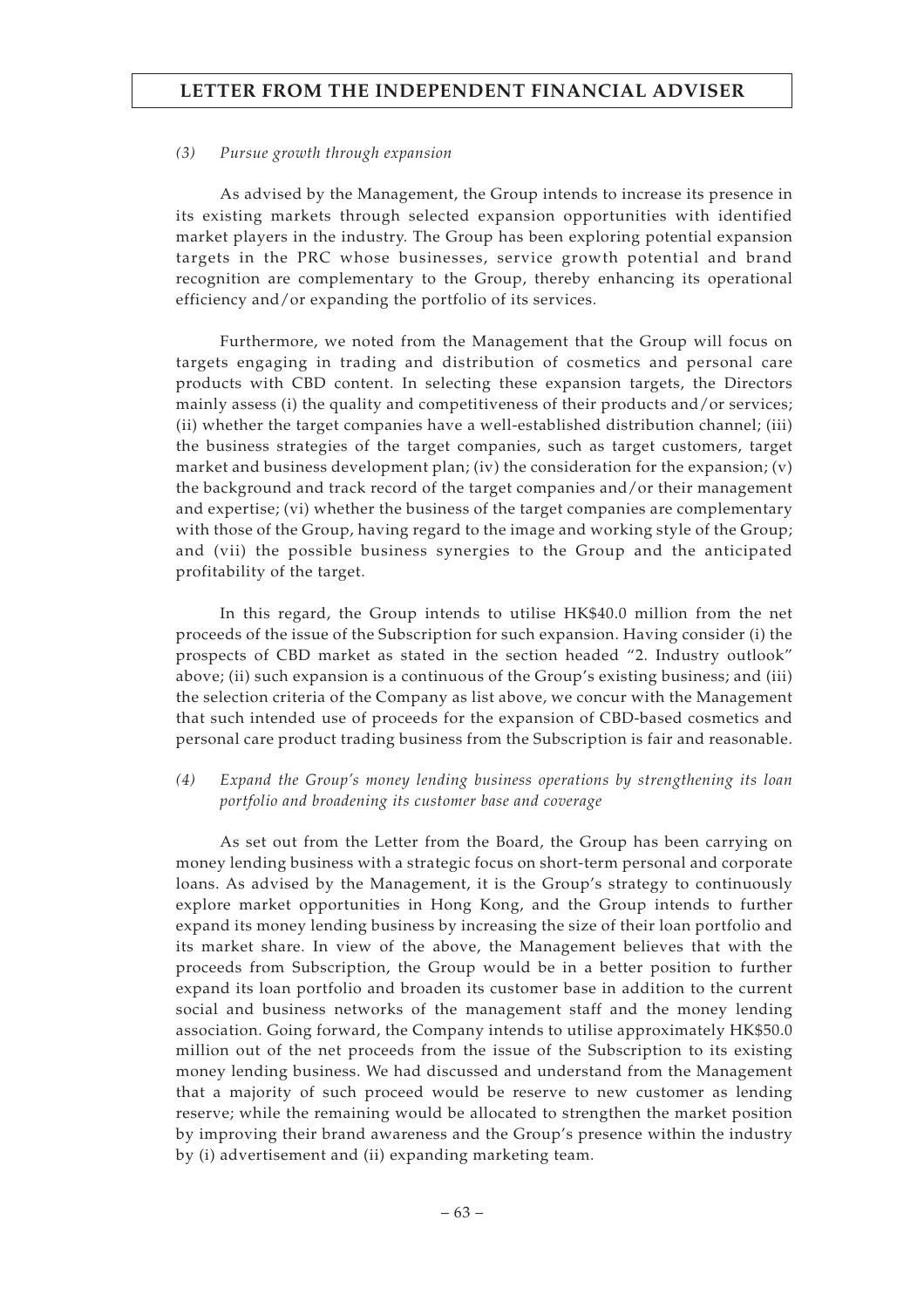*(3) Pursue growth through expansion*

As advised by the Management, the Group intends to increase its presence in its existing markets through selected expansion opportunities with identified market players in the industry. The Group has been exploring potential expansion targets in the PRC whose businesses, service growth potential and brand recognition are complementary to the Group, thereby enhancing its operational efficiency and/or expanding the portfolio of its services.

Furthermore, we noted from the Management that the Group will focus on targets engaging in trading and distribution of cosmetics and personal care products with CBD content. In selecting these expansion targets, the Directors mainly assess (i) the quality and competitiveness of their products and/or services; (ii) whether the target companies have a well-established distribution channel; (iii) the business strategies of the target companies, such as target customers, target market and business development plan; (iv) the consideration for the expansion; (v) the background and track record of the target companies and/or their management and expertise; (vi) whether the business of the target companies are complementary with those of the Group, having regard to the image and working style of the Group; and (vii) the possible business synergies to the Group and the anticipated profitability of the target.

In this regard, the Group intends to utilise HK$40.0 million from the net proceeds of the issue of the Subscription for such expansion. Having consider (i) the prospects of CBD market as stated in the section headed "2. Industry outlook" above; (ii) such expansion is a continuous of the Group's existing business; and (iii) the selection criteria of the Company as list above, we concur with the Management that such intended use of proceeds for the expansion of CBD-based cosmetics and personal care product trading business from the Subscription is fair and reasonable.

*(4) Expand the Group's money lending business operations by strengthening its loan portfolio and broadening its customer base and coverage*

As set out from the Letter from the Board, the Group has been carrying on money lending business with a strategic focus on short-term personal and corporate loans. As advised by the Management, it is the Group's strategy to continuously explore market opportunities in Hong Kong, and the Group intends to further expand its money lending business by increasing the size of their loan portfolio and its market share. In view of the above, the Management believes that with the proceeds from Subscription, the Group would be in a better position to further expand its loan portfolio and broaden its customer base in addition to the current social and business networks of the management staff and the money lending association. Going forward, the Company intends to utilise approximately HK$50.0 million out of the net proceeds from the issue of the Subscription to its existing money lending business. We had discussed and understand from the Management that a majority of such proceed would be reserve to new customer as lending reserve; while the remaining would be allocated to strengthen the market position by improving their brand awareness and the Group's presence within the industry by (i) advertisement and (ii) expanding marketing team.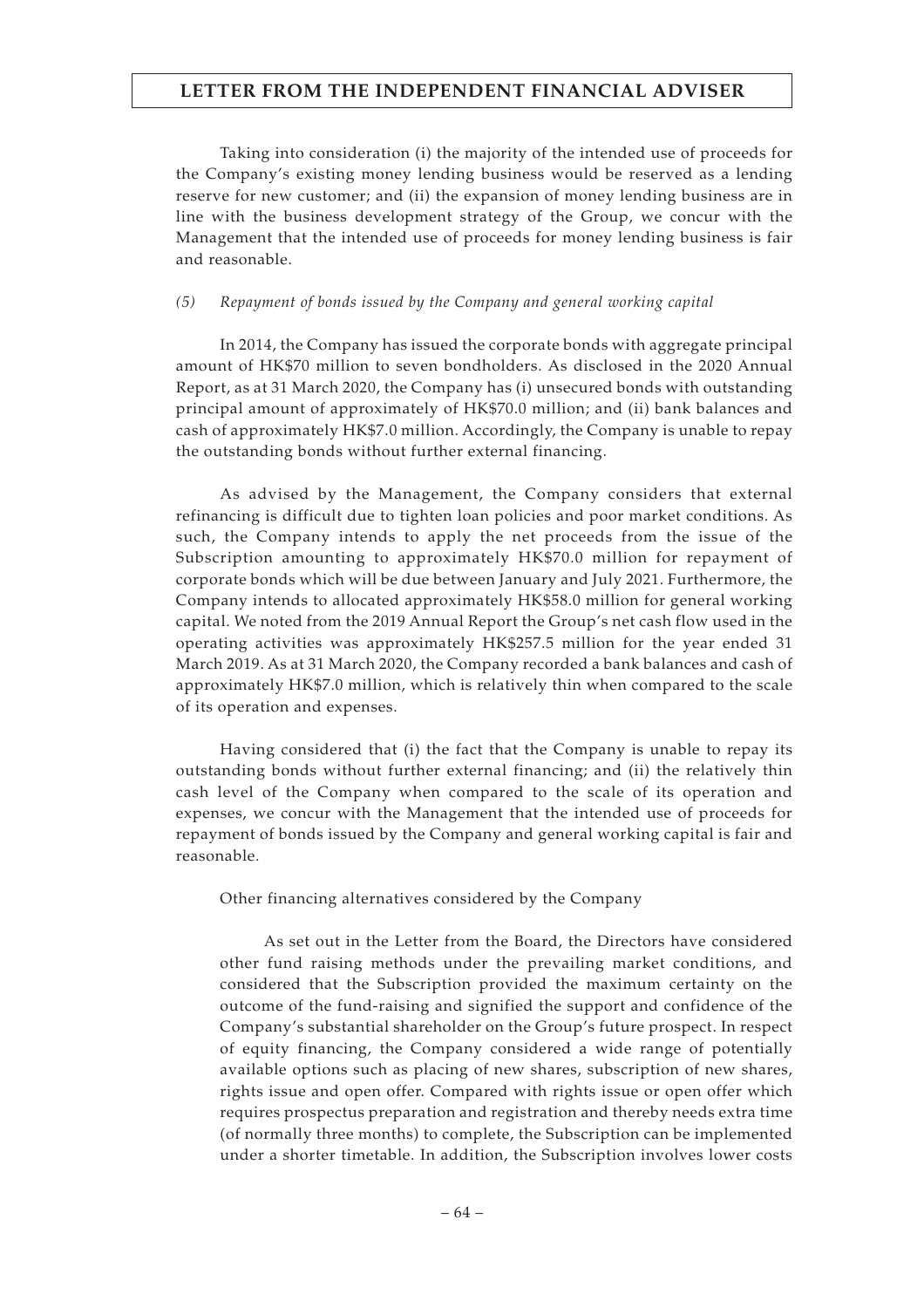Taking into consideration (i) the majority of the intended use of proceeds for the Company's existing money lending business would be reserved as a lending reserve for new customer; and (ii) the expansion of money lending business are in line with the business development strategy of the Group, we concur with the Management that the intended use of proceeds for money lending business is fair and reasonable.

*(5) Repayment of bonds issued by the Company and general working capital*

In 2014, the Company has issued the corporate bonds with aggregate principal amount of HK$70 million to seven bondholders. As disclosed in the 2020 Annual Report, as at 31 March 2020, the Company has (i) unsecured bonds with outstanding principal amount of approximately of HK$70.0 million; and (ii) bank balances and cash of approximately HK$7.0 million. Accordingly, the Company is unable to repay the outstanding bonds without further external financing.

As advised by the Management, the Company considers that external refinancing is difficult due to tighten loan policies and poor market conditions. As such, the Company intends to apply the net proceeds from the issue of the Subscription amounting to approximately HK$70.0 million for repayment of corporate bonds which will be due between January and July 2021. Furthermore, the Company intends to allocated approximately HK$58.0 million for general working capital. We noted from the 2019 Annual Report the Group's net cash flow used in the operating activities was approximately HK$257.5 million for the year ended 31 March 2019. As at 31 March 2020, the Company recorded a bank balances and cash of approximately HK$7.0 million, which is relatively thin when compared to the scale of its operation and expenses.

Having considered that (i) the fact that the Company is unable to repay its outstanding bonds without further external financing; and (ii) the relatively thin cash level of the Company when compared to the scale of its operation and expenses, we concur with the Management that the intended use of proceeds for repayment of bonds issued by the Company and general working capital is fair and reasonable.

Other financing alternatives considered by the Company

As set out in the Letter from the Board, the Directors have considered other fund raising methods under the prevailing market conditions, and considered that the Subscription provided the maximum certainty on the outcome of the fund-raising and signified the support and confidence of the Company's substantial shareholder on the Group's future prospect. In respect of equity financing, the Company considered a wide range of potentially available options such as placing of new shares, subscription of new shares, rights issue and open offer. Compared with rights issue or open offer which requires prospectus preparation and registration and thereby needs extra time (of normally three months) to complete, the Subscription can be implemented under a shorter timetable. In addition, the Subscription involves lower costs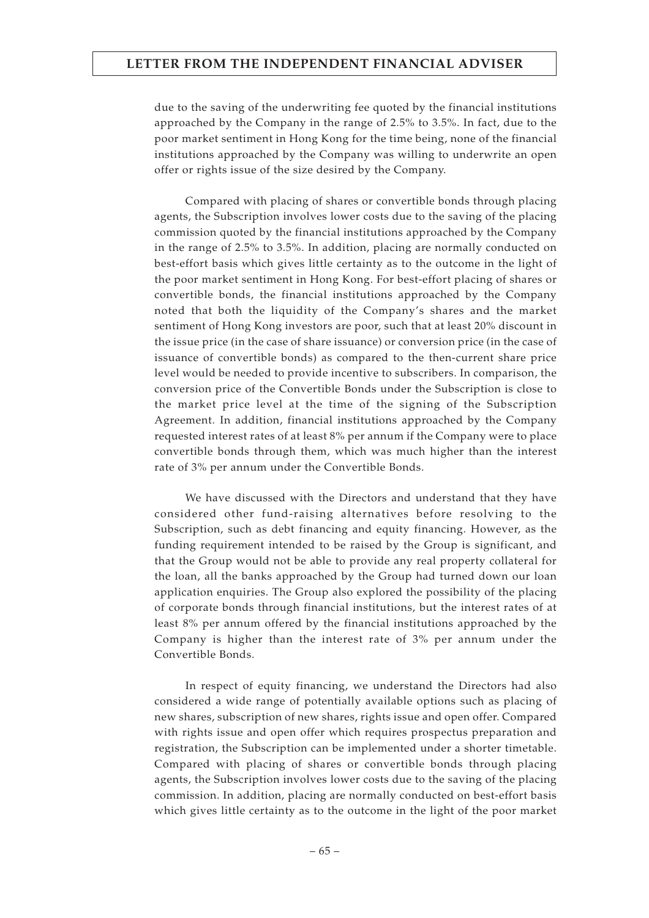due to the saving of the underwriting fee quoted by the financial institutions approached by the Company in the range of 2.5% to 3.5%. In fact, due to the poor market sentiment in Hong Kong for the time being, none of the financial institutions approached by the Company was willing to underwrite an open offer or rights issue of the size desired by the Company.

Compared with placing of shares or convertible bonds through placing agents, the Subscription involves lower costs due to the saving of the placing commission quoted by the financial institutions approached by the Company in the range of 2.5% to 3.5%. In addition, placing are normally conducted on best-effort basis which gives little certainty as to the outcome in the light of the poor market sentiment in Hong Kong. For best-effort placing of shares or convertible bonds, the financial institutions approached by the Company noted that both the liquidity of the Company's shares and the market sentiment of Hong Kong investors are poor, such that at least 20% discount in the issue price (in the case of share issuance) or conversion price (in the case of issuance of convertible bonds) as compared to the then-current share price level would be needed to provide incentive to subscribers. In comparison, the conversion price of the Convertible Bonds under the Subscription is close to the market price level at the time of the signing of the Subscription Agreement. In addition, financial institutions approached by the Company requested interest rates of at least 8% per annum if the Company were to place convertible bonds through them, which was much higher than the interest rate of 3% per annum under the Convertible Bonds.

We have discussed with the Directors and understand that they have considered other fund-raising alternatives before resolving to the Subscription, such as debt financing and equity financing. However, as the funding requirement intended to be raised by the Group is significant, and that the Group would not be able to provide any real property collateral for the loan, all the banks approached by the Group had turned down our loan application enquiries. The Group also explored the possibility of the placing of corporate bonds through financial institutions, but the interest rates of at least 8% per annum offered by the financial institutions approached by the Company is higher than the interest rate of 3% per annum under the Convertible Bonds.

In respect of equity financing, we understand the Directors had also considered a wide range of potentially available options such as placing of new shares, subscription of new shares, rights issue and open offer. Compared with rights issue and open offer which requires prospectus preparation and registration, the Subscription can be implemented under a shorter timetable. Compared with placing of shares or convertible bonds through placing agents, the Subscription involves lower costs due to the saving of the placing commission. In addition, placing are normally conducted on best-effort basis which gives little certainty as to the outcome in the light of the poor market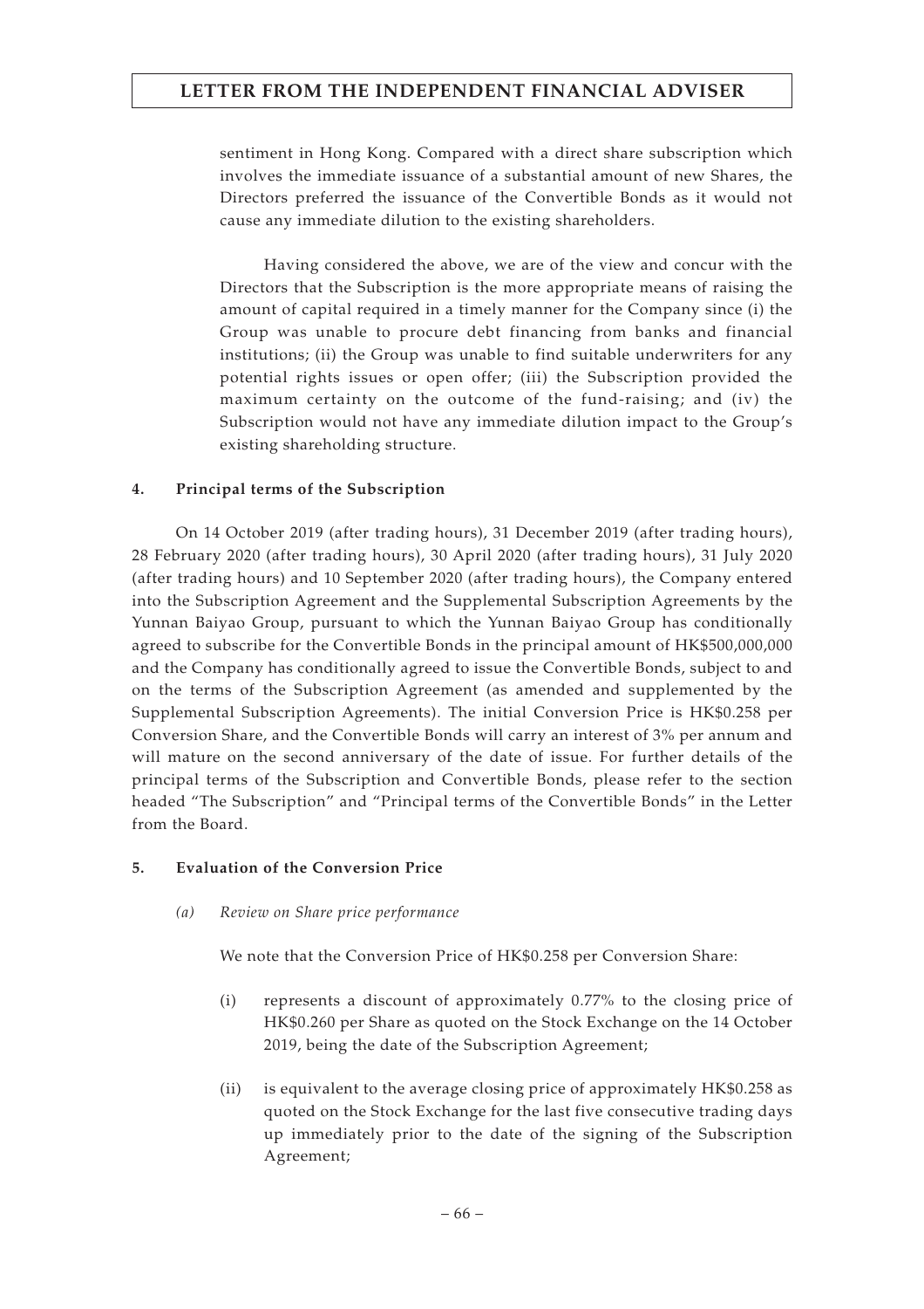sentiment in Hong Kong. Compared with a direct share subscription which involves the immediate issuance of a substantial amount of new Shares, the Directors preferred the issuance of the Convertible Bonds as it would not cause any immediate dilution to the existing shareholders.

Having considered the above, we are of the view and concur with the Directors that the Subscription is the more appropriate means of raising the amount of capital required in a timely manner for the Company since (i) the Group was unable to procure debt financing from banks and financial institutions; (ii) the Group was unable to find suitable underwriters for any potential rights issues or open offer; (iii) the Subscription provided the maximum certainty on the outcome of the fund-raising; and (iv) the Subscription would not have any immediate dilution impact to the Group's existing shareholding structure.

**4. Principal terms of the Subscription**

On 14 October 2019 (after trading hours), 31 December 2019 (after trading hours), 28 February 2020 (after trading hours), 30 April 2020 (after trading hours), 31 July 2020 (after trading hours) and 10 September 2020 (after trading hours), the Company entered into the Subscription Agreement and the Supplemental Subscription Agreements by the Yunnan Baiyao Group, pursuant to which the Yunnan Baiyao Group has conditionally agreed to subscribe for the Convertible Bonds in the principal amount of HK$500,000,000 and the Company has conditionally agreed to issue the Convertible Bonds, subject to and on the terms of the Subscription Agreement (as amended and supplemented by the Supplemental Subscription Agreements). The initial Conversion Price is HK$0.258 per Conversion Share, and the Convertible Bonds will carry an interest of 3% per annum and will mature on the second anniversary of the date of issue. For further details of the principal terms of the Subscription and Convertible Bonds, please refer to the section headed "The Subscription" and "Principal terms of the Convertible Bonds" in the Letter from the Board.

**5. Evaluation of the Conversion Price**

*(a) Review on Share price performance*

We note that the Conversion Price of HK$0.258 per Conversion Share:

(i) represents a discount of approximately 0.77% to the closing price of HK$0.260 per Share as quoted on the Stock Exchange on the 14 October 2019, being the date of the Subscription Agreement;

(ii) is equivalent to the average closing price of approximately HK$0.258 as quoted on the Stock Exchange for the last five consecutive trading days up immediately prior to the date of the signing of the Subscription Agreement;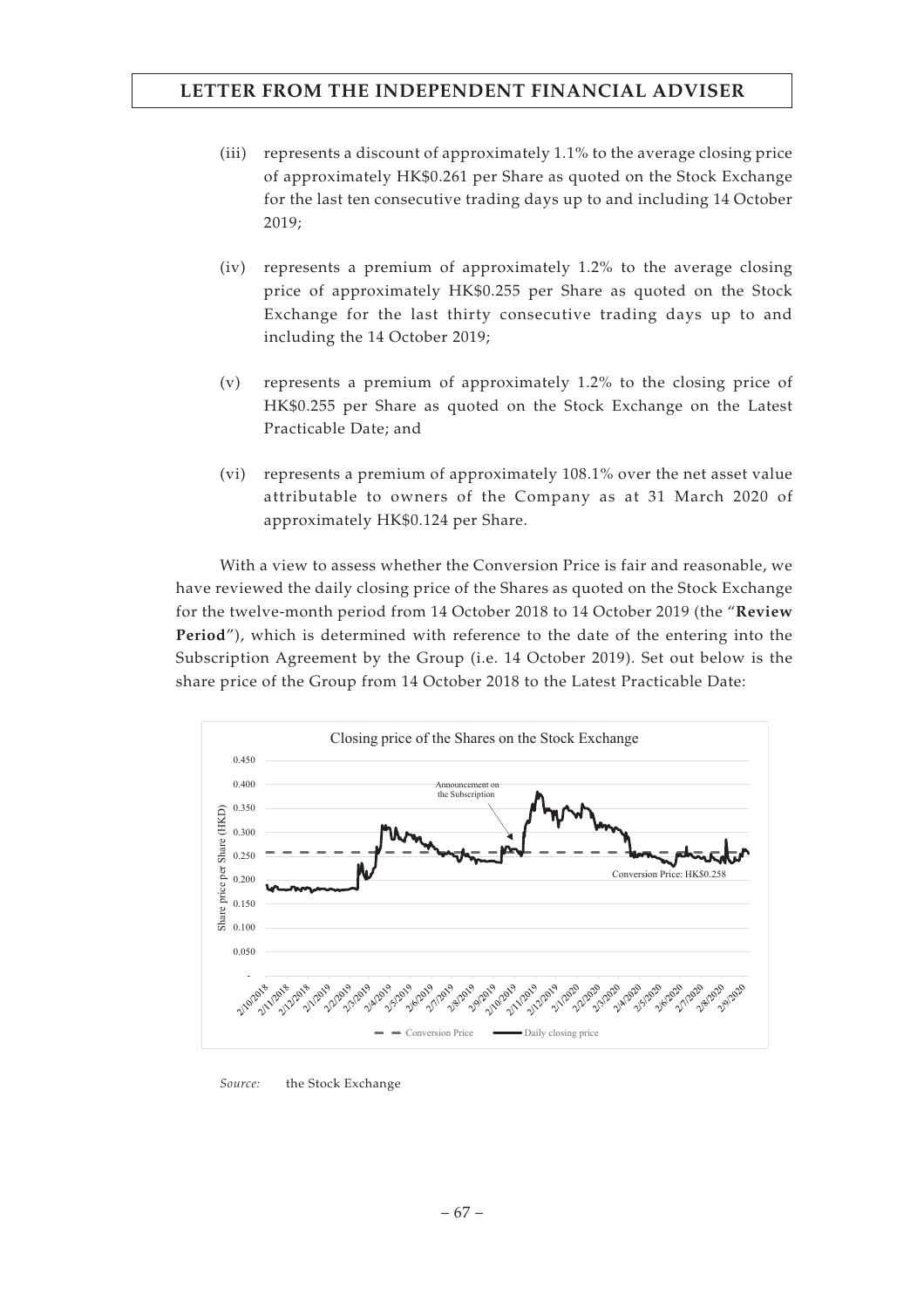# LETTER FROM THE INDEPENDENT FINANCIAL ADVISER

(iii) represents a discount of approximately 1.1% to the average closing price of approximately HK$0.261 per Share as quoted on the Stock Exchange for the last ten consecutive trading days up to and including 14 October 2019;

(iv) represents a premium of approximately 1.2% to the average closing price of approximately HK$0.255 per Share as quoted on the Stock Exchange for the last thirty consecutive trading days up to and including the 14 October 2019;

(v) represents a premium of approximately 1.2% to the closing price of HK$0.255 per Share as quoted on the Stock Exchange on the Latest Practicable Date; and

(vi) represents a premium of approximately 108.1% over the net asset value attributable to owners of the Company as at 31 March 2020 of approximately HK$0.124 per Share.

With a view to assess whether the Conversion Price is fair and reasonable, we have reviewed the daily closing price of the Shares as quoted on the Stock Exchange for the twelve-month period from 14 October 2018 to 14 October 2019 (the "**Review Period**"), which is determined with reference to the date of the entering into the Subscription Agreement by the Group (i.e. 14 October 2019). Set out below is the share price of the Group from 14 October 2018 to the Latest Practicable Date:

Closing price of the Shares on the Stock Exchange

Source: the Stock Exchange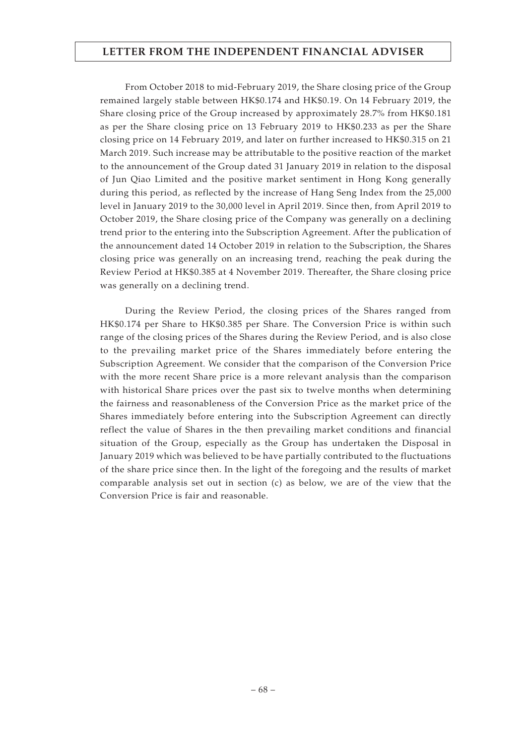From October 2018 to mid-February 2019, the Share closing price of the Group remained largely stable between HK$0.174 and HK$0.19. On 14 February 2019, the Share closing price of the Group increased by approximately 28.7% from HK$0.181 as per the Share closing price on 13 February 2019 to HK$0.233 as per the Share closing price on 14 February 2019, and later on further increased to HK$0.315 on 21 March 2019. Such increase may be attributable to the positive reaction of the market to the announcement of the Group dated 31 January 2019 in relation to the disposal of Jun Qiao Limited and the positive market sentiment in Hong Kong generally during this period, as reflected by the increase of Hang Seng Index from the 25,000 level in January 2019 to the 30,000 level in April 2019. Since then, from April 2019 to October 2019, the Share closing price of the Company was generally on a declining trend prior to the entering into the Subscription Agreement. After the publication of the announcement dated 14 October 2019 in relation to the Subscription, the Shares closing price was generally on an increasing trend, reaching the peak during the Review Period at HK$0.385 at 4 November 2019. Thereafter, the Share closing price was generally on a declining trend.

During the Review Period, the closing prices of the Shares ranged from HK$0.174 per Share to HK$0.385 per Share. The Conversion Price is within such range of the closing prices of the Shares during the Review Period, and is also close to the prevailing market price of the Shares immediately before entering the Subscription Agreement. We consider that the comparison of the Conversion Price with the more recent Share price is a more relevant analysis than the comparison with historical Share prices over the past six to twelve months when determining the fairness and reasonableness of the Conversion Price as the market price of the Shares immediately before entering into the Subscription Agreement can directly reflect the value of Shares in the then prevailing market conditions and financial situation of the Group, especially as the Group has undertaken the Disposal in January 2019 which was believed to be have partially contributed to the fluctuations of the share price since then. In the light of the foregoing and the results of market comparable analysis set out in section (c) as below, we are of the view that the Conversion Price is fair and reasonable.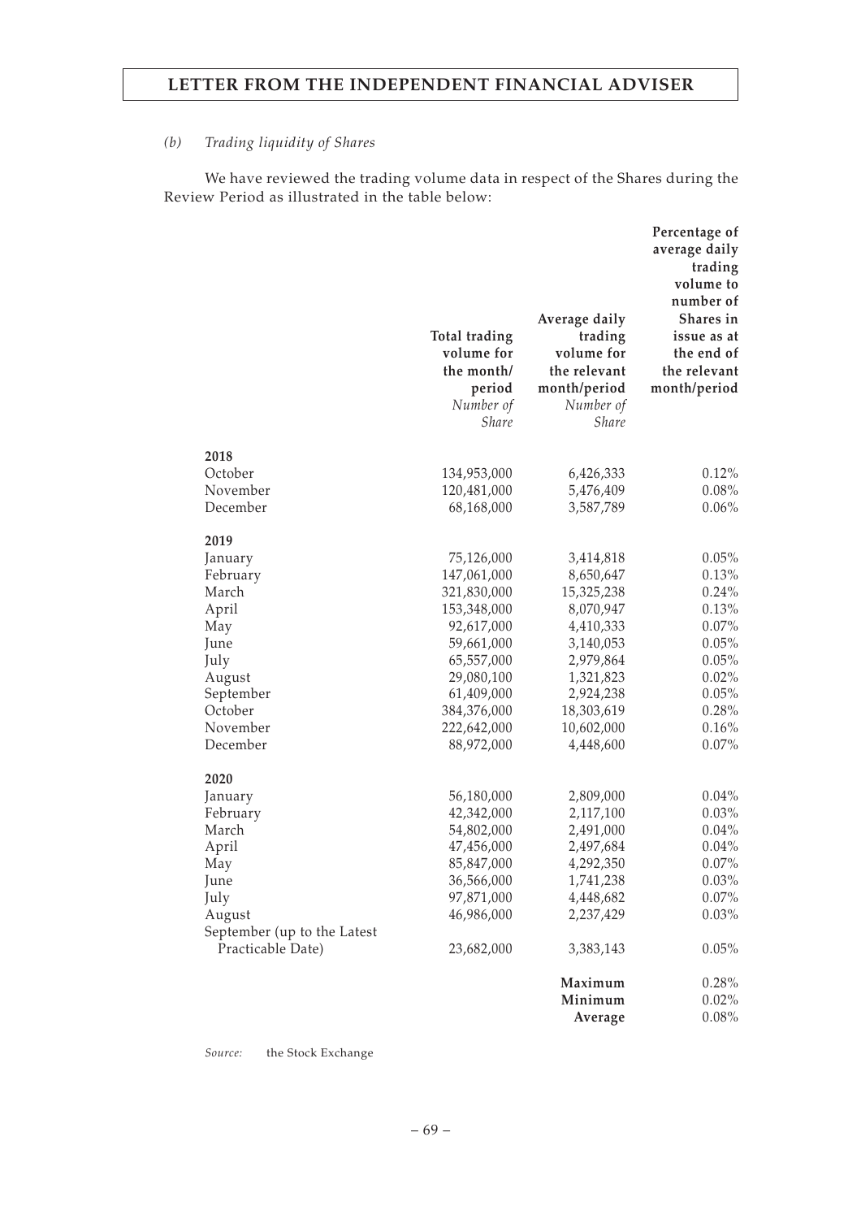*(b) Trading liquidity of Shares*

We have reviewed the trading volume data in respect of the Shares during the Review Period as illustrated in the table below:

| | Total trading volume for the month/ period | Average daily trading volume for the relevant month/period | Percentage of average daily trading volume to number of Shares in issue as at the end of the relevant month/period |
|---|---|---|---|
| | *Number of Share* | *Number of Share* | |
| **2018** | | | |
| October | 134,953,000 | 6,426,333 | 0.12% |
| November | 120,481,000 | 5,476,409 | 0.08% |
| December | 68,168,000 | 3,587,789 | 0.06% |
| **2019** | | | |
| January | 75,126,000 | 3,414,818 | 0.05% |
| February | 147,061,000 | 8,650,647 | 0.13% |
| March | 321,830,000 | 15,325,238 | 0.24% |
| April | 153,348,000 | 8,070,947 | 0.13% |
| May | 92,617,000 | 4,410,333 | 0.07% |
| June | 59,661,000 | 3,140,053 | 0.05% |
| July | 65,557,000 | 2,979,864 | 0.05% |
| August | 29,080,100 | 1,321,823 | 0.02% |
| September | 61,409,000 | 2,924,238 | 0.05% |
| October | 384,376,000 | 18,303,619 | 0.28% |
| November | 222,642,000 | 10,602,000 | 0.16% |
| December | 88,972,000 | 4,448,600 | 0.07% |
| **2020** | | | |
| January | 56,180,000 | 2,809,000 | 0.04% |
| February | 42,342,000 | 2,117,100 | 0.03% |
| March | 54,802,000 | 2,491,000 | 0.04% |
| April | 47,456,000 | 2,497,684 | 0.04% |
| May | 85,847,000 | 4,292,350 | 0.07% |
| June | 36,566,000 | 1,741,238 | 0.03% |
| July | 97,871,000 | 4,448,682 | 0.07% |
| August | 46,986,000 | 2,237,429 | 0.03% |
| September (up to the Latest Practicable Date) | 23,682,000 | 3,383,143 | 0.05% |
| | | **Maximum** | 0.28% |
| | | **Minimum** | 0.02% |
| | | **Average** | 0.08% |

*Source:* the Stock Exchange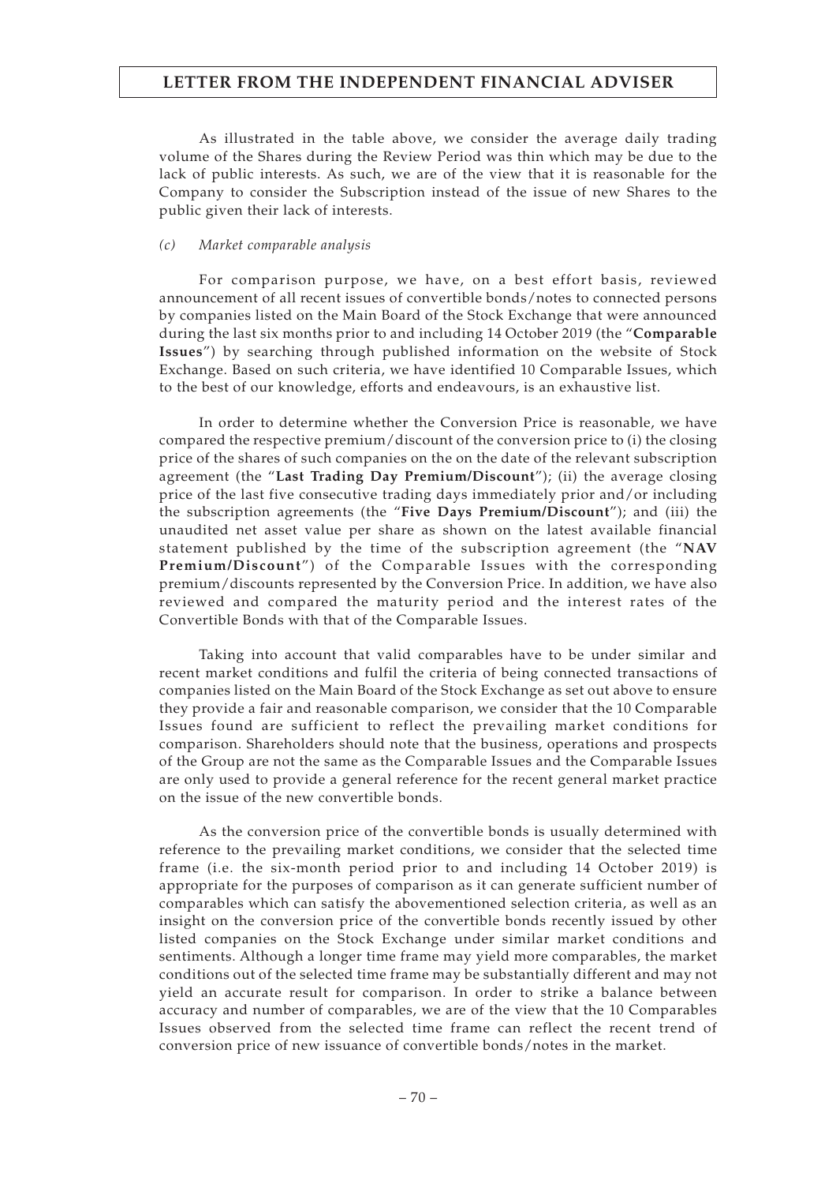As illustrated in the table above, we consider the average daily trading volume of the Shares during the Review Period was thin which may be due to the lack of public interests. As such, we are of the view that it is reasonable for the Company to consider the Subscription instead of the issue of new Shares to the public given their lack of interests.

*(c) Market comparable analysis*

For comparison purpose, we have, on a best effort basis, reviewed announcement of all recent issues of convertible bonds/notes to connected persons by companies listed on the Main Board of the Stock Exchange that were announced during the last six months prior to and including 14 October 2019 (the "**Comparable Issues**") by searching through published information on the website of Stock Exchange. Based on such criteria, we have identified 10 Comparable Issues, which to the best of our knowledge, efforts and endeavours, is an exhaustive list.

In order to determine whether the Conversion Price is reasonable, we have compared the respective premium/discount of the conversion price to (i) the closing price of the shares of such companies on the on the date of the relevant subscription agreement (the "**Last Trading Day Premium/Discount**"); (ii) the average closing price of the last five consecutive trading days immediately prior and/or including the subscription agreements (the "**Five Days Premium/Discount**"); and (iii) the unaudited net asset value per share as shown on the latest available financial statement published by the time of the subscription agreement (the "**NAV Premium/Discount**") of the Comparable Issues with the corresponding premium/discounts represented by the Conversion Price. In addition, we have also reviewed and compared the maturity period and the interest rates of the Convertible Bonds with that of the Comparable Issues.

Taking into account that valid comparables have to be under similar and recent market conditions and fulfil the criteria of being connected transactions of companies listed on the Main Board of the Stock Exchange as set out above to ensure they provide a fair and reasonable comparison, we consider that the 10 Comparable Issues found are sufficient to reflect the prevailing market conditions for comparison. Shareholders should note that the business, operations and prospects of the Group are not the same as the Comparable Issues and the Comparable Issues are only used to provide a general reference for the recent general market practice on the issue of the new convertible bonds.

As the conversion price of the convertible bonds is usually determined with reference to the prevailing market conditions, we consider that the selected time frame (i.e. the six-month period prior to and including 14 October 2019) is appropriate for the purposes of comparison as it can generate sufficient number of comparables which can satisfy the abovementioned selection criteria, as well as an insight on the conversion price of the convertible bonds recently issued by other listed companies on the Stock Exchange under similar market conditions and sentiments. Although a longer time frame may yield more comparables, the market conditions out of the selected time frame may be substantially different and may not yield an accurate result for comparison. In order to strike a balance between accuracy and number of comparables, we are of the view that the 10 Comparables Issues observed from the selected time frame can reflect the recent trend of conversion price of new issuance of convertible bonds/notes in the market.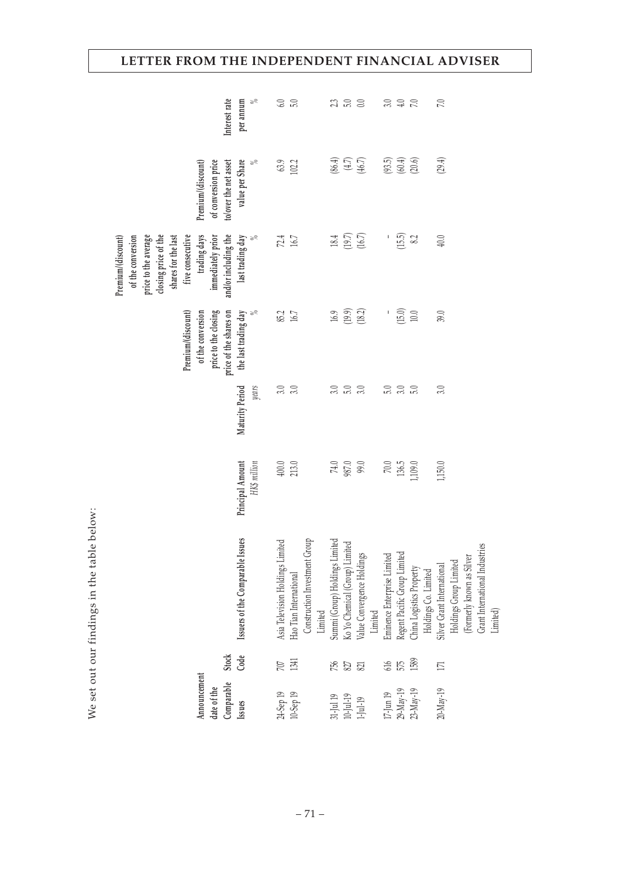We set out our findings in the table below:

| Announcement date of the Comparable Issues | Stock Code | Issuers of the Comparable Issues | Principal Amount | Maturity Period | Premium/(discount) of the conversion price to the closing price of the shares on the last trading day | Premium/(discount) of the conversion price to the average closing price of the shares for the last five consecutive trading days immediately prior and/or including the last trading day | Premium/(discount) of conversion price to/over the net asset value per Share | Interest rate per annum |
|---|---|---|---|---|---|---|---|---|
| | | | *HK$ million* | *years* | % | % | % | % |
| 24-Sep 19 | 707 | Asia Television Holdings Limited | 400.0 | 3.0 | 85.2 | 72.4 | 63.9 | 6.0 |
| 10-Sep 19 | 1341 | Hao Tian International Construction Investment Group Limited | 213.0 | 3.0 | 16.7 | 16.7 | 102.2 | 5.0 |
| 31-Jul 19 | 756 | Summi (Group) Holdings Limited | 74.0 | 3.0 | 16.9 | 18.4 | (86.4) | 2.3 |
| 10-Jul-19 | 827 | Ko Yo Chemical (Group) Limited | 987.0 | 5.0 | (19.9) | (19.7) | (4.7) | 5.0 |
| 1-Jul-19 | 821 | Value Convergence Holdings Limited | 99.0 | 3.0 | (18.2) | (16.7) | (46.7) | 0.0 |
| 17-Jun 19 | 616 | Eminence Enterprise Limited | 70.0 | 5.0 | – | – | (93.5) | 3.0 |
| 29-May-19 | 575 | Regent Pacific Group Limited | 136.5 | 3.0 | (15.0) | (15.5) | (60.4) | 4.0 |
| 23-May-19 | 1589 | China Logistics Property Holdings Co. Limited | 1,109.0 | 5.0 | 10.0 | 8.2 | (20.6) | 7.0 |
| 20-May-19 | 171 | Silver Grant International Holdings Group Limited (Formerly known as Silver Grant International Industries Limited) | 1,150.0 | 3.0 | 39.0 | 40.0 | (29.4) | 7.0 |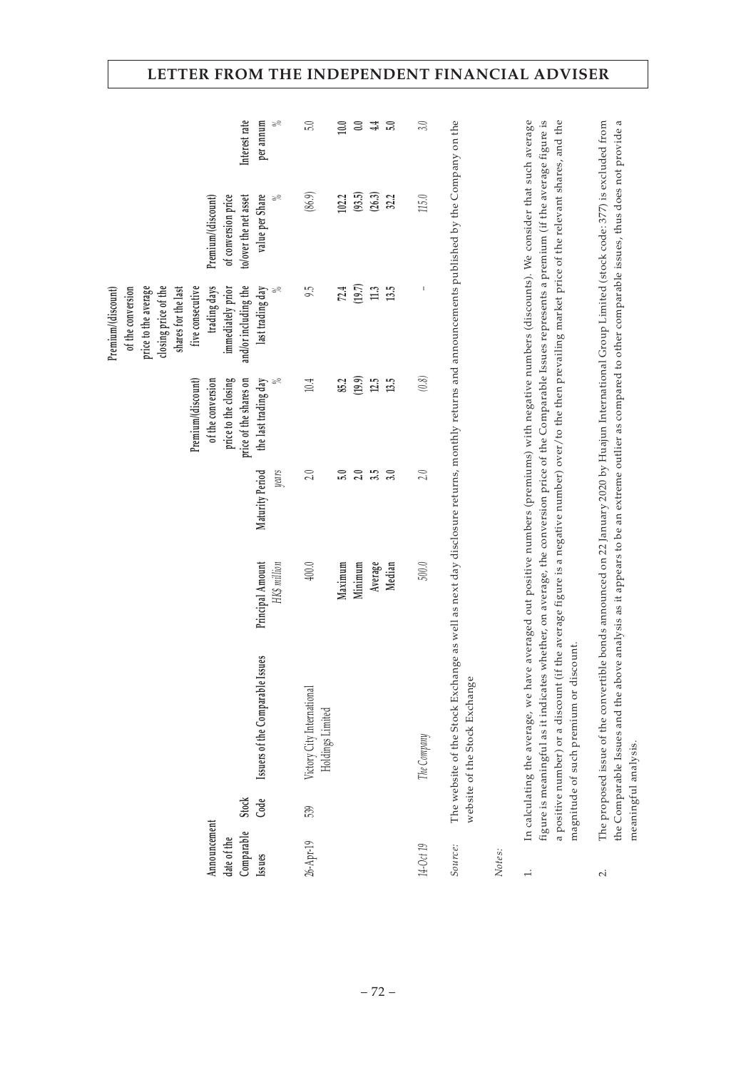| Announcement date of the Comparable Issues | Stock Code | Issuers of the Comparable Issues | Principal Amount | Maturity Period | Premium/(discount) of the conversion price to the closing price of the shares on the last trading day | Premium/(discount) of the conversion price to the average closing price of the shares for the last five consecutive trading days immediately prior and/or including the last trading day | Premium/(discount) of conversion price to/over the net asset value per Share | Interest rate per annum |
|---|---|---|---|---|---|---|---|---|
| | | | *HK$ million* | *years* | % | % | % | % |
| 26-Apr-19 | 539 | Victory City International Holdings Limited | 400.0 | 2.0 | 10.4 | 9.5 | (86.9) | 5.0 |
| | | | Maximum | 5.0 | 85.2 | 72.4 | 102.2 | 10.0 |
| | | | Minimum | 2.0 | (19.9) | (19.7) | (93.5) | 0.0 |
| | | | Average | 3.5 | 12.5 | 11.3 | (26.3) | 4.4 |
| | | | Median | 3.0 | 13.5 | 13.5 | 32.2 | 5.0 |
| *14-Oct 19* | | *The Company* | *500.0* | *2.0* | *(0.8)* | – | *115.0* | *3.0* |

*Source:* The website of the Stock Exchange as well as next day disclosure returns, monthly returns and announcements published by the Company on the website of the Stock Exchange

*Notes:*

1. In calculating the average, we have averaged out positive numbers (premiums) with negative numbers (discounts). We consider that such average figure is meaningful as it indicates whether, on average, the conversion price of the Comparable Issues represents a premium (if the average figure is a positive number) or a discount (if the average figure is a negative number) over/to the then prevailing market price of the relevant shares, and the magnitude of such premium or discount.

2. The proposed issue of the convertible bonds announced on 22 January 2020 by Huajun International Group Limited (stock code: 377) is excluded from the Comparable Issues and the above analysis as it appears to be an extreme outlier as compared to other comparable issues, thus does not provide a meaningful analysis.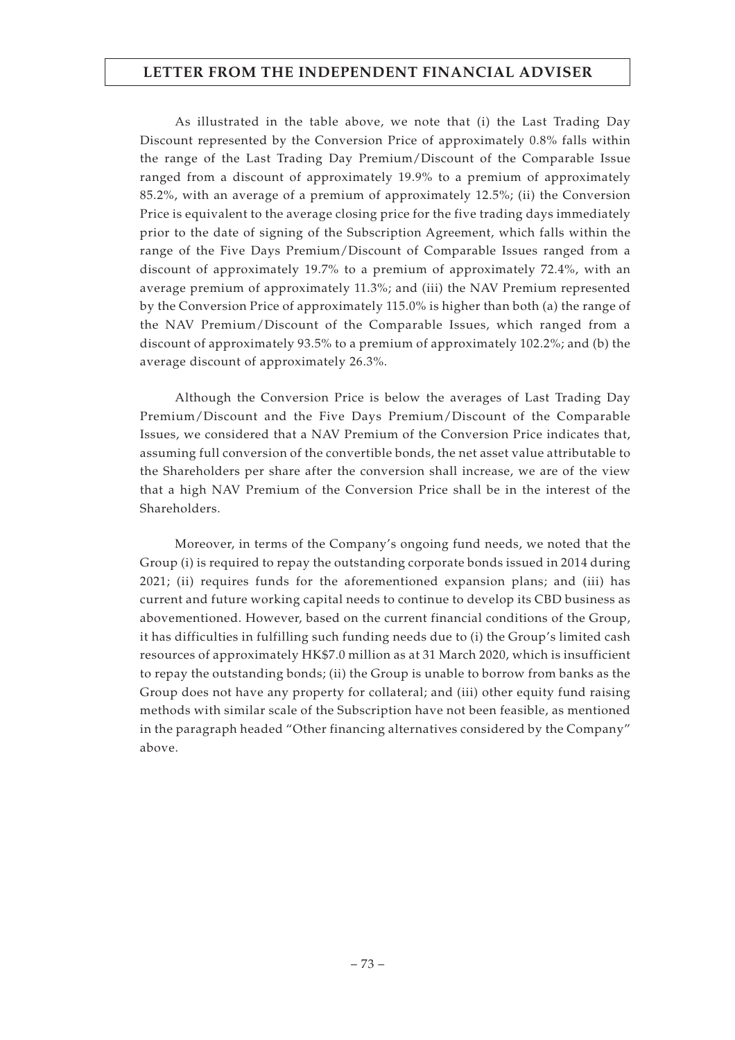As illustrated in the table above, we note that (i) the Last Trading Day Discount represented by the Conversion Price of approximately 0.8% falls within the range of the Last Trading Day Premium/Discount of the Comparable Issue ranged from a discount of approximately 19.9% to a premium of approximately 85.2%, with an average of a premium of approximately 12.5%; (ii) the Conversion Price is equivalent to the average closing price for the five trading days immediately prior to the date of signing of the Subscription Agreement, which falls within the range of the Five Days Premium/Discount of Comparable Issues ranged from a discount of approximately 19.7% to a premium of approximately 72.4%, with an average premium of approximately 11.3%; and (iii) the NAV Premium represented by the Conversion Price of approximately 115.0% is higher than both (a) the range of the NAV Premium/Discount of the Comparable Issues, which ranged from a discount of approximately 93.5% to a premium of approximately 102.2%; and (b) the average discount of approximately 26.3%.

Although the Conversion Price is below the averages of Last Trading Day Premium/Discount and the Five Days Premium/Discount of the Comparable Issues, we considered that a NAV Premium of the Conversion Price indicates that, assuming full conversion of the convertible bonds, the net asset value attributable to the Shareholders per share after the conversion shall increase, we are of the view that a high NAV Premium of the Conversion Price shall be in the interest of the Shareholders.

Moreover, in terms of the Company's ongoing fund needs, we noted that the Group (i) is required to repay the outstanding corporate bonds issued in 2014 during 2021; (ii) requires funds for the aforementioned expansion plans; and (iii) has current and future working capital needs to continue to develop its CBD business as abovementioned. However, based on the current financial conditions of the Group, it has difficulties in fulfilling such funding needs due to (i) the Group's limited cash resources of approximately HK$7.0 million as at 31 March 2020, which is insufficient to repay the outstanding bonds; (ii) the Group is unable to borrow from banks as the Group does not have any property for collateral; and (iii) other equity fund raising methods with similar scale of the Subscription have not been feasible, as mentioned in the paragraph headed "Other financing alternatives considered by the Company" above.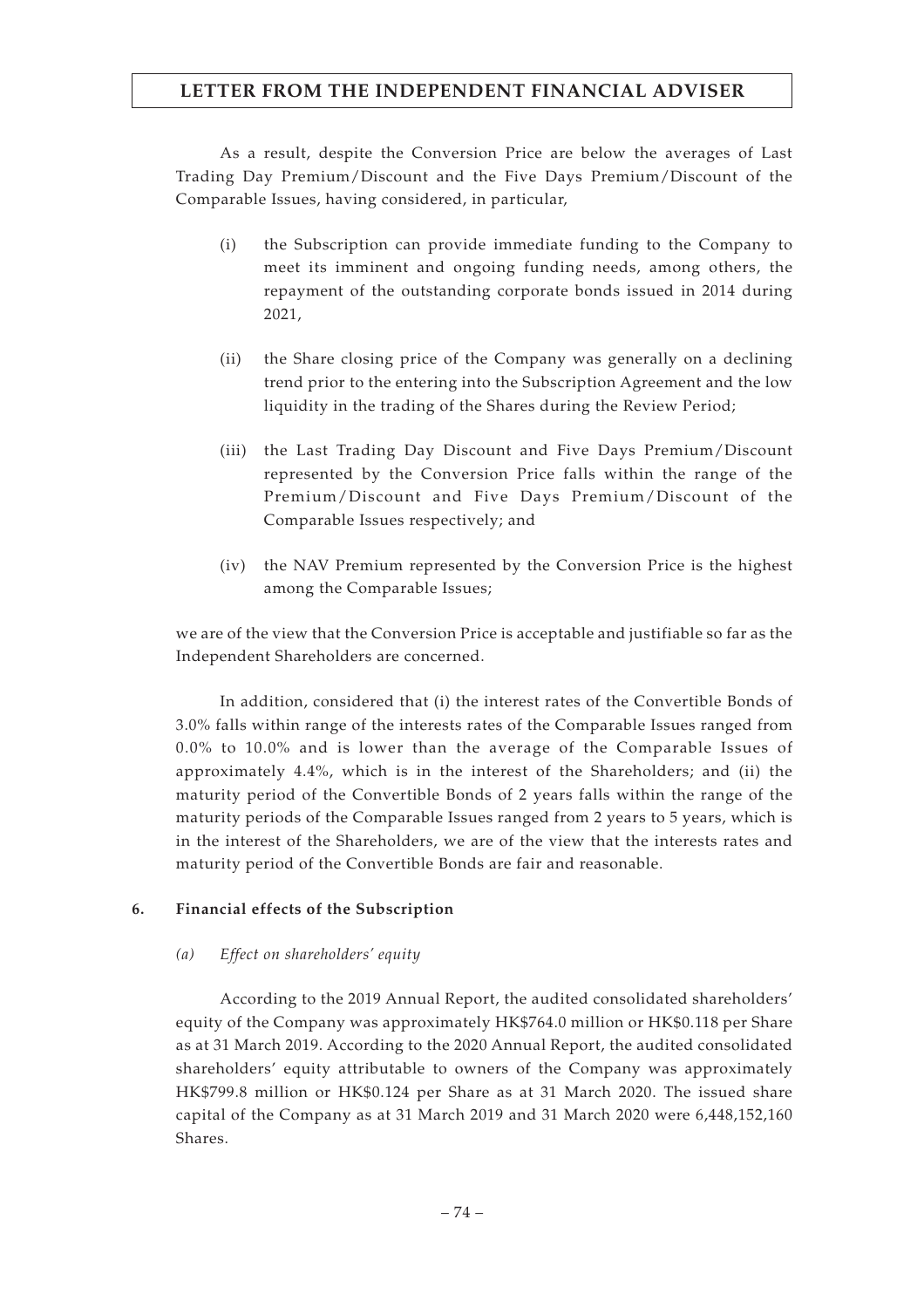As a result, despite the Conversion Price are below the averages of Last Trading Day Premium/Discount and the Five Days Premium/Discount of the Comparable Issues, having considered, in particular,

(i) the Subscription can provide immediate funding to the Company to meet its imminent and ongoing funding needs, among others, the repayment of the outstanding corporate bonds issued in 2014 during 2021,

(ii) the Share closing price of the Company was generally on a declining trend prior to the entering into the Subscription Agreement and the low liquidity in the trading of the Shares during the Review Period;

(iii) the Last Trading Day Discount and Five Days Premium/Discount represented by the Conversion Price falls within the range of the Premium/Discount and Five Days Premium/Discount of the Comparable Issues respectively; and

(iv) the NAV Premium represented by the Conversion Price is the highest among the Comparable Issues;

we are of the view that the Conversion Price is acceptable and justifiable so far as the Independent Shareholders are concerned.

In addition, considered that (i) the interest rates of the Convertible Bonds of 3.0% falls within range of the interests rates of the Comparable Issues ranged from 0.0% to 10.0% and is lower than the average of the Comparable Issues of approximately 4.4%, which is in the interest of the Shareholders; and (ii) the maturity period of the Convertible Bonds of 2 years falls within the range of the maturity periods of the Comparable Issues ranged from 2 years to 5 years, which is in the interest of the Shareholders, we are of the view that the interests rates and maturity period of the Convertible Bonds are fair and reasonable.

**6. Financial effects of the Subscription**

*(a) Effect on shareholders' equity*

According to the 2019 Annual Report, the audited consolidated shareholders' equity of the Company was approximately HK$764.0 million or HK$0.118 per Share as at 31 March 2019. According to the 2020 Annual Report, the audited consolidated shareholders' equity attributable to owners of the Company was approximately HK$799.8 million or HK$0.124 per Share as at 31 March 2020. The issued share capital of the Company as at 31 March 2019 and 31 March 2020 were 6,448,152,160 Shares.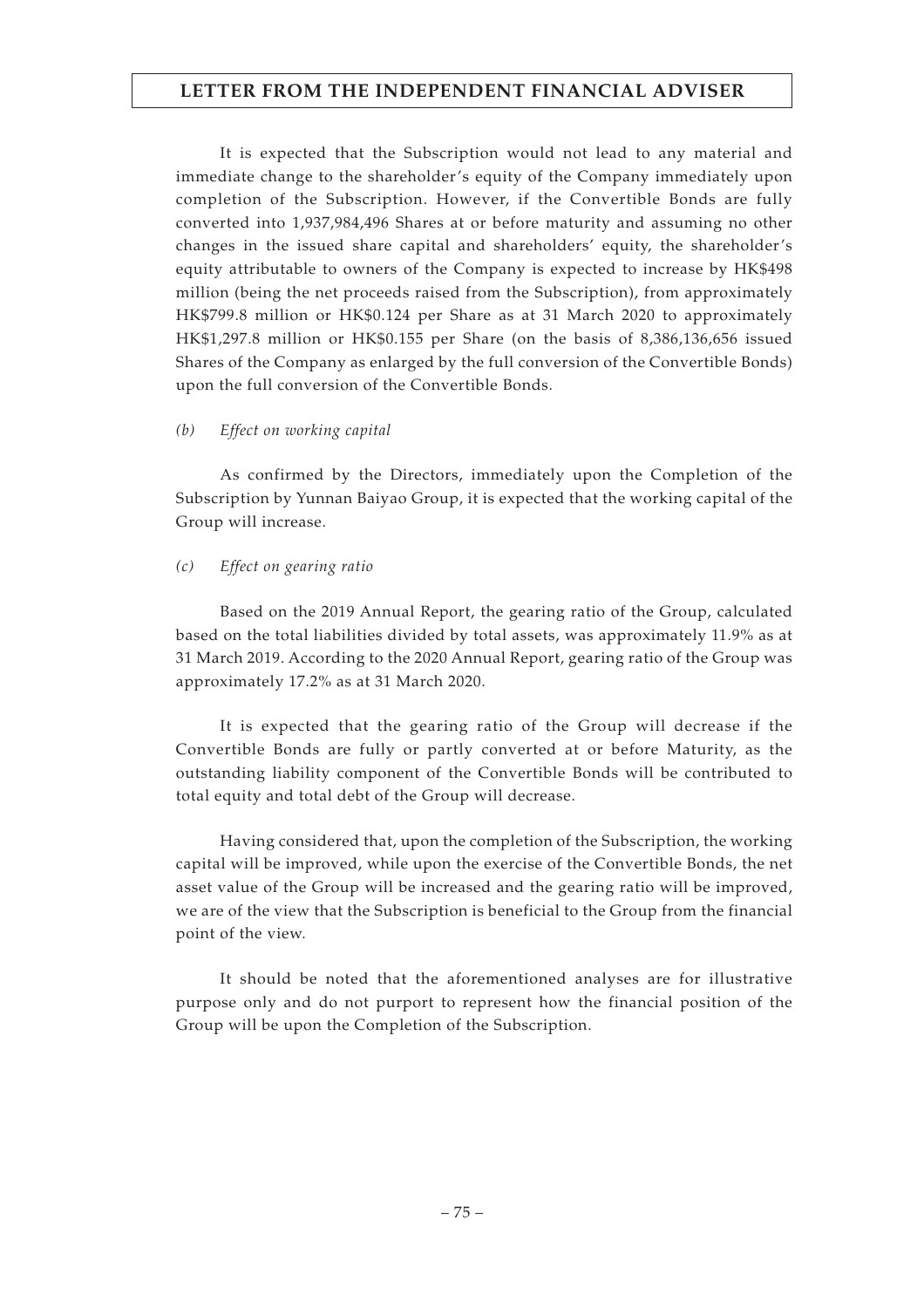It is expected that the Subscription would not lead to any material and immediate change to the shareholder's equity of the Company immediately upon completion of the Subscription. However, if the Convertible Bonds are fully converted into 1,937,984,496 Shares at or before maturity and assuming no other changes in the issued share capital and shareholders' equity, the shareholder's equity attributable to owners of the Company is expected to increase by HK$498 million (being the net proceeds raised from the Subscription), from approximately HK$799.8 million or HK$0.124 per Share as at 31 March 2020 to approximately HK$1,297.8 million or HK$0.155 per Share (on the basis of 8,386,136,656 issued Shares of the Company as enlarged by the full conversion of the Convertible Bonds) upon the full conversion of the Convertible Bonds.

*(b) Effect on working capital*

As confirmed by the Directors, immediately upon the Completion of the Subscription by Yunnan Baiyao Group, it is expected that the working capital of the Group will increase.

*(c) Effect on gearing ratio*

Based on the 2019 Annual Report, the gearing ratio of the Group, calculated based on the total liabilities divided by total assets, was approximately 11.9% as at 31 March 2019. According to the 2020 Annual Report, gearing ratio of the Group was approximately 17.2% as at 31 March 2020.

It is expected that the gearing ratio of the Group will decrease if the Convertible Bonds are fully or partly converted at or before Maturity, as the outstanding liability component of the Convertible Bonds will be contributed to total equity and total debt of the Group will decrease.

Having considered that, upon the completion of the Subscription, the working capital will be improved, while upon the exercise of the Convertible Bonds, the net asset value of the Group will be increased and the gearing ratio will be improved, we are of the view that the Subscription is beneficial to the Group from the financial point of the view.

It should be noted that the aforementioned analyses are for illustrative purpose only and do not purport to represent how the financial position of the Group will be upon the Completion of the Subscription.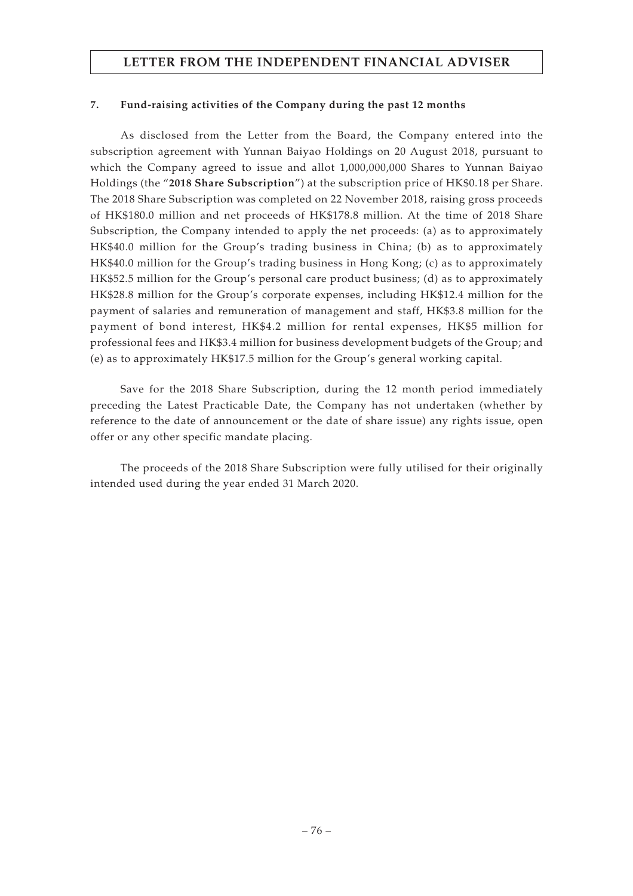### 7. Fund-raising activities of the Company during the past 12 months

As disclosed from the Letter from the Board, the Company entered into the subscription agreement with Yunnan Baiyao Holdings on 20 August 2018, pursuant to which the Company agreed to issue and allot 1,000,000,000 Shares to Yunnan Baiyao Holdings (the "**2018 Share Subscription**") at the subscription price of HK$0.18 per Share. The 2018 Share Subscription was completed on 22 November 2018, raising gross proceeds of HK$180.0 million and net proceeds of HK$178.8 million. At the time of 2018 Share Subscription, the Company intended to apply the net proceeds: (a) as to approximately HK$40.0 million for the Group's trading business in China; (b) as to approximately HK$40.0 million for the Group's trading business in Hong Kong; (c) as to approximately HK$52.5 million for the Group's personal care product business; (d) as to approximately HK$28.8 million for the Group's corporate expenses, including HK$12.4 million for the payment of salaries and remuneration of management and staff, HK$3.8 million for the payment of bond interest, HK$4.2 million for rental expenses, HK$5 million for professional fees and HK$3.4 million for business development budgets of the Group; and (e) as to approximately HK$17.5 million for the Group's general working capital.

Save for the 2018 Share Subscription, during the 12 month period immediately preceding the Latest Practicable Date, the Company has not undertaken (whether by reference to the date of announcement or the date of share issue) any rights issue, open offer or any other specific mandate placing.

The proceeds of the 2018 Share Subscription were fully utilised for their originally intended used during the year ended 31 March 2020.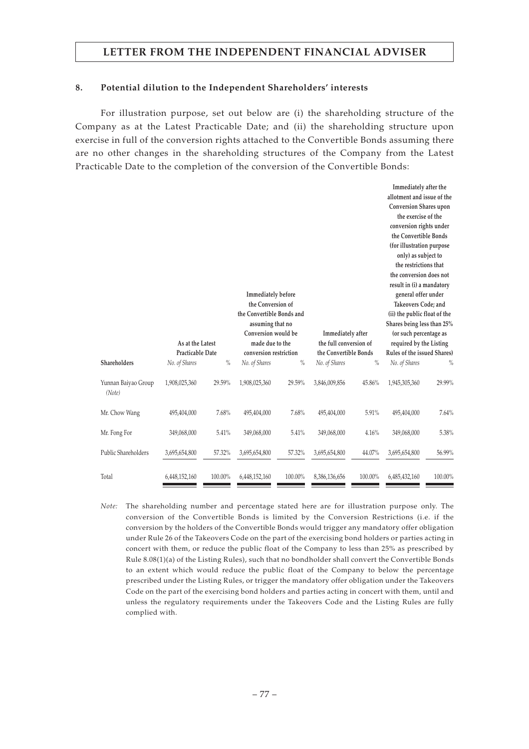#### 8. Potential dilution to the Independent Shareholders' interests

For illustration purpose, set out below are (i) the shareholding structure of the Company as at the Latest Practicable Date; and (ii) the shareholding structure upon exercise in full of the conversion rights attached to the Convertible Bonds assuming there are no other changes in the shareholding structures of the Company from the Latest Practicable Date to the completion of the conversion of the Convertible Bonds:

| Shareholders | As at the Latest Practicable Date | | Immediately before the Conversion of the Convertible Bonds and assuming that no Conversion would be made due to the conversion restriction | | Immediately after the full conversion of the Convertible Bonds | | Immediately after the allotment and issue of the Conversion Shares upon the exercise of the conversion rights under the Convertible Bonds (for illustration purpose only) as subject to the restrictions that the conversion does not result in (i) a mandatory general offer under Takeovers Code; and (ii) the public float of the Shares being less than 25% (or such percentage as required by the Listing Rules of the issued Shares) | |
|---|---|---|---|---|---|---|---|---|
| | *No. of Shares* | *%* | *No. of Shares* | *%* | *No. of Shares* | *%* | *No. of Shares* | *%* |
| Yunnan Baiyao Group *(Note)* | 1,908,025,360 | 29.59% | 1,908,025,360 | 29.59% | 3,846,009,856 | 45.86% | 1,945,305,360 | 29.99% |
| Mr. Chow Wang | 495,404,000 | 7.68% | 495,404,000 | 7.68% | 495,404,000 | 5.91% | 495,404,000 | 7.64% |
| Mr. Fong For | 349,068,000 | 5.41% | 349,068,000 | 5.41% | 349,068,000 | 4.16% | 349,068,000 | 5.38% |
| Public Shareholders | 3,695,654,800 | 57.32% | 3,695,654,800 | 57.32% | 3,695,654,800 | 44.07% | 3,695,654,800 | 56.99% |
| Total | 6,448,152,160 | 100.00% | 6,448,152,160 | 100.00% | 8,386,136,656 | 100.00% | 6,485,432,160 | 100.00% |

*Note:* The shareholding number and percentage stated here are for illustration purpose only. The conversion of the Convertible Bonds is limited by the Conversion Restrictions (i.e. if the conversion by the holders of the Convertible Bonds would trigger any mandatory offer obligation under Rule 26 of the Takeovers Code on the part of the exercising bond holders or parties acting in concert with them, or reduce the public float of the Company to less than 25% as prescribed by Rule 8.08(1)(a) of the Listing Rules), such that no bondholder shall convert the Convertible Bonds to an extent which would reduce the public float of the Company to below the percentage prescribed under the Listing Rules, or trigger the mandatory offer obligation under the Takeovers Code on the part of the exercising bond holders and parties acting in concert with them, until and unless the regulatory requirements under the Takeovers Code and the Listing Rules are fully complied with.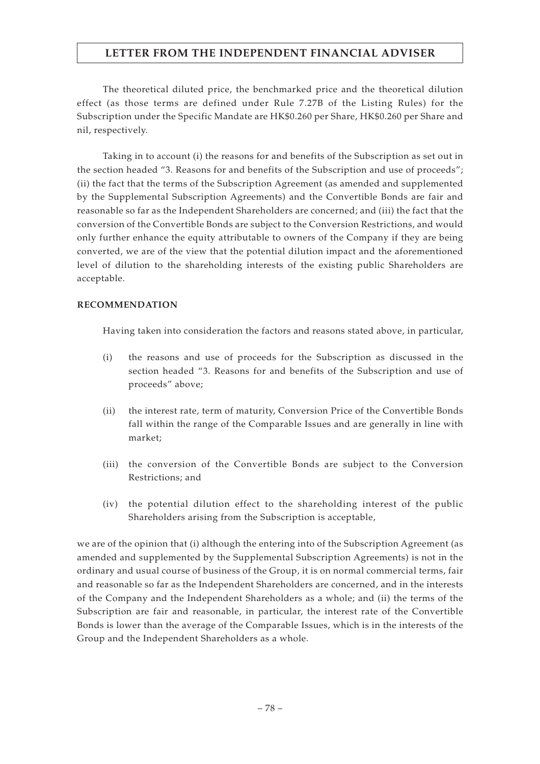The theoretical diluted price, the benchmarked price and the theoretical dilution effect (as those terms are defined under Rule 7.27B of the Listing Rules) for the Subscription under the Specific Mandate are HK$0.260 per Share, HK$0.260 per Share and nil, respectively.

Taking in to account (i) the reasons for and benefits of the Subscription as set out in the section headed "3. Reasons for and benefits of the Subscription and use of proceeds"; (ii) the fact that the terms of the Subscription Agreement (as amended and supplemented by the Supplemental Subscription Agreements) and the Convertible Bonds are fair and reasonable so far as the Independent Shareholders are concerned; and (iii) the fact that the conversion of the Convertible Bonds are subject to the Conversion Restrictions, and would only further enhance the equity attributable to owners of the Company if they are being converted, we are of the view that the potential dilution impact and the aforementioned level of dilution to the shareholding interests of the existing public Shareholders are acceptable.

## RECOMMENDATION

Having taken into consideration the factors and reasons stated above, in particular,

(i) the reasons and use of proceeds for the Subscription as discussed in the section headed "3. Reasons for and benefits of the Subscription and use of proceeds" above;

(ii) the interest rate, term of maturity, Conversion Price of the Convertible Bonds fall within the range of the Comparable Issues and are generally in line with market;

(iii) the conversion of the Convertible Bonds are subject to the Conversion Restrictions; and

(iv) the potential dilution effect to the shareholding interest of the public Shareholders arising from the Subscription is acceptable,

we are of the opinion that (i) although the entering into of the Subscription Agreement (as amended and supplemented by the Supplemental Subscription Agreements) is not in the ordinary and usual course of business of the Group, it is on normal commercial terms, fair and reasonable so far as the Independent Shareholders are concerned, and in the interests of the Company and the Independent Shareholders as a whole; and (ii) the terms of the Subscription are fair and reasonable, in particular, the interest rate of the Convertible Bonds is lower than the average of the Comparable Issues, which is in the interests of the Group and the Independent Shareholders as a whole.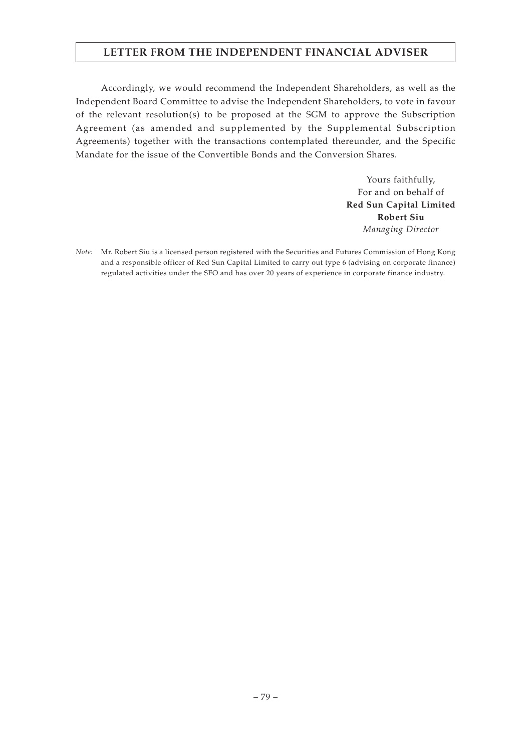Accordingly, we would recommend the Independent Shareholders, as well as the Independent Board Committee to advise the Independent Shareholders, to vote in favour of the relevant resolution(s) to be proposed at the SGM to approve the Subscription Agreement (as amended and supplemented by the Supplemental Subscription Agreements) together with the transactions contemplated thereunder, and the Specific Mandate for the issue of the Convertible Bonds and the Conversion Shares.

Yours faithfully,
For and on behalf of
**Red Sun Capital Limited**
**Robert Siu**
*Managing Director*

*Note:* Mr. Robert Siu is a licensed person registered with the Securities and Futures Commission of Hong Kong and a responsible officer of Red Sun Capital Limited to carry out type 6 (advising on corporate finance) regulated activities under the SFO and has over 20 years of experience in corporate finance industry.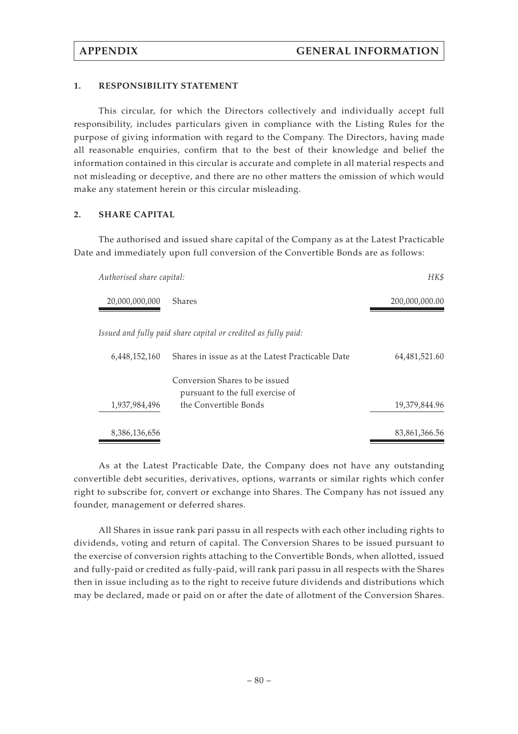## 1. RESPONSIBILITY STATEMENT

This circular, for which the Directors collectively and individually accept full responsibility, includes particulars given in compliance with the Listing Rules for the purpose of giving information with regard to the Company. The Directors, having made all reasonable enquiries, confirm that to the best of their knowledge and belief the information contained in this circular is accurate and complete in all material respects and not misleading or deceptive, and there are no other matters the omission of which would make any statement herein or this circular misleading.

## 2. SHARE CAPITAL

The authorised and issued share capital of the Company as at the Latest Practicable Date and immediately upon full conversion of the Convertible Bonds are as follows:

| *Authorised share capital:* | | *HK$* |
|---|---|---|
| 20,000,000,000 | Shares | 200,000,000.00 |
| *Issued and fully paid share capital or credited as fully paid:* | | |
| 6,448,152,160 | Shares in issue as at the Latest Practicable Date | 64,481,521.60 |
| 1,937,984,496 | Conversion Shares to be issued pursuant to the full exercise of the Convertible Bonds | 19,379,844.96 |
| 8,386,136,656 | | 83,861,366.56 |

As at the Latest Practicable Date, the Company does not have any outstanding convertible debt securities, derivatives, options, warrants or similar rights which confer right to subscribe for, convert or exchange into Shares. The Company has not issued any founder, management or deferred shares.

All Shares in issue rank pari passu in all respects with each other including rights to dividends, voting and return of capital. The Conversion Shares to be issued pursuant to the exercise of conversion rights attaching to the Convertible Bonds, when allotted, issued and fully-paid or credited as fully-paid, will rank pari passu in all respects with the Shares then in issue including as to the right to receive future dividends and distributions which may be declared, made or paid on or after the date of allotment of the Conversion Shares.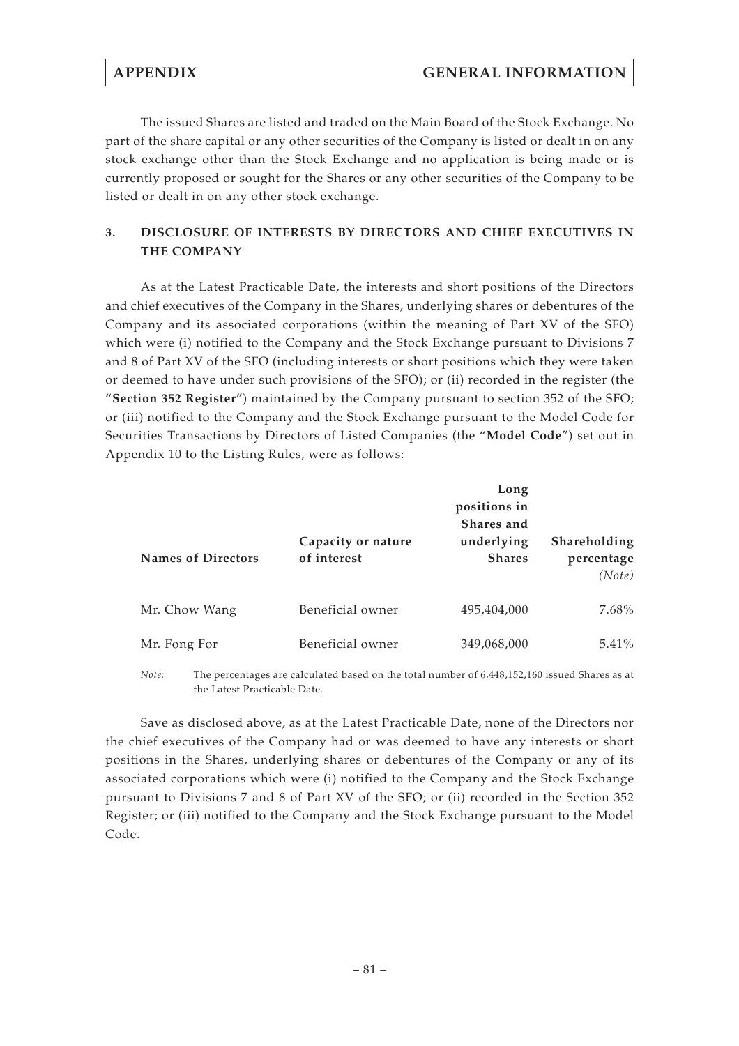The issued Shares are listed and traded on the Main Board of the Stock Exchange. No part of the share capital or any other securities of the Company is listed or dealt in on any stock exchange other than the Stock Exchange and no application is being made or is currently proposed or sought for the Shares or any other securities of the Company to be listed or dealt in on any other stock exchange.

## 3. DISCLOSURE OF INTERESTS BY DIRECTORS AND CHIEF EXECUTIVES IN THE COMPANY

As at the Latest Practicable Date, the interests and short positions of the Directors and chief executives of the Company in the Shares, underlying shares or debentures of the Company and its associated corporations (within the meaning of Part XV of the SFO) which were (i) notified to the Company and the Stock Exchange pursuant to Divisions 7 and 8 of Part XV of the SFO (including interests or short positions which they were taken or deemed to have under such provisions of the SFO); or (ii) recorded in the register (the "**Section 352 Register**") maintained by the Company pursuant to section 352 of the SFO; or (iii) notified to the Company and the Stock Exchange pursuant to the Model Code for Securities Transactions by Directors of Listed Companies (the "**Model Code**") set out in Appendix 10 to the Listing Rules, were as follows:

| Names of Directors | Capacity or nature of interest | Long positions in Shares and underlying Shares | Shareholding percentage *(Note)* |
|---|---|---|---|
| Mr. Chow Wang | Beneficial owner | 495,404,000 | 7.68% |
| Mr. Fong For | Beneficial owner | 349,068,000 | 5.41% |

*Note:* The percentages are calculated based on the total number of 6,448,152,160 issued Shares as at the Latest Practicable Date.

Save as disclosed above, as at the Latest Practicable Date, none of the Directors nor the chief executives of the Company had or was deemed to have any interests or short positions in the Shares, underlying shares or debentures of the Company or any of its associated corporations which were (i) notified to the Company and the Stock Exchange pursuant to Divisions 7 and 8 of Part XV of the SFO; or (ii) recorded in the Section 352 Register; or (iii) notified to the Company and the Stock Exchange pursuant to the Model Code.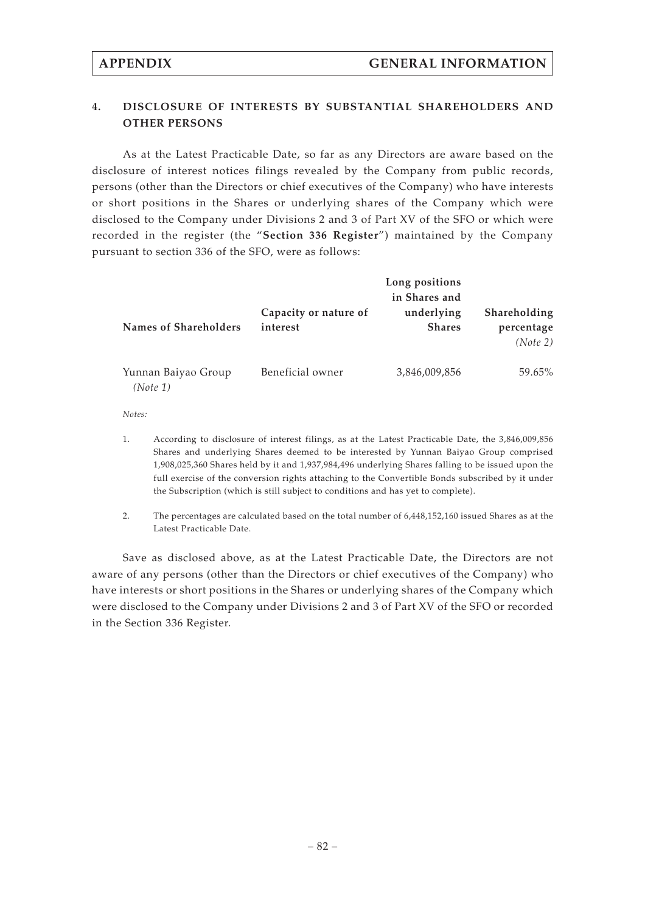## 4. DISCLOSURE OF INTERESTS BY SUBSTANTIAL SHAREHOLDERS AND OTHER PERSONS

As at the Latest Practicable Date, so far as any Directors are aware based on the disclosure of interest notices filings revealed by the Company from public records, persons (other than the Directors or chief executives of the Company) who have interests or short positions in the Shares or underlying shares of the Company which were disclosed to the Company under Divisions 2 and 3 of Part XV of the SFO or which were recorded in the register (the "**Section 336 Register**") maintained by the Company pursuant to section 336 of the SFO, were as follows:

| Names of Shareholders | Capacity or nature of interest | Long positions in Shares and underlying Shares | Shareholding percentage *(Note 2)* |
|---|---|---|---|
| Yunnan Baiyao Group *(Note 1)* | Beneficial owner | 3,846,009,856 | 59.65% |

*Notes:*

1. According to disclosure of interest filings, as at the Latest Practicable Date, the 3,846,009,856 Shares and underlying Shares deemed to be interested by Yunnan Baiyao Group comprised 1,908,025,360 Shares held by it and 1,937,984,496 underlying Shares falling to be issued upon the full exercise of the conversion rights attaching to the Convertible Bonds subscribed by it under the Subscription (which is still subject to conditions and has yet to complete).

2. The percentages are calculated based on the total number of 6,448,152,160 issued Shares as at the Latest Practicable Date.

Save as disclosed above, as at the Latest Practicable Date, the Directors are not aware of any persons (other than the Directors or chief executives of the Company) who have interests or short positions in the Shares or underlying shares of the Company which were disclosed to the Company under Divisions 2 and 3 of Part XV of the SFO or recorded in the Section 336 Register.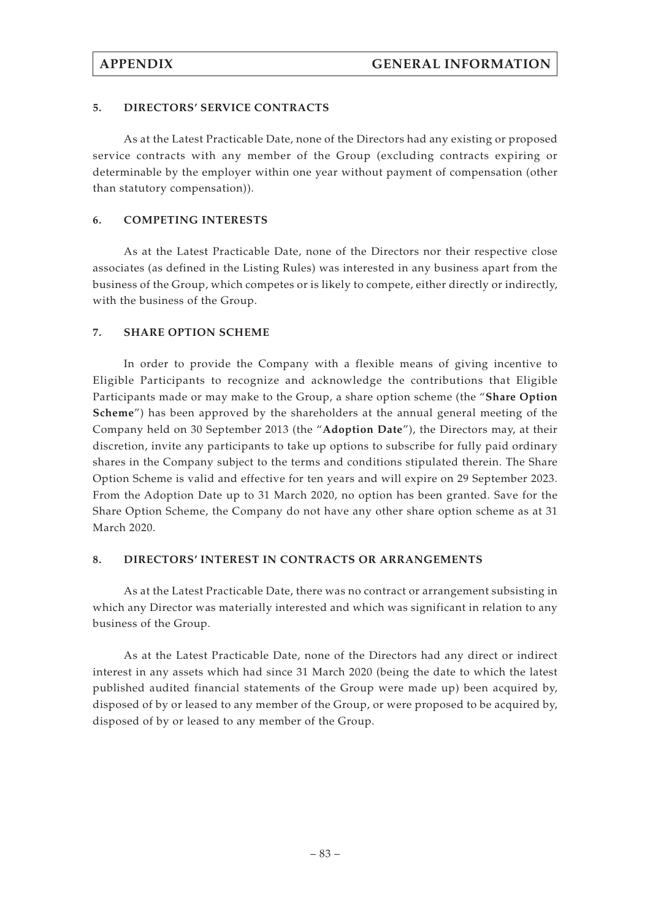## 5. DIRECTORS' SERVICE CONTRACTS

As at the Latest Practicable Date, none of the Directors had any existing or proposed service contracts with any member of the Group (excluding contracts expiring or determinable by the employer within one year without payment of compensation (other than statutory compensation)).

## 6. COMPETING INTERESTS

As at the Latest Practicable Date, none of the Directors nor their respective close associates (as defined in the Listing Rules) was interested in any business apart from the business of the Group, which competes or is likely to compete, either directly or indirectly, with the business of the Group.

## 7. SHARE OPTION SCHEME

In order to provide the Company with a flexible means of giving incentive to Eligible Participants to recognize and acknowledge the contributions that Eligible Participants made or may make to the Group, a share option scheme (the "**Share Option Scheme**") has been approved by the shareholders at the annual general meeting of the Company held on 30 September 2013 (the "**Adoption Date**"), the Directors may, at their discretion, invite any participants to take up options to subscribe for fully paid ordinary shares in the Company subject to the terms and conditions stipulated therein. The Share Option Scheme is valid and effective for ten years and will expire on 29 September 2023. From the Adoption Date up to 31 March 2020, no option has been granted. Save for the Share Option Scheme, the Company do not have any other share option scheme as at 31 March 2020.

## 8. DIRECTORS' INTEREST IN CONTRACTS OR ARRANGEMENTS

As at the Latest Practicable Date, there was no contract or arrangement subsisting in which any Director was materially interested and which was significant in relation to any business of the Group.

As at the Latest Practicable Date, none of the Directors had any direct or indirect interest in any assets which had since 31 March 2020 (being the date to which the latest published audited financial statements of the Group were made up) been acquired by, disposed of by or leased to any member of the Group, or were proposed to be acquired by, disposed of by or leased to any member of the Group.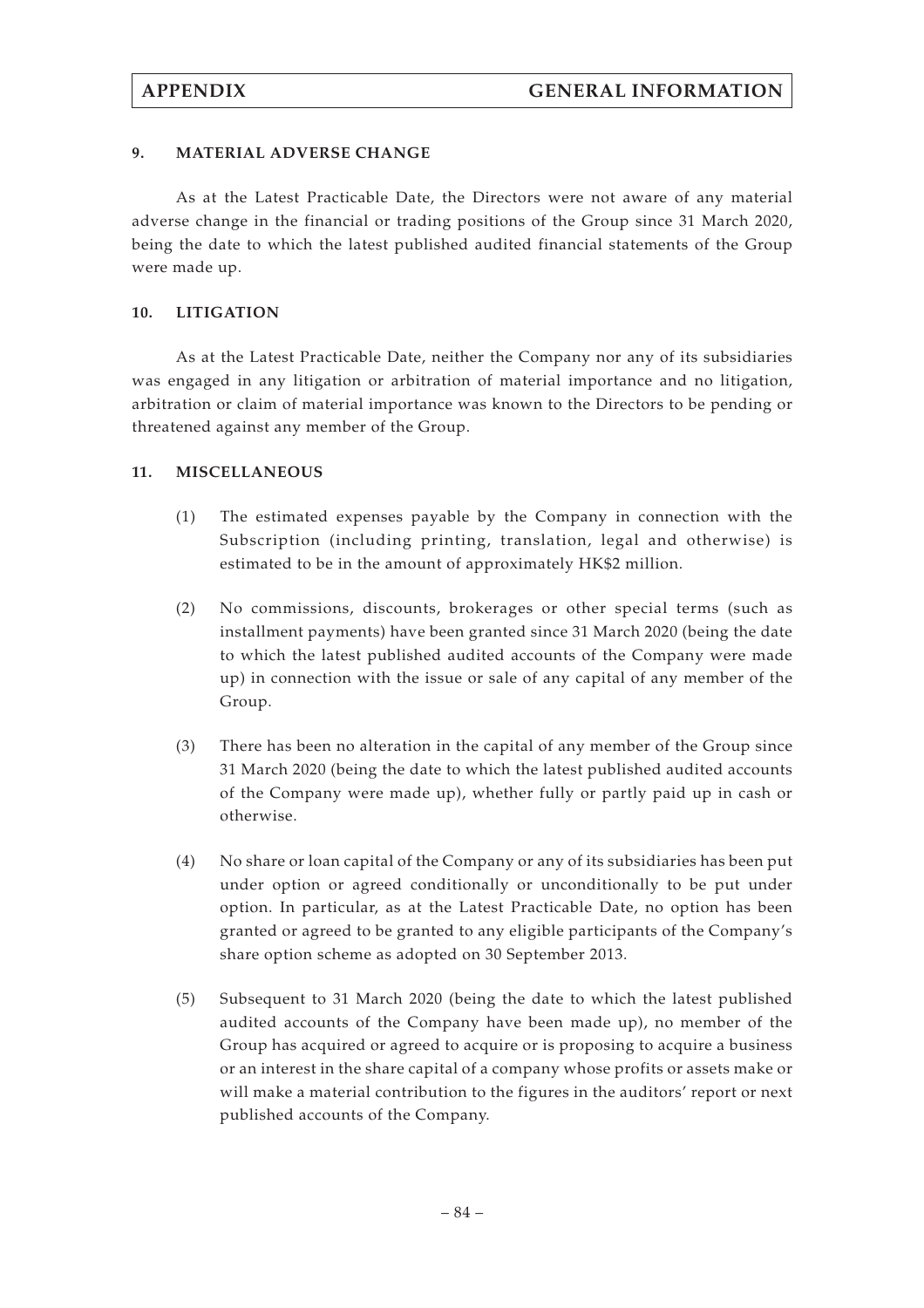## 9. MATERIAL ADVERSE CHANGE

As at the Latest Practicable Date, the Directors were not aware of any material adverse change in the financial or trading positions of the Group since 31 March 2020, being the date to which the latest published audited financial statements of the Group were made up.

## 10. LITIGATION

As at the Latest Practicable Date, neither the Company nor any of its subsidiaries was engaged in any litigation or arbitration of material importance and no litigation, arbitration or claim of material importance was known to the Directors to be pending or threatened against any member of the Group.

## 11. MISCELLANEOUS

(1) The estimated expenses payable by the Company in connection with the Subscription (including printing, translation, legal and otherwise) is estimated to be in the amount of approximately HK$2 million.

(2) No commissions, discounts, brokerages or other special terms (such as installment payments) have been granted since 31 March 2020 (being the date to which the latest published audited accounts of the Company were made up) in connection with the issue or sale of any capital of any member of the Group.

(3) There has been no alteration in the capital of any member of the Group since 31 March 2020 (being the date to which the latest published audited accounts of the Company were made up), whether fully or partly paid up in cash or otherwise.

(4) No share or loan capital of the Company or any of its subsidiaries has been put under option or agreed conditionally or unconditionally to be put under option. In particular, as at the Latest Practicable Date, no option has been granted or agreed to be granted to any eligible participants of the Company's share option scheme as adopted on 30 September 2013.

(5) Subsequent to 31 March 2020 (being the date to which the latest published audited accounts of the Company have been made up), no member of the Group has acquired or agreed to acquire or is proposing to acquire a business or an interest in the share capital of a company whose profits or assets make or will make a material contribution to the figures in the auditors' report or next published accounts of the Company.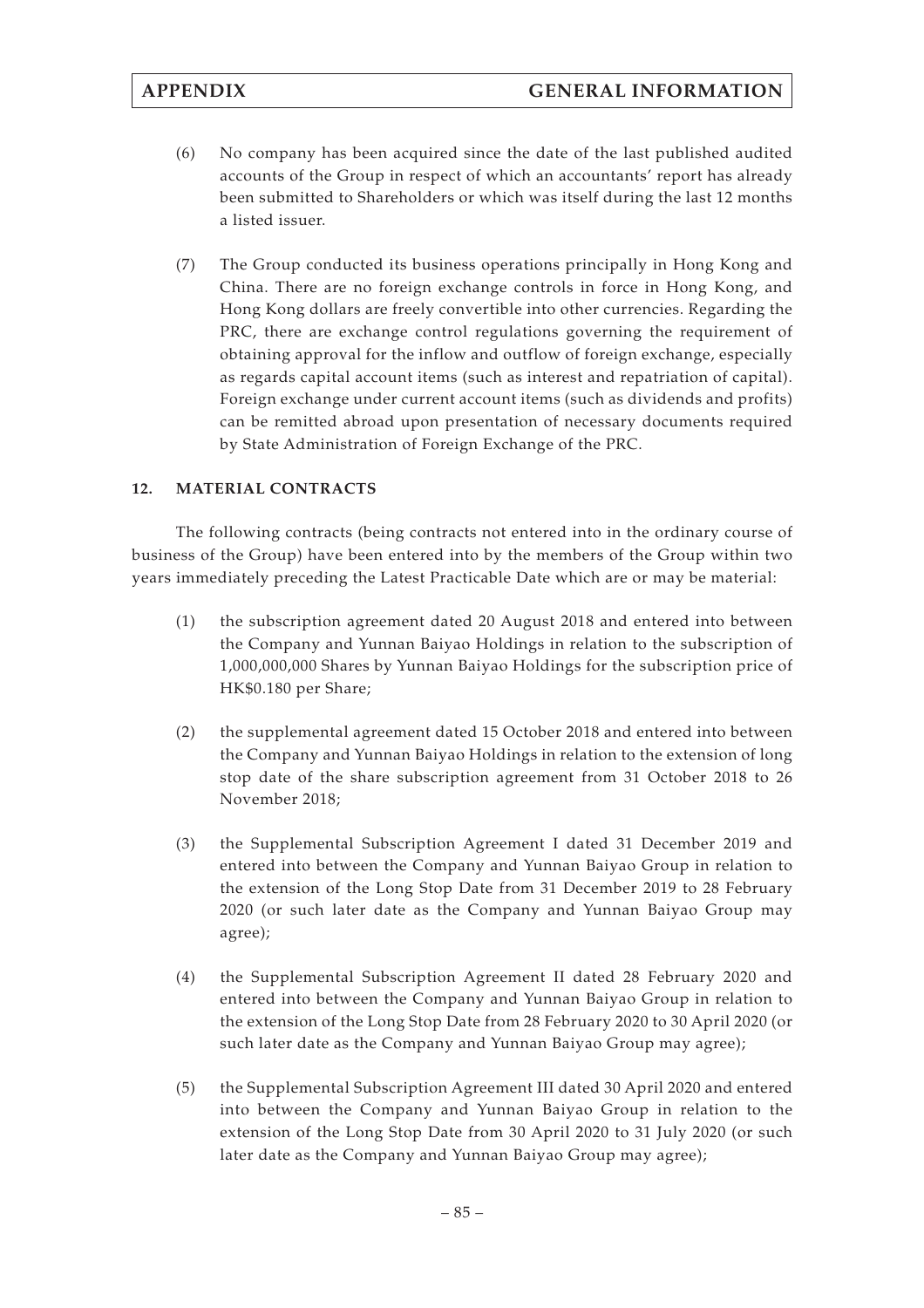(6) No company has been acquired since the date of the last published audited accounts of the Group in respect of which an accountants' report has already been submitted to Shareholders or which was itself during the last 12 months a listed issuer.

(7) The Group conducted its business operations principally in Hong Kong and China. There are no foreign exchange controls in force in Hong Kong, and Hong Kong dollars are freely convertible into other currencies. Regarding the PRC, there are exchange control regulations governing the requirement of obtaining approval for the inflow and outflow of foreign exchange, especially as regards capital account items (such as interest and repatriation of capital). Foreign exchange under current account items (such as dividends and profits) can be remitted abroad upon presentation of necessary documents required by State Administration of Foreign Exchange of the PRC.

## 12. MATERIAL CONTRACTS

The following contracts (being contracts not entered into in the ordinary course of business of the Group) have been entered into by the members of the Group within two years immediately preceding the Latest Practicable Date which are or may be material:

(1) the subscription agreement dated 20 August 2018 and entered into between the Company and Yunnan Baiyao Holdings in relation to the subscription of 1,000,000,000 Shares by Yunnan Baiyao Holdings for the subscription price of HK$0.180 per Share;

(2) the supplemental agreement dated 15 October 2018 and entered into between the Company and Yunnan Baiyao Holdings in relation to the extension of long stop date of the share subscription agreement from 31 October 2018 to 26 November 2018;

(3) the Supplemental Subscription Agreement I dated 31 December 2019 and entered into between the Company and Yunnan Baiyao Group in relation to the extension of the Long Stop Date from 31 December 2019 to 28 February 2020 (or such later date as the Company and Yunnan Baiyao Group may agree);

(4) the Supplemental Subscription Agreement II dated 28 February 2020 and entered into between the Company and Yunnan Baiyao Group in relation to the extension of the Long Stop Date from 28 February 2020 to 30 April 2020 (or such later date as the Company and Yunnan Baiyao Group may agree);

(5) the Supplemental Subscription Agreement III dated 30 April 2020 and entered into between the Company and Yunnan Baiyao Group in relation to the extension of the Long Stop Date from 30 April 2020 to 31 July 2020 (or such later date as the Company and Yunnan Baiyao Group may agree);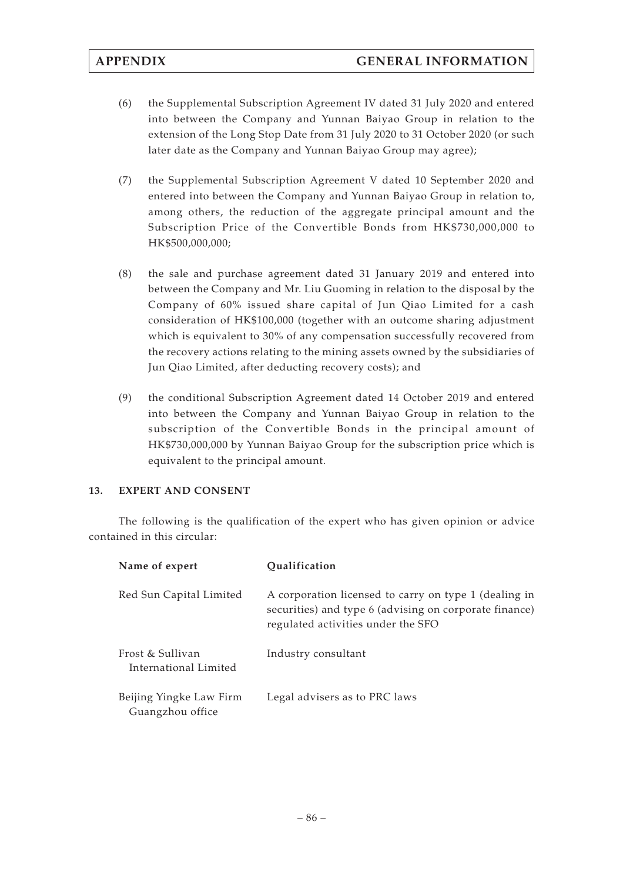(6) the Supplemental Subscription Agreement IV dated 31 July 2020 and entered into between the Company and Yunnan Baiyao Group in relation to the extension of the Long Stop Date from 31 July 2020 to 31 October 2020 (or such later date as the Company and Yunnan Baiyao Group may agree);

(7) the Supplemental Subscription Agreement V dated 10 September 2020 and entered into between the Company and Yunnan Baiyao Group in relation to, among others, the reduction of the aggregate principal amount and the Subscription Price of the Convertible Bonds from HK$730,000,000 to HK$500,000,000;

(8) the sale and purchase agreement dated 31 January 2019 and entered into between the Company and Mr. Liu Guoming in relation to the disposal by the Company of 60% issued share capital of Jun Qiao Limited for a cash consideration of HK$100,000 (together with an outcome sharing adjustment which is equivalent to 30% of any compensation successfully recovered from the recovery actions relating to the mining assets owned by the subsidiaries of Jun Qiao Limited, after deducting recovery costs); and

(9) the conditional Subscription Agreement dated 14 October 2019 and entered into between the Company and Yunnan Baiyao Group in relation to the subscription of the Convertible Bonds in the principal amount of HK$730,000,000 by Yunnan Baiyao Group for the subscription price which is equivalent to the principal amount.

## 13. EXPERT AND CONSENT

The following is the qualification of the expert who has given opinion or advice contained in this circular:

| Name of expert | Qualification |
|---|---|
| Red Sun Capital Limited | A corporation licensed to carry on type 1 (dealing in securities) and type 6 (advising on corporate finance) regulated activities under the SFO |
| Frost & Sullivan International Limited | Industry consultant |
| Beijing Yingke Law Firm Guangzhou office | Legal advisers as to PRC laws |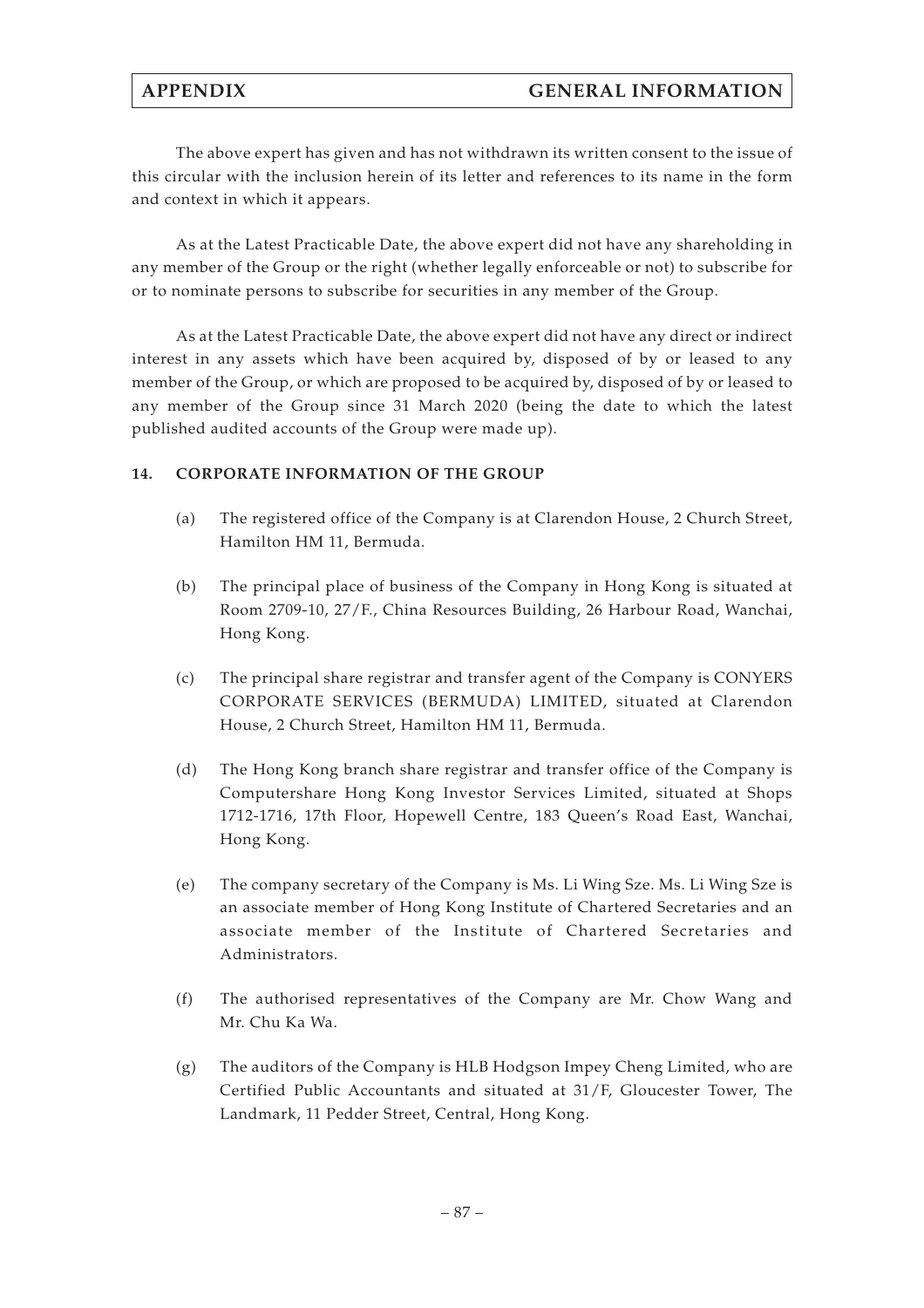The above expert has given and has not withdrawn its written consent to the issue of this circular with the inclusion herein of its letter and references to its name in the form and context in which it appears.

As at the Latest Practicable Date, the above expert did not have any shareholding in any member of the Group or the right (whether legally enforceable or not) to subscribe for or to nominate persons to subscribe for securities in any member of the Group.

As at the Latest Practicable Date, the above expert did not have any direct or indirect interest in any assets which have been acquired by, disposed of by or leased to any member of the Group, or which are proposed to be acquired by, disposed of by or leased to any member of the Group since 31 March 2020 (being the date to which the latest published audited accounts of the Group were made up).

## 14. CORPORATE INFORMATION OF THE GROUP

(a) The registered office of the Company is at Clarendon House, 2 Church Street, Hamilton HM 11, Bermuda.

(b) The principal place of business of the Company in Hong Kong is situated at Room 2709-10, 27/F., China Resources Building, 26 Harbour Road, Wanchai, Hong Kong.

(c) The principal share registrar and transfer agent of the Company is CONYERS CORPORATE SERVICES (BERMUDA) LIMITED, situated at Clarendon House, 2 Church Street, Hamilton HM 11, Bermuda.

(d) The Hong Kong branch share registrar and transfer office of the Company is Computershare Hong Kong Investor Services Limited, situated at Shops 1712-1716, 17th Floor, Hopewell Centre, 183 Queen's Road East, Wanchai, Hong Kong.

(e) The company secretary of the Company is Ms. Li Wing Sze. Ms. Li Wing Sze is an associate member of Hong Kong Institute of Chartered Secretaries and an associate member of the Institute of Chartered Secretaries and Administrators.

(f) The authorised representatives of the Company are Mr. Chow Wang and Mr. Chu Ka Wa.

(g) The auditors of the Company is HLB Hodgson Impey Cheng Limited, who are Certified Public Accountants and situated at 31/F, Gloucester Tower, The Landmark, 11 Pedder Street, Central, Hong Kong.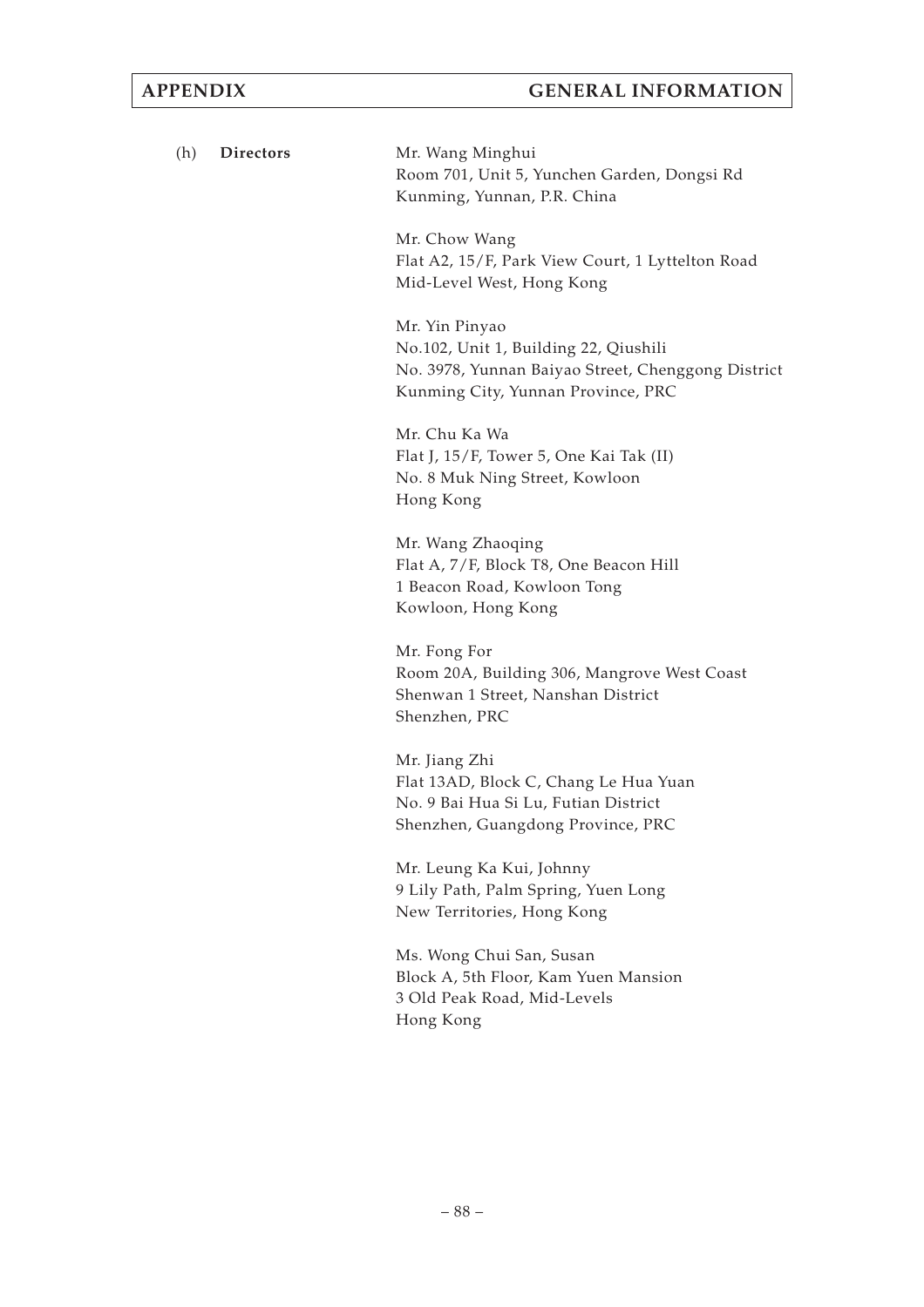(h) **Directors**

Mr. Wang Minghui
Room 701, Unit 5, Yunchen Garden, Dongsi Rd
Kunming, Yunnan, P.R. China

Mr. Chow Wang
Flat A2, 15/F, Park View Court, 1 Lyttelton Road
Mid-Level West, Hong Kong

Mr. Yin Pinyao
No.102, Unit 1, Building 22, Qiushili
No. 3978, Yunnan Baiyao Street, Chenggong District
Kunming City, Yunnan Province, PRC

Mr. Chu Ka Wa
Flat J, 15/F, Tower 5, One Kai Tak (II)
No. 8 Muk Ning Street, Kowloon
Hong Kong

Mr. Wang Zhaoqing
Flat A, 7/F, Block T8, One Beacon Hill
1 Beacon Road, Kowloon Tong
Kowloon, Hong Kong

Mr. Fong For
Room 20A, Building 306, Mangrove West Coast
Shenwan 1 Street, Nanshan District
Shenzhen, PRC

Mr. Jiang Zhi
Flat 13AD, Block C, Chang Le Hua Yuan
No. 9 Bai Hua Si Lu, Futian District
Shenzhen, Guangdong Province, PRC

Mr. Leung Ka Kui, Johnny
9 Lily Path, Palm Spring, Yuen Long
New Territories, Hong Kong

Ms. Wong Chui San, Susan
Block A, 5th Floor, Kam Yuen Mansion
3 Old Peak Road, Mid-Levels
Hong Kong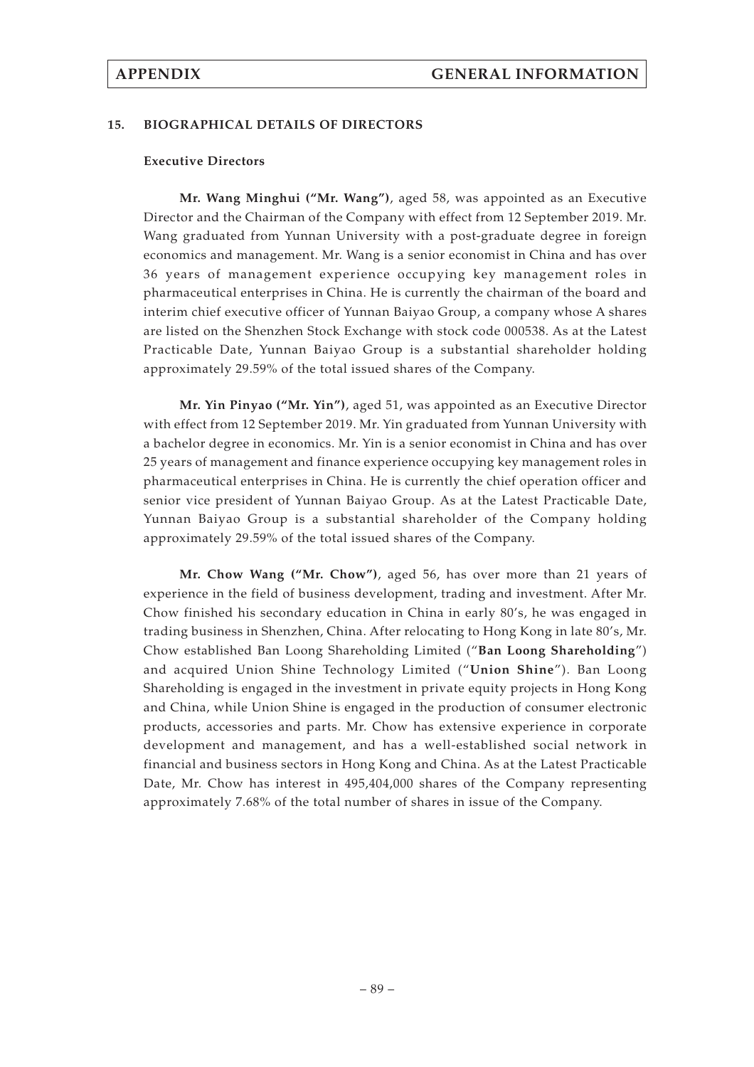## 15. BIOGRAPHICAL DETAILS OF DIRECTORS

### Executive Directors

**Mr. Wang Minghui ("Mr. Wang")**, aged 58, was appointed as an Executive Director and the Chairman of the Company with effect from 12 September 2019. Mr. Wang graduated from Yunnan University with a post-graduate degree in foreign economics and management. Mr. Wang is a senior economist in China and has over 36 years of management experience occupying key management roles in pharmaceutical enterprises in China. He is currently the chairman of the board and interim chief executive officer of Yunnan Baiyao Group, a company whose A shares are listed on the Shenzhen Stock Exchange with stock code 000538. As at the Latest Practicable Date, Yunnan Baiyao Group is a substantial shareholder holding approximately 29.59% of the total issued shares of the Company.

**Mr. Yin Pinyao ("Mr. Yin")**, aged 51, was appointed as an Executive Director with effect from 12 September 2019. Mr. Yin graduated from Yunnan University with a bachelor degree in economics. Mr. Yin is a senior economist in China and has over 25 years of management and finance experience occupying key management roles in pharmaceutical enterprises in China. He is currently the chief operation officer and senior vice president of Yunnan Baiyao Group. As at the Latest Practicable Date, Yunnan Baiyao Group is a substantial shareholder of the Company holding approximately 29.59% of the total issued shares of the Company.

**Mr. Chow Wang ("Mr. Chow")**, aged 56, has over more than 21 years of experience in the field of business development, trading and investment. After Mr. Chow finished his secondary education in China in early 80's, he was engaged in trading business in Shenzhen, China. After relocating to Hong Kong in late 80's, Mr. Chow established Ban Loong Shareholding Limited ("**Ban Loong Shareholding**") and acquired Union Shine Technology Limited ("**Union Shine**"). Ban Loong Shareholding is engaged in the investment in private equity projects in Hong Kong and China, while Union Shine is engaged in the production of consumer electronic products, accessories and parts. Mr. Chow has extensive experience in corporate development and management, and has a well-established social network in financial and business sectors in Hong Kong and China. As at the Latest Practicable Date, Mr. Chow has interest in 495,404,000 shares of the Company representing approximately 7.68% of the total number of shares in issue of the Company.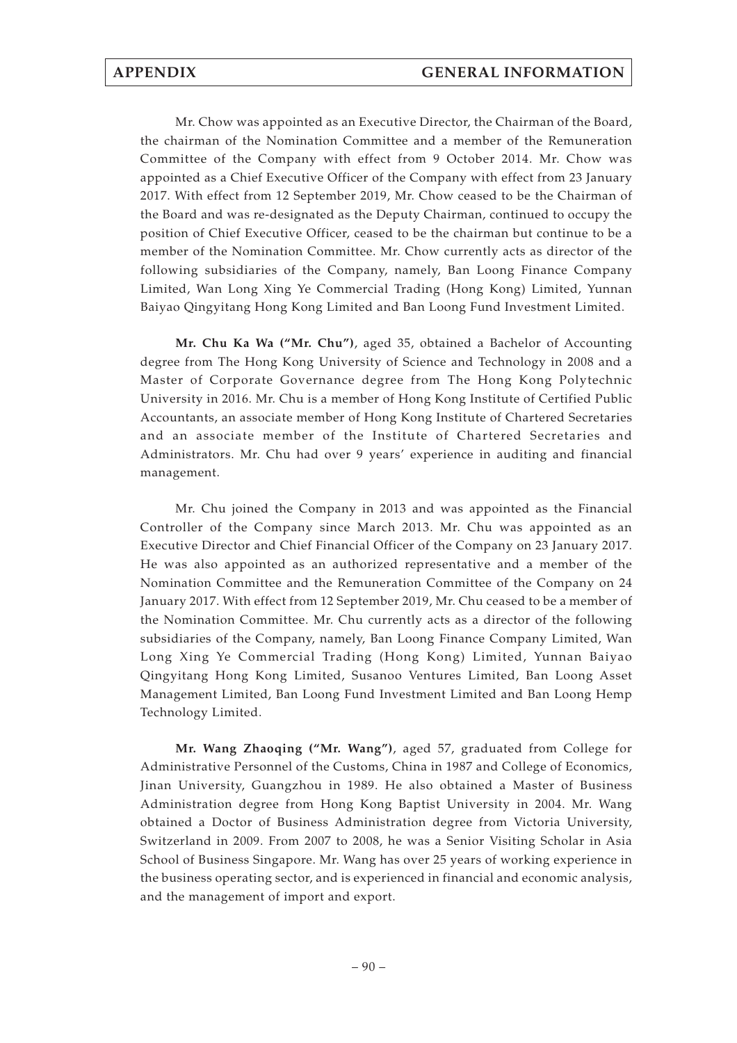Mr. Chow was appointed as an Executive Director, the Chairman of the Board, the chairman of the Nomination Committee and a member of the Remuneration Committee of the Company with effect from 9 October 2014. Mr. Chow was appointed as a Chief Executive Officer of the Company with effect from 23 January 2017. With effect from 12 September 2019, Mr. Chow ceased to be the Chairman of the Board and was re-designated as the Deputy Chairman, continued to occupy the position of Chief Executive Officer, ceased to be the chairman but continue to be a member of the Nomination Committee. Mr. Chow currently acts as director of the following subsidiaries of the Company, namely, Ban Loong Finance Company Limited, Wan Long Xing Ye Commercial Trading (Hong Kong) Limited, Yunnan Baiyao Qingyitang Hong Kong Limited and Ban Loong Fund Investment Limited.

**Mr. Chu Ka Wa ("Mr. Chu")**, aged 35, obtained a Bachelor of Accounting degree from The Hong Kong University of Science and Technology in 2008 and a Master of Corporate Governance degree from The Hong Kong Polytechnic University in 2016. Mr. Chu is a member of Hong Kong Institute of Certified Public Accountants, an associate member of Hong Kong Institute of Chartered Secretaries and an associate member of the Institute of Chartered Secretaries and Administrators. Mr. Chu had over 9 years' experience in auditing and financial management.

Mr. Chu joined the Company in 2013 and was appointed as the Financial Controller of the Company since March 2013. Mr. Chu was appointed as an Executive Director and Chief Financial Officer of the Company on 23 January 2017. He was also appointed as an authorized representative and a member of the Nomination Committee and the Remuneration Committee of the Company on 24 January 2017. With effect from 12 September 2019, Mr. Chu ceased to be a member of the Nomination Committee. Mr. Chu currently acts as a director of the following subsidiaries of the Company, namely, Ban Loong Finance Company Limited, Wan Long Xing Ye Commercial Trading (Hong Kong) Limited, Yunnan Baiyao Qingyitang Hong Kong Limited, Susanoo Ventures Limited, Ban Loong Asset Management Limited, Ban Loong Fund Investment Limited and Ban Loong Hemp Technology Limited.

**Mr. Wang Zhaoqing ("Mr. Wang")**, aged 57, graduated from College for Administrative Personnel of the Customs, China in 1987 and College of Economics, Jinan University, Guangzhou in 1989. He also obtained a Master of Business Administration degree from Hong Kong Baptist University in 2004. Mr. Wang obtained a Doctor of Business Administration degree from Victoria University, Switzerland in 2009. From 2007 to 2008, he was a Senior Visiting Scholar in Asia School of Business Singapore. Mr. Wang has over 25 years of working experience in the business operating sector, and is experienced in financial and economic analysis, and the management of import and export.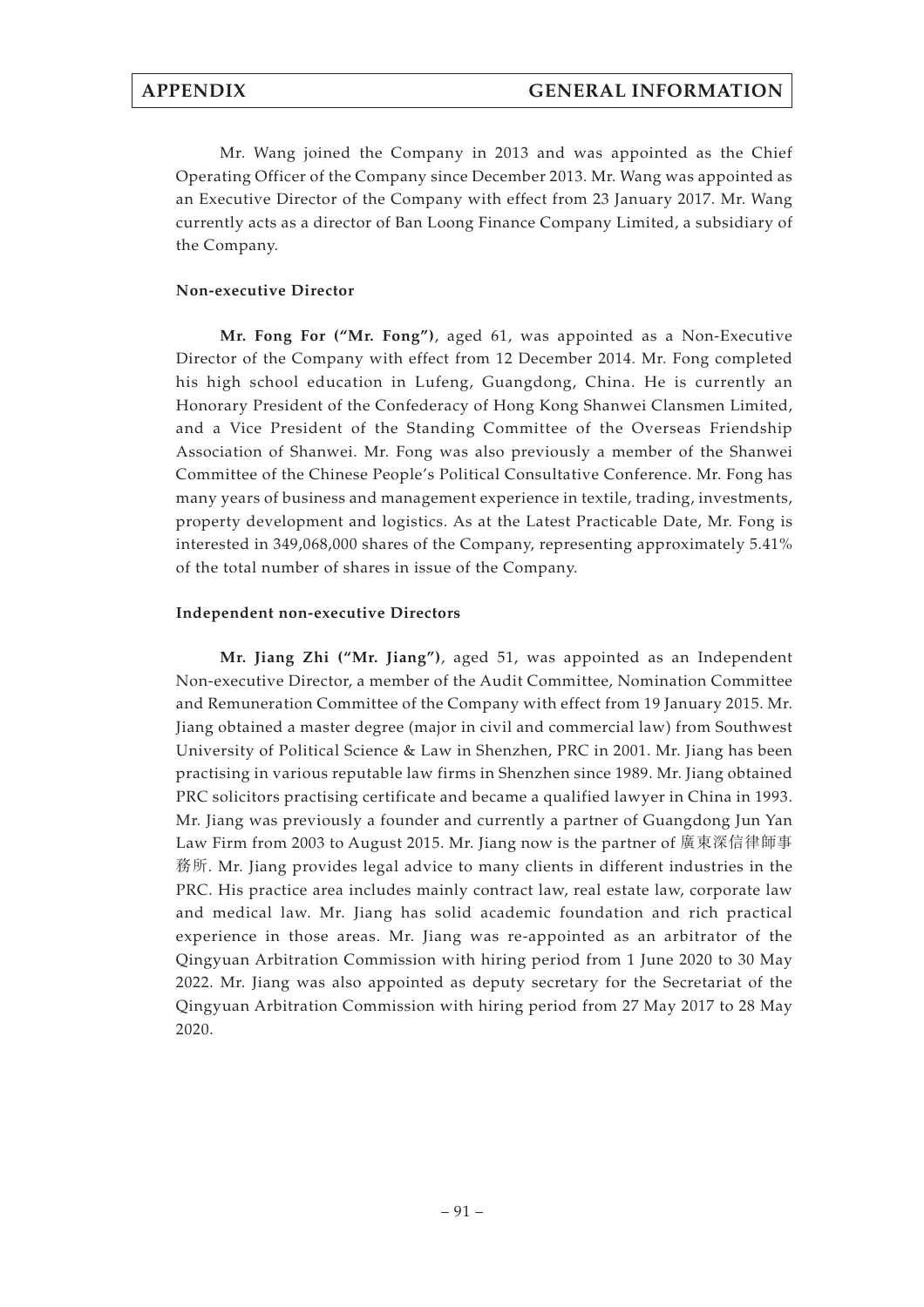Mr. Wang joined the Company in 2013 and was appointed as the Chief Operating Officer of the Company since December 2013. Mr. Wang was appointed as an Executive Director of the Company with effect from 23 January 2017. Mr. Wang currently acts as a director of Ban Loong Finance Company Limited, a subsidiary of the Company.

**Non-executive Director**

**Mr. Fong For ("Mr. Fong")**, aged 61, was appointed as a Non-Executive Director of the Company with effect from 12 December 2014. Mr. Fong completed his high school education in Lufeng, Guangdong, China. He is currently an Honorary President of the Confederacy of Hong Kong Shanwei Clansmen Limited, and a Vice President of the Standing Committee of the Overseas Friendship Association of Shanwei. Mr. Fong was also previously a member of the Shanwei Committee of the Chinese People's Political Consultative Conference. Mr. Fong has many years of business and management experience in textile, trading, investments, property development and logistics. As at the Latest Practicable Date, Mr. Fong is interested in 349,068,000 shares of the Company, representing approximately 5.41% of the total number of shares in issue of the Company.

**Independent non-executive Directors**

**Mr. Jiang Zhi ("Mr. Jiang")**, aged 51, was appointed as an Independent Non-executive Director, a member of the Audit Committee, Nomination Committee and Remuneration Committee of the Company with effect from 19 January 2015. Mr. Jiang obtained a master degree (major in civil and commercial law) from Southwest University of Political Science & Law in Shenzhen, PRC in 2001. Mr. Jiang has been practising in various reputable law firms in Shenzhen since 1989. Mr. Jiang obtained PRC solicitors practising certificate and became a qualified lawyer in China in 1993. Mr. Jiang was previously a founder and currently a partner of Guangdong Jun Yan Law Firm from 2003 to August 2015. Mr. Jiang now is the partner of 廣東深信律師事務所. Mr. Jiang provides legal advice to many clients in different industries in the PRC. His practice area includes mainly contract law, real estate law, corporate law and medical law. Mr. Jiang has solid academic foundation and rich practical experience in those areas. Mr. Jiang was re-appointed as an arbitrator of the Qingyuan Arbitration Commission with hiring period from 1 June 2020 to 30 May 2022. Mr. Jiang was also appointed as deputy secretary for the Secretariat of the Qingyuan Arbitration Commission with hiring period from 27 May 2017 to 28 May 2020.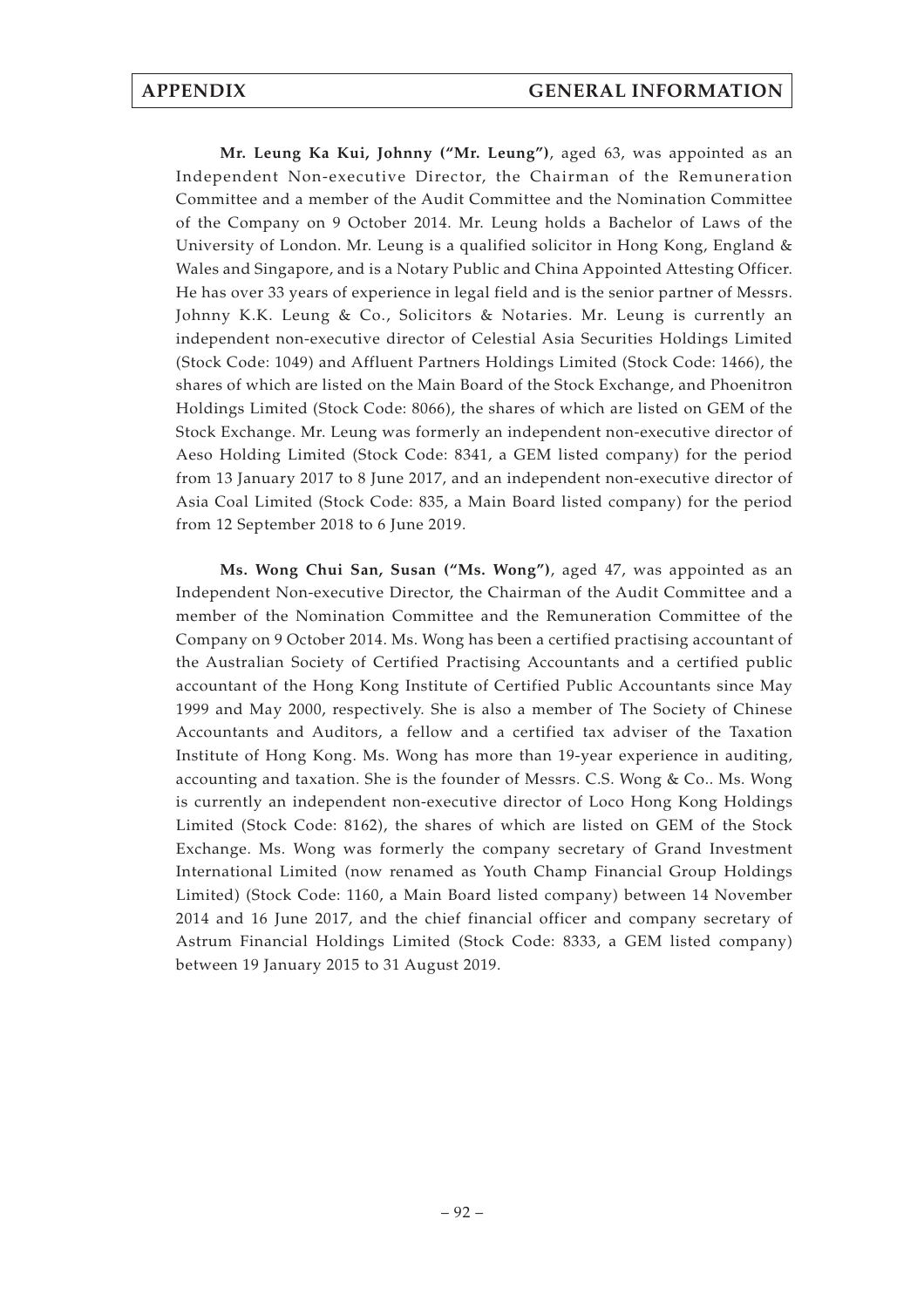**Mr. Leung Ka Kui, Johnny ("Mr. Leung")**, aged 63, was appointed as an Independent Non-executive Director, the Chairman of the Remuneration Committee and a member of the Audit Committee and the Nomination Committee of the Company on 9 October 2014. Mr. Leung holds a Bachelor of Laws of the University of London. Mr. Leung is a qualified solicitor in Hong Kong, England & Wales and Singapore, and is a Notary Public and China Appointed Attesting Officer. He has over 33 years of experience in legal field and is the senior partner of Messrs. Johnny K.K. Leung & Co., Solicitors & Notaries. Mr. Leung is currently an independent non-executive director of Celestial Asia Securities Holdings Limited (Stock Code: 1049) and Affluent Partners Holdings Limited (Stock Code: 1466), the shares of which are listed on the Main Board of the Stock Exchange, and Phoenitron Holdings Limited (Stock Code: 8066), the shares of which are listed on GEM of the Stock Exchange. Mr. Leung was formerly an independent non-executive director of Aeso Holding Limited (Stock Code: 8341, a GEM listed company) for the period from 13 January 2017 to 8 June 2017, and an independent non-executive director of Asia Coal Limited (Stock Code: 835, a Main Board listed company) for the period from 12 September 2018 to 6 June 2019.

**Ms. Wong Chui San, Susan ("Ms. Wong")**, aged 47, was appointed as an Independent Non-executive Director, the Chairman of the Audit Committee and a member of the Nomination Committee and the Remuneration Committee of the Company on 9 October 2014. Ms. Wong has been a certified practising accountant of the Australian Society of Certified Practising Accountants and a certified public accountant of the Hong Kong Institute of Certified Public Accountants since May 1999 and May 2000, respectively. She is also a member of The Society of Chinese Accountants and Auditors, a fellow and a certified tax adviser of the Taxation Institute of Hong Kong. Ms. Wong has more than 19-year experience in auditing, accounting and taxation. She is the founder of Messrs. C.S. Wong & Co.. Ms. Wong is currently an independent non-executive director of Loco Hong Kong Holdings Limited (Stock Code: 8162), the shares of which are listed on GEM of the Stock Exchange. Ms. Wong was formerly the company secretary of Grand Investment International Limited (now renamed as Youth Champ Financial Group Holdings Limited) (Stock Code: 1160, a Main Board listed company) between 14 November 2014 and 16 June 2017, and the chief financial officer and company secretary of Astrum Financial Holdings Limited (Stock Code: 8333, a GEM listed company) between 19 January 2015 to 31 August 2019.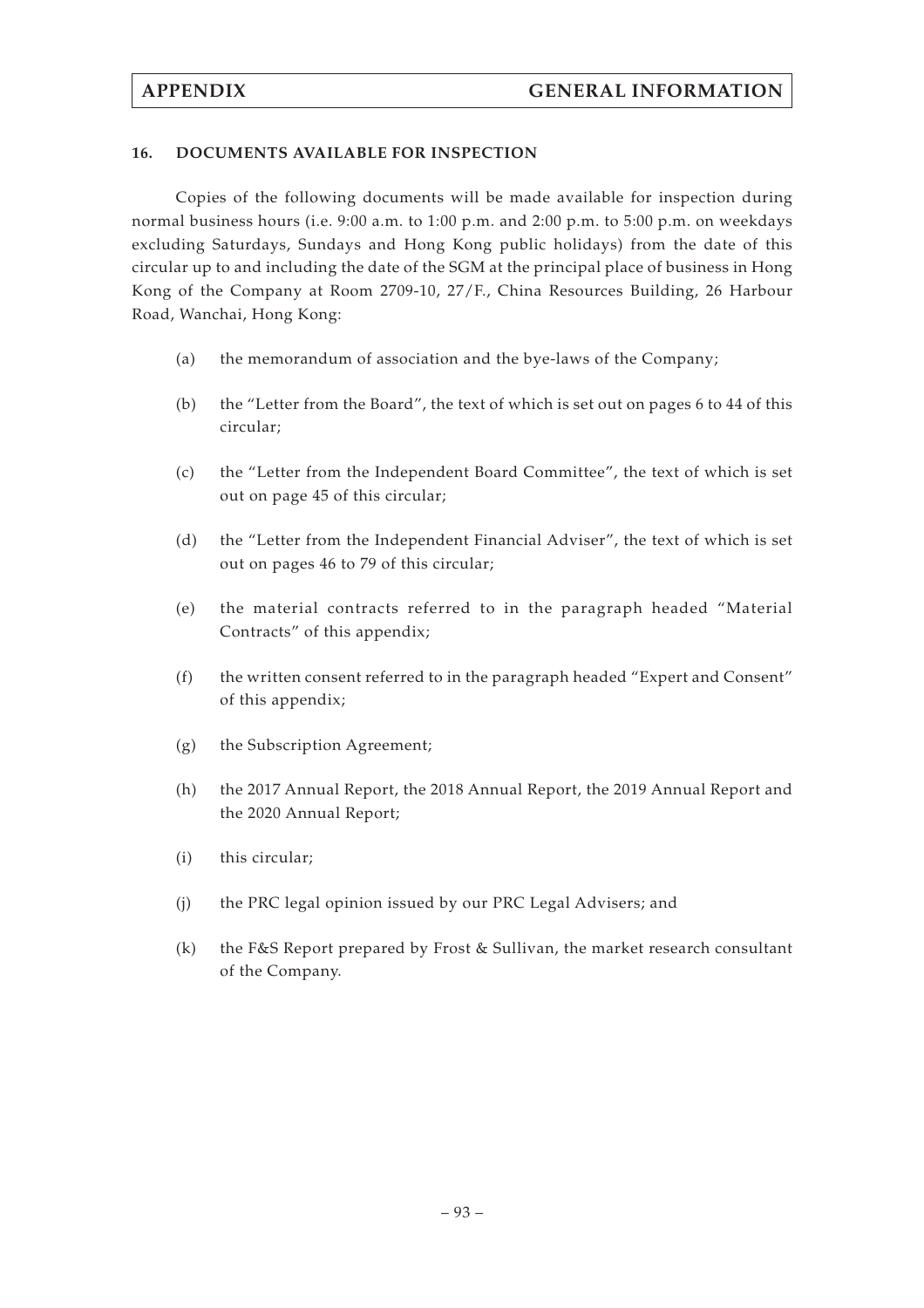### 16. DOCUMENTS AVAILABLE FOR INSPECTION

Copies of the following documents will be made available for inspection during normal business hours (i.e. 9:00 a.m. to 1:00 p.m. and 2:00 p.m. to 5:00 p.m. on weekdays excluding Saturdays, Sundays and Hong Kong public holidays) from the date of this circular up to and including the date of the SGM at the principal place of business in Hong Kong of the Company at Room 2709-10, 27/F., China Resources Building, 26 Harbour Road, Wanchai, Hong Kong:

(a) the memorandum of association and the bye-laws of the Company;

(b) the "Letter from the Board", the text of which is set out on pages 6 to 44 of this circular;

(c) the "Letter from the Independent Board Committee", the text of which is set out on page 45 of this circular;

(d) the "Letter from the Independent Financial Adviser", the text of which is set out on pages 46 to 79 of this circular;

(e) the material contracts referred to in the paragraph headed "Material Contracts" of this appendix;

(f) the written consent referred to in the paragraph headed "Expert and Consent" of this appendix;

(g) the Subscription Agreement;

(h) the 2017 Annual Report, the 2018 Annual Report, the 2019 Annual Report and the 2020 Annual Report;

(i) this circular;

(j) the PRC legal opinion issued by our PRC Legal Advisers; and

(k) the F&S Report prepared by Frost & Sullivan, the market research consultant of the Company.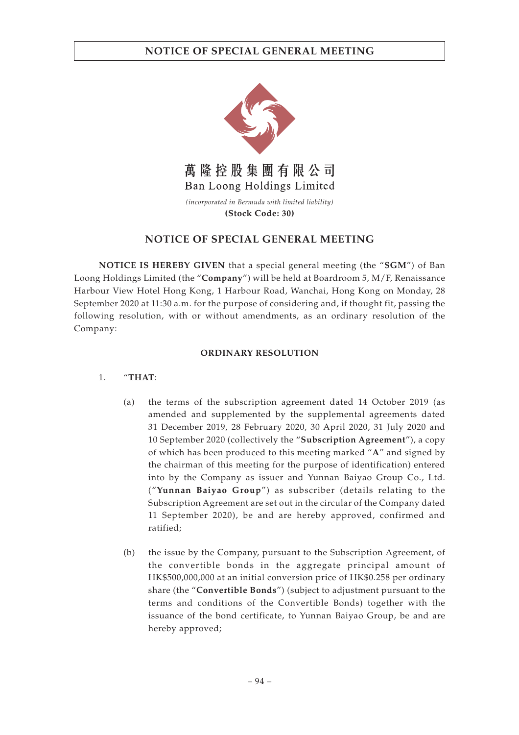# NOTICE OF SPECIAL GENERAL MEETING

萬隆控股集團有限公司

Ban Loong Holdings Limited

*(incorporated in Bermuda with limited liability)*

**(Stock Code: 30)**

## NOTICE OF SPECIAL GENERAL MEETING

**NOTICE IS HEREBY GIVEN** that a special general meeting (the "**SGM**") of Ban Loong Holdings Limited (the "**Company**") will be held at Boardroom 5, M/F, Renaissance Harbour View Hotel Hong Kong, 1 Harbour Road, Wanchai, Hong Kong on Monday, 28 September 2020 at 11:30 a.m. for the purpose of considering and, if thought fit, passing the following resolution, with or without amendments, as an ordinary resolution of the Company:

### ORDINARY RESOLUTION

1. "**THAT**:

   (a) the terms of the subscription agreement dated 14 October 2019 (as amended and supplemented by the supplemental agreements dated 31 December 2019, 28 February 2020, 30 April 2020, 31 July 2020 and 10 September 2020 (collectively the "**Subscription Agreement**"), a copy of which has been produced to this meeting marked "**A**" and signed by the chairman of this meeting for the purpose of identification) entered into by the Company as issuer and Yunnan Baiyao Group Co., Ltd. ("**Yunnan Baiyao Group**") as subscriber (details relating to the Subscription Agreement are set out in the circular of the Company dated 11 September 2020), be and are hereby approved, confirmed and ratified;

   (b) the issue by the Company, pursuant to the Subscription Agreement, of the convertible bonds in the aggregate principal amount of HK$500,000,000 at an initial conversion price of HK$0.258 per ordinary share (the "**Convertible Bonds**") (subject to adjustment pursuant to the terms and conditions of the Convertible Bonds) together with the issuance of the bond certificate, to Yunnan Baiyao Group, be and are hereby approved;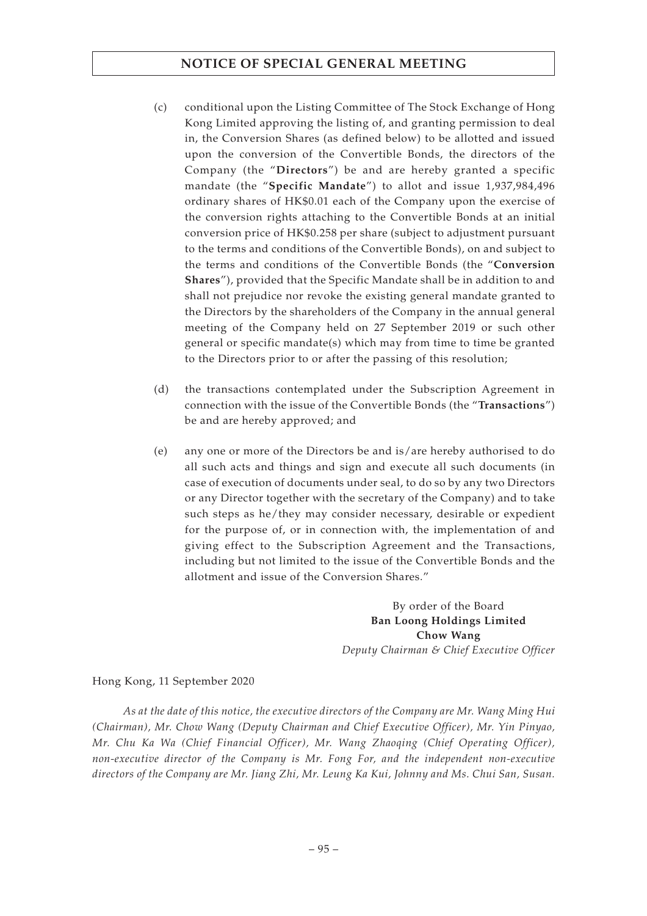(c) conditional upon the Listing Committee of The Stock Exchange of Hong Kong Limited approving the listing of, and granting permission to deal in, the Conversion Shares (as defined below) to be allotted and issued upon the conversion of the Convertible Bonds, the directors of the Company (the "**Directors**") be and are hereby granted a specific mandate (the "**Specific Mandate**") to allot and issue 1,937,984,496 ordinary shares of HK$0.01 each of the Company upon the exercise of the conversion rights attaching to the Convertible Bonds at an initial conversion price of HK$0.258 per share (subject to adjustment pursuant to the terms and conditions of the Convertible Bonds), on and subject to the terms and conditions of the Convertible Bonds (the "**Conversion Shares**"), provided that the Specific Mandate shall be in addition to and shall not prejudice nor revoke the existing general mandate granted to the Directors by the shareholders of the Company in the annual general meeting of the Company held on 27 September 2019 or such other general or specific mandate(s) which may from time to time be granted to the Directors prior to or after the passing of this resolution;

(d) the transactions contemplated under the Subscription Agreement in connection with the issue of the Convertible Bonds (the "**Transactions**") be and are hereby approved; and

(e) any one or more of the Directors be and is/are hereby authorised to do all such acts and things and sign and execute all such documents (in case of execution of documents under seal, to do so by any two Directors or any Director together with the secretary of the Company) and to take such steps as he/they may consider necessary, desirable or expedient for the purpose of, or in connection with, the implementation of and giving effect to the Subscription Agreement and the Transactions, including but not limited to the issue of the Convertible Bonds and the allotment and issue of the Conversion Shares."

By order of the Board
**Ban Loong Holdings Limited**
**Chow Wang**
*Deputy Chairman & Chief Executive Officer*

Hong Kong, 11 September 2020

*As at the date of this notice, the executive directors of the Company are Mr. Wang Ming Hui (Chairman), Mr. Chow Wang (Deputy Chairman and Chief Executive Officer), Mr. Yin Pinyao, Mr. Chu Ka Wa (Chief Financial Officer), Mr. Wang Zhaoqing (Chief Operating Officer), non-executive director of the Company is Mr. Fong For, and the independent non-executive directors of the Company are Mr. Jiang Zhi, Mr. Leung Ka Kui, Johnny and Ms. Chui San, Susan.*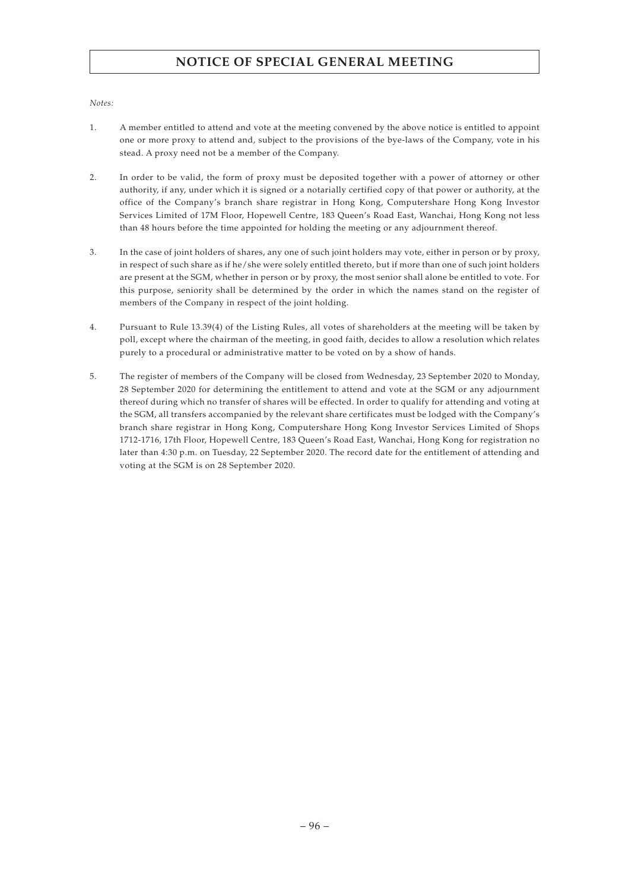# NOTICE OF SPECIAL GENERAL MEETING

*Notes:*

1. A member entitled to attend and vote at the meeting convened by the above notice is entitled to appoint one or more proxy to attend and, subject to the provisions of the bye-laws of the Company, vote in his stead. A proxy need not be a member of the Company.

2. In order to be valid, the form of proxy must be deposited together with a power of attorney or other authority, if any, under which it is signed or a notarially certified copy of that power or authority, at the office of the Company's branch share registrar in Hong Kong, Computershare Hong Kong Investor Services Limited of 17M Floor, Hopewell Centre, 183 Queen's Road East, Wanchai, Hong Kong not less than 48 hours before the time appointed for holding the meeting or any adjournment thereof.

3. In the case of joint holders of shares, any one of such joint holders may vote, either in person or by proxy, in respect of such share as if he/she were solely entitled thereto, but if more than one of such joint holders are present at the SGM, whether in person or by proxy, the most senior shall alone be entitled to vote. For this purpose, seniority shall be determined by the order in which the names stand on the register of members of the Company in respect of the joint holding.

4. Pursuant to Rule 13.39(4) of the Listing Rules, all votes of shareholders at the meeting will be taken by poll, except where the chairman of the meeting, in good faith, decides to allow a resolution which relates purely to a procedural or administrative matter to be voted on by a show of hands.

5. The register of members of the Company will be closed from Wednesday, 23 September 2020 to Monday, 28 September 2020 for determining the entitlement to attend and vote at the SGM or any adjournment thereof during which no transfer of shares will be effected. In order to qualify for attending and voting at the SGM, all transfers accompanied by the relevant share certificates must be lodged with the Company's branch share registrar in Hong Kong, Computershare Hong Kong Investor Services Limited of Shops 1712-1716, 17th Floor, Hopewell Centre, 183 Queen's Road East, Wanchai, Hong Kong for registration no later than 4:30 p.m. on Tuesday, 22 September 2020. The record date for the entitlement of attending and voting at the SGM is on 28 September 2020.